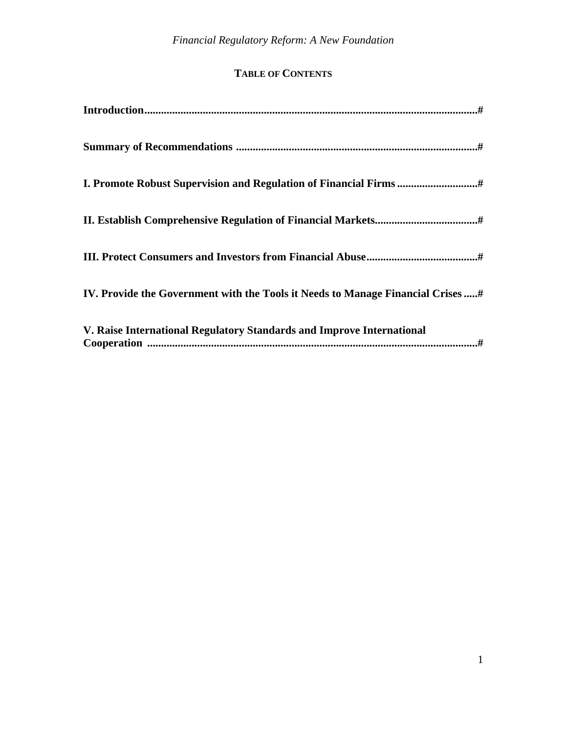# TABLE OF CONTENTS

**Introduction......................................................................................................................#**

**Summary of Recommendations .......................................................................................#**

**I. Promote Robust Supervision and Regulation of Financial Firms .............................#**

**II. Establish Comprehensive Regulation of Financial Markets.....................................#**

**III. Protect Consumers and Investors from Financial Abuse........................................#**

**IV. Provide the Government with the Tools it Needs to Manage Financial Crises .....#**

**V. Raise International Regulatory Standards and Improve International Cooperation ......................................................................................................................#**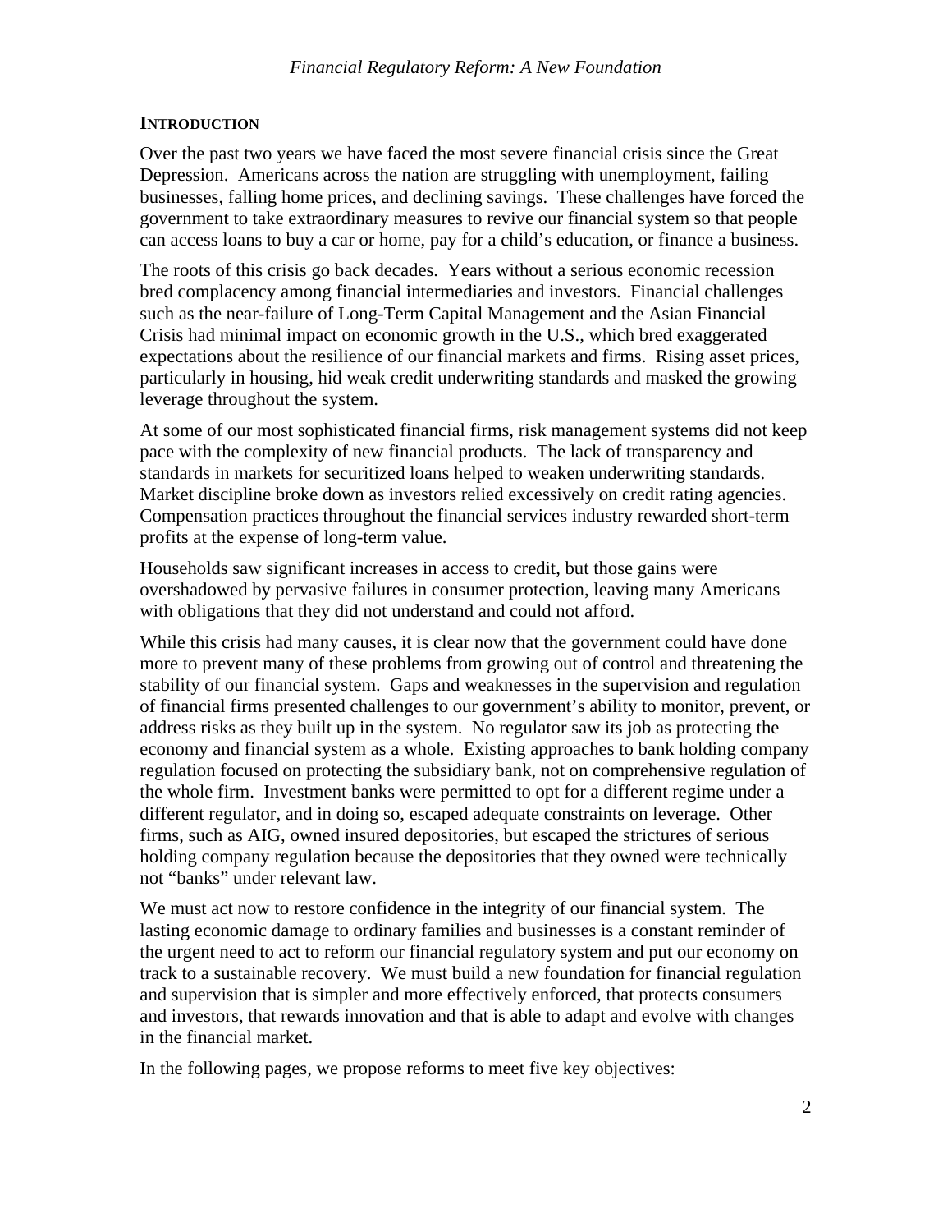## INTRODUCTION

Over the past two years we have faced the most severe financial crisis since the Great Depression. Americans across the nation are struggling with unemployment, failing businesses, falling home prices, and declining savings. These challenges have forced the government to take extraordinary measures to revive our financial system so that people can access loans to buy a car or home, pay for a child's education, or finance a business.

The roots of this crisis go back decades. Years without a serious economic recession bred complacency among financial intermediaries and investors. Financial challenges such as the near-failure of Long-Term Capital Management and the Asian Financial Crisis had minimal impact on economic growth in the U.S., which bred exaggerated expectations about the resilience of our financial markets and firms. Rising asset prices, particularly in housing, hid weak credit underwriting standards and masked the growing leverage throughout the system.

At some of our most sophisticated financial firms, risk management systems did not keep pace with the complexity of new financial products. The lack of transparency and standards in markets for securitized loans helped to weaken underwriting standards. Market discipline broke down as investors relied excessively on credit rating agencies. Compensation practices throughout the financial services industry rewarded short-term profits at the expense of long-term value.

Households saw significant increases in access to credit, but those gains were overshadowed by pervasive failures in consumer protection, leaving many Americans with obligations that they did not understand and could not afford.

While this crisis had many causes, it is clear now that the government could have done more to prevent many of these problems from growing out of control and threatening the stability of our financial system. Gaps and weaknesses in the supervision and regulation of financial firms presented challenges to our government's ability to monitor, prevent, or address risks as they built up in the system. No regulator saw its job as protecting the economy and financial system as a whole. Existing approaches to bank holding company regulation focused on protecting the subsidiary bank, not on comprehensive regulation of the whole firm. Investment banks were permitted to opt for a different regime under a different regulator, and in doing so, escaped adequate constraints on leverage. Other firms, such as AIG, owned insured depositories, but escaped the strictures of serious holding company regulation because the depositories that they owned were technically not "banks" under relevant law.

We must act now to restore confidence in the integrity of our financial system. The lasting economic damage to ordinary families and businesses is a constant reminder of the urgent need to act to reform our financial regulatory system and put our economy on track to a sustainable recovery. We must build a new foundation for financial regulation and supervision that is simpler and more effectively enforced, that protects consumers and investors, that rewards innovation and that is able to adapt and evolve with changes in the financial market.

In the following pages, we propose reforms to meet five key objectives: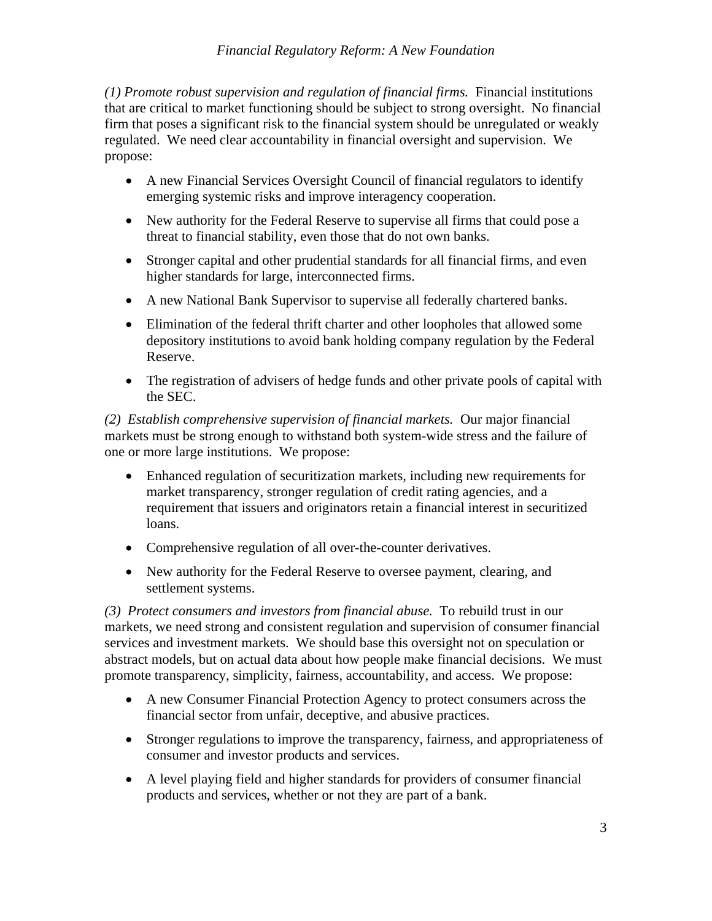*(1) Promote robust supervision and regulation of financial firms.* Financial institutions that are critical to market functioning should be subject to strong oversight. No financial firm that poses a significant risk to the financial system should be unregulated or weakly regulated. We need clear accountability in financial oversight and supervision. We propose:

- A new Financial Services Oversight Council of financial regulators to identify emerging systemic risks and improve interagency cooperation.
- New authority for the Federal Reserve to supervise all firms that could pose a threat to financial stability, even those that do not own banks.
- Stronger capital and other prudential standards for all financial firms, and even higher standards for large, interconnected firms.
- A new National Bank Supervisor to supervise all federally chartered banks.
- Elimination of the federal thrift charter and other loopholes that allowed some depository institutions to avoid bank holding company regulation by the Federal Reserve.
- The registration of advisers of hedge funds and other private pools of capital with the SEC.

*(2) Establish comprehensive supervision of financial markets.* Our major financial markets must be strong enough to withstand both system-wide stress and the failure of one or more large institutions. We propose:

- Enhanced regulation of securitization markets, including new requirements for market transparency, stronger regulation of credit rating agencies, and a requirement that issuers and originators retain a financial interest in securitized loans.
- Comprehensive regulation of all over-the-counter derivatives.
- New authority for the Federal Reserve to oversee payment, clearing, and settlement systems.

*(3) Protect consumers and investors from financial abuse.* To rebuild trust in our markets, we need strong and consistent regulation and supervision of consumer financial services and investment markets. We should base this oversight not on speculation or abstract models, but on actual data about how people make financial decisions. We must promote transparency, simplicity, fairness, accountability, and access. We propose:

- A new Consumer Financial Protection Agency to protect consumers across the financial sector from unfair, deceptive, and abusive practices.
- Stronger regulations to improve the transparency, fairness, and appropriateness of consumer and investor products and services.
- A level playing field and higher standards for providers of consumer financial products and services, whether or not they are part of a bank.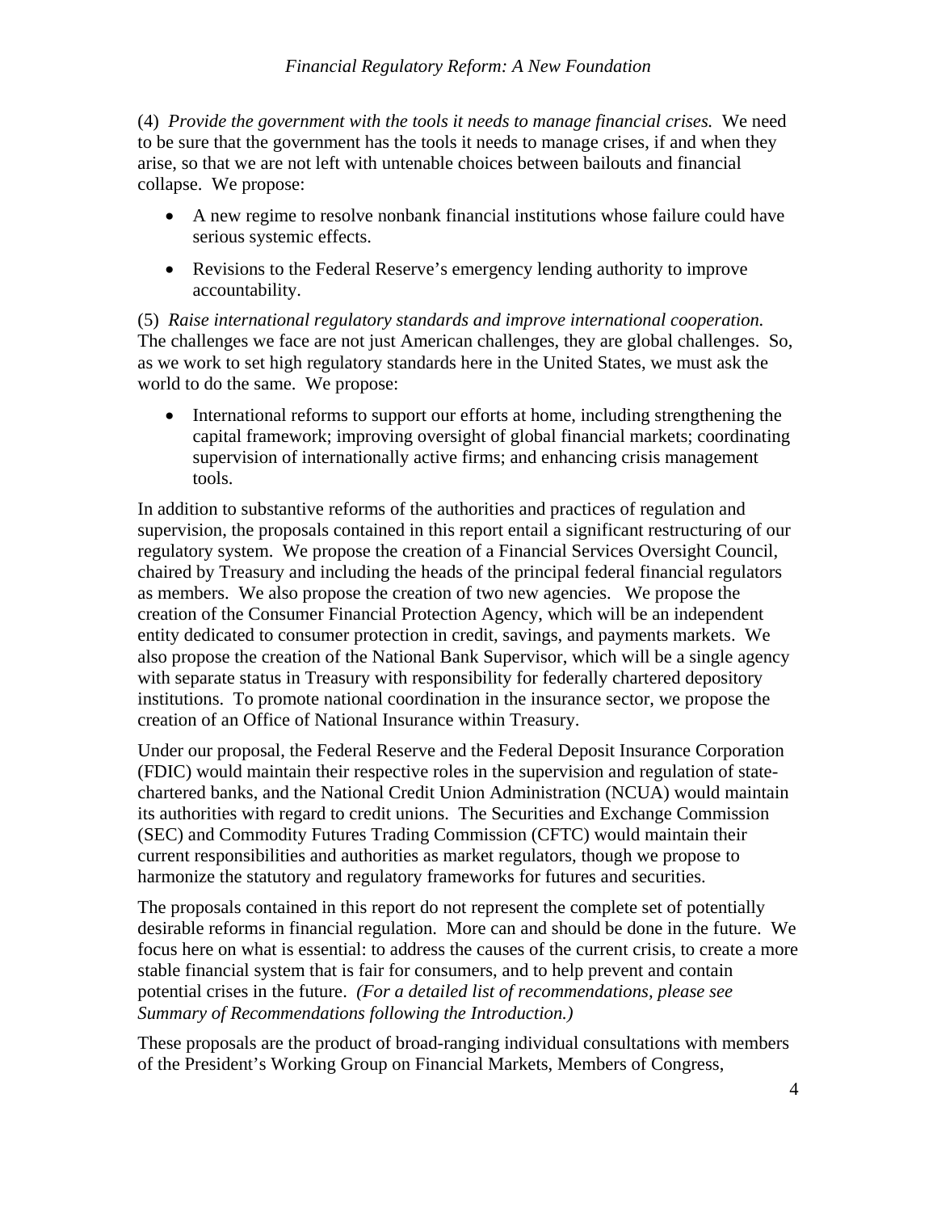(4) *Provide the government with the tools it needs to manage financial crises.* We need to be sure that the government has the tools it needs to manage crises, if and when they arise, so that we are not left with untenable choices between bailouts and financial collapse. We propose:

- A new regime to resolve nonbank financial institutions whose failure could have serious systemic effects.
- Revisions to the Federal Reserve's emergency lending authority to improve accountability.

(5) *Raise international regulatory standards and improve international cooperation.* The challenges we face are not just American challenges, they are global challenges. So, as we work to set high regulatory standards here in the United States, we must ask the world to do the same. We propose:

- International reforms to support our efforts at home, including strengthening the capital framework; improving oversight of global financial markets; coordinating supervision of internationally active firms; and enhancing crisis management tools.

In addition to substantive reforms of the authorities and practices of regulation and supervision, the proposals contained in this report entail a significant restructuring of our regulatory system. We propose the creation of a Financial Services Oversight Council, chaired by Treasury and including the heads of the principal federal financial regulators as members. We also propose the creation of two new agencies. We propose the creation of the Consumer Financial Protection Agency, which will be an independent entity dedicated to consumer protection in credit, savings, and payments markets. We also propose the creation of the National Bank Supervisor, which will be a single agency with separate status in Treasury with responsibility for federally chartered depository institutions. To promote national coordination in the insurance sector, we propose the creation of an Office of National Insurance within Treasury.

Under our proposal, the Federal Reserve and the Federal Deposit Insurance Corporation (FDIC) would maintain their respective roles in the supervision and regulation of state-chartered banks, and the National Credit Union Administration (NCUA) would maintain its authorities with regard to credit unions. The Securities and Exchange Commission (SEC) and Commodity Futures Trading Commission (CFTC) would maintain their current responsibilities and authorities as market regulators, though we propose to harmonize the statutory and regulatory frameworks for futures and securities.

The proposals contained in this report do not represent the complete set of potentially desirable reforms in financial regulation. More can and should be done in the future. We focus here on what is essential: to address the causes of the current crisis, to create a more stable financial system that is fair for consumers, and to help prevent and contain potential crises in the future. *(For a detailed list of recommendations, please see Summary of Recommendations following the Introduction.)*

These proposals are the product of broad-ranging individual consultations with members of the President's Working Group on Financial Markets, Members of Congress,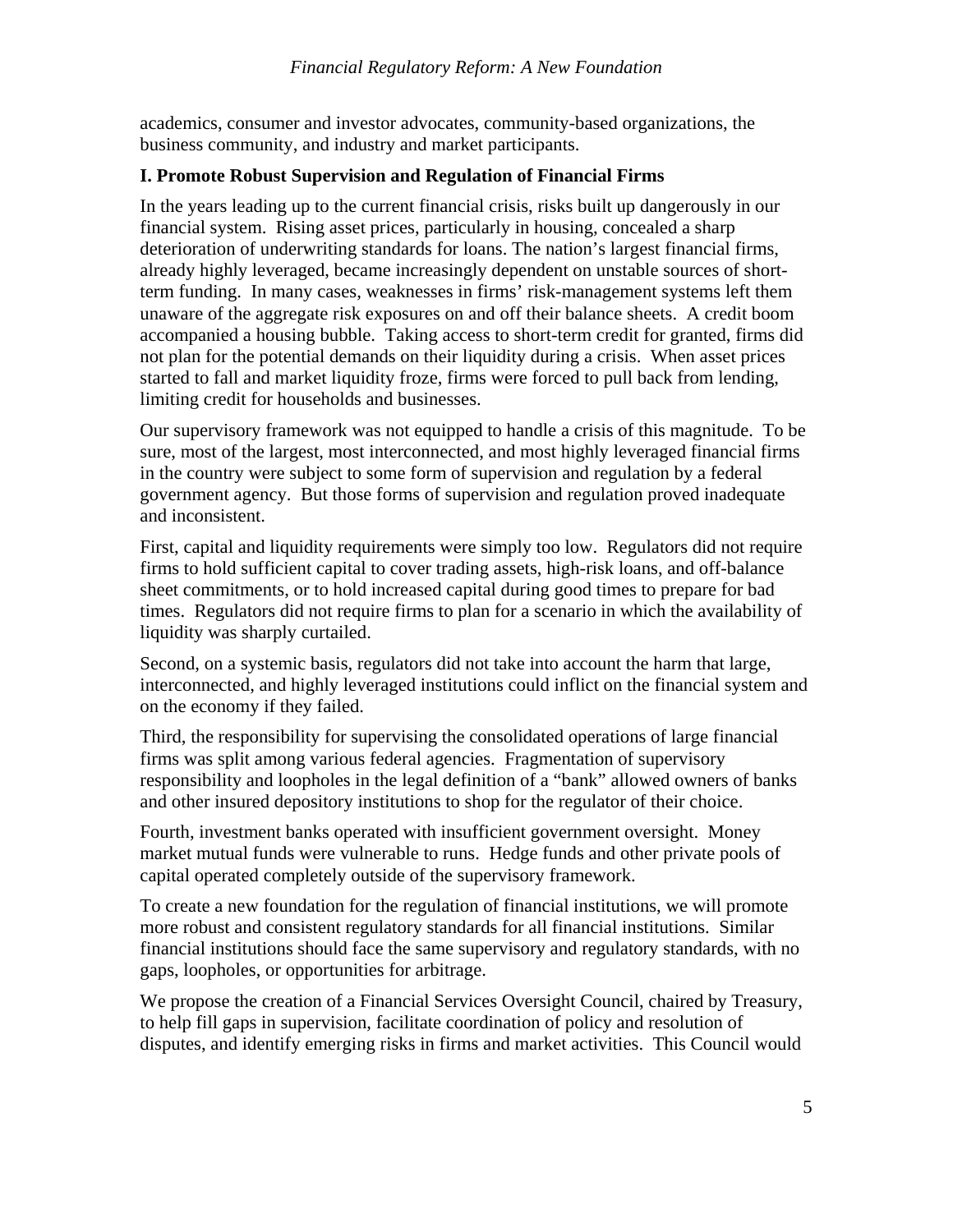academics, consumer and investor advocates, community-based organizations, the business community, and industry and market participants.

## I. Promote Robust Supervision and Regulation of Financial Firms

In the years leading up to the current financial crisis, risks built up dangerously in our financial system. Rising asset prices, particularly in housing, concealed a sharp deterioration of underwriting standards for loans. The nation's largest financial firms, already highly leveraged, became increasingly dependent on unstable sources of short-term funding. In many cases, weaknesses in firms' risk-management systems left them unaware of the aggregate risk exposures on and off their balance sheets. A credit boom accompanied a housing bubble. Taking access to short-term credit for granted, firms did not plan for the potential demands on their liquidity during a crisis. When asset prices started to fall and market liquidity froze, firms were forced to pull back from lending, limiting credit for households and businesses.

Our supervisory framework was not equipped to handle a crisis of this magnitude. To be sure, most of the largest, most interconnected, and most highly leveraged financial firms in the country were subject to some form of supervision and regulation by a federal government agency. But those forms of supervision and regulation proved inadequate and inconsistent.

First, capital and liquidity requirements were simply too low. Regulators did not require firms to hold sufficient capital to cover trading assets, high-risk loans, and off-balance sheet commitments, or to hold increased capital during good times to prepare for bad times. Regulators did not require firms to plan for a scenario in which the availability of liquidity was sharply curtailed.

Second, on a systemic basis, regulators did not take into account the harm that large, interconnected, and highly leveraged institutions could inflict on the financial system and on the economy if they failed.

Third, the responsibility for supervising the consolidated operations of large financial firms was split among various federal agencies. Fragmentation of supervisory responsibility and loopholes in the legal definition of a "bank" allowed owners of banks and other insured depository institutions to shop for the regulator of their choice.

Fourth, investment banks operated with insufficient government oversight. Money market mutual funds were vulnerable to runs. Hedge funds and other private pools of capital operated completely outside of the supervisory framework.

To create a new foundation for the regulation of financial institutions, we will promote more robust and consistent regulatory standards for all financial institutions. Similar financial institutions should face the same supervisory and regulatory standards, with no gaps, loopholes, or opportunities for arbitrage.

We propose the creation of a Financial Services Oversight Council, chaired by Treasury, to help fill gaps in supervision, facilitate coordination of policy and resolution of disputes, and identify emerging risks in firms and market activities. This Council would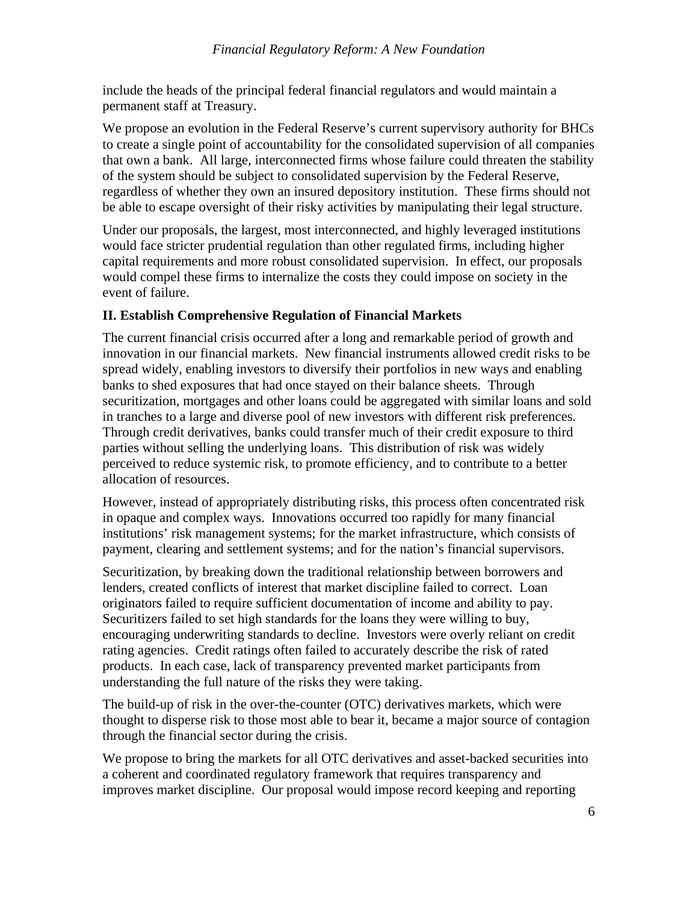include the heads of the principal federal financial regulators and would maintain a permanent staff at Treasury.

We propose an evolution in the Federal Reserve's current supervisory authority for BHCs to create a single point of accountability for the consolidated supervision of all companies that own a bank. All large, interconnected firms whose failure could threaten the stability of the system should be subject to consolidated supervision by the Federal Reserve, regardless of whether they own an insured depository institution. These firms should not be able to escape oversight of their risky activities by manipulating their legal structure.

Under our proposals, the largest, most interconnected, and highly leveraged institutions would face stricter prudential regulation than other regulated firms, including higher capital requirements and more robust consolidated supervision. In effect, our proposals would compel these firms to internalize the costs they could impose on society in the event of failure.

## II. Establish Comprehensive Regulation of Financial Markets

The current financial crisis occurred after a long and remarkable period of growth and innovation in our financial markets. New financial instruments allowed credit risks to be spread widely, enabling investors to diversify their portfolios in new ways and enabling banks to shed exposures that had once stayed on their balance sheets. Through securitization, mortgages and other loans could be aggregated with similar loans and sold in tranches to a large and diverse pool of new investors with different risk preferences. Through credit derivatives, banks could transfer much of their credit exposure to third parties without selling the underlying loans. This distribution of risk was widely perceived to reduce systemic risk, to promote efficiency, and to contribute to a better allocation of resources.

However, instead of appropriately distributing risks, this process often concentrated risk in opaque and complex ways. Innovations occurred too rapidly for many financial institutions' risk management systems; for the market infrastructure, which consists of payment, clearing and settlement systems; and for the nation's financial supervisors.

Securitization, by breaking down the traditional relationship between borrowers and lenders, created conflicts of interest that market discipline failed to correct. Loan originators failed to require sufficient documentation of income and ability to pay. Securitizers failed to set high standards for the loans they were willing to buy, encouraging underwriting standards to decline. Investors were overly reliant on credit rating agencies. Credit ratings often failed to accurately describe the risk of rated products. In each case, lack of transparency prevented market participants from understanding the full nature of the risks they were taking.

The build-up of risk in the over-the-counter (OTC) derivatives markets, which were thought to disperse risk to those most able to bear it, became a major source of contagion through the financial sector during the crisis.

We propose to bring the markets for all OTC derivatives and asset-backed securities into a coherent and coordinated regulatory framework that requires transparency and improves market discipline. Our proposal would impose record keeping and reporting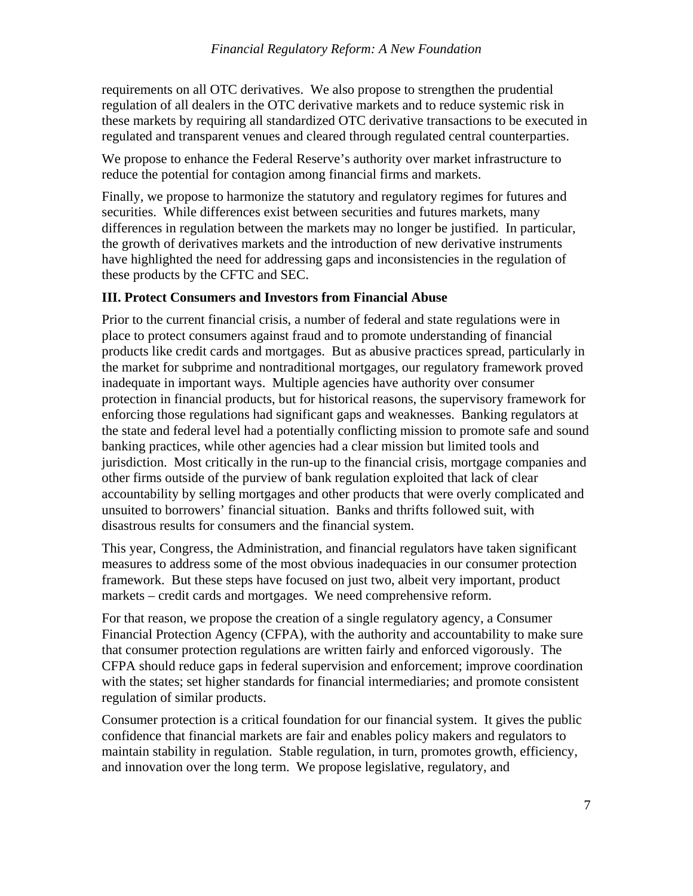requirements on all OTC derivatives. We also propose to strengthen the prudential regulation of all dealers in the OTC derivative markets and to reduce systemic risk in these markets by requiring all standardized OTC derivative transactions to be executed in regulated and transparent venues and cleared through regulated central counterparties.

We propose to enhance the Federal Reserve's authority over market infrastructure to reduce the potential for contagion among financial firms and markets.

Finally, we propose to harmonize the statutory and regulatory regimes for futures and securities. While differences exist between securities and futures markets, many differences in regulation between the markets may no longer be justified. In particular, the growth of derivatives markets and the introduction of new derivative instruments have highlighted the need for addressing gaps and inconsistencies in the regulation of these products by the CFTC and SEC.

### III. Protect Consumers and Investors from Financial Abuse

Prior to the current financial crisis, a number of federal and state regulations were in place to protect consumers against fraud and to promote understanding of financial products like credit cards and mortgages. But as abusive practices spread, particularly in the market for subprime and nontraditional mortgages, our regulatory framework proved inadequate in important ways. Multiple agencies have authority over consumer protection in financial products, but for historical reasons, the supervisory framework for enforcing those regulations had significant gaps and weaknesses. Banking regulators at the state and federal level had a potentially conflicting mission to promote safe and sound banking practices, while other agencies had a clear mission but limited tools and jurisdiction. Most critically in the run-up to the financial crisis, mortgage companies and other firms outside of the purview of bank regulation exploited that lack of clear accountability by selling mortgages and other products that were overly complicated and unsuited to borrowers' financial situation. Banks and thrifts followed suit, with disastrous results for consumers and the financial system.

This year, Congress, the Administration, and financial regulators have taken significant measures to address some of the most obvious inadequacies in our consumer protection framework. But these steps have focused on just two, albeit very important, product markets – credit cards and mortgages. We need comprehensive reform.

For that reason, we propose the creation of a single regulatory agency, a Consumer Financial Protection Agency (CFPA), with the authority and accountability to make sure that consumer protection regulations are written fairly and enforced vigorously. The CFPA should reduce gaps in federal supervision and enforcement; improve coordination with the states; set higher standards for financial intermediaries; and promote consistent regulation of similar products.

Consumer protection is a critical foundation for our financial system. It gives the public confidence that financial markets are fair and enables policy makers and regulators to maintain stability in regulation. Stable regulation, in turn, promotes growth, efficiency, and innovation over the long term. We propose legislative, regulatory, and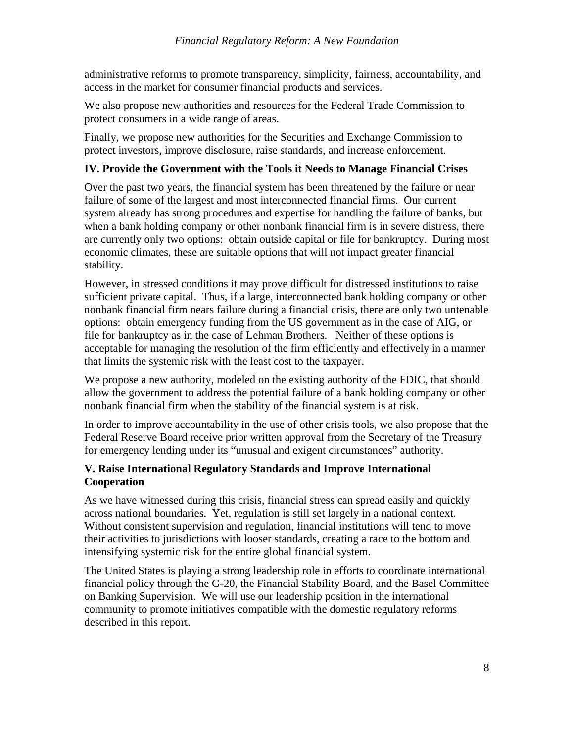administrative reforms to promote transparency, simplicity, fairness, accountability, and access in the market for consumer financial products and services.

We also propose new authorities and resources for the Federal Trade Commission to protect consumers in a wide range of areas.

Finally, we propose new authorities for the Securities and Exchange Commission to protect investors, improve disclosure, raise standards, and increase enforcement.

### IV. Provide the Government with the Tools it Needs to Manage Financial Crises

Over the past two years, the financial system has been threatened by the failure or near failure of some of the largest and most interconnected financial firms. Our current system already has strong procedures and expertise for handling the failure of banks, but when a bank holding company or other nonbank financial firm is in severe distress, there are currently only two options: obtain outside capital or file for bankruptcy. During most economic climates, these are suitable options that will not impact greater financial stability.

However, in stressed conditions it may prove difficult for distressed institutions to raise sufficient private capital. Thus, if a large, interconnected bank holding company or other nonbank financial firm nears failure during a financial crisis, there are only two untenable options: obtain emergency funding from the US government as in the case of AIG, or file for bankruptcy as in the case of Lehman Brothers. Neither of these options is acceptable for managing the resolution of the firm efficiently and effectively in a manner that limits the systemic risk with the least cost to the taxpayer.

We propose a new authority, modeled on the existing authority of the FDIC, that should allow the government to address the potential failure of a bank holding company or other nonbank financial firm when the stability of the financial system is at risk.

In order to improve accountability in the use of other crisis tools, we also propose that the Federal Reserve Board receive prior written approval from the Secretary of the Treasury for emergency lending under its "unusual and exigent circumstances" authority.

### V. Raise International Regulatory Standards and Improve International Cooperation

As we have witnessed during this crisis, financial stress can spread easily and quickly across national boundaries. Yet, regulation is still set largely in a national context. Without consistent supervision and regulation, financial institutions will tend to move their activities to jurisdictions with looser standards, creating a race to the bottom and intensifying systemic risk for the entire global financial system.

The United States is playing a strong leadership role in efforts to coordinate international financial policy through the G-20, the Financial Stability Board, and the Basel Committee on Banking Supervision. We will use our leadership position in the international community to promote initiatives compatible with the domestic regulatory reforms described in this report.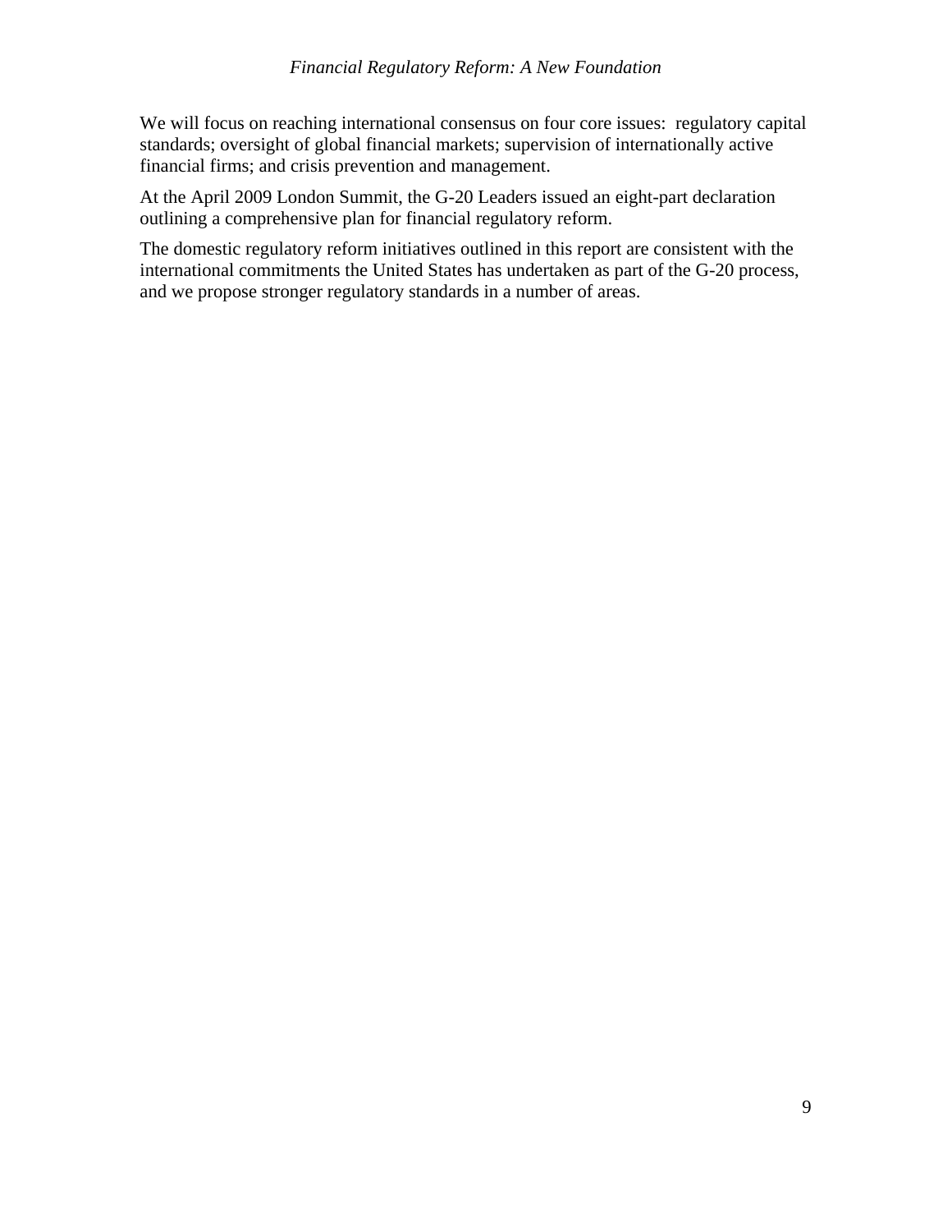We will focus on reaching international consensus on four core issues: regulatory capital standards; oversight of global financial markets; supervision of internationally active financial firms; and crisis prevention and management.

At the April 2009 London Summit, the G-20 Leaders issued an eight-part declaration outlining a comprehensive plan for financial regulatory reform.

The domestic regulatory reform initiatives outlined in this report are consistent with the international commitments the United States has undertaken as part of the G-20 process, and we propose stronger regulatory standards in a number of areas.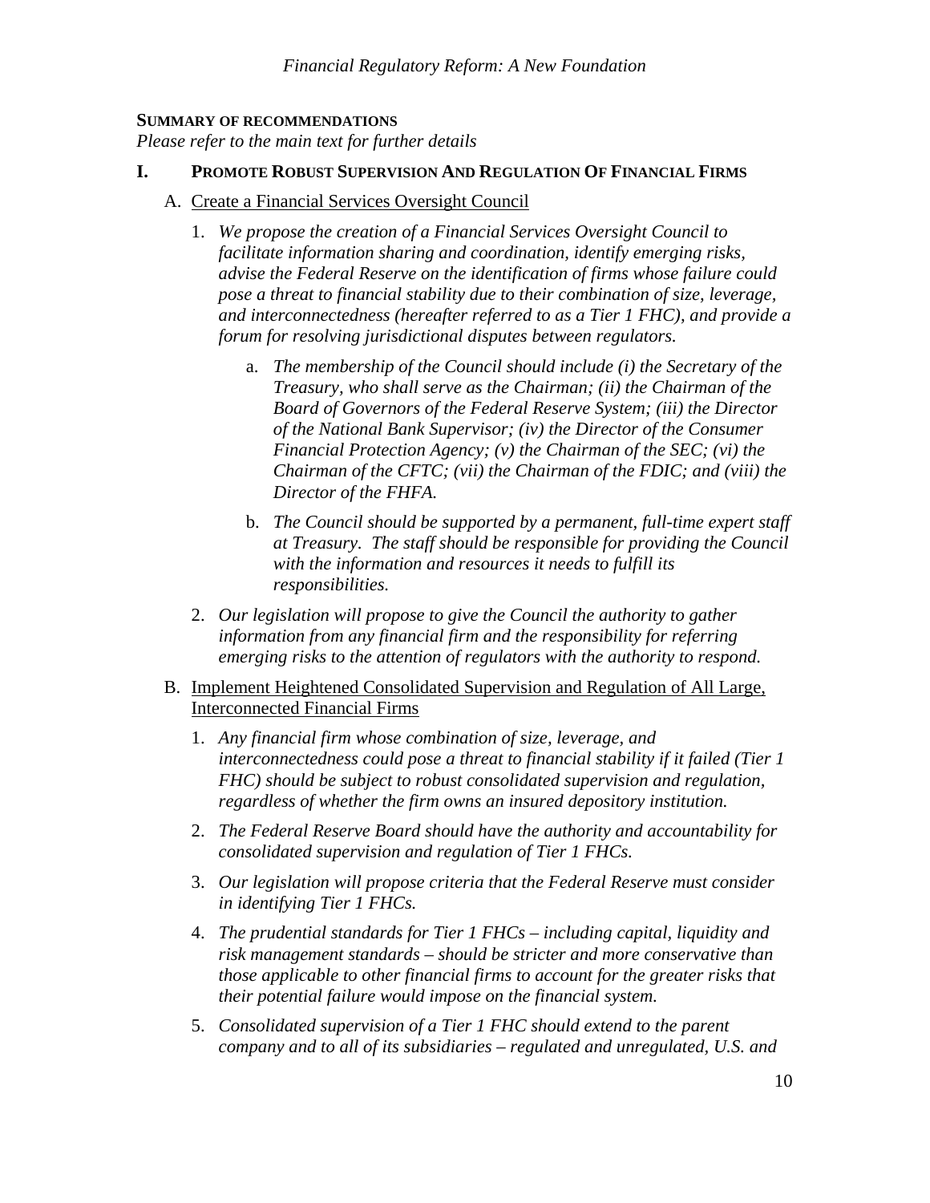**SUMMARY OF RECOMMENDATIONS**

*Please refer to the main text for further details*

## I. PROMOTE ROBUST SUPERVISION AND REGULATION OF FINANCIAL FIRMS

### A. Create a Financial Services Oversight Council

1. *We propose the creation of a Financial Services Oversight Council to facilitate information sharing and coordination, identify emerging risks, advise the Federal Reserve on the identification of firms whose failure could pose a threat to financial stability due to their combination of size, leverage, and interconnectedness (hereafter referred to as a Tier 1 FHC), and provide a forum for resolving jurisdictional disputes between regulators.*

    a. *The membership of the Council should include (i) the Secretary of the Treasury, who shall serve as the Chairman; (ii) the Chairman of the Board of Governors of the Federal Reserve System; (iii) the Director of the National Bank Supervisor; (iv) the Director of the Consumer Financial Protection Agency; (v) the Chairman of the SEC; (vi) the Chairman of the CFTC; (vii) the Chairman of the FDIC; and (viii) the Director of the FHFA.*

    b. *The Council should be supported by a permanent, full-time expert staff at Treasury. The staff should be responsible for providing the Council with the information and resources it needs to fulfill its responsibilities.*

2. *Our legislation will propose to give the Council the authority to gather information from any financial firm and the responsibility for referring emerging risks to the attention of regulators with the authority to respond.*

### B. Implement Heightened Consolidated Supervision and Regulation of All Large, Interconnected Financial Firms

1. *Any financial firm whose combination of size, leverage, and interconnectedness could pose a threat to financial stability if it failed (Tier 1 FHC) should be subject to robust consolidated supervision and regulation, regardless of whether the firm owns an insured depository institution.*

2. *The Federal Reserve Board should have the authority and accountability for consolidated supervision and regulation of Tier 1 FHCs.*

3. *Our legislation will propose criteria that the Federal Reserve must consider in identifying Tier 1 FHCs.*

4. *The prudential standards for Tier 1 FHCs – including capital, liquidity and risk management standards – should be stricter and more conservative than those applicable to other financial firms to account for the greater risks that their potential failure would impose on the financial system.*

5. *Consolidated supervision of a Tier 1 FHC should extend to the parent company and to all of its subsidiaries – regulated and unregulated, U.S. and*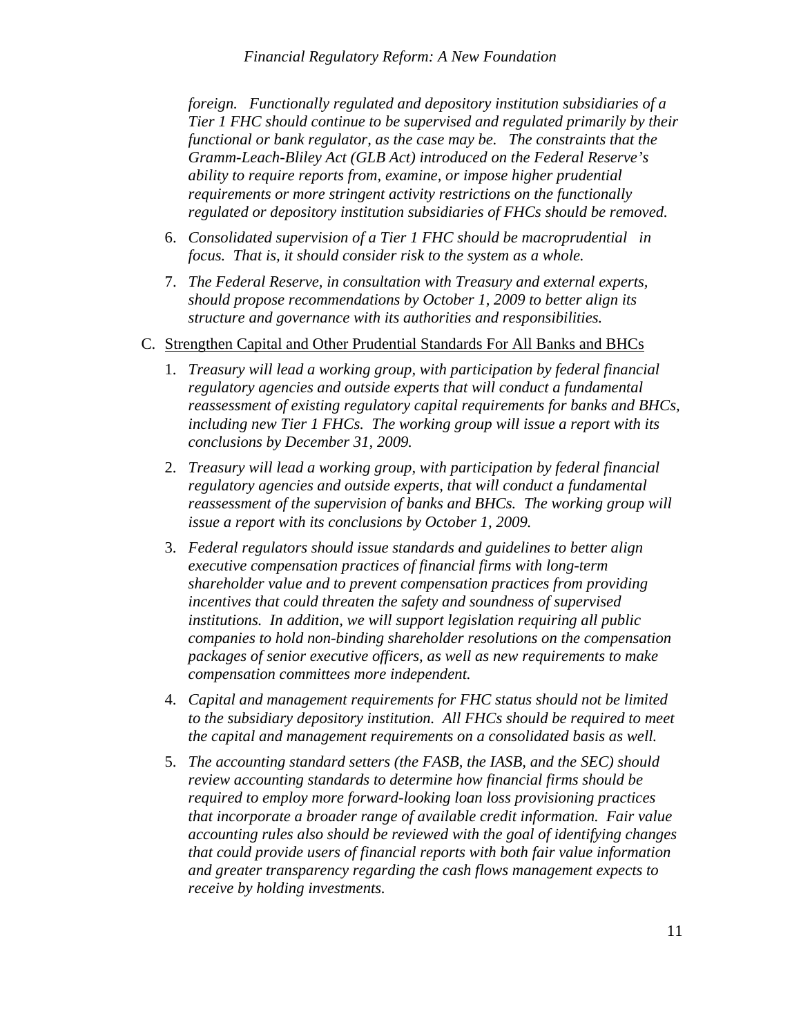*foreign. Functionally regulated and depository institution subsidiaries of a Tier 1 FHC should continue to be supervised and regulated primarily by their functional or bank regulator, as the case may be. The constraints that the Gramm-Leach-Bliley Act (GLB Act) introduced on the Federal Reserve's ability to require reports from, examine, or impose higher prudential requirements or more stringent activity restrictions on the functionally regulated or depository institution subsidiaries of FHCs should be removed.*

6. *Consolidated supervision of a Tier 1 FHC should be macroprudential in focus. That is, it should consider risk to the system as a whole.*

7. *The Federal Reserve, in consultation with Treasury and external experts, should propose recommendations by October 1, 2009 to better align its structure and governance with its authorities and responsibilities.*

C. <u>Strengthen Capital and Other Prudential Standards For All Banks and BHCs</u>

1. *Treasury will lead a working group, with participation by federal financial regulatory agencies and outside experts that will conduct a fundamental reassessment of existing regulatory capital requirements for banks and BHCs, including new Tier 1 FHCs. The working group will issue a report with its conclusions by December 31, 2009.*

2. *Treasury will lead a working group, with participation by federal financial regulatory agencies and outside experts, that will conduct a fundamental reassessment of the supervision of banks and BHCs. The working group will issue a report with its conclusions by October 1, 2009.*

3. *Federal regulators should issue standards and guidelines to better align executive compensation practices of financial firms with long-term shareholder value and to prevent compensation practices from providing incentives that could threaten the safety and soundness of supervised institutions. In addition, we will support legislation requiring all public companies to hold non-binding shareholder resolutions on the compensation packages of senior executive officers, as well as new requirements to make compensation committees more independent.*

4. *Capital and management requirements for FHC status should not be limited to the subsidiary depository institution. All FHCs should be required to meet the capital and management requirements on a consolidated basis as well.*

5. *The accounting standard setters (the FASB, the IASB, and the SEC) should review accounting standards to determine how financial firms should be required to employ more forward-looking loan loss provisioning practices that incorporate a broader range of available credit information. Fair value accounting rules also should be reviewed with the goal of identifying changes that could provide users of financial reports with both fair value information and greater transparency regarding the cash flows management expects to receive by holding investments.*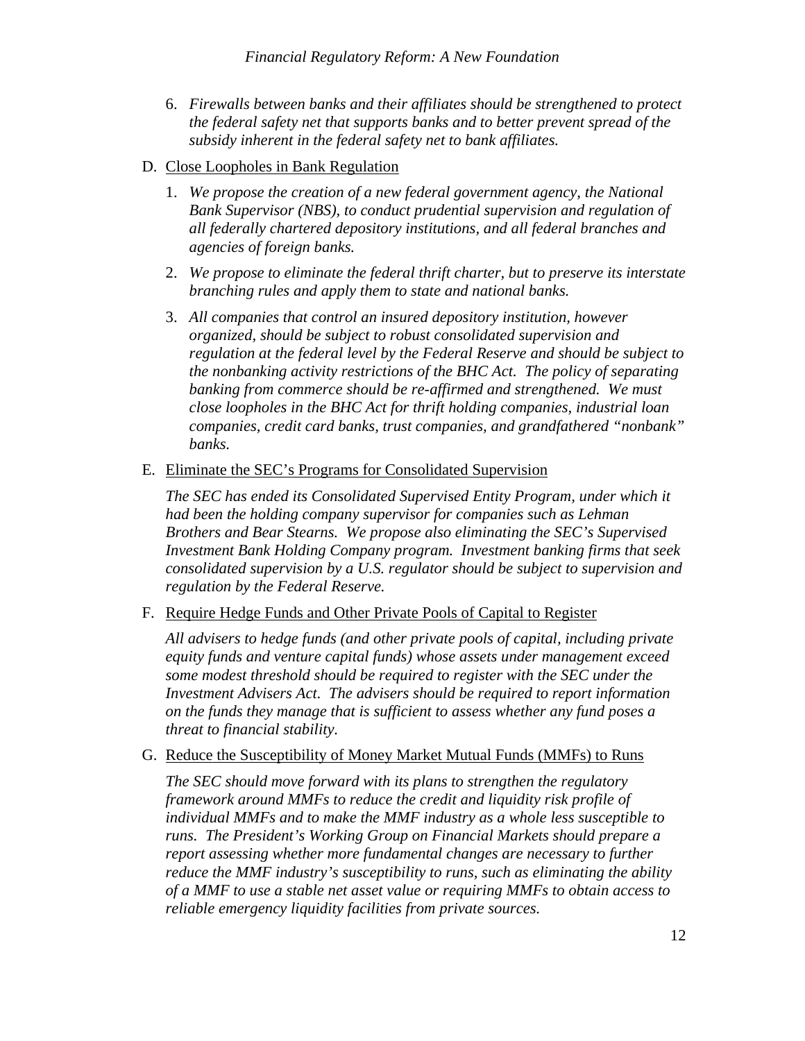6. *Firewalls between banks and their affiliates should be strengthened to protect the federal safety net that supports banks and to better prevent spread of the subsidy inherent in the federal safety net to bank affiliates.*

D. Close Loopholes in Bank Regulation

1. *We propose the creation of a new federal government agency, the National Bank Supervisor (NBS), to conduct prudential supervision and regulation of all federally chartered depository institutions, and all federal branches and agencies of foreign banks.*

2. *We propose to eliminate the federal thrift charter, but to preserve its interstate branching rules and apply them to state and national banks.*

3. *All companies that control an insured depository institution, however organized, should be subject to robust consolidated supervision and regulation at the federal level by the Federal Reserve and should be subject to the nonbanking activity restrictions of the BHC Act. The policy of separating banking from commerce should be re-affirmed and strengthened. We must close loopholes in the BHC Act for thrift holding companies, industrial loan companies, credit card banks, trust companies, and grandfathered "nonbank" banks.*

E. Eliminate the SEC's Programs for Consolidated Supervision

*The SEC has ended its Consolidated Supervised Entity Program, under which it had been the holding company supervisor for companies such as Lehman Brothers and Bear Stearns. We propose also eliminating the SEC's Supervised Investment Bank Holding Company program. Investment banking firms that seek consolidated supervision by a U.S. regulator should be subject to supervision and regulation by the Federal Reserve.*

F. Require Hedge Funds and Other Private Pools of Capital to Register

*All advisers to hedge funds (and other private pools of capital, including private equity funds and venture capital funds) whose assets under management exceed some modest threshold should be required to register with the SEC under the Investment Advisers Act. The advisers should be required to report information on the funds they manage that is sufficient to assess whether any fund poses a threat to financial stability.*

G. Reduce the Susceptibility of Money Market Mutual Funds (MMFs) to Runs

*The SEC should move forward with its plans to strengthen the regulatory framework around MMFs to reduce the credit and liquidity risk profile of individual MMFs and to make the MMF industry as a whole less susceptible to runs. The President's Working Group on Financial Markets should prepare a report assessing whether more fundamental changes are necessary to further reduce the MMF industry's susceptibility to runs, such as eliminating the ability of a MMF to use a stable net asset value or requiring MMFs to obtain access to reliable emergency liquidity facilities from private sources.*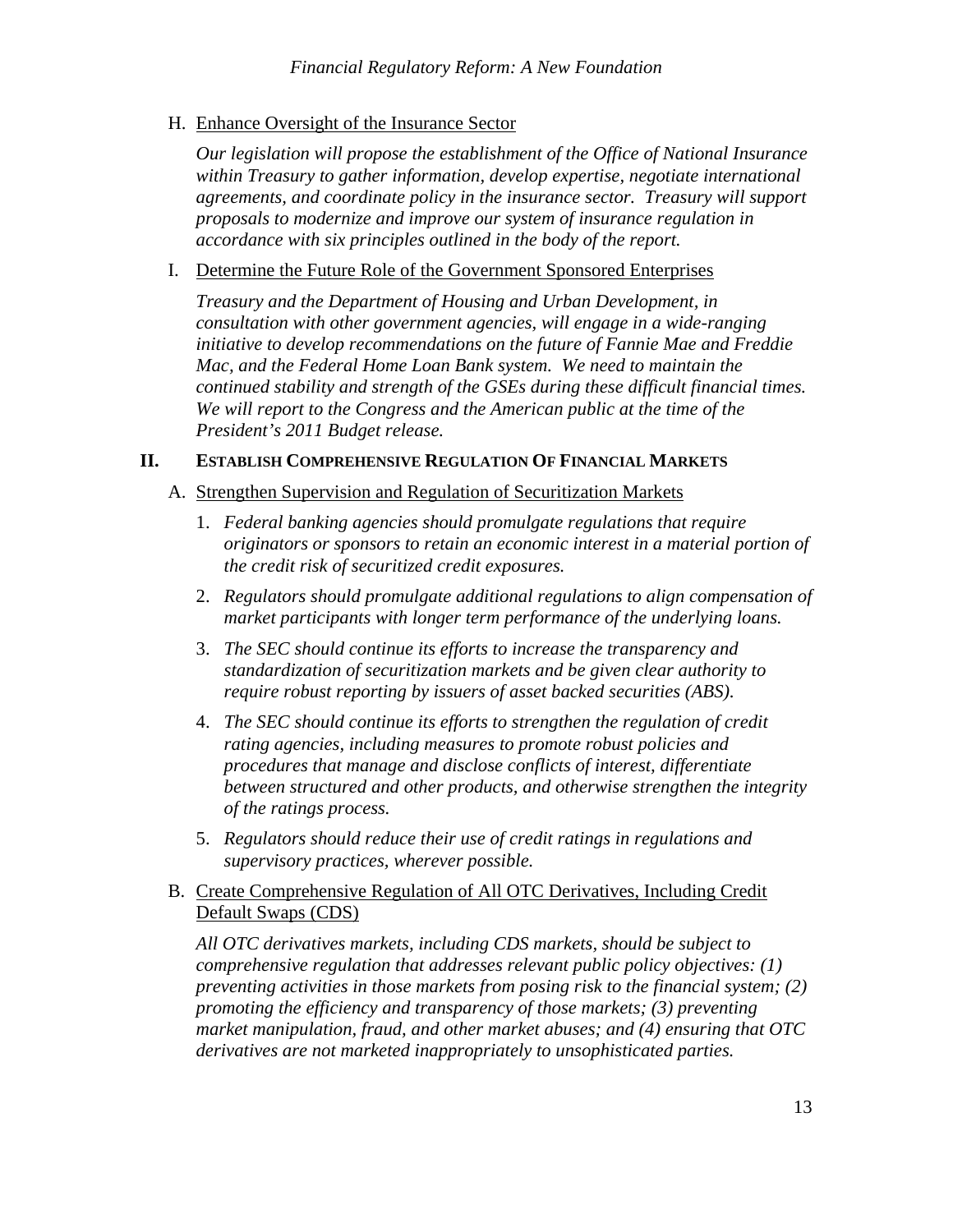H. Enhance Oversight of the Insurance Sector

*Our legislation will propose the establishment of the Office of National Insurance within Treasury to gather information, develop expertise, negotiate international agreements, and coordinate policy in the insurance sector. Treasury will support proposals to modernize and improve our system of insurance regulation in accordance with six principles outlined in the body of the report.*

I. Determine the Future Role of the Government Sponsored Enterprises

*Treasury and the Department of Housing and Urban Development, in consultation with other government agencies, will engage in a wide-ranging initiative to develop recommendations on the future of Fannie Mae and Freddie Mac, and the Federal Home Loan Bank system. We need to maintain the continued stability and strength of the GSEs during these difficult financial times. We will report to the Congress and the American public at the time of the President's 2011 Budget release.*

## II. ESTABLISH COMPREHENSIVE REGULATION OF FINANCIAL MARKETS

A. Strengthen Supervision and Regulation of Securitization Markets

1. *Federal banking agencies should promulgate regulations that require originators or sponsors to retain an economic interest in a material portion of the credit risk of securitized credit exposures.*
2. *Regulators should promulgate additional regulations to align compensation of market participants with longer term performance of the underlying loans.*
3. *The SEC should continue its efforts to increase the transparency and standardization of securitization markets and be given clear authority to require robust reporting by issuers of asset backed securities (ABS).*
4. *The SEC should continue its efforts to strengthen the regulation of credit rating agencies, including measures to promote robust policies and procedures that manage and disclose conflicts of interest, differentiate between structured and other products, and otherwise strengthen the integrity of the ratings process.*
5. *Regulators should reduce their use of credit ratings in regulations and supervisory practices, wherever possible.*

B. Create Comprehensive Regulation of All OTC Derivatives, Including Credit Default Swaps (CDS)

*All OTC derivatives markets, including CDS markets, should be subject to comprehensive regulation that addresses relevant public policy objectives: (1) preventing activities in those markets from posing risk to the financial system; (2) promoting the efficiency and transparency of those markets; (3) preventing market manipulation, fraud, and other market abuses; and (4) ensuring that OTC derivatives are not marketed inappropriately to unsophisticated parties.*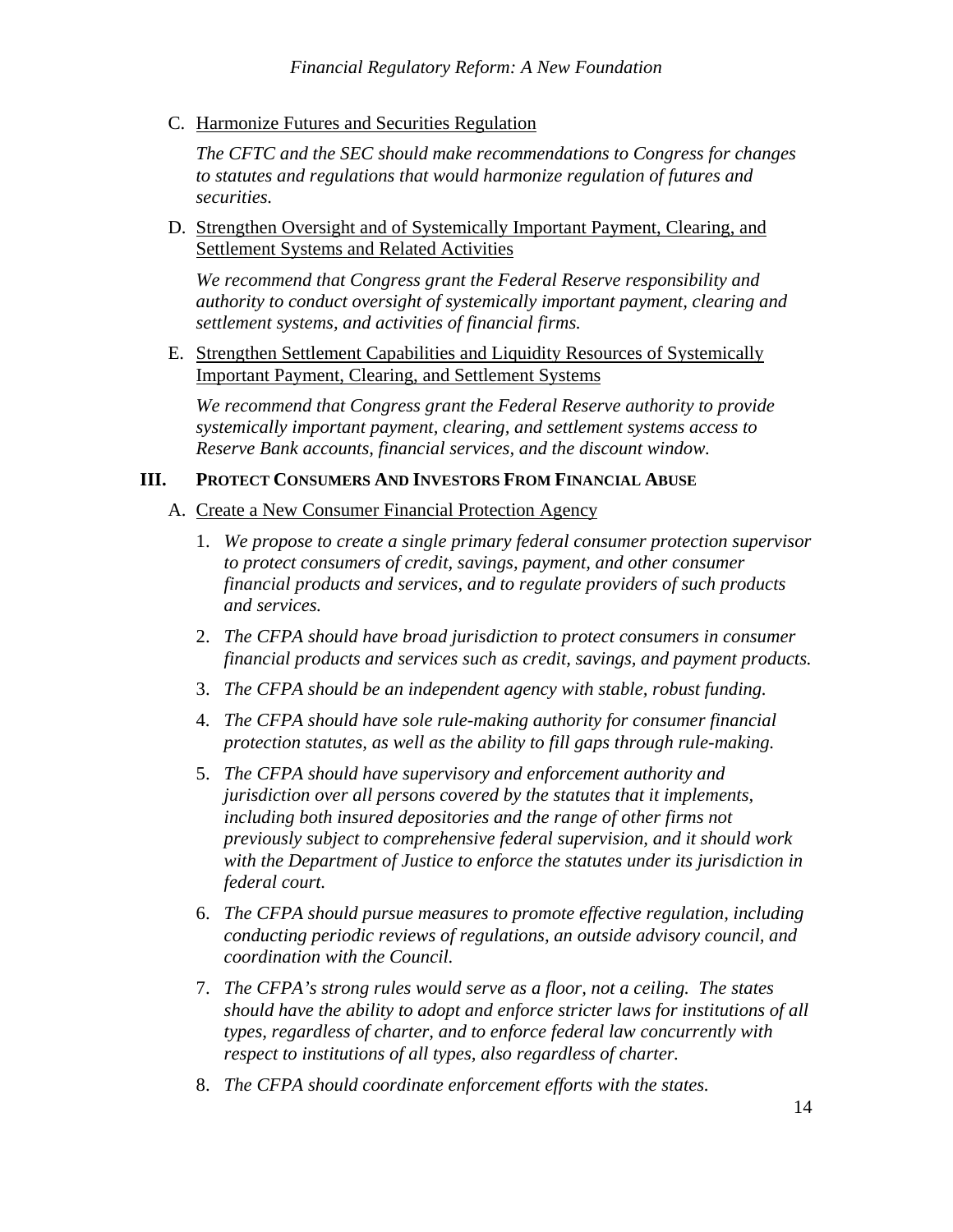C. <u>Harmonize Futures and Securities Regulation</u>

*The CFTC and the SEC should make recommendations to Congress for changes to statutes and regulations that would harmonize regulation of futures and securities.*

D. <u>Strengthen Oversight and of Systemically Important Payment, Clearing, and Settlement Systems and Related Activities</u>

*We recommend that Congress grant the Federal Reserve responsibility and authority to conduct oversight of systemically important payment, clearing and settlement systems, and activities of financial firms.*

E. <u>Strengthen Settlement Capabilities and Liquidity Resources of Systemically Important Payment, Clearing, and Settlement Systems</u>

*We recommend that Congress grant the Federal Reserve authority to provide systemically important payment, clearing, and settlement systems access to Reserve Bank accounts, financial services, and the discount window.*

## III. PROTECT CONSUMERS AND INVESTORS FROM FINANCIAL ABUSE

A. <u>Create a New Consumer Financial Protection Agency</u>

1. *We propose to create a single primary federal consumer protection supervisor to protect consumers of credit, savings, payment, and other consumer financial products and services, and to regulate providers of such products and services.*

2. *The CFPA should have broad jurisdiction to protect consumers in consumer financial products and services such as credit, savings, and payment products.*

3. *The CFPA should be an independent agency with stable, robust funding.*

4. *The CFPA should have sole rule-making authority for consumer financial protection statutes, as well as the ability to fill gaps through rule-making.*

5. *The CFPA should have supervisory and enforcement authority and jurisdiction over all persons covered by the statutes that it implements, including both insured depositories and the range of other firms not previously subject to comprehensive federal supervision, and it should work with the Department of Justice to enforce the statutes under its jurisdiction in federal court.*

6. *The CFPA should pursue measures to promote effective regulation, including conducting periodic reviews of regulations, an outside advisory council, and coordination with the Council.*

7. *The CFPA's strong rules would serve as a floor, not a ceiling. The states should have the ability to adopt and enforce stricter laws for institutions of all types, regardless of charter, and to enforce federal law concurrently with respect to institutions of all types, also regardless of charter.*

8. *The CFPA should coordinate enforcement efforts with the states.*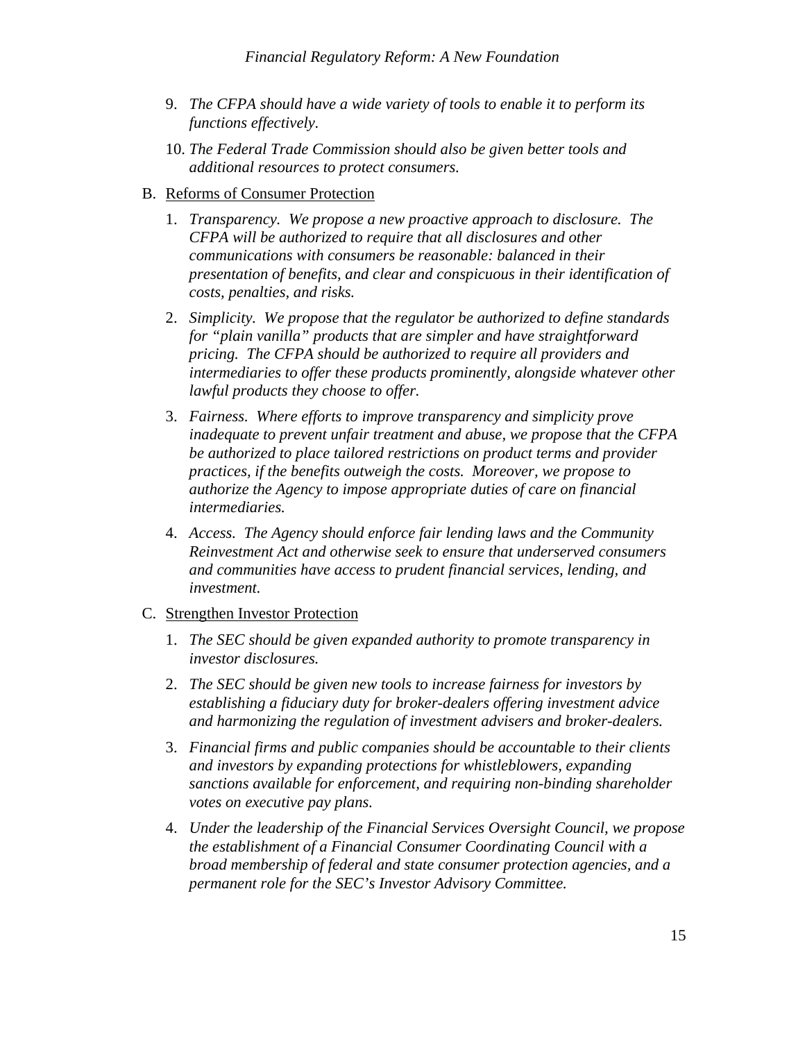9. *The CFPA should have a wide variety of tools to enable it to perform its functions effectively.*

10. *The Federal Trade Commission should also be given better tools and additional resources to protect consumers.*

B. <u>Reforms of Consumer Protection</u>

1. *Transparency. We propose a new proactive approach to disclosure. The CFPA will be authorized to require that all disclosures and other communications with consumers be reasonable: balanced in their presentation of benefits, and clear and conspicuous in their identification of costs, penalties, and risks.*

2. *Simplicity. We propose that the regulator be authorized to define standards for "plain vanilla" products that are simpler and have straightforward pricing. The CFPA should be authorized to require all providers and intermediaries to offer these products prominently, alongside whatever other lawful products they choose to offer.*

3. *Fairness. Where efforts to improve transparency and simplicity prove inadequate to prevent unfair treatment and abuse, we propose that the CFPA be authorized to place tailored restrictions on product terms and provider practices, if the benefits outweigh the costs. Moreover, we propose to authorize the Agency to impose appropriate duties of care on financial intermediaries.*

4. *Access. The Agency should enforce fair lending laws and the Community Reinvestment Act and otherwise seek to ensure that underserved consumers and communities have access to prudent financial services, lending, and investment.*

C. <u>Strengthen Investor Protection</u>

1. *The SEC should be given expanded authority to promote transparency in investor disclosures.*

2. *The SEC should be given new tools to increase fairness for investors by establishing a fiduciary duty for broker-dealers offering investment advice and harmonizing the regulation of investment advisers and broker-dealers.*

3. *Financial firms and public companies should be accountable to their clients and investors by expanding protections for whistleblowers, expanding sanctions available for enforcement, and requiring non-binding shareholder votes on executive pay plans.*

4. *Under the leadership of the Financial Services Oversight Council, we propose the establishment of a Financial Consumer Coordinating Council with a broad membership of federal and state consumer protection agencies, and a permanent role for the SEC's Investor Advisory Committee.*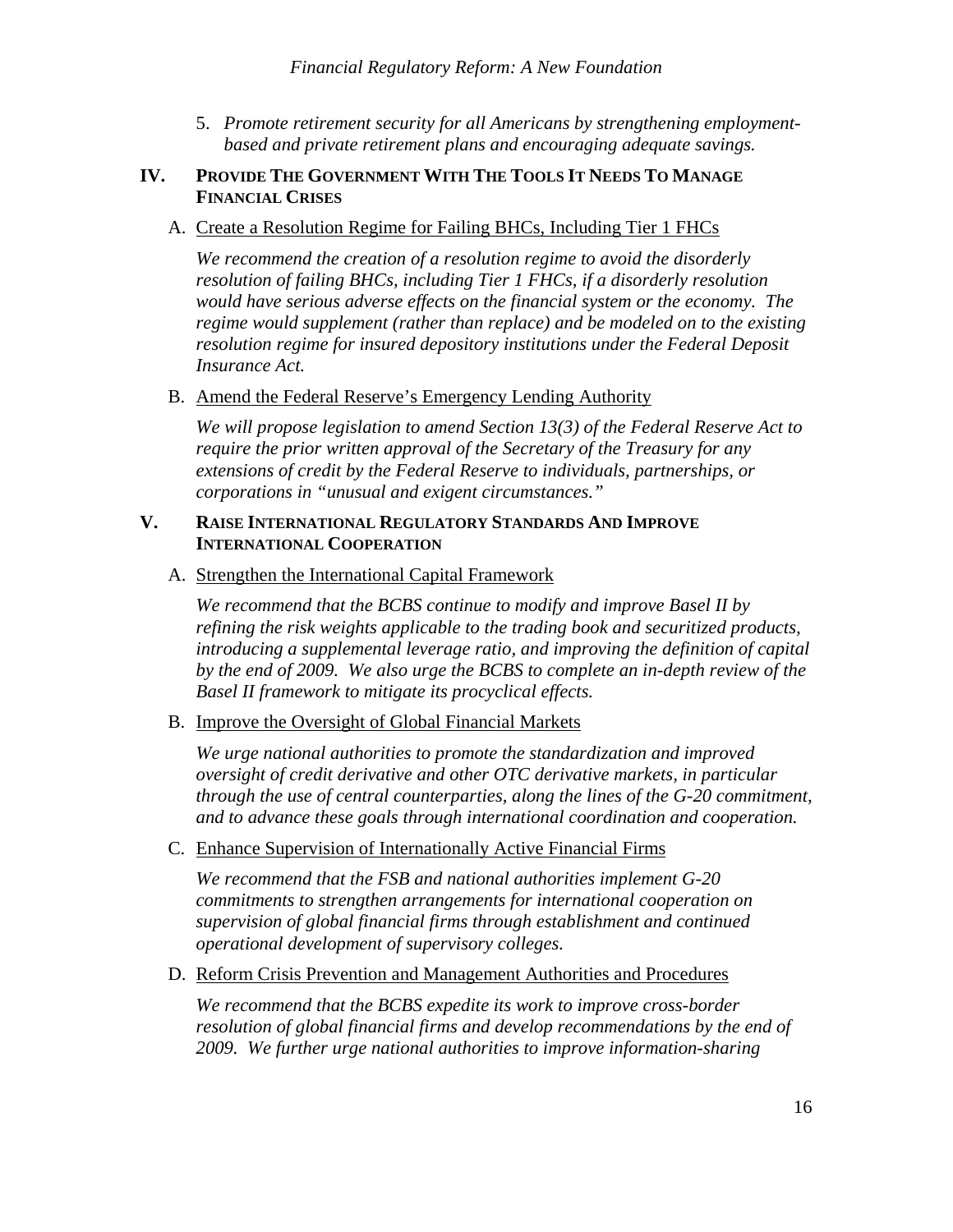5. *Promote retirement security for all Americans by strengthening employment-based and private retirement plans and encouraging adequate savings.*

## IV. PROVIDE THE GOVERNMENT WITH THE TOOLS IT NEEDS TO MANAGE FINANCIAL CRISES

A. Create a Resolution Regime for Failing BHCs, Including Tier 1 FHCs

*We recommend the creation of a resolution regime to avoid the disorderly resolution of failing BHCs, including Tier 1 FHCs, if a disorderly resolution would have serious adverse effects on the financial system or the economy. The regime would supplement (rather than replace) and be modeled on to the existing resolution regime for insured depository institutions under the Federal Deposit Insurance Act.*

B. Amend the Federal Reserve's Emergency Lending Authority

*We will propose legislation to amend Section 13(3) of the Federal Reserve Act to require the prior written approval of the Secretary of the Treasury for any extensions of credit by the Federal Reserve to individuals, partnerships, or corporations in "unusual and exigent circumstances."*

## V. RAISE INTERNATIONAL REGULATORY STANDARDS AND IMPROVE INTERNATIONAL COOPERATION

A. Strengthen the International Capital Framework

*We recommend that the BCBS continue to modify and improve Basel II by refining the risk weights applicable to the trading book and securitized products, introducing a supplemental leverage ratio, and improving the definition of capital by the end of 2009. We also urge the BCBS to complete an in-depth review of the Basel II framework to mitigate its procyclical effects.*

B. Improve the Oversight of Global Financial Markets

*We urge national authorities to promote the standardization and improved oversight of credit derivative and other OTC derivative markets, in particular through the use of central counterparties, along the lines of the G-20 commitment, and to advance these goals through international coordination and cooperation.*

C. Enhance Supervision of Internationally Active Financial Firms

*We recommend that the FSB and national authorities implement G-20 commitments to strengthen arrangements for international cooperation on supervision of global financial firms through establishment and continued operational development of supervisory colleges.*

D. Reform Crisis Prevention and Management Authorities and Procedures

*We recommend that the BCBS expedite its work to improve cross-border resolution of global financial firms and develop recommendations by the end of 2009. We further urge national authorities to improve information-sharing*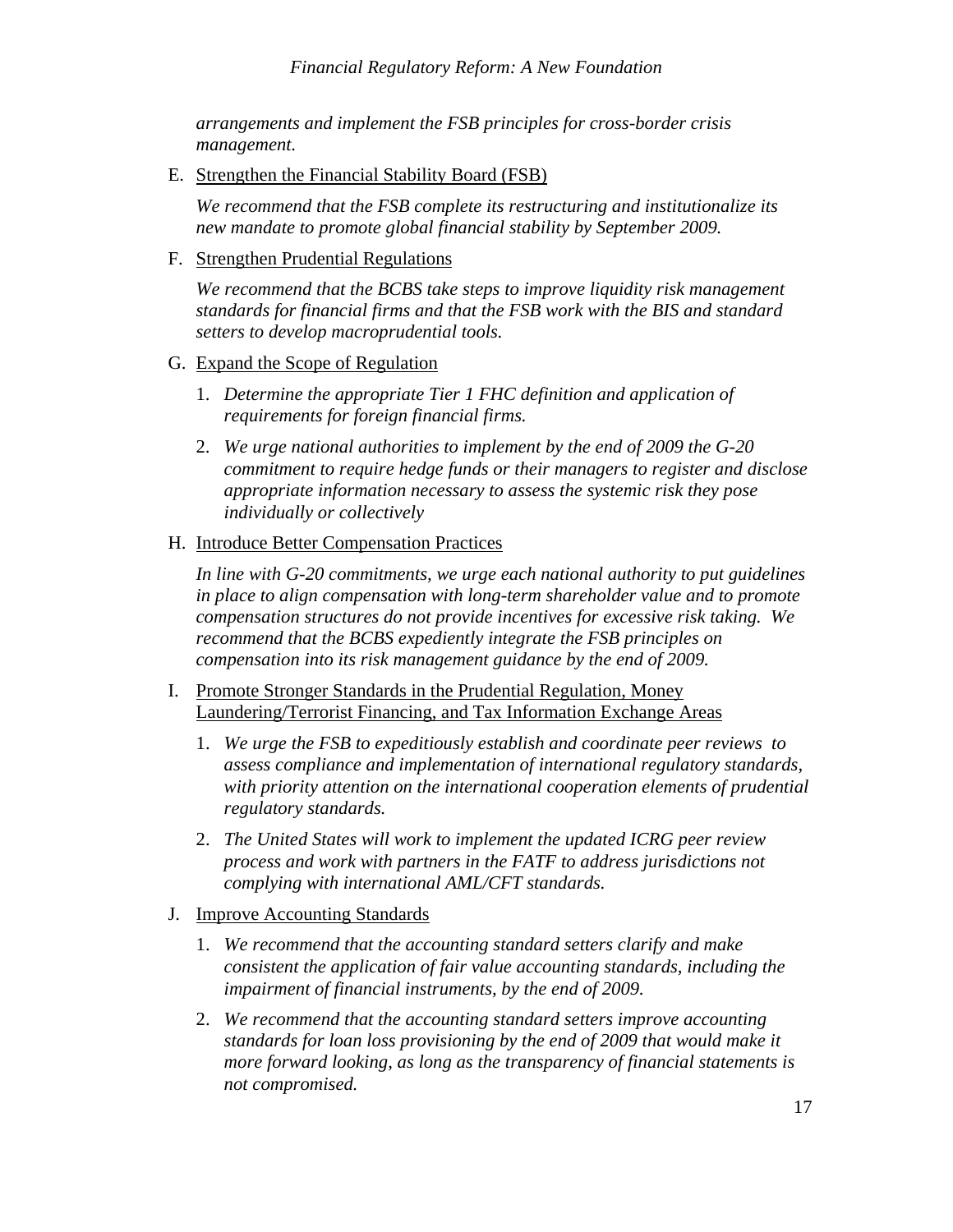*arrangements and implement the FSB principles for cross-border crisis management.*

E. Strengthen the Financial Stability Board (FSB)

*We recommend that the FSB complete its restructuring and institutionalize its new mandate to promote global financial stability by September 2009.*

F. Strengthen Prudential Regulations

*We recommend that the BCBS take steps to improve liquidity risk management standards for financial firms and that the FSB work with the BIS and standard setters to develop macroprudential tools.*

G. Expand the Scope of Regulation

1. *Determine the appropriate Tier 1 FHC definition and application of requirements for foreign financial firms.*
2. *We urge national authorities to implement by the end of 2009 the G-20 commitment to require hedge funds or their managers to register and disclose appropriate information necessary to assess the systemic risk they pose individually or collectively*

H. Introduce Better Compensation Practices

*In line with G-20 commitments, we urge each national authority to put guidelines in place to align compensation with long-term shareholder value and to promote compensation structures do not provide incentives for excessive risk taking. We recommend that the BCBS expediently integrate the FSB principles on compensation into its risk management guidance by the end of 2009.*

I. Promote Stronger Standards in the Prudential Regulation, Money Laundering/Terrorist Financing, and Tax Information Exchange Areas

1. *We urge the FSB to expeditiously establish and coordinate peer reviews to assess compliance and implementation of international regulatory standards, with priority attention on the international cooperation elements of prudential regulatory standards.*
2. *The United States will work to implement the updated ICRG peer review process and work with partners in the FATF to address jurisdictions not complying with international AML/CFT standards.*

J. Improve Accounting Standards

1. *We recommend that the accounting standard setters clarify and make consistent the application of fair value accounting standards, including the impairment of financial instruments, by the end of 2009.*
2. *We recommend that the accounting standard setters improve accounting standards for loan loss provisioning by the end of 2009 that would make it more forward looking, as long as the transparency of financial statements is not compromised.*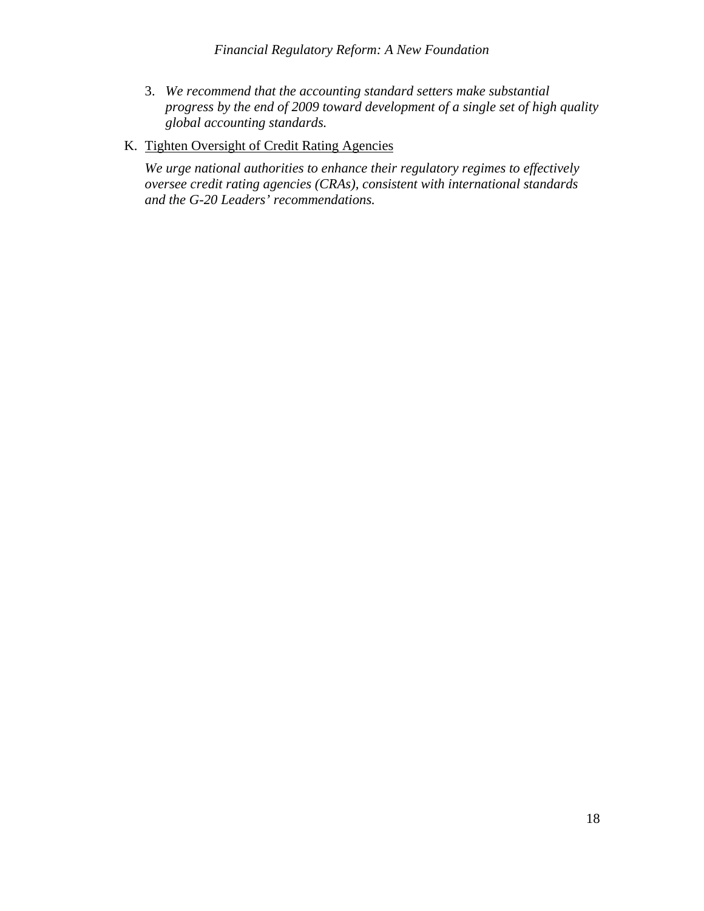3. *We recommend that the accounting standard setters make substantial progress by the end of 2009 toward development of a single set of high quality global accounting standards.*

K. <u>Tighten Oversight of Credit Rating Agencies</u>

*We urge national authorities to enhance their regulatory regimes to effectively oversee credit rating agencies (CRAs), consistent with international standards and the G-20 Leaders' recommendations.*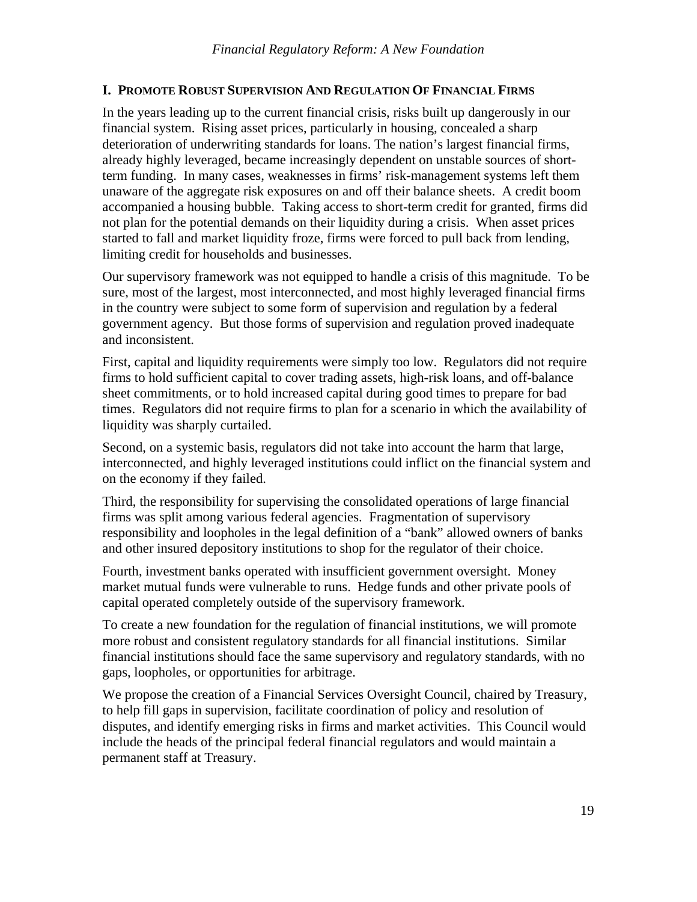## I. Promote Robust Supervision And Regulation Of Financial Firms

In the years leading up to the current financial crisis, risks built up dangerously in our financial system. Rising asset prices, particularly in housing, concealed a sharp deterioration of underwriting standards for loans. The nation's largest financial firms, already highly leveraged, became increasingly dependent on unstable sources of short-term funding. In many cases, weaknesses in firms' risk-management systems left them unaware of the aggregate risk exposures on and off their balance sheets. A credit boom accompanied a housing bubble. Taking access to short-term credit for granted, firms did not plan for the potential demands on their liquidity during a crisis. When asset prices started to fall and market liquidity froze, firms were forced to pull back from lending, limiting credit for households and businesses.

Our supervisory framework was not equipped to handle a crisis of this magnitude. To be sure, most of the largest, most interconnected, and most highly leveraged financial firms in the country were subject to some form of supervision and regulation by a federal government agency. But those forms of supervision and regulation proved inadequate and inconsistent.

First, capital and liquidity requirements were simply too low. Regulators did not require firms to hold sufficient capital to cover trading assets, high-risk loans, and off-balance sheet commitments, or to hold increased capital during good times to prepare for bad times. Regulators did not require firms to plan for a scenario in which the availability of liquidity was sharply curtailed.

Second, on a systemic basis, regulators did not take into account the harm that large, interconnected, and highly leveraged institutions could inflict on the financial system and on the economy if they failed.

Third, the responsibility for supervising the consolidated operations of large financial firms was split among various federal agencies. Fragmentation of supervisory responsibility and loopholes in the legal definition of a "bank" allowed owners of banks and other insured depository institutions to shop for the regulator of their choice.

Fourth, investment banks operated with insufficient government oversight. Money market mutual funds were vulnerable to runs. Hedge funds and other private pools of capital operated completely outside of the supervisory framework.

To create a new foundation for the regulation of financial institutions, we will promote more robust and consistent regulatory standards for all financial institutions. Similar financial institutions should face the same supervisory and regulatory standards, with no gaps, loopholes, or opportunities for arbitrage.

We propose the creation of a Financial Services Oversight Council, chaired by Treasury, to help fill gaps in supervision, facilitate coordination of policy and resolution of disputes, and identify emerging risks in firms and market activities. This Council would include the heads of the principal federal financial regulators and would maintain a permanent staff at Treasury.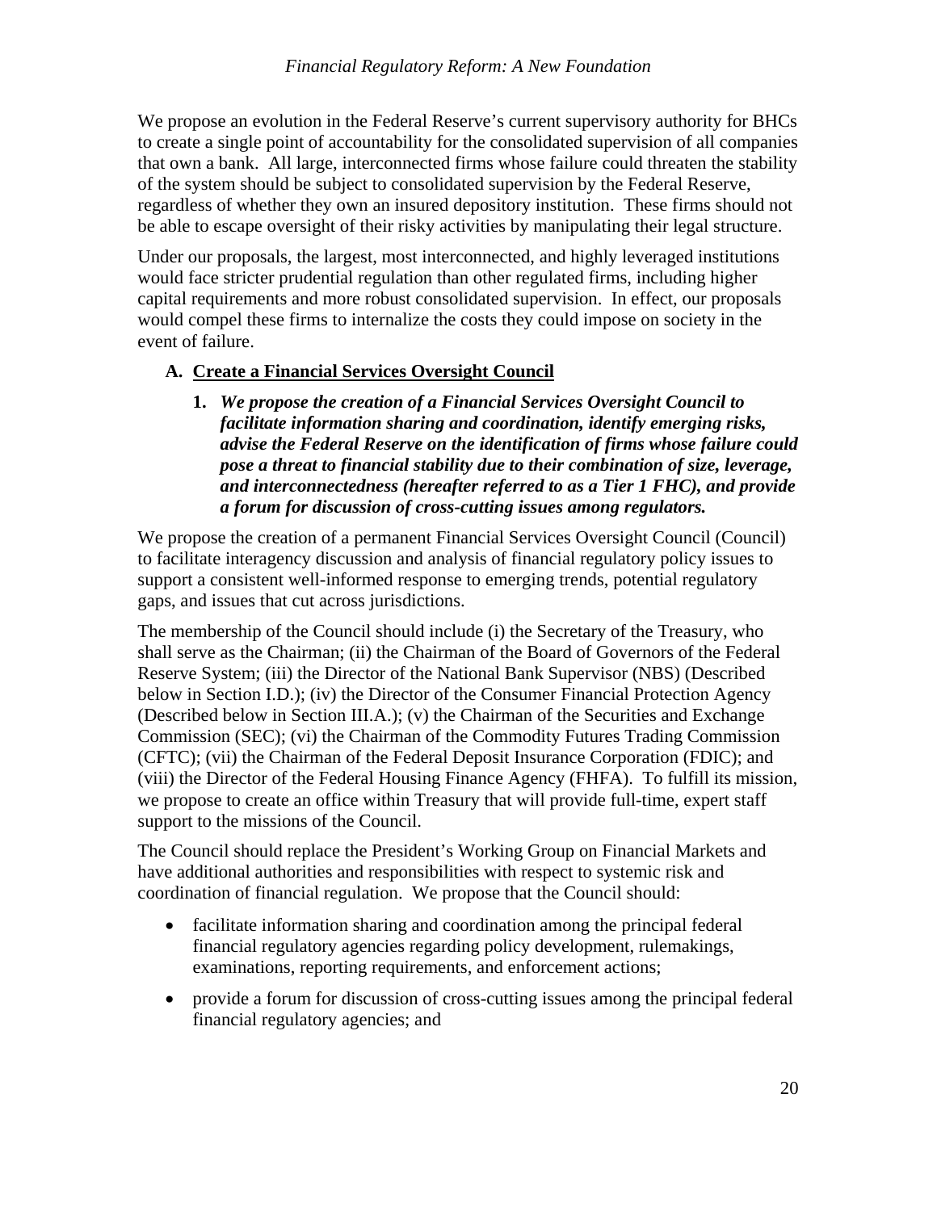We propose an evolution in the Federal Reserve's current supervisory authority for BHCs to create a single point of accountability for the consolidated supervision of all companies that own a bank. All large, interconnected firms whose failure could threaten the stability of the system should be subject to consolidated supervision by the Federal Reserve, regardless of whether they own an insured depository institution. These firms should not be able to escape oversight of their risky activities by manipulating their legal structure.

Under our proposals, the largest, most interconnected, and highly leveraged institutions would face stricter prudential regulation than other regulated firms, including higher capital requirements and more robust consolidated supervision. In effect, our proposals would compel these firms to internalize the costs they could impose on society in the event of failure.

### A. Create a Financial Services Oversight Council

**1. *We propose the creation of a Financial Services Oversight Council to facilitate information sharing and coordination, identify emerging risks, advise the Federal Reserve on the identification of firms whose failure could pose a threat to financial stability due to their combination of size, leverage, and interconnectedness (hereafter referred to as a Tier 1 FHC), and provide a forum for discussion of cross-cutting issues among regulators.***

We propose the creation of a permanent Financial Services Oversight Council (Council) to facilitate interagency discussion and analysis of financial regulatory policy issues to support a consistent well-informed response to emerging trends, potential regulatory gaps, and issues that cut across jurisdictions.

The membership of the Council should include (i) the Secretary of the Treasury, who shall serve as the Chairman; (ii) the Chairman of the Board of Governors of the Federal Reserve System; (iii) the Director of the National Bank Supervisor (NBS) (Described below in Section I.D.); (iv) the Director of the Consumer Financial Protection Agency (Described below in Section III.A.); (v) the Chairman of the Securities and Exchange Commission (SEC); (vi) the Chairman of the Commodity Futures Trading Commission (CFTC); (vii) the Chairman of the Federal Deposit Insurance Corporation (FDIC); and (viii) the Director of the Federal Housing Finance Agency (FHFA). To fulfill its mission, we propose to create an office within Treasury that will provide full-time, expert staff support to the missions of the Council.

The Council should replace the President's Working Group on Financial Markets and have additional authorities and responsibilities with respect to systemic risk and coordination of financial regulation. We propose that the Council should:

- facilitate information sharing and coordination among the principal federal financial regulatory agencies regarding policy development, rulemakings, examinations, reporting requirements, and enforcement actions;
- provide a forum for discussion of cross-cutting issues among the principal federal financial regulatory agencies; and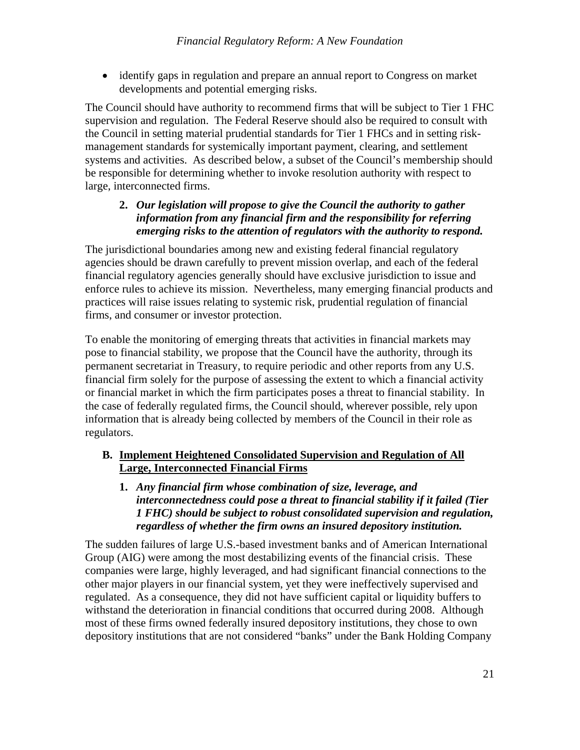- identify gaps in regulation and prepare an annual report to Congress on market developments and potential emerging risks.

The Council should have authority to recommend firms that will be subject to Tier 1 FHC supervision and regulation. The Federal Reserve should also be required to consult with the Council in setting material prudential standards for Tier 1 FHCs and in setting risk-management standards for systemically important payment, clearing, and settlement systems and activities. As described below, a subset of the Council's membership should be responsible for determining whether to invoke resolution authority with respect to large, interconnected firms.

**2.** ***Our legislation will propose to give the Council the authority to gather information from any financial firm and the responsibility for referring emerging risks to the attention of regulators with the authority to respond.***

The jurisdictional boundaries among new and existing federal financial regulatory agencies should be drawn carefully to prevent mission overlap, and each of the federal financial regulatory agencies generally should have exclusive jurisdiction to issue and enforce rules to achieve its mission. Nevertheless, many emerging financial products and practices will raise issues relating to systemic risk, prudential regulation of financial firms, and consumer or investor protection.

To enable the monitoring of emerging threats that activities in financial markets may pose to financial stability, we propose that the Council have the authority, through its permanent secretariat in Treasury, to require periodic and other reports from any U.S. financial firm solely for the purpose of assessing the extent to which a financial activity or financial market in which the firm participates poses a threat to financial stability. In the case of federally regulated firms, the Council should, wherever possible, rely upon information that is already being collected by members of the Council in their role as regulators.

## B. Implement Heightened Consolidated Supervision and Regulation of All Large, Interconnected Financial Firms

**1.** ***Any financial firm whose combination of size, leverage, and interconnectedness could pose a threat to financial stability if it failed (Tier 1 FHC) should be subject to robust consolidated supervision and regulation, regardless of whether the firm owns an insured depository institution.***

The sudden failures of large U.S.-based investment banks and of American International Group (AIG) were among the most destabilizing events of the financial crisis. These companies were large, highly leveraged, and had significant financial connections to the other major players in our financial system, yet they were ineffectively supervised and regulated. As a consequence, they did not have sufficient capital or liquidity buffers to withstand the deterioration in financial conditions that occurred during 2008. Although most of these firms owned federally insured depository institutions, they chose to own depository institutions that are not considered "banks" under the Bank Holding Company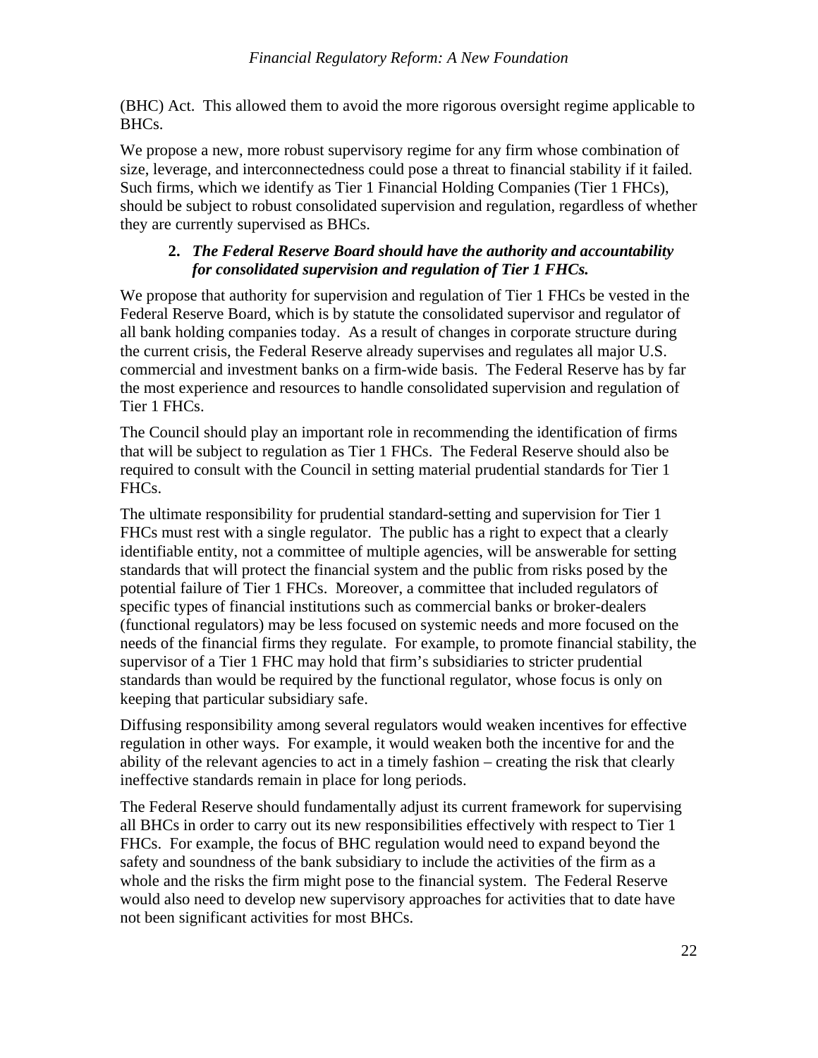(BHC) Act. This allowed them to avoid the more rigorous oversight regime applicable to BHCs.

We propose a new, more robust supervisory regime for any firm whose combination of size, leverage, and interconnectedness could pose a threat to financial stability if it failed. Such firms, which we identify as Tier 1 Financial Holding Companies (Tier 1 FHCs), should be subject to robust consolidated supervision and regulation, regardless of whether they are currently supervised as BHCs.

#### 2. *The Federal Reserve Board should have the authority and accountability for consolidated supervision and regulation of Tier 1 FHCs.*

We propose that authority for supervision and regulation of Tier 1 FHCs be vested in the Federal Reserve Board, which is by statute the consolidated supervisor and regulator of all bank holding companies today. As a result of changes in corporate structure during the current crisis, the Federal Reserve already supervises and regulates all major U.S. commercial and investment banks on a firm-wide basis. The Federal Reserve has by far the most experience and resources to handle consolidated supervision and regulation of Tier 1 FHCs.

The Council should play an important role in recommending the identification of firms that will be subject to regulation as Tier 1 FHCs. The Federal Reserve should also be required to consult with the Council in setting material prudential standards for Tier 1 FHCs.

The ultimate responsibility for prudential standard-setting and supervision for Tier 1 FHCs must rest with a single regulator. The public has a right to expect that a clearly identifiable entity, not a committee of multiple agencies, will be answerable for setting standards that will protect the financial system and the public from risks posed by the potential failure of Tier 1 FHCs. Moreover, a committee that included regulators of specific types of financial institutions such as commercial banks or broker-dealers (functional regulators) may be less focused on systemic needs and more focused on the needs of the financial firms they regulate. For example, to promote financial stability, the supervisor of a Tier 1 FHC may hold that firm's subsidiaries to stricter prudential standards than would be required by the functional regulator, whose focus is only on keeping that particular subsidiary safe.

Diffusing responsibility among several regulators would weaken incentives for effective regulation in other ways. For example, it would weaken both the incentive for and the ability of the relevant agencies to act in a timely fashion – creating the risk that clearly ineffective standards remain in place for long periods.

The Federal Reserve should fundamentally adjust its current framework for supervising all BHCs in order to carry out its new responsibilities effectively with respect to Tier 1 FHCs. For example, the focus of BHC regulation would need to expand beyond the safety and soundness of the bank subsidiary to include the activities of the firm as a whole and the risks the firm might pose to the financial system. The Federal Reserve would also need to develop new supervisory approaches for activities that to date have not been significant activities for most BHCs.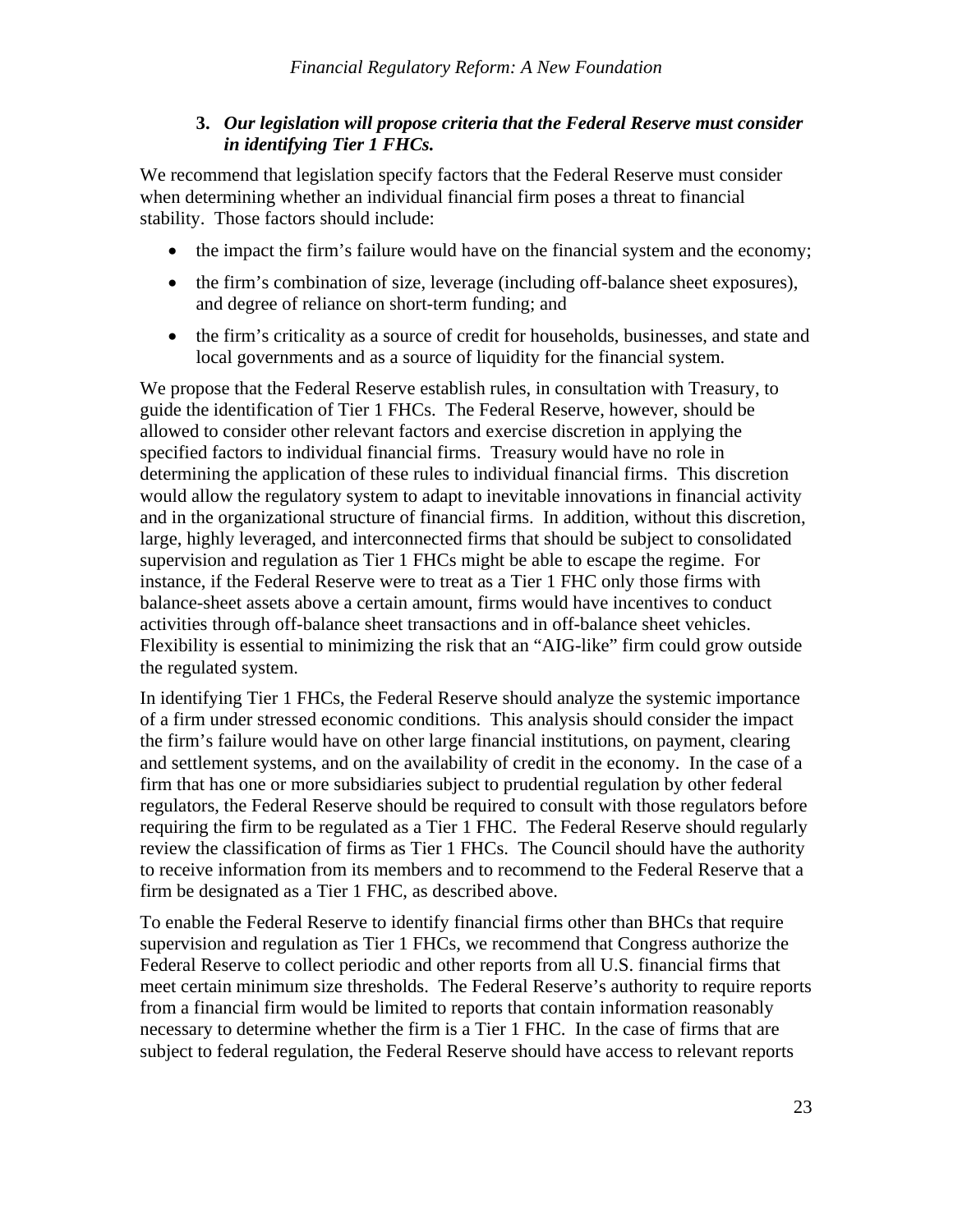### 3. *Our legislation will propose criteria that the Federal Reserve must consider in identifying Tier 1 FHCs.*

We recommend that legislation specify factors that the Federal Reserve must consider when determining whether an individual financial firm poses a threat to financial stability. Those factors should include:

- the impact the firm's failure would have on the financial system and the economy;
- the firm's combination of size, leverage (including off-balance sheet exposures), and degree of reliance on short-term funding; and
- the firm's criticality as a source of credit for households, businesses, and state and local governments and as a source of liquidity for the financial system.

We propose that the Federal Reserve establish rules, in consultation with Treasury, to guide the identification of Tier 1 FHCs. The Federal Reserve, however, should be allowed to consider other relevant factors and exercise discretion in applying the specified factors to individual financial firms. Treasury would have no role in determining the application of these rules to individual financial firms. This discretion would allow the regulatory system to adapt to inevitable innovations in financial activity and in the organizational structure of financial firms. In addition, without this discretion, large, highly leveraged, and interconnected firms that should be subject to consolidated supervision and regulation as Tier 1 FHCs might be able to escape the regime. For instance, if the Federal Reserve were to treat as a Tier 1 FHC only those firms with balance-sheet assets above a certain amount, firms would have incentives to conduct activities through off-balance sheet transactions and in off-balance sheet vehicles. Flexibility is essential to minimizing the risk that an "AIG-like" firm could grow outside the regulated system.

In identifying Tier 1 FHCs, the Federal Reserve should analyze the systemic importance of a firm under stressed economic conditions. This analysis should consider the impact the firm's failure would have on other large financial institutions, on payment, clearing and settlement systems, and on the availability of credit in the economy. In the case of a firm that has one or more subsidiaries subject to prudential regulation by other federal regulators, the Federal Reserve should be required to consult with those regulators before requiring the firm to be regulated as a Tier 1 FHC. The Federal Reserve should regularly review the classification of firms as Tier 1 FHCs. The Council should have the authority to receive information from its members and to recommend to the Federal Reserve that a firm be designated as a Tier 1 FHC, as described above.

To enable the Federal Reserve to identify financial firms other than BHCs that require supervision and regulation as Tier 1 FHCs, we recommend that Congress authorize the Federal Reserve to collect periodic and other reports from all U.S. financial firms that meet certain minimum size thresholds. The Federal Reserve's authority to require reports from a financial firm would be limited to reports that contain information reasonably necessary to determine whether the firm is a Tier 1 FHC. In the case of firms that are subject to federal regulation, the Federal Reserve should have access to relevant reports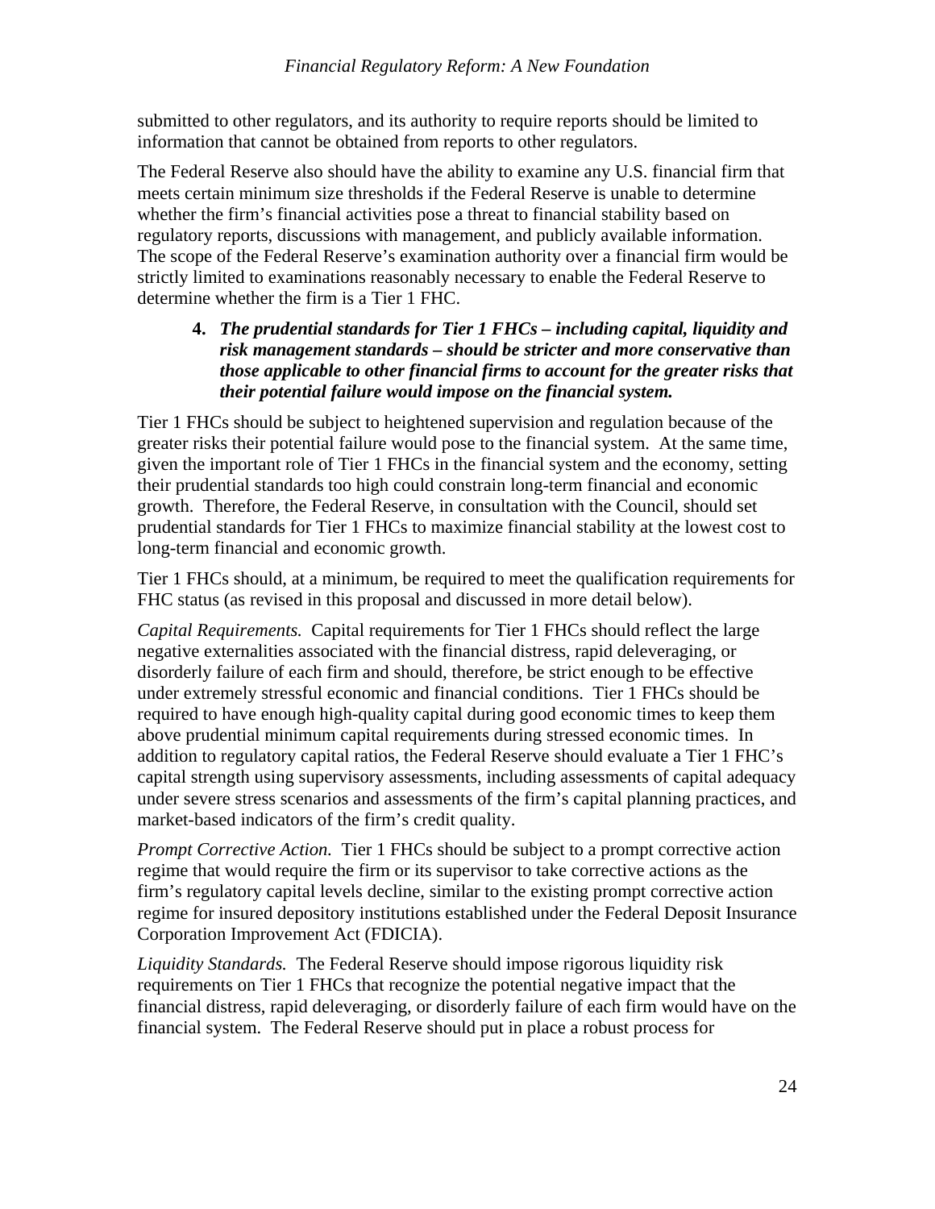submitted to other regulators, and its authority to require reports should be limited to information that cannot be obtained from reports to other regulators.

The Federal Reserve also should have the ability to examine any U.S. financial firm that meets certain minimum size thresholds if the Federal Reserve is unable to determine whether the firm's financial activities pose a threat to financial stability based on regulatory reports, discussions with management, and publicly available information. The scope of the Federal Reserve's examination authority over a financial firm would be strictly limited to examinations reasonably necessary to enable the Federal Reserve to determine whether the firm is a Tier 1 FHC.

4. ***The prudential standards for Tier 1 FHCs – including capital, liquidity and risk management standards – should be stricter and more conservative than those applicable to other financial firms to account for the greater risks that their potential failure would impose on the financial system.***

Tier 1 FHCs should be subject to heightened supervision and regulation because of the greater risks their potential failure would pose to the financial system. At the same time, given the important role of Tier 1 FHCs in the financial system and the economy, setting their prudential standards too high could constrain long-term financial and economic growth. Therefore, the Federal Reserve, in consultation with the Council, should set prudential standards for Tier 1 FHCs to maximize financial stability at the lowest cost to long-term financial and economic growth.

Tier 1 FHCs should, at a minimum, be required to meet the qualification requirements for FHC status (as revised in this proposal and discussed in more detail below).

*Capital Requirements.* Capital requirements for Tier 1 FHCs should reflect the large negative externalities associated with the financial distress, rapid deleveraging, or disorderly failure of each firm and should, therefore, be strict enough to be effective under extremely stressful economic and financial conditions. Tier 1 FHCs should be required to have enough high-quality capital during good economic times to keep them above prudential minimum capital requirements during stressed economic times. In addition to regulatory capital ratios, the Federal Reserve should evaluate a Tier 1 FHC's capital strength using supervisory assessments, including assessments of capital adequacy under severe stress scenarios and assessments of the firm's capital planning practices, and market-based indicators of the firm's credit quality.

*Prompt Corrective Action.* Tier 1 FHCs should be subject to a prompt corrective action regime that would require the firm or its supervisor to take corrective actions as the firm's regulatory capital levels decline, similar to the existing prompt corrective action regime for insured depository institutions established under the Federal Deposit Insurance Corporation Improvement Act (FDICIA).

*Liquidity Standards.* The Federal Reserve should impose rigorous liquidity risk requirements on Tier 1 FHCs that recognize the potential negative impact that the financial distress, rapid deleveraging, or disorderly failure of each firm would have on the financial system. The Federal Reserve should put in place a robust process for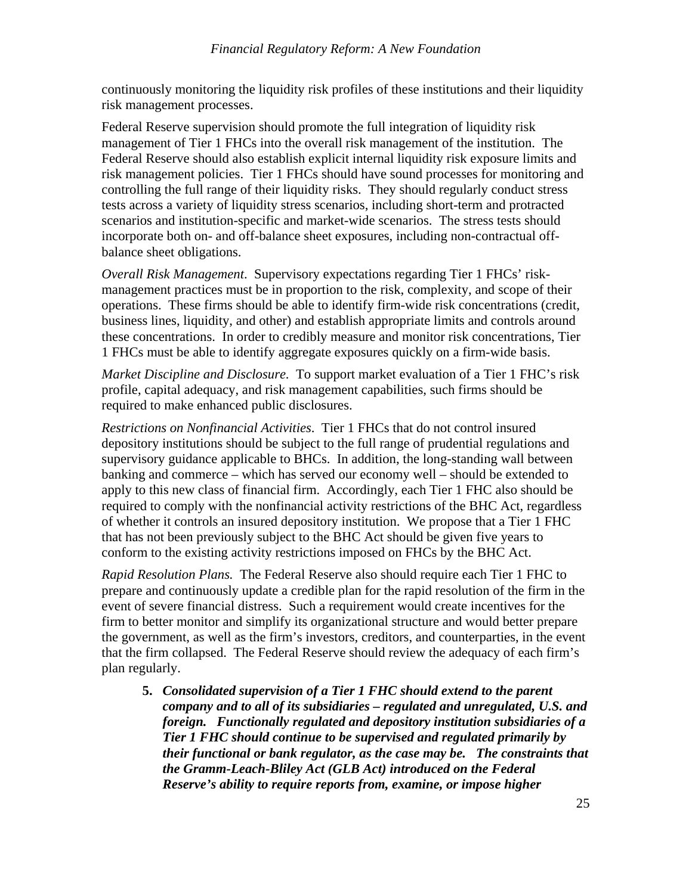continuously monitoring the liquidity risk profiles of these institutions and their liquidity risk management processes.

Federal Reserve supervision should promote the full integration of liquidity risk management of Tier 1 FHCs into the overall risk management of the institution. The Federal Reserve should also establish explicit internal liquidity risk exposure limits and risk management policies. Tier 1 FHCs should have sound processes for monitoring and controlling the full range of their liquidity risks. They should regularly conduct stress tests across a variety of liquidity stress scenarios, including short-term and protracted scenarios and institution-specific and market-wide scenarios. The stress tests should incorporate both on- and off-balance sheet exposures, including non-contractual off-balance sheet obligations.

*Overall Risk Management.* Supervisory expectations regarding Tier 1 FHCs' risk-management practices must be in proportion to the risk, complexity, and scope of their operations. These firms should be able to identify firm-wide risk concentrations (credit, business lines, liquidity, and other) and establish appropriate limits and controls around these concentrations. In order to credibly measure and monitor risk concentrations, Tier 1 FHCs must be able to identify aggregate exposures quickly on a firm-wide basis.

*Market Discipline and Disclosure.* To support market evaluation of a Tier 1 FHC's risk profile, capital adequacy, and risk management capabilities, such firms should be required to make enhanced public disclosures.

*Restrictions on Nonfinancial Activities.* Tier 1 FHCs that do not control insured depository institutions should be subject to the full range of prudential regulations and supervisory guidance applicable to BHCs. In addition, the long-standing wall between banking and commerce – which has served our economy well – should be extended to apply to this new class of financial firm. Accordingly, each Tier 1 FHC also should be required to comply with the nonfinancial activity restrictions of the BHC Act, regardless of whether it controls an insured depository institution. We propose that a Tier 1 FHC that has not been previously subject to the BHC Act should be given five years to conform to the existing activity restrictions imposed on FHCs by the BHC Act.

*Rapid Resolution Plans.* The Federal Reserve also should require each Tier 1 FHC to prepare and continuously update a credible plan for the rapid resolution of the firm in the event of severe financial distress. Such a requirement would create incentives for the firm to better monitor and simplify its organizational structure and would better prepare the government, as well as the firm's investors, creditors, and counterparties, in the event that the firm collapsed. The Federal Reserve should review the adequacy of each firm's plan regularly.

**5.** ***Consolidated supervision of a Tier 1 FHC should extend to the parent company and to all of its subsidiaries – regulated and unregulated, U.S. and foreign. Functionally regulated and depository institution subsidiaries of a Tier 1 FHC should continue to be supervised and regulated primarily by their functional or bank regulator, as the case may be. The constraints that the Gramm-Leach-Bliley Act (GLB Act) introduced on the Federal Reserve's ability to require reports from, examine, or impose higher***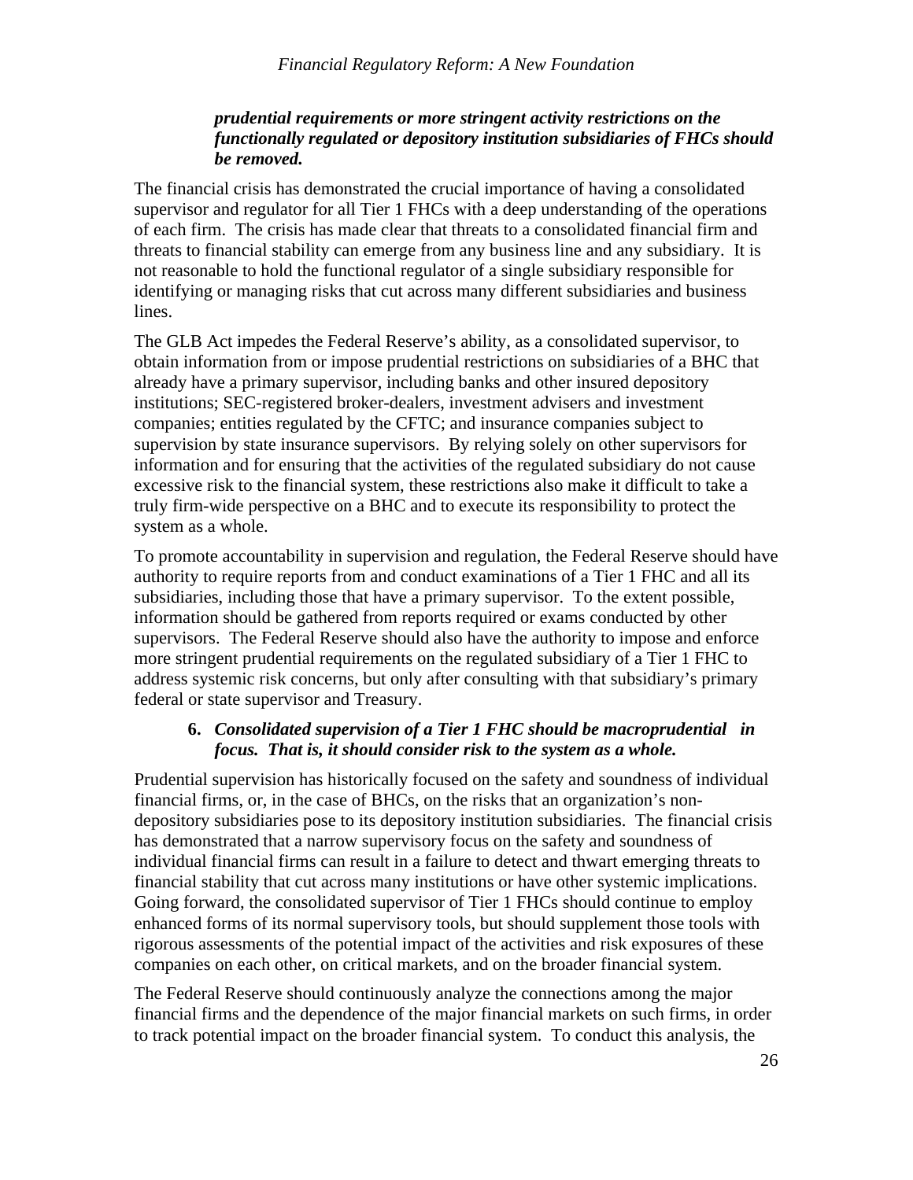***prudential requirements or more stringent activity restrictions on the functionally regulated or depository institution subsidiaries of FHCs should be removed.***

The financial crisis has demonstrated the crucial importance of having a consolidated supervisor and regulator for all Tier 1 FHCs with a deep understanding of the operations of each firm. The crisis has made clear that threats to a consolidated financial firm and threats to financial stability can emerge from any business line and any subsidiary. It is not reasonable to hold the functional regulator of a single subsidiary responsible for identifying or managing risks that cut across many different subsidiaries and business lines.

The GLB Act impedes the Federal Reserve's ability, as a consolidated supervisor, to obtain information from or impose prudential restrictions on subsidiaries of a BHC that already have a primary supervisor, including banks and other insured depository institutions; SEC-registered broker-dealers, investment advisers and investment companies; entities regulated by the CFTC; and insurance companies subject to supervision by state insurance supervisors. By relying solely on other supervisors for information and for ensuring that the activities of the regulated subsidiary do not cause excessive risk to the financial system, these restrictions also make it difficult to take a truly firm-wide perspective on a BHC and to execute its responsibility to protect the system as a whole.

To promote accountability in supervision and regulation, the Federal Reserve should have authority to require reports from and conduct examinations of a Tier 1 FHC and all its subsidiaries, including those that have a primary supervisor. To the extent possible, information should be gathered from reports required or exams conducted by other supervisors. The Federal Reserve should also have the authority to impose and enforce more stringent prudential requirements on the regulated subsidiary of a Tier 1 FHC to address systemic risk concerns, but only after consulting with that subsidiary's primary federal or state supervisor and Treasury.

**6.** ***Consolidated supervision of a Tier 1 FHC should be macroprudential in focus. That is, it should consider risk to the system as a whole.***

Prudential supervision has historically focused on the safety and soundness of individual financial firms, or, in the case of BHCs, on the risks that an organization's non-depository subsidiaries pose to its depository institution subsidiaries. The financial crisis has demonstrated that a narrow supervisory focus on the safety and soundness of individual financial firms can result in a failure to detect and thwart emerging threats to financial stability that cut across many institutions or have other systemic implications. Going forward, the consolidated supervisor of Tier 1 FHCs should continue to employ enhanced forms of its normal supervisory tools, but should supplement those tools with rigorous assessments of the potential impact of the activities and risk exposures of these companies on each other, on critical markets, and on the broader financial system.

The Federal Reserve should continuously analyze the connections among the major financial firms and the dependence of the major financial markets on such firms, in order to track potential impact on the broader financial system. To conduct this analysis, the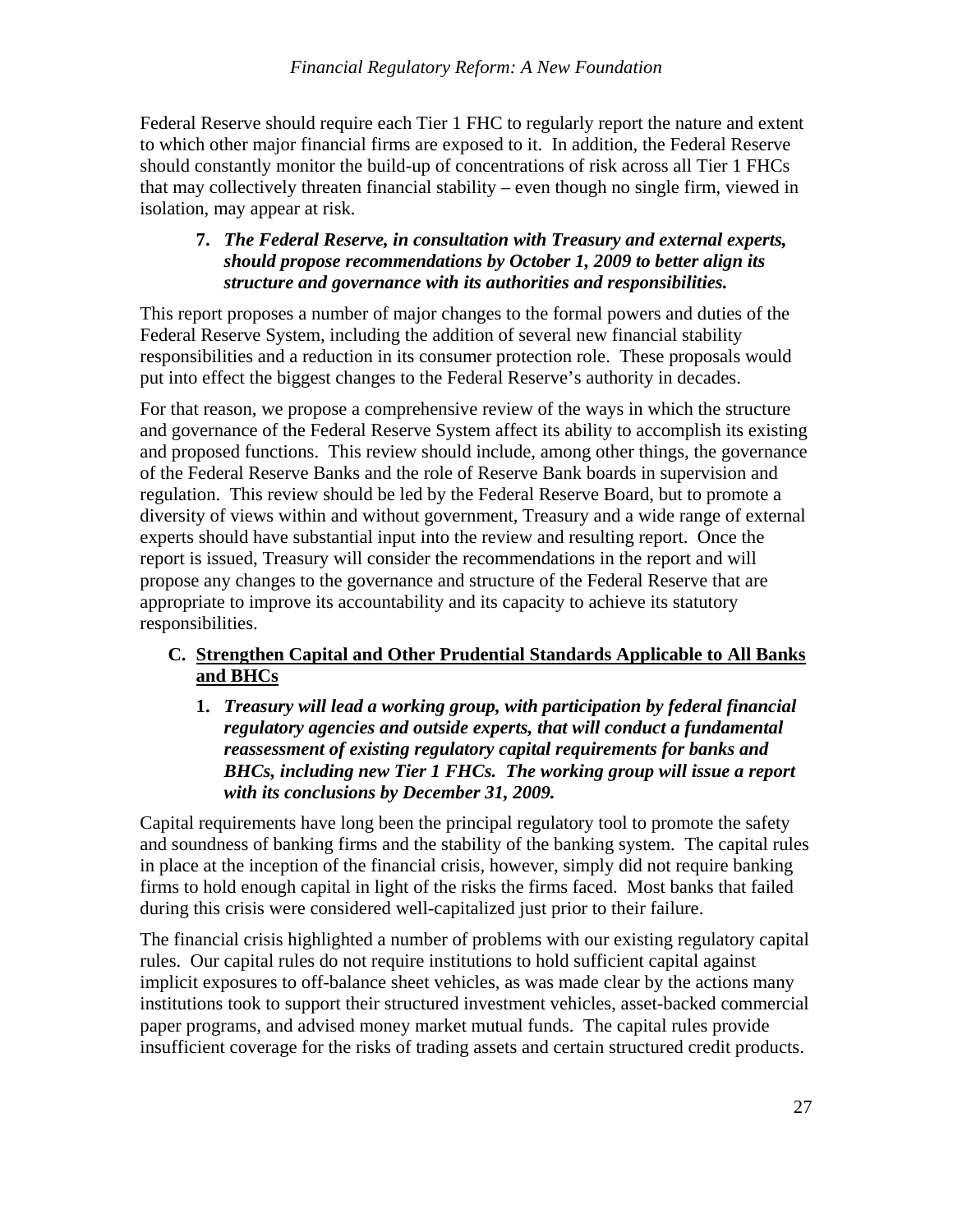Federal Reserve should require each Tier 1 FHC to regularly report the nature and extent to which other major financial firms are exposed to it. In addition, the Federal Reserve should constantly monitor the build-up of concentrations of risk across all Tier 1 FHCs that may collectively threaten financial stability – even though no single firm, viewed in isolation, may appear at risk.

**7. *The Federal Reserve, in consultation with Treasury and external experts, should propose recommendations by October 1, 2009 to better align its structure and governance with its authorities and responsibilities.***

This report proposes a number of major changes to the formal powers and duties of the Federal Reserve System, including the addition of several new financial stability responsibilities and a reduction in its consumer protection role. These proposals would put into effect the biggest changes to the Federal Reserve's authority in decades.

For that reason, we propose a comprehensive review of the ways in which the structure and governance of the Federal Reserve System affect its ability to accomplish its existing and proposed functions. This review should include, among other things, the governance of the Federal Reserve Banks and the role of Reserve Bank boards in supervision and regulation. This review should be led by the Federal Reserve Board, but to promote a diversity of views within and without government, Treasury and a wide range of external experts should have substantial input into the review and resulting report. Once the report is issued, Treasury will consider the recommendations in the report and will propose any changes to the governance and structure of the Federal Reserve that are appropriate to improve its accountability and its capacity to achieve its statutory responsibilities.

## C. Strengthen Capital and Other Prudential Standards Applicable to All Banks and BHCs

**1. *Treasury will lead a working group, with participation by federal financial regulatory agencies and outside experts, that will conduct a fundamental reassessment of existing regulatory capital requirements for banks and BHCs, including new Tier 1 FHCs. The working group will issue a report with its conclusions by December 31, 2009.***

Capital requirements have long been the principal regulatory tool to promote the safety and soundness of banking firms and the stability of the banking system. The capital rules in place at the inception of the financial crisis, however, simply did not require banking firms to hold enough capital in light of the risks the firms faced. Most banks that failed during this crisis were considered well-capitalized just prior to their failure.

The financial crisis highlighted a number of problems with our existing regulatory capital rules. Our capital rules do not require institutions to hold sufficient capital against implicit exposures to off-balance sheet vehicles, as was made clear by the actions many institutions took to support their structured investment vehicles, asset-backed commercial paper programs, and advised money market mutual funds. The capital rules provide insufficient coverage for the risks of trading assets and certain structured credit products.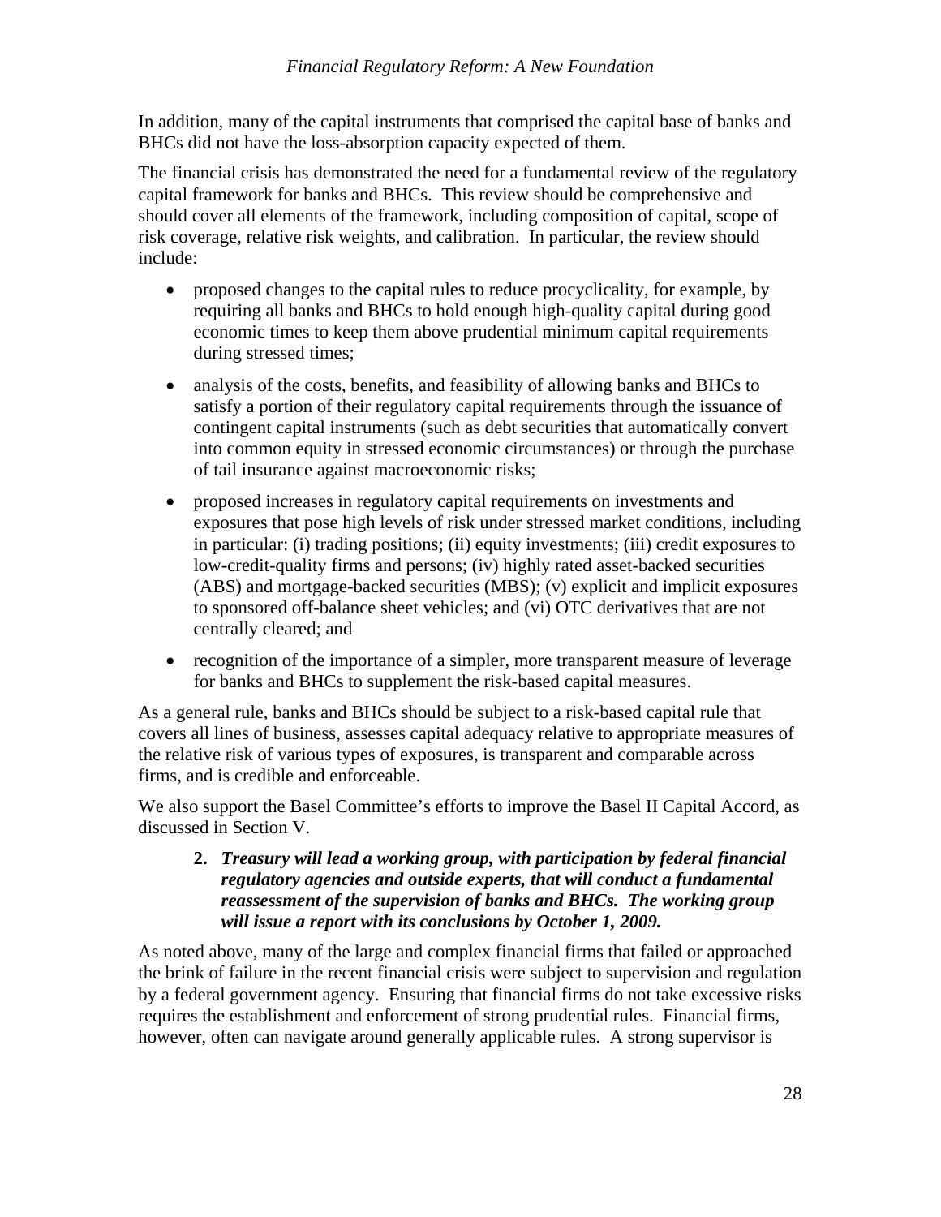In addition, many of the capital instruments that comprised the capital base of banks and BHCs did not have the loss-absorption capacity expected of them.

The financial crisis has demonstrated the need for a fundamental review of the regulatory capital framework for banks and BHCs. This review should be comprehensive and should cover all elements of the framework, including composition of capital, scope of risk coverage, relative risk weights, and calibration. In particular, the review should include:

- proposed changes to the capital rules to reduce procyclicality, for example, by requiring all banks and BHCs to hold enough high-quality capital during good economic times to keep them above prudential minimum capital requirements during stressed times;
- analysis of the costs, benefits, and feasibility of allowing banks and BHCs to satisfy a portion of their regulatory capital requirements through the issuance of contingent capital instruments (such as debt securities that automatically convert into common equity in stressed economic circumstances) or through the purchase of tail insurance against macroeconomic risks;
- proposed increases in regulatory capital requirements on investments and exposures that pose high levels of risk under stressed market conditions, including in particular: (i) trading positions; (ii) equity investments; (iii) credit exposures to low-credit-quality firms and persons; (iv) highly rated asset-backed securities (ABS) and mortgage-backed securities (MBS); (v) explicit and implicit exposures to sponsored off-balance sheet vehicles; and (vi) OTC derivatives that are not centrally cleared; and
- recognition of the importance of a simpler, more transparent measure of leverage for banks and BHCs to supplement the risk-based capital measures.

As a general rule, banks and BHCs should be subject to a risk-based capital rule that covers all lines of business, assesses capital adequacy relative to appropriate measures of the relative risk of various types of exposures, is transparent and comparable across firms, and is credible and enforceable.

We also support the Basel Committee's efforts to improve the Basel II Capital Accord, as discussed in Section V.

> **2. *Treasury will lead a working group, with participation by federal financial regulatory agencies and outside experts, that will conduct a fundamental reassessment of the supervision of banks and BHCs. The working group will issue a report with its conclusions by October 1, 2009.***

As noted above, many of the large and complex financial firms that failed or approached the brink of failure in the recent financial crisis were subject to supervision and regulation by a federal government agency. Ensuring that financial firms do not take excessive risks requires the establishment and enforcement of strong prudential rules. Financial firms, however, often can navigate around generally applicable rules. A strong supervisor is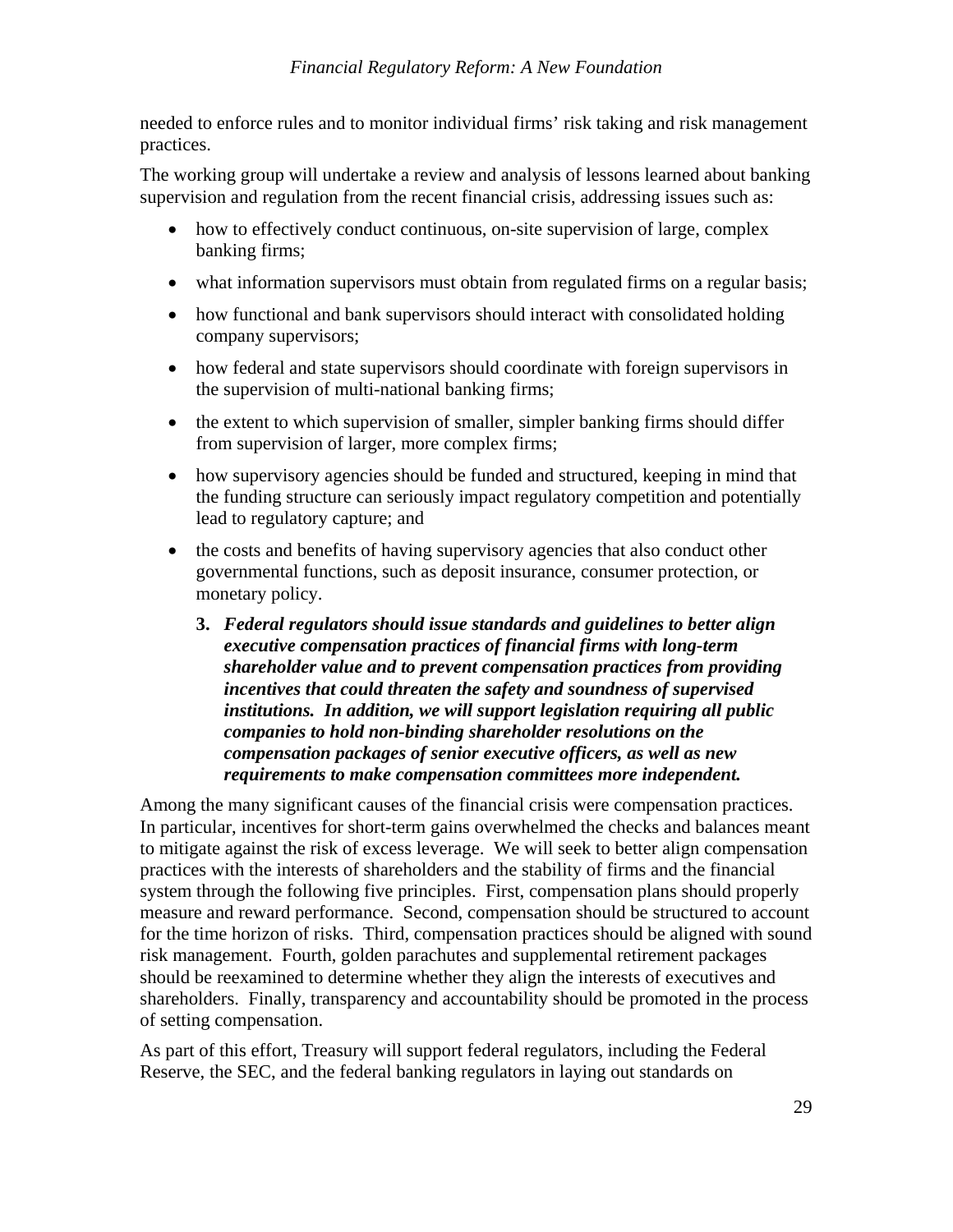needed to enforce rules and to monitor individual firms' risk taking and risk management practices.

The working group will undertake a review and analysis of lessons learned about banking supervision and regulation from the recent financial crisis, addressing issues such as:

- how to effectively conduct continuous, on-site supervision of large, complex banking firms;
- what information supervisors must obtain from regulated firms on a regular basis;
- how functional and bank supervisors should interact with consolidated holding company supervisors;
- how federal and state supervisors should coordinate with foreign supervisors in the supervision of multi-national banking firms;
- the extent to which supervision of smaller, simpler banking firms should differ from supervision of larger, more complex firms;
- how supervisory agencies should be funded and structured, keeping in mind that the funding structure can seriously impact regulatory competition and potentially lead to regulatory capture; and
- the costs and benefits of having supervisory agencies that also conduct other governmental functions, such as deposit insurance, consumer protection, or monetary policy.

**3.** ***Federal regulators should issue standards and guidelines to better align executive compensation practices of financial firms with long-term shareholder value and to prevent compensation practices from providing incentives that could threaten the safety and soundness of supervised institutions. In addition, we will support legislation requiring all public companies to hold non-binding shareholder resolutions on the compensation packages of senior executive officers, as well as new requirements to make compensation committees more independent.***

Among the many significant causes of the financial crisis were compensation practices. In particular, incentives for short-term gains overwhelmed the checks and balances meant to mitigate against the risk of excess leverage. We will seek to better align compensation practices with the interests of shareholders and the stability of firms and the financial system through the following five principles. First, compensation plans should properly measure and reward performance. Second, compensation should be structured to account for the time horizon of risks. Third, compensation practices should be aligned with sound risk management. Fourth, golden parachutes and supplemental retirement packages should be reexamined to determine whether they align the interests of executives and shareholders. Finally, transparency and accountability should be promoted in the process of setting compensation.

As part of this effort, Treasury will support federal regulators, including the Federal Reserve, the SEC, and the federal banking regulators in laying out standards on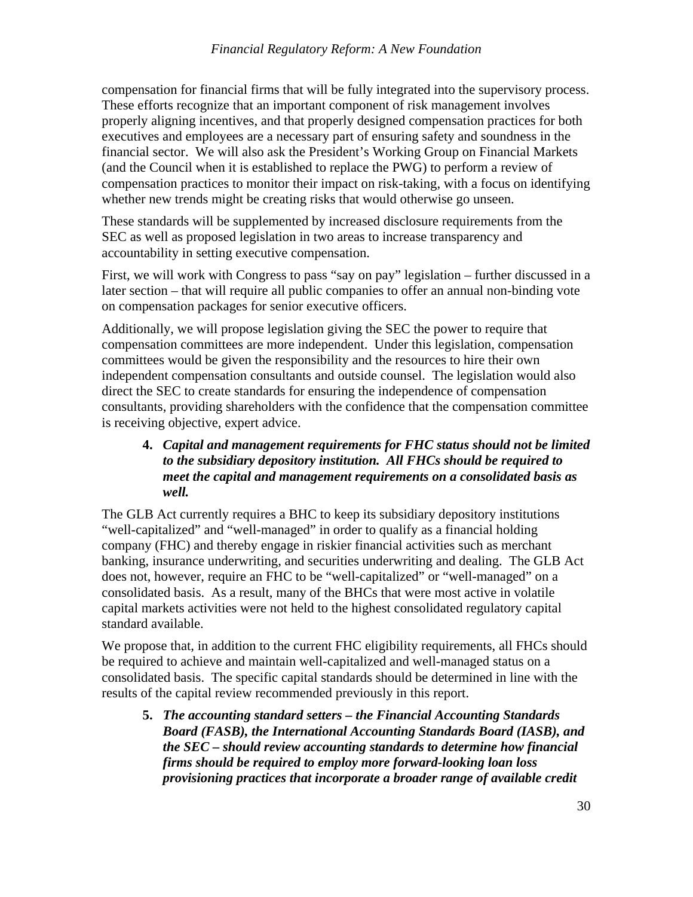compensation for financial firms that will be fully integrated into the supervisory process. These efforts recognize that an important component of risk management involves properly aligning incentives, and that properly designed compensation practices for both executives and employees are a necessary part of ensuring safety and soundness in the financial sector. We will also ask the President's Working Group on Financial Markets (and the Council when it is established to replace the PWG) to perform a review of compensation practices to monitor their impact on risk-taking, with a focus on identifying whether new trends might be creating risks that would otherwise go unseen.

These standards will be supplemented by increased disclosure requirements from the SEC as well as proposed legislation in two areas to increase transparency and accountability in setting executive compensation.

First, we will work with Congress to pass "say on pay" legislation – further discussed in a later section – that will require all public companies to offer an annual non-binding vote on compensation packages for senior executive officers.

Additionally, we will propose legislation giving the SEC the power to require that compensation committees are more independent. Under this legislation, compensation committees would be given the responsibility and the resources to hire their own independent compensation consultants and outside counsel. The legislation would also direct the SEC to create standards for ensuring the independence of compensation consultants, providing shareholders with the confidence that the compensation committee is receiving objective, expert advice.

**4.** ***Capital and management requirements for FHC status should not be limited to the subsidiary depository institution. All FHCs should be required to meet the capital and management requirements on a consolidated basis as well.***

The GLB Act currently requires a BHC to keep its subsidiary depository institutions "well-capitalized" and "well-managed" in order to qualify as a financial holding company (FHC) and thereby engage in riskier financial activities such as merchant banking, insurance underwriting, and securities underwriting and dealing. The GLB Act does not, however, require an FHC to be "well-capitalized" or "well-managed" on a consolidated basis. As a result, many of the BHCs that were most active in volatile capital markets activities were not held to the highest consolidated regulatory capital standard available.

We propose that, in addition to the current FHC eligibility requirements, all FHCs should be required to achieve and maintain well-capitalized and well-managed status on a consolidated basis. The specific capital standards should be determined in line with the results of the capital review recommended previously in this report.

**5.** ***The accounting standard setters – the Financial Accounting Standards Board (FASB), the International Accounting Standards Board (IASB), and the SEC – should review accounting standards to determine how financial firms should be required to employ more forward-looking loan loss provisioning practices that incorporate a broader range of available credit***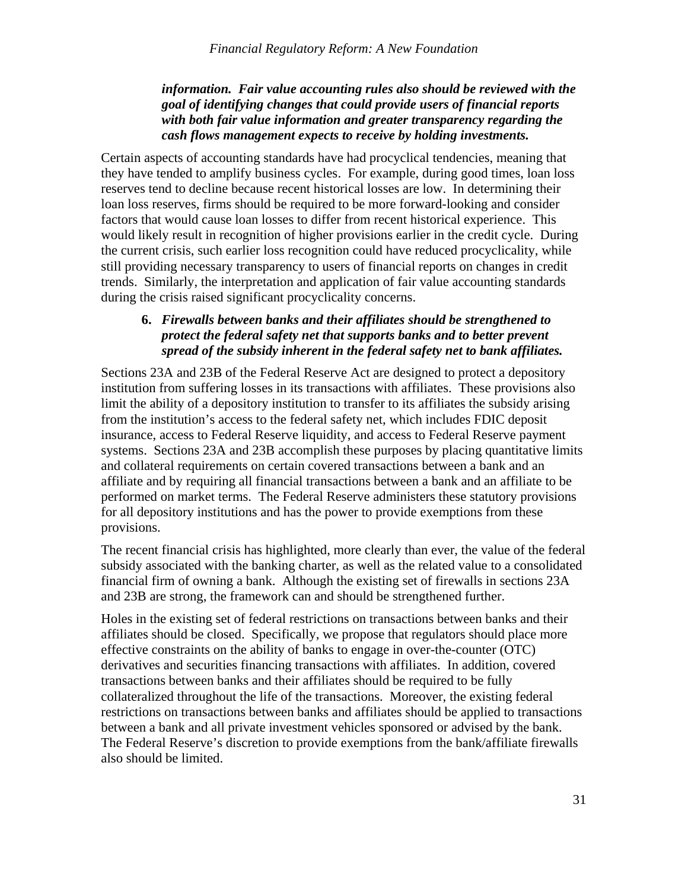***information. Fair value accounting rules also should be reviewed with the goal of identifying changes that could provide users of financial reports with both fair value information and greater transparency regarding the cash flows management expects to receive by holding investments.***

Certain aspects of accounting standards have had procyclical tendencies, meaning that they have tended to amplify business cycles. For example, during good times, loan loss reserves tend to decline because recent historical losses are low. In determining their loan loss reserves, firms should be required to be more forward-looking and consider factors that would cause loan losses to differ from recent historical experience. This would likely result in recognition of higher provisions earlier in the credit cycle. During the current crisis, such earlier loss recognition could have reduced procyclicality, while still providing necessary transparency to users of financial reports on changes in credit trends. Similarly, the interpretation and application of fair value accounting standards during the crisis raised significant procyclicality concerns.

**6.** ***Firewalls between banks and their affiliates should be strengthened to protect the federal safety net that supports banks and to better prevent spread of the subsidy inherent in the federal safety net to bank affiliates.***

Sections 23A and 23B of the Federal Reserve Act are designed to protect a depository institution from suffering losses in its transactions with affiliates. These provisions also limit the ability of a depository institution to transfer to its affiliates the subsidy arising from the institution's access to the federal safety net, which includes FDIC deposit insurance, access to Federal Reserve liquidity, and access to Federal Reserve payment systems. Sections 23A and 23B accomplish these purposes by placing quantitative limits and collateral requirements on certain covered transactions between a bank and an affiliate and by requiring all financial transactions between a bank and an affiliate to be performed on market terms. The Federal Reserve administers these statutory provisions for all depository institutions and has the power to provide exemptions from these provisions.

The recent financial crisis has highlighted, more clearly than ever, the value of the federal subsidy associated with the banking charter, as well as the related value to a consolidated financial firm of owning a bank. Although the existing set of firewalls in sections 23A and 23B are strong, the framework can and should be strengthened further.

Holes in the existing set of federal restrictions on transactions between banks and their affiliates should be closed. Specifically, we propose that regulators should place more effective constraints on the ability of banks to engage in over-the-counter (OTC) derivatives and securities financing transactions with affiliates. In addition, covered transactions between banks and their affiliates should be required to be fully collateralized throughout the life of the transactions. Moreover, the existing federal restrictions on transactions between banks and affiliates should be applied to transactions between a bank and all private investment vehicles sponsored or advised by the bank. The Federal Reserve's discretion to provide exemptions from the bank/affiliate firewalls also should be limited.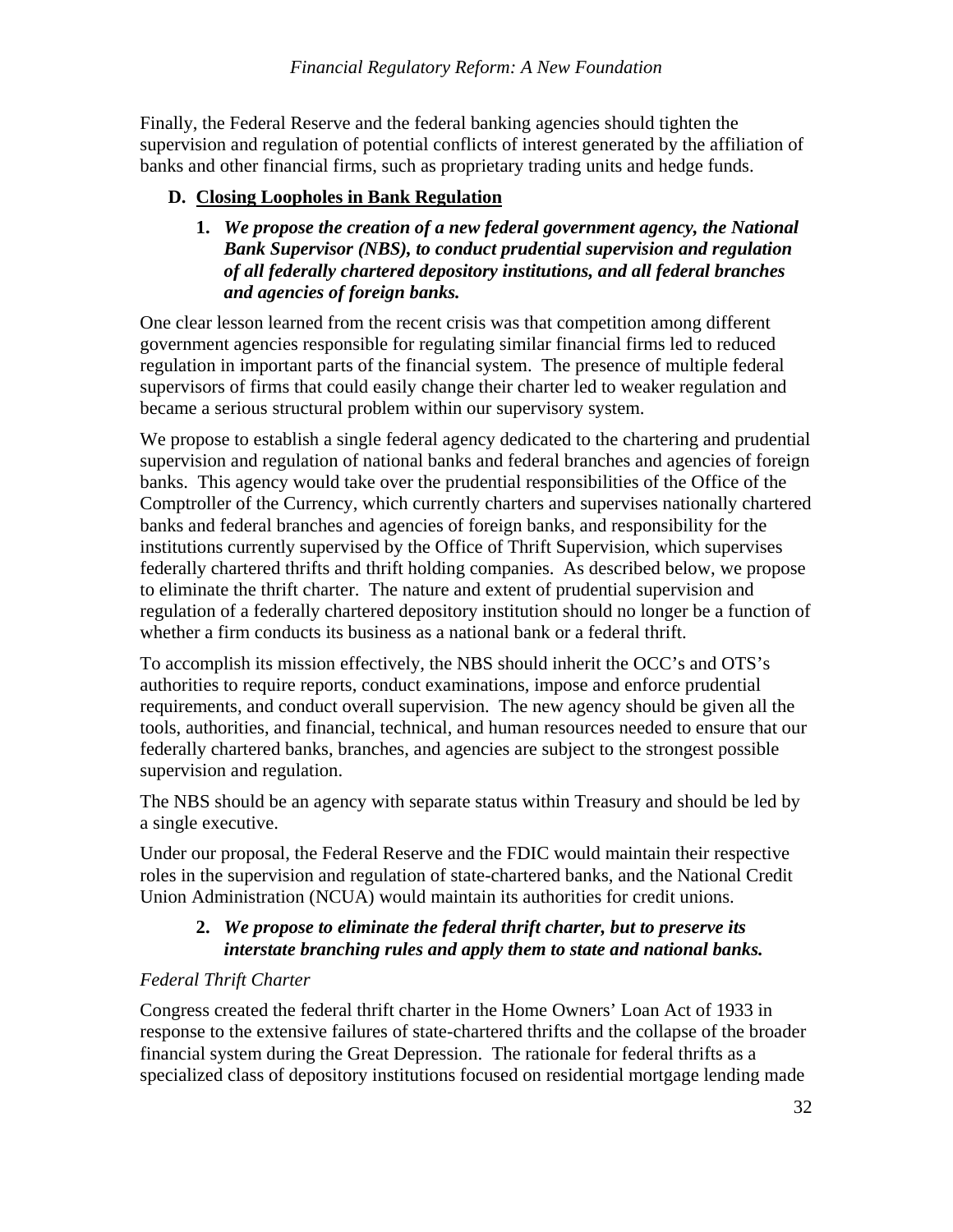Finally, the Federal Reserve and the federal banking agencies should tighten the supervision and regulation of potential conflicts of interest generated by the affiliation of banks and other financial firms, such as proprietary trading units and hedge funds.

## D. Closing Loopholes in Bank Regulation

### 1. *We propose the creation of a new federal government agency, the National Bank Supervisor (NBS), to conduct prudential supervision and regulation of all federally chartered depository institutions, and all federal branches and agencies of foreign banks.*

One clear lesson learned from the recent crisis was that competition among different government agencies responsible for regulating similar financial firms led to reduced regulation in important parts of the financial system. The presence of multiple federal supervisors of firms that could easily change their charter led to weaker regulation and became a serious structural problem within our supervisory system.

We propose to establish a single federal agency dedicated to the chartering and prudential supervision and regulation of national banks and federal branches and agencies of foreign banks. This agency would take over the prudential responsibilities of the Office of the Comptroller of the Currency, which currently charters and supervises nationally chartered banks and federal branches and agencies of foreign banks, and responsibility for the institutions currently supervised by the Office of Thrift Supervision, which supervises federally chartered thrifts and thrift holding companies. As described below, we propose to eliminate the thrift charter. The nature and extent of prudential supervision and regulation of a federally chartered depository institution should no longer be a function of whether a firm conducts its business as a national bank or a federal thrift.

To accomplish its mission effectively, the NBS should inherit the OCC's and OTS's authorities to require reports, conduct examinations, impose and enforce prudential requirements, and conduct overall supervision. The new agency should be given all the tools, authorities, and financial, technical, and human resources needed to ensure that our federally chartered banks, branches, and agencies are subject to the strongest possible supervision and regulation.

The NBS should be an agency with separate status within Treasury and should be led by a single executive.

Under our proposal, the Federal Reserve and the FDIC would maintain their respective roles in the supervision and regulation of state-chartered banks, and the National Credit Union Administration (NCUA) would maintain its authorities for credit unions.

### 2. *We propose to eliminate the federal thrift charter, but to preserve its interstate branching rules and apply them to state and national banks.*

*Federal Thrift Charter*

Congress created the federal thrift charter in the Home Owners' Loan Act of 1933 in response to the extensive failures of state-chartered thrifts and the collapse of the broader financial system during the Great Depression. The rationale for federal thrifts as a specialized class of depository institutions focused on residential mortgage lending made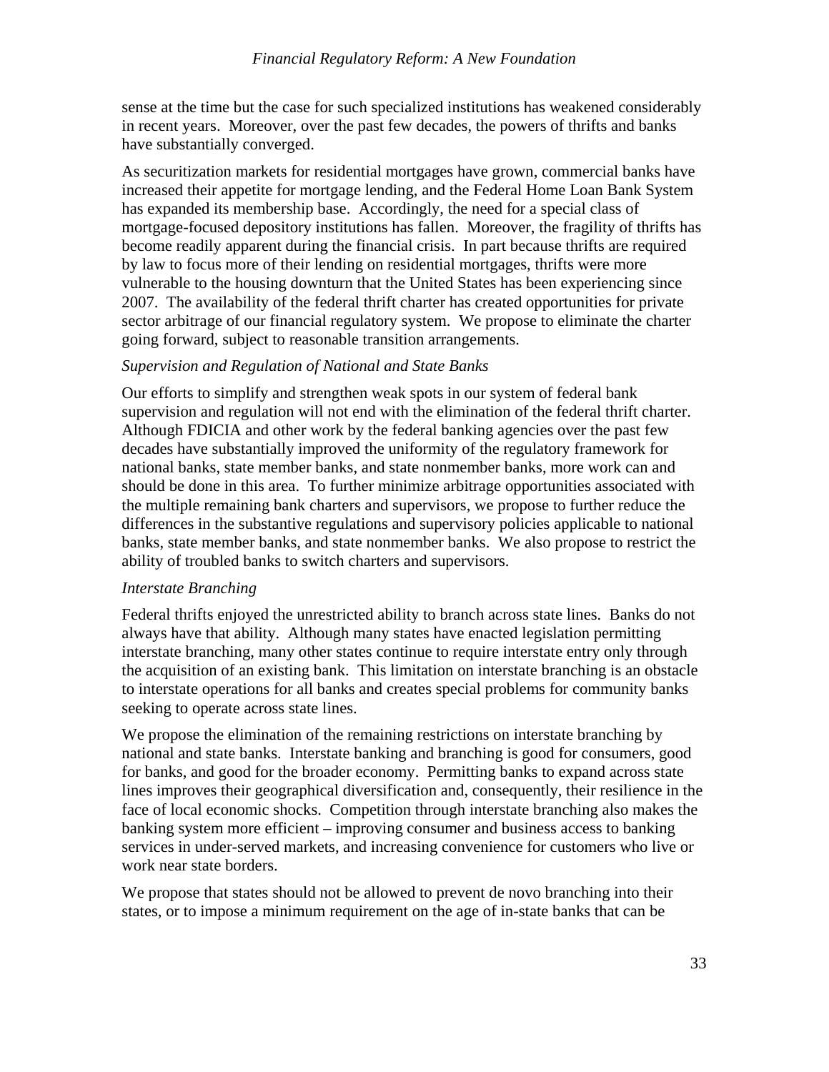sense at the time but the case for such specialized institutions has weakened considerably in recent years. Moreover, over the past few decades, the powers of thrifts and banks have substantially converged.

As securitization markets for residential mortgages have grown, commercial banks have increased their appetite for mortgage lending, and the Federal Home Loan Bank System has expanded its membership base. Accordingly, the need for a special class of mortgage-focused depository institutions has fallen. Moreover, the fragility of thrifts has become readily apparent during the financial crisis. In part because thrifts are required by law to focus more of their lending on residential mortgages, thrifts were more vulnerable to the housing downturn that the United States has been experiencing since 2007. The availability of the federal thrift charter has created opportunities for private sector arbitrage of our financial regulatory system. We propose to eliminate the charter going forward, subject to reasonable transition arrangements.

*Supervision and Regulation of National and State Banks*

Our efforts to simplify and strengthen weak spots in our system of federal bank supervision and regulation will not end with the elimination of the federal thrift charter. Although FDICIA and other work by the federal banking agencies over the past few decades have substantially improved the uniformity of the regulatory framework for national banks, state member banks, and state nonmember banks, more work can and should be done in this area. To further minimize arbitrage opportunities associated with the multiple remaining bank charters and supervisors, we propose to further reduce the differences in the substantive regulations and supervisory policies applicable to national banks, state member banks, and state nonmember banks. We also propose to restrict the ability of troubled banks to switch charters and supervisors.

*Interstate Branching*

Federal thrifts enjoyed the unrestricted ability to branch across state lines. Banks do not always have that ability. Although many states have enacted legislation permitting interstate branching, many other states continue to require interstate entry only through the acquisition of an existing bank. This limitation on interstate branching is an obstacle to interstate operations for all banks and creates special problems for community banks seeking to operate across state lines.

We propose the elimination of the remaining restrictions on interstate branching by national and state banks. Interstate banking and branching is good for consumers, good for banks, and good for the broader economy. Permitting banks to expand across state lines improves their geographical diversification and, consequently, their resilience in the face of local economic shocks. Competition through interstate branching also makes the banking system more efficient – improving consumer and business access to banking services in under-served markets, and increasing convenience for customers who live or work near state borders.

We propose that states should not be allowed to prevent de novo branching into their states, or to impose a minimum requirement on the age of in-state banks that can be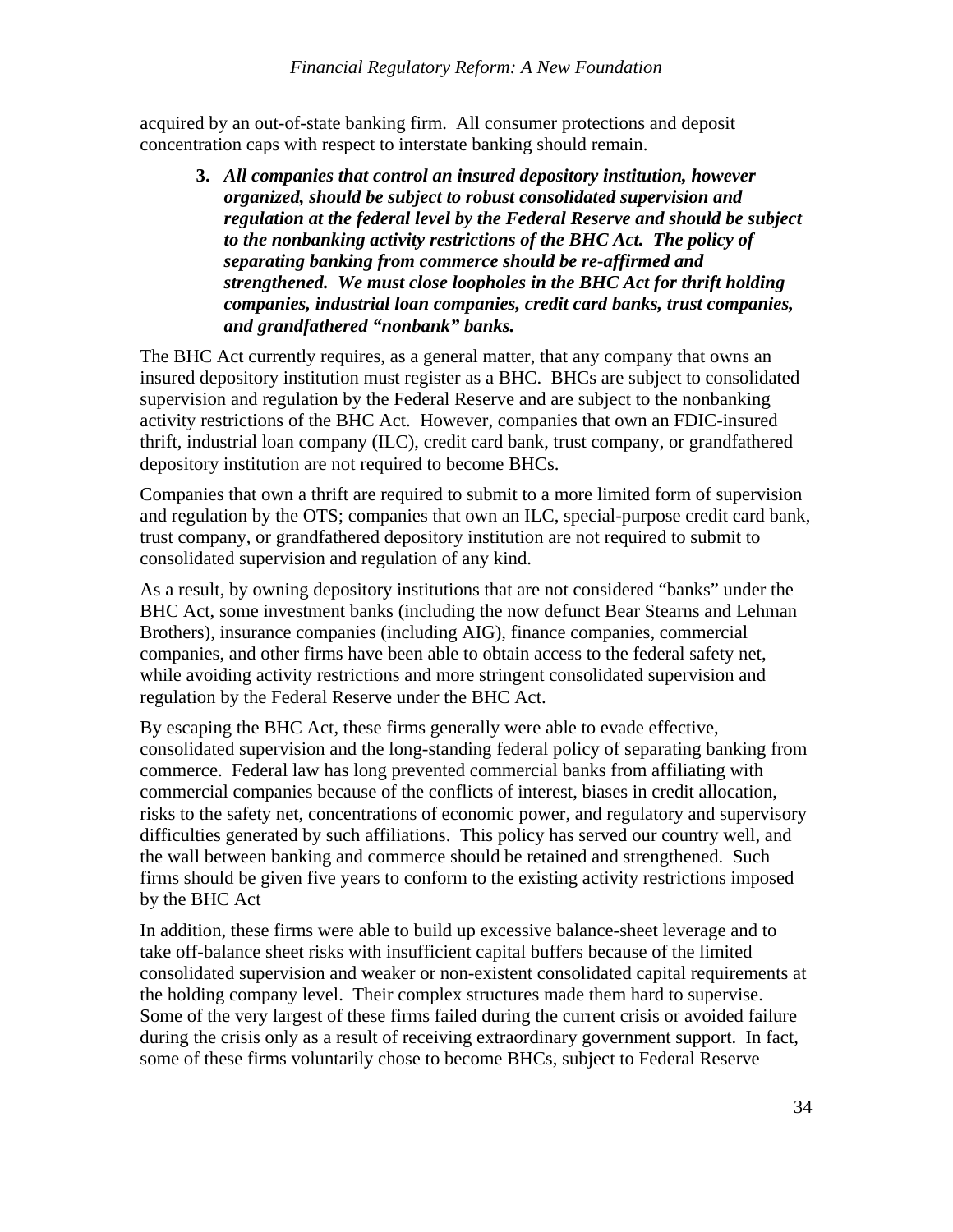acquired by an out-of-state banking firm. All consumer protections and deposit concentration caps with respect to interstate banking should remain.

3. ***All companies that control an insured depository institution, however organized, should be subject to robust consolidated supervision and regulation at the federal level by the Federal Reserve and should be subject to the nonbanking activity restrictions of the BHC Act. The policy of separating banking from commerce should be re-affirmed and strengthened. We must close loopholes in the BHC Act for thrift holding companies, industrial loan companies, credit card banks, trust companies, and grandfathered "nonbank" banks.***

The BHC Act currently requires, as a general matter, that any company that owns an insured depository institution must register as a BHC. BHCs are subject to consolidated supervision and regulation by the Federal Reserve and are subject to the nonbanking activity restrictions of the BHC Act. However, companies that own an FDIC-insured thrift, industrial loan company (ILC), credit card bank, trust company, or grandfathered depository institution are not required to become BHCs.

Companies that own a thrift are required to submit to a more limited form of supervision and regulation by the OTS; companies that own an ILC, special-purpose credit card bank, trust company, or grandfathered depository institution are not required to submit to consolidated supervision and regulation of any kind.

As a result, by owning depository institutions that are not considered "banks" under the BHC Act, some investment banks (including the now defunct Bear Stearns and Lehman Brothers), insurance companies (including AIG), finance companies, commercial companies, and other firms have been able to obtain access to the federal safety net, while avoiding activity restrictions and more stringent consolidated supervision and regulation by the Federal Reserve under the BHC Act.

By escaping the BHC Act, these firms generally were able to evade effective, consolidated supervision and the long-standing federal policy of separating banking from commerce. Federal law has long prevented commercial banks from affiliating with commercial companies because of the conflicts of interest, biases in credit allocation, risks to the safety net, concentrations of economic power, and regulatory and supervisory difficulties generated by such affiliations. This policy has served our country well, and the wall between banking and commerce should be retained and strengthened. Such firms should be given five years to conform to the existing activity restrictions imposed by the BHC Act

In addition, these firms were able to build up excessive balance-sheet leverage and to take off-balance sheet risks with insufficient capital buffers because of the limited consolidated supervision and weaker or non-existent consolidated capital requirements at the holding company level. Their complex structures made them hard to supervise. Some of the very largest of these firms failed during the current crisis or avoided failure during the crisis only as a result of receiving extraordinary government support. In fact, some of these firms voluntarily chose to become BHCs, subject to Federal Reserve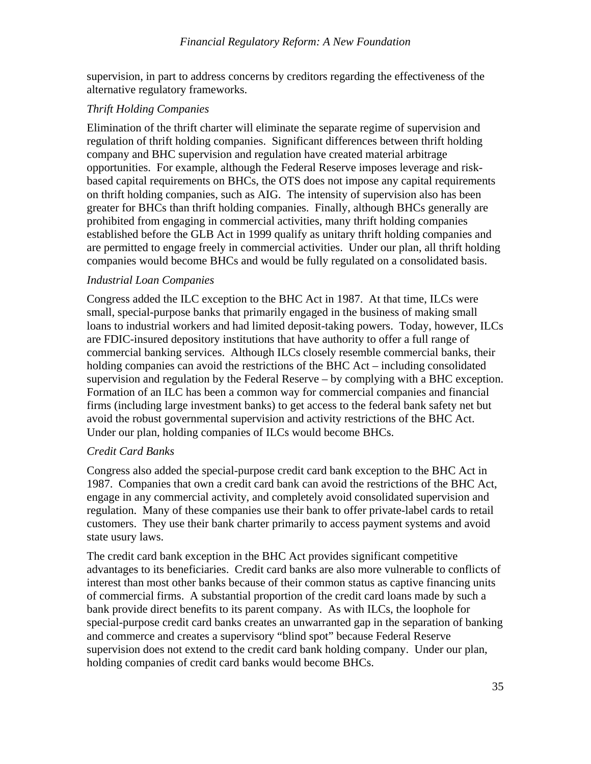supervision, in part to address concerns by creditors regarding the effectiveness of the alternative regulatory frameworks.

*Thrift Holding Companies*

Elimination of the thrift charter will eliminate the separate regime of supervision and regulation of thrift holding companies. Significant differences between thrift holding company and BHC supervision and regulation have created material arbitrage opportunities. For example, although the Federal Reserve imposes leverage and risk-based capital requirements on BHCs, the OTS does not impose any capital requirements on thrift holding companies, such as AIG. The intensity of supervision also has been greater for BHCs than thrift holding companies. Finally, although BHCs generally are prohibited from engaging in commercial activities, many thrift holding companies established before the GLB Act in 1999 qualify as unitary thrift holding companies and are permitted to engage freely in commercial activities. Under our plan, all thrift holding companies would become BHCs and would be fully regulated on a consolidated basis.

*Industrial Loan Companies*

Congress added the ILC exception to the BHC Act in 1987. At that time, ILCs were small, special-purpose banks that primarily engaged in the business of making small loans to industrial workers and had limited deposit-taking powers. Today, however, ILCs are FDIC-insured depository institutions that have authority to offer a full range of commercial banking services. Although ILCs closely resemble commercial banks, their holding companies can avoid the restrictions of the BHC Act – including consolidated supervision and regulation by the Federal Reserve – by complying with a BHC exception. Formation of an ILC has been a common way for commercial companies and financial firms (including large investment banks) to get access to the federal bank safety net but avoid the robust governmental supervision and activity restrictions of the BHC Act. Under our plan, holding companies of ILCs would become BHCs.

*Credit Card Banks*

Congress also added the special-purpose credit card bank exception to the BHC Act in 1987. Companies that own a credit card bank can avoid the restrictions of the BHC Act, engage in any commercial activity, and completely avoid consolidated supervision and regulation. Many of these companies use their bank to offer private-label cards to retail customers. They use their bank charter primarily to access payment systems and avoid state usury laws.

The credit card bank exception in the BHC Act provides significant competitive advantages to its beneficiaries. Credit card banks are also more vulnerable to conflicts of interest than most other banks because of their common status as captive financing units of commercial firms. A substantial proportion of the credit card loans made by such a bank provide direct benefits to its parent company. As with ILCs, the loophole for special-purpose credit card banks creates an unwarranted gap in the separation of banking and commerce and creates a supervisory "blind spot" because Federal Reserve supervision does not extend to the credit card bank holding company. Under our plan, holding companies of credit card banks would become BHCs.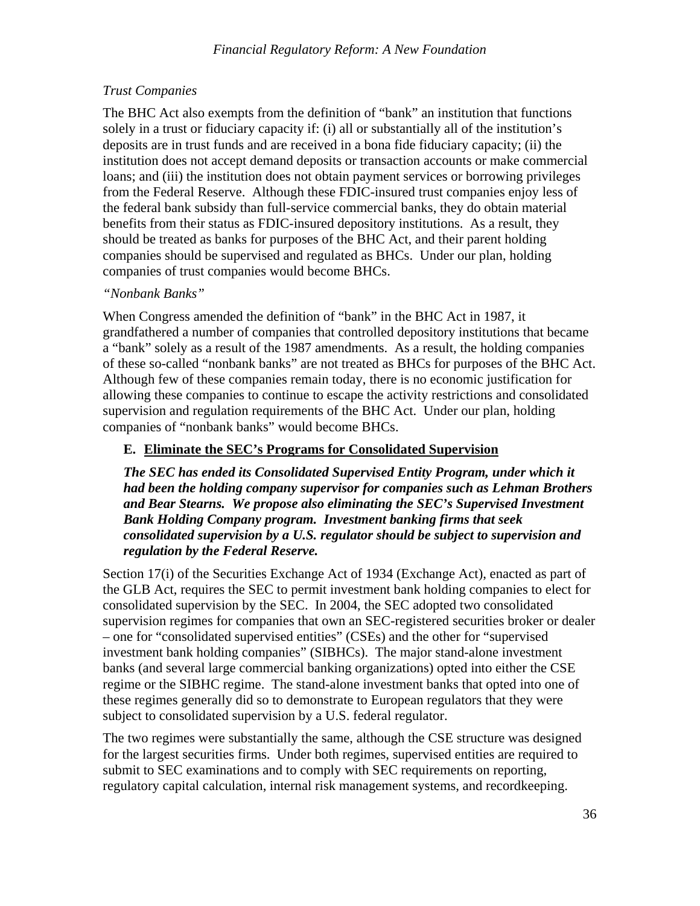*Trust Companies*

The BHC Act also exempts from the definition of "bank" an institution that functions solely in a trust or fiduciary capacity if: (i) all or substantially all of the institution's deposits are in trust funds and are received in a bona fide fiduciary capacity; (ii) the institution does not accept demand deposits or transaction accounts or make commercial loans; and (iii) the institution does not obtain payment services or borrowing privileges from the Federal Reserve. Although these FDIC-insured trust companies enjoy less of the federal bank subsidy than full-service commercial banks, they do obtain material benefits from their status as FDIC-insured depository institutions. As a result, they should be treated as banks for purposes of the BHC Act, and their parent holding companies should be supervised and regulated as BHCs. Under our plan, holding companies of trust companies would become BHCs.

*"Nonbank Banks"*

When Congress amended the definition of "bank" in the BHC Act in 1987, it grandfathered a number of companies that controlled depository institutions that became a "bank" solely as a result of the 1987 amendments. As a result, the holding companies of these so-called "nonbank banks" are not treated as BHCs for purposes of the BHC Act. Although few of these companies remain today, there is no economic justification for allowing these companies to continue to escape the activity restrictions and consolidated supervision and regulation requirements of the BHC Act. Under our plan, holding companies of "nonbank banks" would become BHCs.

## E. Eliminate the SEC's Programs for Consolidated Supervision

***The SEC has ended its Consolidated Supervised Entity Program, under which it had been the holding company supervisor for companies such as Lehman Brothers and Bear Stearns. We propose also eliminating the SEC's Supervised Investment Bank Holding Company program. Investment banking firms that seek consolidated supervision by a U.S. regulator should be subject to supervision and regulation by the Federal Reserve.***

Section 17(i) of the Securities Exchange Act of 1934 (Exchange Act), enacted as part of the GLB Act, requires the SEC to permit investment bank holding companies to elect for consolidated supervision by the SEC. In 2004, the SEC adopted two consolidated supervision regimes for companies that own an SEC-registered securities broker or dealer – one for "consolidated supervised entities" (CSEs) and the other for "supervised investment bank holding companies" (SIBHCs). The major stand-alone investment banks (and several large commercial banking organizations) opted into either the CSE regime or the SIBHC regime. The stand-alone investment banks that opted into one of these regimes generally did so to demonstrate to European regulators that they were subject to consolidated supervision by a U.S. federal regulator.

The two regimes were substantially the same, although the CSE structure was designed for the largest securities firms. Under both regimes, supervised entities are required to submit to SEC examinations and to comply with SEC requirements on reporting, regulatory capital calculation, internal risk management systems, and recordkeeping.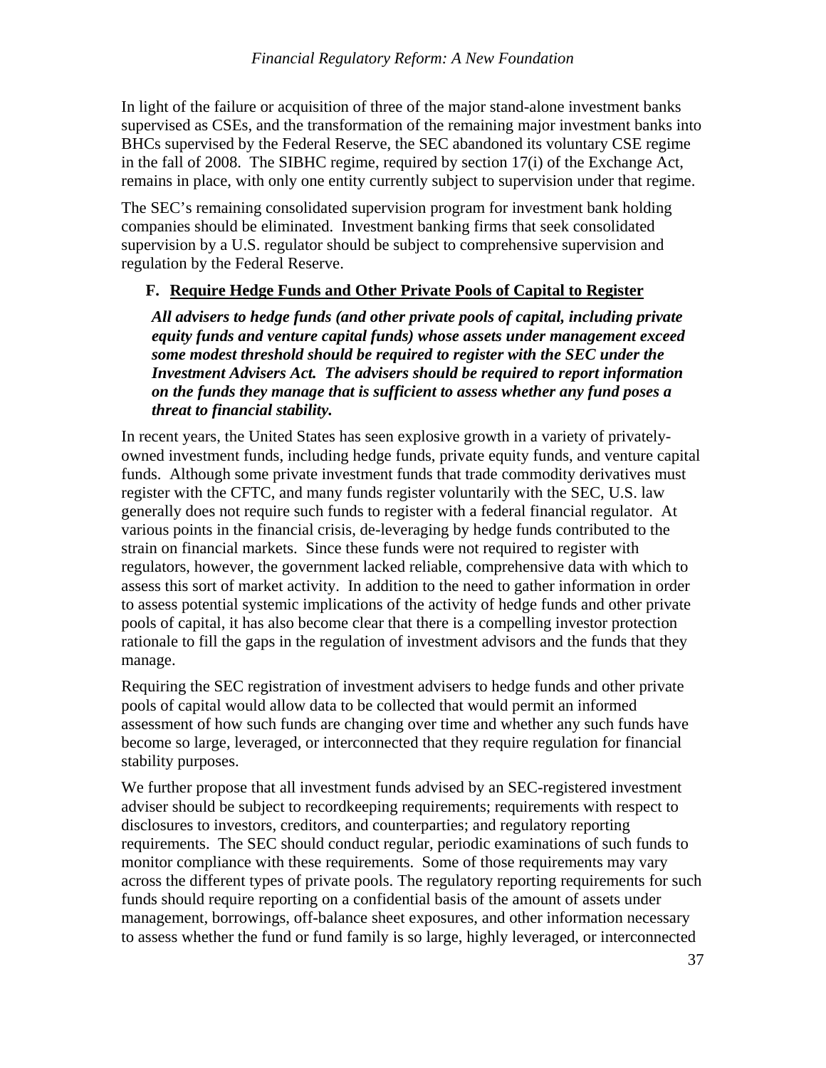In light of the failure or acquisition of three of the major stand-alone investment banks supervised as CSEs, and the transformation of the remaining major investment banks into BHCs supervised by the Federal Reserve, the SEC abandoned its voluntary CSE regime in the fall of 2008. The SIBHC regime, required by section 17(i) of the Exchange Act, remains in place, with only one entity currently subject to supervision under that regime.

The SEC's remaining consolidated supervision program for investment bank holding companies should be eliminated. Investment banking firms that seek consolidated supervision by a U.S. regulator should be subject to comprehensive supervision and regulation by the Federal Reserve.

### F. Require Hedge Funds and Other Private Pools of Capital to Register

***All advisers to hedge funds (and other private pools of capital, including private equity funds and venture capital funds) whose assets under management exceed some modest threshold should be required to register with the SEC under the Investment Advisers Act. The advisers should be required to report information on the funds they manage that is sufficient to assess whether any fund poses a threat to financial stability.***

In recent years, the United States has seen explosive growth in a variety of privately-owned investment funds, including hedge funds, private equity funds, and venture capital funds. Although some private investment funds that trade commodity derivatives must register with the CFTC, and many funds register voluntarily with the SEC, U.S. law generally does not require such funds to register with a federal financial regulator. At various points in the financial crisis, de-leveraging by hedge funds contributed to the strain on financial markets. Since these funds were not required to register with regulators, however, the government lacked reliable, comprehensive data with which to assess this sort of market activity. In addition to the need to gather information in order to assess potential systemic implications of the activity of hedge funds and other private pools of capital, it has also become clear that there is a compelling investor protection rationale to fill the gaps in the regulation of investment advisors and the funds that they manage.

Requiring the SEC registration of investment advisers to hedge funds and other private pools of capital would allow data to be collected that would permit an informed assessment of how such funds are changing over time and whether any such funds have become so large, leveraged, or interconnected that they require regulation for financial stability purposes.

We further propose that all investment funds advised by an SEC-registered investment adviser should be subject to recordkeeping requirements; requirements with respect to disclosures to investors, creditors, and counterparties; and regulatory reporting requirements. The SEC should conduct regular, periodic examinations of such funds to monitor compliance with these requirements. Some of those requirements may vary across the different types of private pools. The regulatory reporting requirements for such funds should require reporting on a confidential basis of the amount of assets under management, borrowings, off-balance sheet exposures, and other information necessary to assess whether the fund or fund family is so large, highly leveraged, or interconnected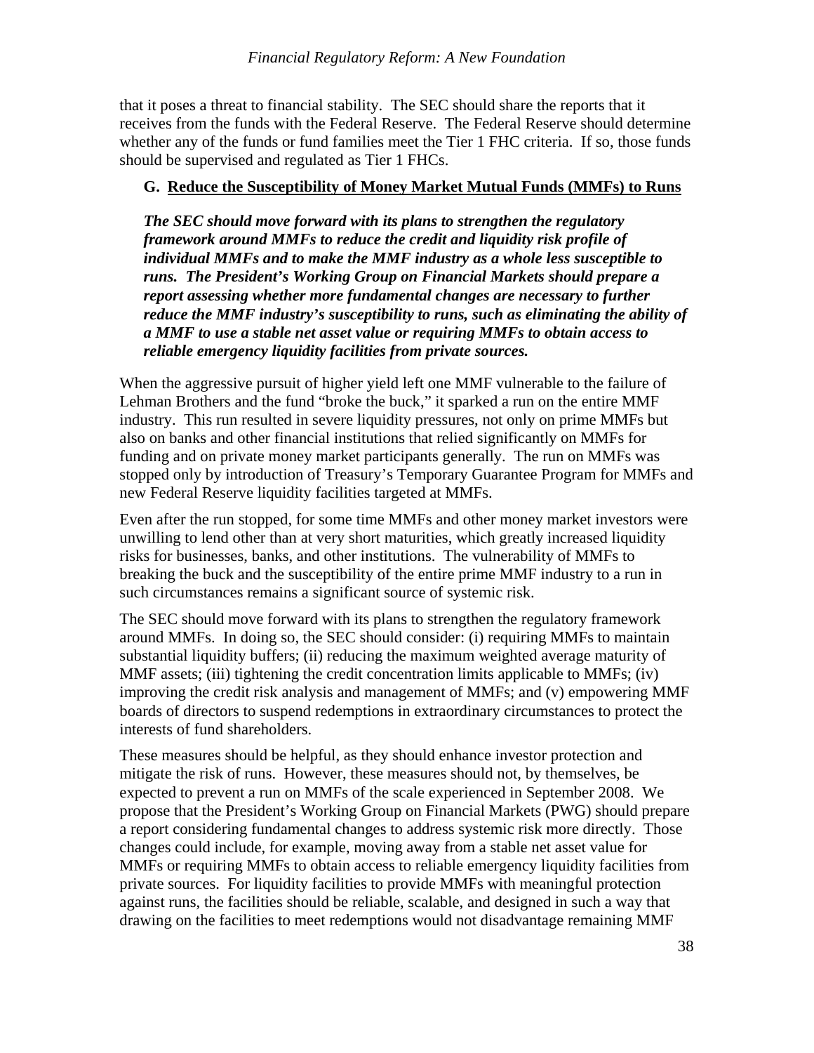that it poses a threat to financial stability. The SEC should share the reports that it receives from the funds with the Federal Reserve. The Federal Reserve should determine whether any of the funds or fund families meet the Tier 1 FHC criteria. If so, those funds should be supervised and regulated as Tier 1 FHCs.

### G. Reduce the Susceptibility of Money Market Mutual Funds (MMFs) to Runs

***The SEC should move forward with its plans to strengthen the regulatory framework around MMFs to reduce the credit and liquidity risk profile of individual MMFs and to make the MMF industry as a whole less susceptible to runs. The President's Working Group on Financial Markets should prepare a report assessing whether more fundamental changes are necessary to further reduce the MMF industry's susceptibility to runs, such as eliminating the ability of a MMF to use a stable net asset value or requiring MMFs to obtain access to reliable emergency liquidity facilities from private sources.***

When the aggressive pursuit of higher yield left one MMF vulnerable to the failure of Lehman Brothers and the fund "broke the buck," it sparked a run on the entire MMF industry. This run resulted in severe liquidity pressures, not only on prime MMFs but also on banks and other financial institutions that relied significantly on MMFs for funding and on private money market participants generally. The run on MMFs was stopped only by introduction of Treasury's Temporary Guarantee Program for MMFs and new Federal Reserve liquidity facilities targeted at MMFs.

Even after the run stopped, for some time MMFs and other money market investors were unwilling to lend other than at very short maturities, which greatly increased liquidity risks for businesses, banks, and other institutions. The vulnerability of MMFs to breaking the buck and the susceptibility of the entire prime MMF industry to a run in such circumstances remains a significant source of systemic risk.

The SEC should move forward with its plans to strengthen the regulatory framework around MMFs. In doing so, the SEC should consider: (i) requiring MMFs to maintain substantial liquidity buffers; (ii) reducing the maximum weighted average maturity of MMF assets; (iii) tightening the credit concentration limits applicable to MMFs; (iv) improving the credit risk analysis and management of MMFs; and (v) empowering MMF boards of directors to suspend redemptions in extraordinary circumstances to protect the interests of fund shareholders.

These measures should be helpful, as they should enhance investor protection and mitigate the risk of runs. However, these measures should not, by themselves, be expected to prevent a run on MMFs of the scale experienced in September 2008. We propose that the President's Working Group on Financial Markets (PWG) should prepare a report considering fundamental changes to address systemic risk more directly. Those changes could include, for example, moving away from a stable net asset value for MMFs or requiring MMFs to obtain access to reliable emergency liquidity facilities from private sources. For liquidity facilities to provide MMFs with meaningful protection against runs, the facilities should be reliable, scalable, and designed in such a way that drawing on the facilities to meet redemptions would not disadvantage remaining MMF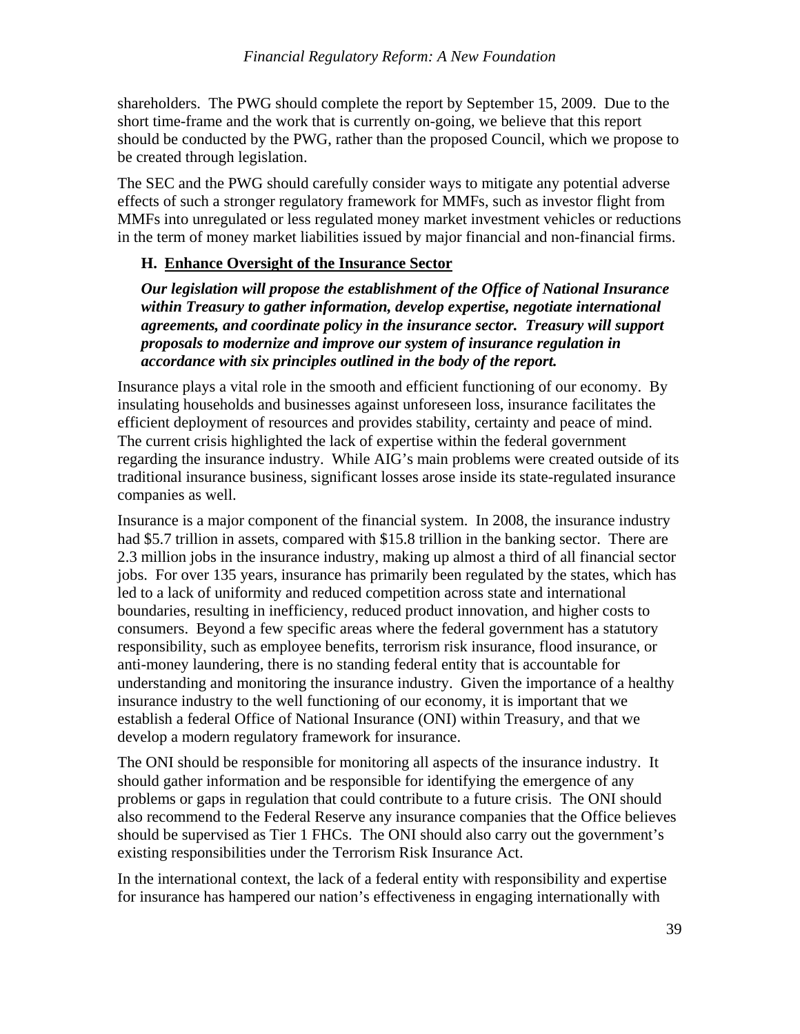shareholders. The PWG should complete the report by September 15, 2009. Due to the short time-frame and the work that is currently on-going, we believe that this report should be conducted by the PWG, rather than the proposed Council, which we propose to be created through legislation.

The SEC and the PWG should carefully consider ways to mitigate any potential adverse effects of such a stronger regulatory framework for MMFs, such as investor flight from MMFs into unregulated or less regulated money market investment vehicles or reductions in the term of money market liabilities issued by major financial and non-financial firms.

### H. Enhance Oversight of the Insurance Sector

***Our legislation will propose the establishment of the Office of National Insurance within Treasury to gather information, develop expertise, negotiate international agreements, and coordinate policy in the insurance sector. Treasury will support proposals to modernize and improve our system of insurance regulation in accordance with six principles outlined in the body of the report.***

Insurance plays a vital role in the smooth and efficient functioning of our economy. By insulating households and businesses against unforeseen loss, insurance facilitates the efficient deployment of resources and provides stability, certainty and peace of mind. The current crisis highlighted the lack of expertise within the federal government regarding the insurance industry. While AIG's main problems were created outside of its traditional insurance business, significant losses arose inside its state-regulated insurance companies as well.

Insurance is a major component of the financial system. In 2008, the insurance industry had $5.7 trillion in assets, compared with $15.8 trillion in the banking sector. There are 2.3 million jobs in the insurance industry, making up almost a third of all financial sector jobs. For over 135 years, insurance has primarily been regulated by the states, which has led to a lack of uniformity and reduced competition across state and international boundaries, resulting in inefficiency, reduced product innovation, and higher costs to consumers. Beyond a few specific areas where the federal government has a statutory responsibility, such as employee benefits, terrorism risk insurance, flood insurance, or anti-money laundering, there is no standing federal entity that is accountable for understanding and monitoring the insurance industry. Given the importance of a healthy insurance industry to the well functioning of our economy, it is important that we establish a federal Office of National Insurance (ONI) within Treasury, and that we develop a modern regulatory framework for insurance.

The ONI should be responsible for monitoring all aspects of the insurance industry. It should gather information and be responsible for identifying the emergence of any problems or gaps in regulation that could contribute to a future crisis. The ONI should also recommend to the Federal Reserve any insurance companies that the Office believes should be supervised as Tier 1 FHCs. The ONI should also carry out the government's existing responsibilities under the Terrorism Risk Insurance Act.

In the international context, the lack of a federal entity with responsibility and expertise for insurance has hampered our nation's effectiveness in engaging internationally with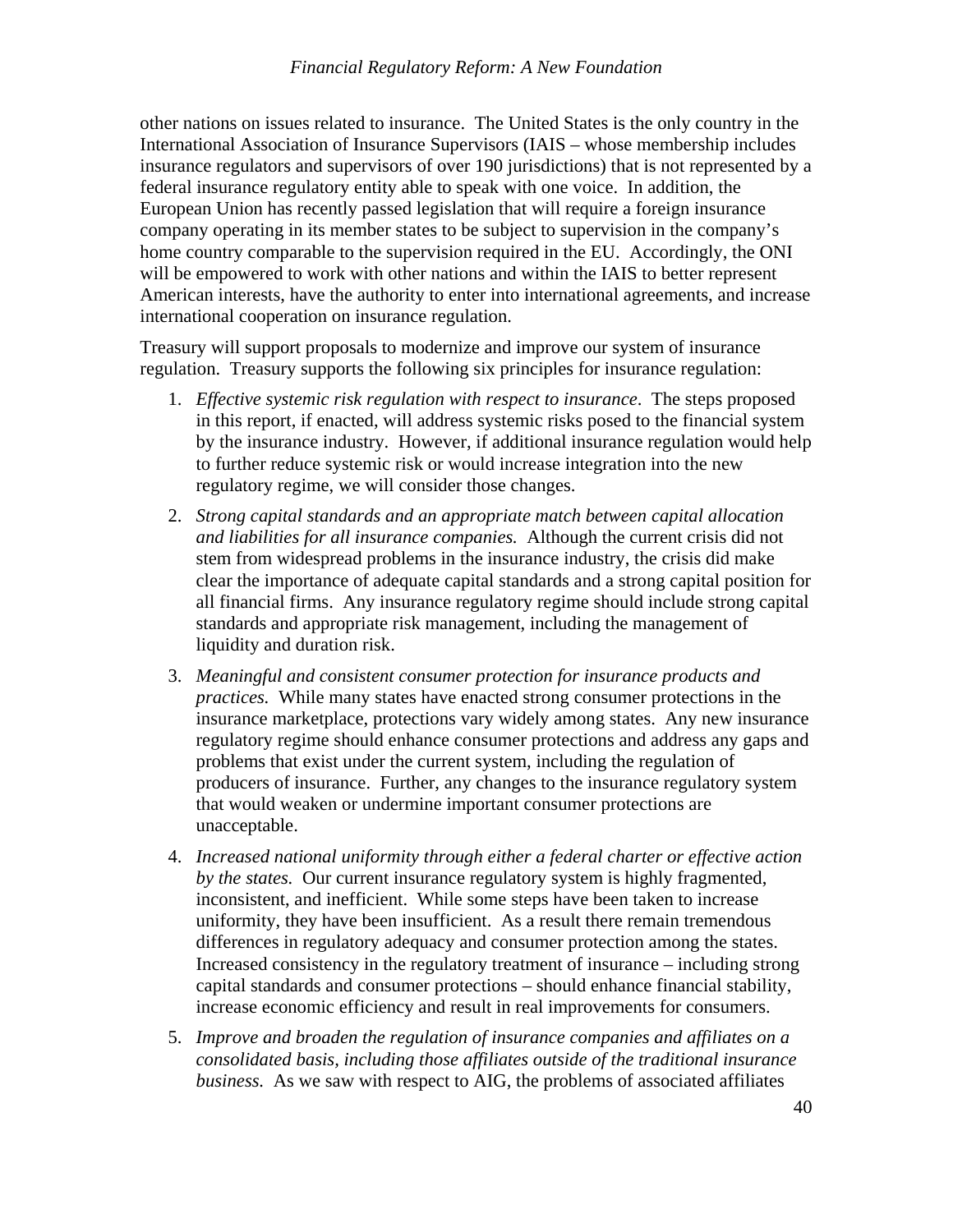other nations on issues related to insurance. The United States is the only country in the International Association of Insurance Supervisors (IAIS – whose membership includes insurance regulators and supervisors of over 190 jurisdictions) that is not represented by a federal insurance regulatory entity able to speak with one voice. In addition, the European Union has recently passed legislation that will require a foreign insurance company operating in its member states to be subject to supervision in the company's home country comparable to the supervision required in the EU. Accordingly, the ONI will be empowered to work with other nations and within the IAIS to better represent American interests, have the authority to enter into international agreements, and increase international cooperation on insurance regulation.

Treasury will support proposals to modernize and improve our system of insurance regulation. Treasury supports the following six principles for insurance regulation:

1. *Effective systemic risk regulation with respect to insurance*. The steps proposed in this report, if enacted, will address systemic risks posed to the financial system by the insurance industry. However, if additional insurance regulation would help to further reduce systemic risk or would increase integration into the new regulatory regime, we will consider those changes.

2. *Strong capital standards and an appropriate match between capital allocation and liabilities for all insurance companies.* Although the current crisis did not stem from widespread problems in the insurance industry, the crisis did make clear the importance of adequate capital standards and a strong capital position for all financial firms. Any insurance regulatory regime should include strong capital standards and appropriate risk management, including the management of liquidity and duration risk.

3. *Meaningful and consistent consumer protection for insurance products and practices.* While many states have enacted strong consumer protections in the insurance marketplace, protections vary widely among states. Any new insurance regulatory regime should enhance consumer protections and address any gaps and problems that exist under the current system, including the regulation of producers of insurance. Further, any changes to the insurance regulatory system that would weaken or undermine important consumer protections are unacceptable.

4. *Increased national uniformity through either a federal charter or effective action by the states.* Our current insurance regulatory system is highly fragmented, inconsistent, and inefficient. While some steps have been taken to increase uniformity, they have been insufficient. As a result there remain tremendous differences in regulatory adequacy and consumer protection among the states. Increased consistency in the regulatory treatment of insurance – including strong capital standards and consumer protections – should enhance financial stability, increase economic efficiency and result in real improvements for consumers.

5. *Improve and broaden the regulation of insurance companies and affiliates on a consolidated basis, including those affiliates outside of the traditional insurance business.* As we saw with respect to AIG, the problems of associated affiliates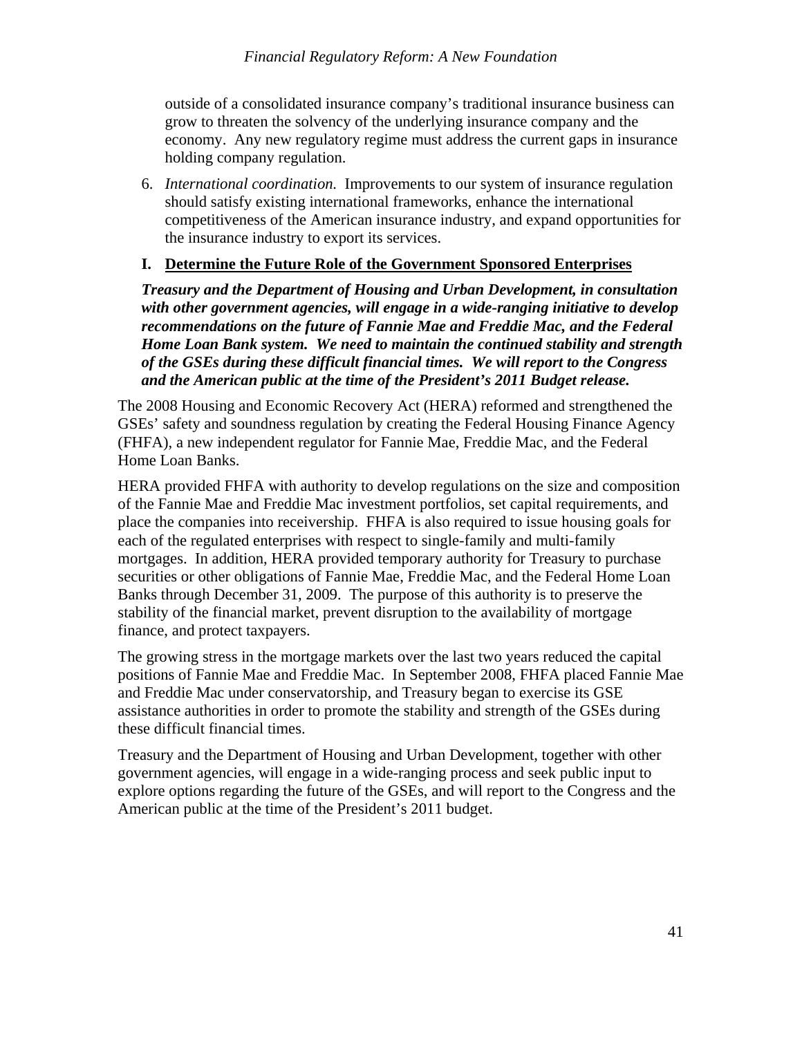outside of a consolidated insurance company's traditional insurance business can grow to threaten the solvency of the underlying insurance company and the economy. Any new regulatory regime must address the current gaps in insurance holding company regulation.

6. *International coordination.* Improvements to our system of insurance regulation should satisfy existing international frameworks, enhance the international competitiveness of the American insurance industry, and expand opportunities for the insurance industry to export its services.

## I. Determine the Future Role of the Government Sponsored Enterprises

***Treasury and the Department of Housing and Urban Development, in consultation with other government agencies, will engage in a wide-ranging initiative to develop recommendations on the future of Fannie Mae and Freddie Mac, and the Federal Home Loan Bank system. We need to maintain the continued stability and strength of the GSEs during these difficult financial times. We will report to the Congress and the American public at the time of the President's 2011 Budget release.***

The 2008 Housing and Economic Recovery Act (HERA) reformed and strengthened the GSEs' safety and soundness regulation by creating the Federal Housing Finance Agency (FHFA), a new independent regulator for Fannie Mae, Freddie Mac, and the Federal Home Loan Banks.

HERA provided FHFA with authority to develop regulations on the size and composition of the Fannie Mae and Freddie Mac investment portfolios, set capital requirements, and place the companies into receivership. FHFA is also required to issue housing goals for each of the regulated enterprises with respect to single-family and multi-family mortgages. In addition, HERA provided temporary authority for Treasury to purchase securities or other obligations of Fannie Mae, Freddie Mac, and the Federal Home Loan Banks through December 31, 2009. The purpose of this authority is to preserve the stability of the financial market, prevent disruption to the availability of mortgage finance, and protect taxpayers.

The growing stress in the mortgage markets over the last two years reduced the capital positions of Fannie Mae and Freddie Mac. In September 2008, FHFA placed Fannie Mae and Freddie Mac under conservatorship, and Treasury began to exercise its GSE assistance authorities in order to promote the stability and strength of the GSEs during these difficult financial times.

Treasury and the Department of Housing and Urban Development, together with other government agencies, will engage in a wide-ranging process and seek public input to explore options regarding the future of the GSEs, and will report to the Congress and the American public at the time of the President's 2011 budget.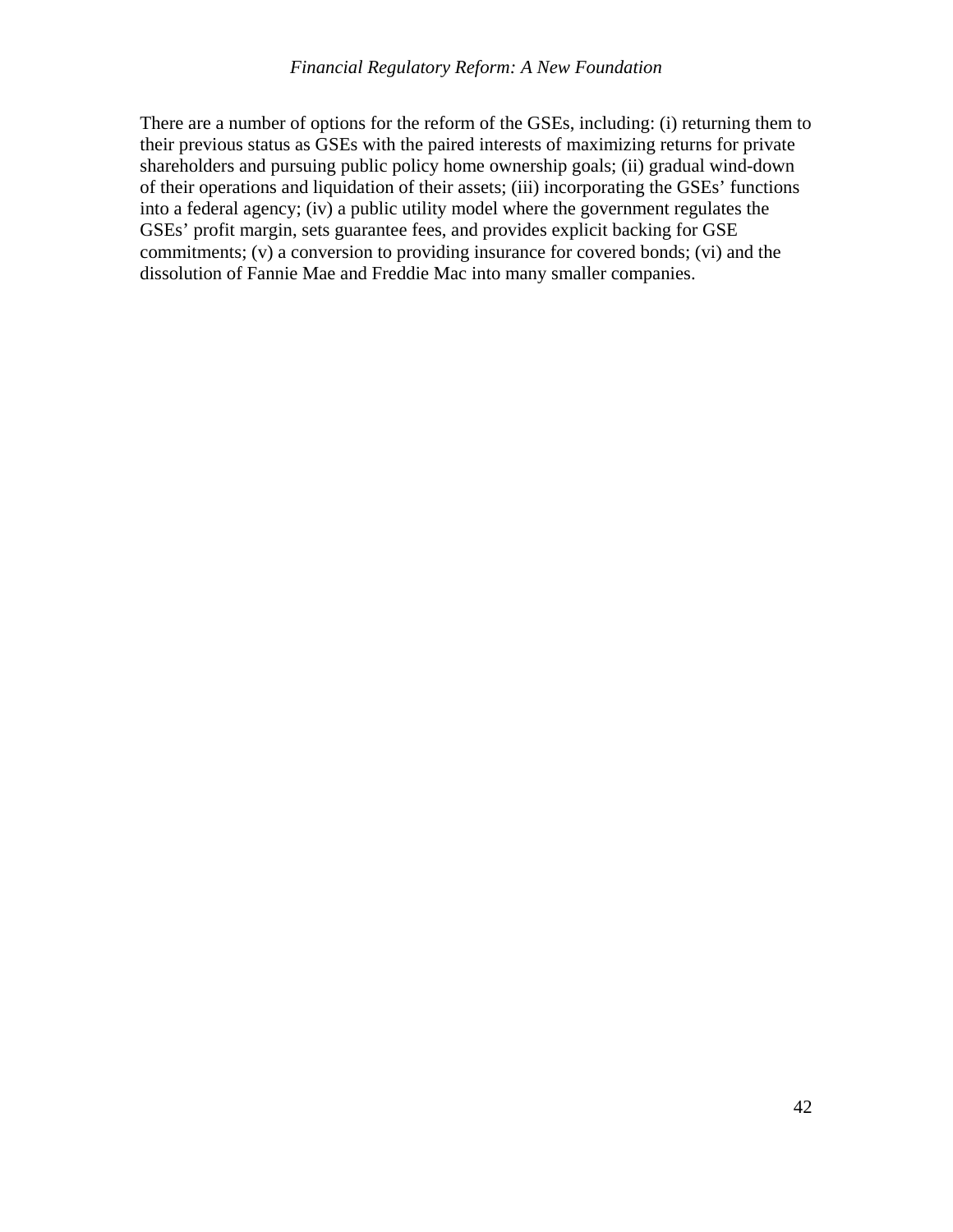There are a number of options for the reform of the GSEs, including: (i) returning them to their previous status as GSEs with the paired interests of maximizing returns for private shareholders and pursuing public policy home ownership goals; (ii) gradual wind-down of their operations and liquidation of their assets; (iii) incorporating the GSEs' functions into a federal agency; (iv) a public utility model where the government regulates the GSEs' profit margin, sets guarantee fees, and provides explicit backing for GSE commitments; (v) a conversion to providing insurance for covered bonds; (vi) and the dissolution of Fannie Mae and Freddie Mac into many smaller companies.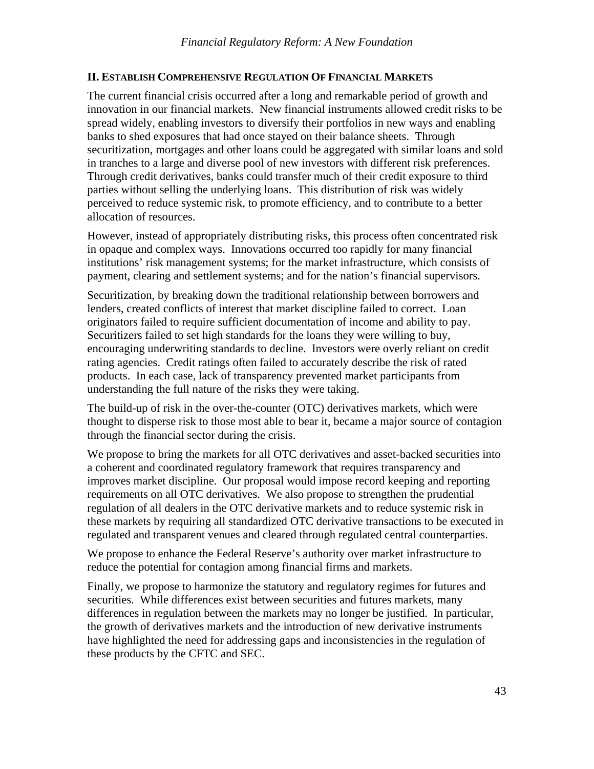## II. Establish Comprehensive Regulation Of Financial Markets

The current financial crisis occurred after a long and remarkable period of growth and innovation in our financial markets. New financial instruments allowed credit risks to be spread widely, enabling investors to diversify their portfolios in new ways and enabling banks to shed exposures that had once stayed on their balance sheets. Through securitization, mortgages and other loans could be aggregated with similar loans and sold in tranches to a large and diverse pool of new investors with different risk preferences. Through credit derivatives, banks could transfer much of their credit exposure to third parties without selling the underlying loans. This distribution of risk was widely perceived to reduce systemic risk, to promote efficiency, and to contribute to a better allocation of resources.

However, instead of appropriately distributing risks, this process often concentrated risk in opaque and complex ways. Innovations occurred too rapidly for many financial institutions' risk management systems; for the market infrastructure, which consists of payment, clearing and settlement systems; and for the nation's financial supervisors.

Securitization, by breaking down the traditional relationship between borrowers and lenders, created conflicts of interest that market discipline failed to correct. Loan originators failed to require sufficient documentation of income and ability to pay. Securitizers failed to set high standards for the loans they were willing to buy, encouraging underwriting standards to decline. Investors were overly reliant on credit rating agencies. Credit ratings often failed to accurately describe the risk of rated products. In each case, lack of transparency prevented market participants from understanding the full nature of the risks they were taking.

The build-up of risk in the over-the-counter (OTC) derivatives markets, which were thought to disperse risk to those most able to bear it, became a major source of contagion through the financial sector during the crisis.

We propose to bring the markets for all OTC derivatives and asset-backed securities into a coherent and coordinated regulatory framework that requires transparency and improves market discipline. Our proposal would impose record keeping and reporting requirements on all OTC derivatives. We also propose to strengthen the prudential regulation of all dealers in the OTC derivative markets and to reduce systemic risk in these markets by requiring all standardized OTC derivative transactions to be executed in regulated and transparent venues and cleared through regulated central counterparties.

We propose to enhance the Federal Reserve's authority over market infrastructure to reduce the potential for contagion among financial firms and markets.

Finally, we propose to harmonize the statutory and regulatory regimes for futures and securities. While differences exist between securities and futures markets, many differences in regulation between the markets may no longer be justified. In particular, the growth of derivatives markets and the introduction of new derivative instruments have highlighted the need for addressing gaps and inconsistencies in the regulation of these products by the CFTC and SEC.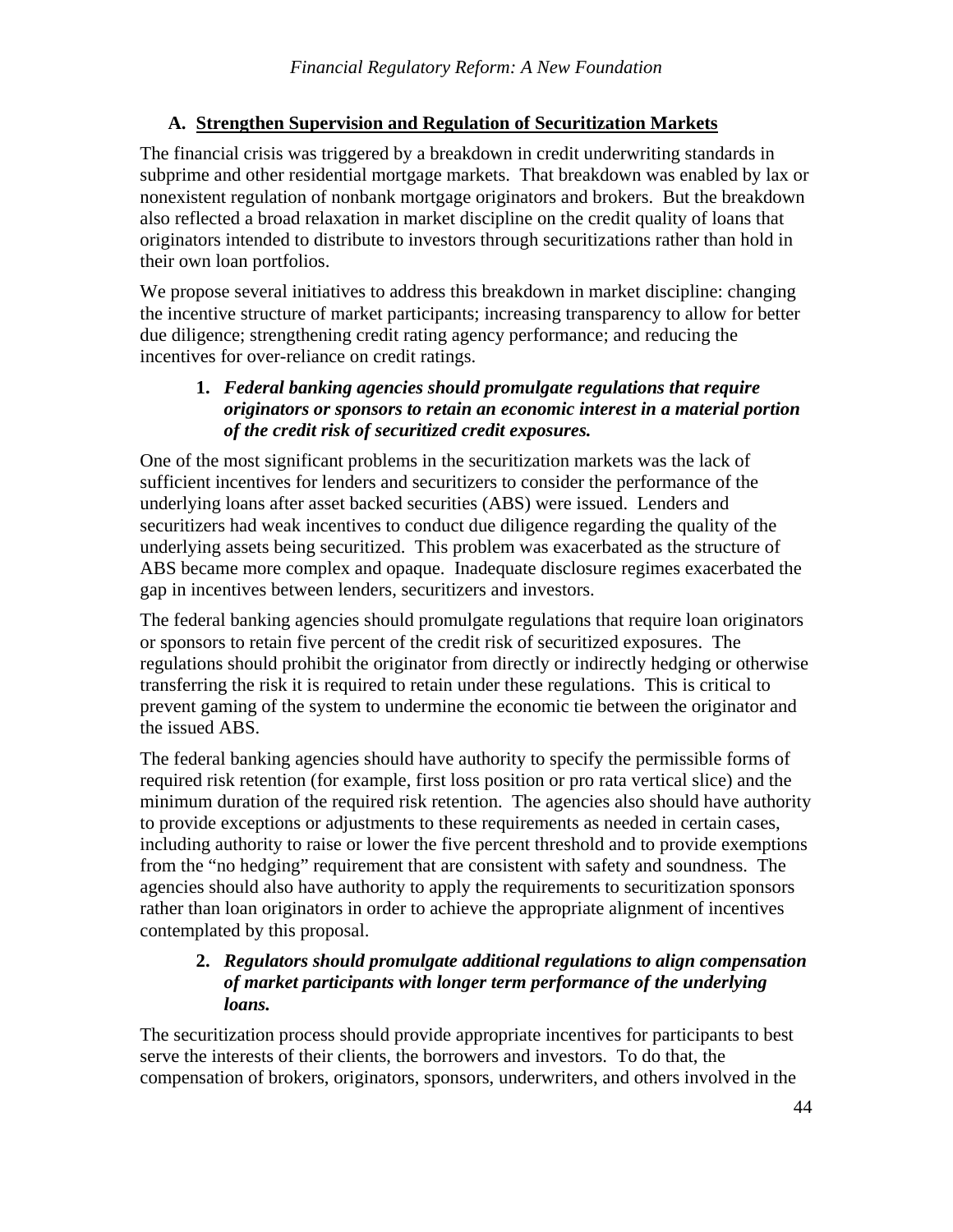## A. Strengthen Supervision and Regulation of Securitization Markets

The financial crisis was triggered by a breakdown in credit underwriting standards in subprime and other residential mortgage markets. That breakdown was enabled by lax or nonexistent regulation of nonbank mortgage originators and brokers. But the breakdown also reflected a broad relaxation in market discipline on the credit quality of loans that originators intended to distribute to investors through securitizations rather than hold in their own loan portfolios.

We propose several initiatives to address this breakdown in market discipline: changing the incentive structure of market participants; increasing transparency to allow for better due diligence; strengthening credit rating agency performance; and reducing the incentives for over-reliance on credit ratings.

### 1. *Federal banking agencies should promulgate regulations that require originators or sponsors to retain an economic interest in a material portion of the credit risk of securitized credit exposures.*

One of the most significant problems in the securitization markets was the lack of sufficient incentives for lenders and securitizers to consider the performance of the underlying loans after asset backed securities (ABS) were issued. Lenders and securitizers had weak incentives to conduct due diligence regarding the quality of the underlying assets being securitized. This problem was exacerbated as the structure of ABS became more complex and opaque. Inadequate disclosure regimes exacerbated the gap in incentives between lenders, securitizers and investors.

The federal banking agencies should promulgate regulations that require loan originators or sponsors to retain five percent of the credit risk of securitized exposures. The regulations should prohibit the originator from directly or indirectly hedging or otherwise transferring the risk it is required to retain under these regulations. This is critical to prevent gaming of the system to undermine the economic tie between the originator and the issued ABS.

The federal banking agencies should have authority to specify the permissible forms of required risk retention (for example, first loss position or pro rata vertical slice) and the minimum duration of the required risk retention. The agencies also should have authority to provide exceptions or adjustments to these requirements as needed in certain cases, including authority to raise or lower the five percent threshold and to provide exemptions from the "no hedging" requirement that are consistent with safety and soundness. The agencies should also have authority to apply the requirements to securitization sponsors rather than loan originators in order to achieve the appropriate alignment of incentives contemplated by this proposal.

### 2. *Regulators should promulgate additional regulations to align compensation of market participants with longer term performance of the underlying loans.*

The securitization process should provide appropriate incentives for participants to best serve the interests of their clients, the borrowers and investors. To do that, the compensation of brokers, originators, sponsors, underwriters, and others involved in the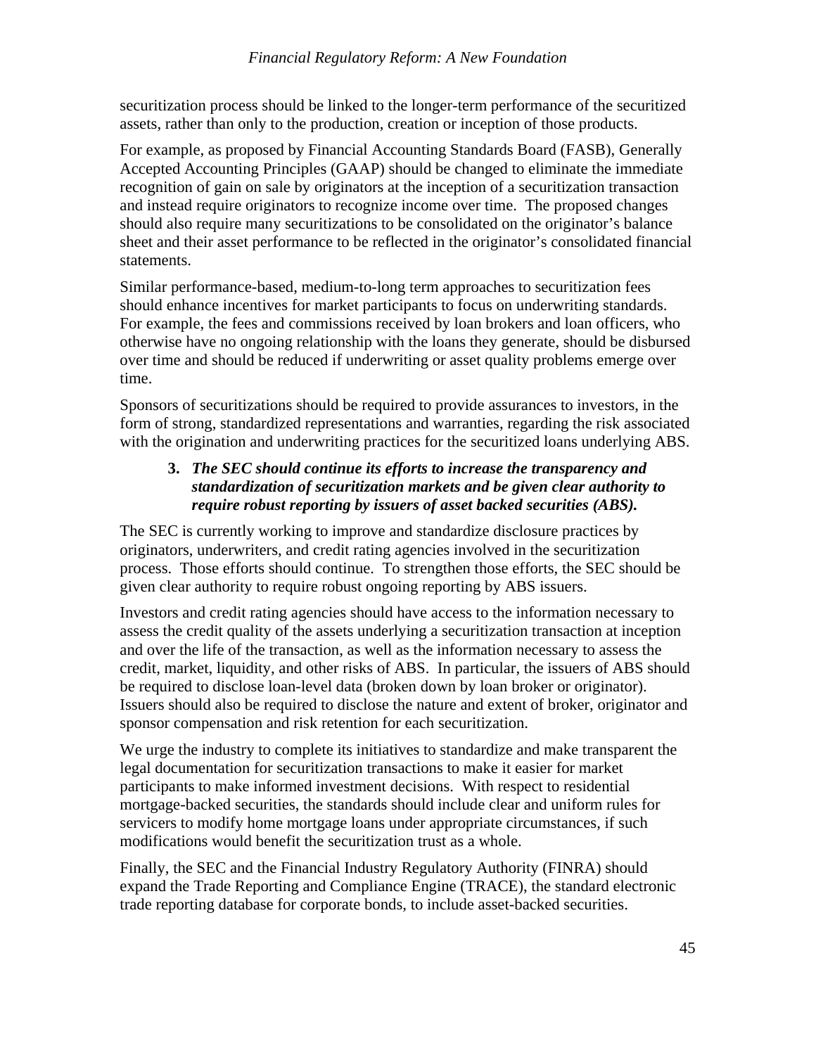securitization process should be linked to the longer-term performance of the securitized assets, rather than only to the production, creation or inception of those products.

For example, as proposed by Financial Accounting Standards Board (FASB), Generally Accepted Accounting Principles (GAAP) should be changed to eliminate the immediate recognition of gain on sale by originators at the inception of a securitization transaction and instead require originators to recognize income over time. The proposed changes should also require many securitizations to be consolidated on the originator's balance sheet and their asset performance to be reflected in the originator's consolidated financial statements.

Similar performance-based, medium-to-long term approaches to securitization fees should enhance incentives for market participants to focus on underwriting standards. For example, the fees and commissions received by loan brokers and loan officers, who otherwise have no ongoing relationship with the loans they generate, should be disbursed over time and should be reduced if underwriting or asset quality problems emerge over time.

Sponsors of securitizations should be required to provide assurances to investors, in the form of strong, standardized representations and warranties, regarding the risk associated with the origination and underwriting practices for the securitized loans underlying ABS.

**3. *The SEC should continue its efforts to increase the transparency and standardization of securitization markets and be given clear authority to require robust reporting by issuers of asset backed securities (ABS).***

The SEC is currently working to improve and standardize disclosure practices by originators, underwriters, and credit rating agencies involved in the securitization process. Those efforts should continue. To strengthen those efforts, the SEC should be given clear authority to require robust ongoing reporting by ABS issuers.

Investors and credit rating agencies should have access to the information necessary to assess the credit quality of the assets underlying a securitization transaction at inception and over the life of the transaction, as well as the information necessary to assess the credit, market, liquidity, and other risks of ABS. In particular, the issuers of ABS should be required to disclose loan-level data (broken down by loan broker or originator). Issuers should also be required to disclose the nature and extent of broker, originator and sponsor compensation and risk retention for each securitization.

We urge the industry to complete its initiatives to standardize and make transparent the legal documentation for securitization transactions to make it easier for market participants to make informed investment decisions. With respect to residential mortgage-backed securities, the standards should include clear and uniform rules for servicers to modify home mortgage loans under appropriate circumstances, if such modifications would benefit the securitization trust as a whole.

Finally, the SEC and the Financial Industry Regulatory Authority (FINRA) should expand the Trade Reporting and Compliance Engine (TRACE), the standard electronic trade reporting database for corporate bonds, to include asset-backed securities.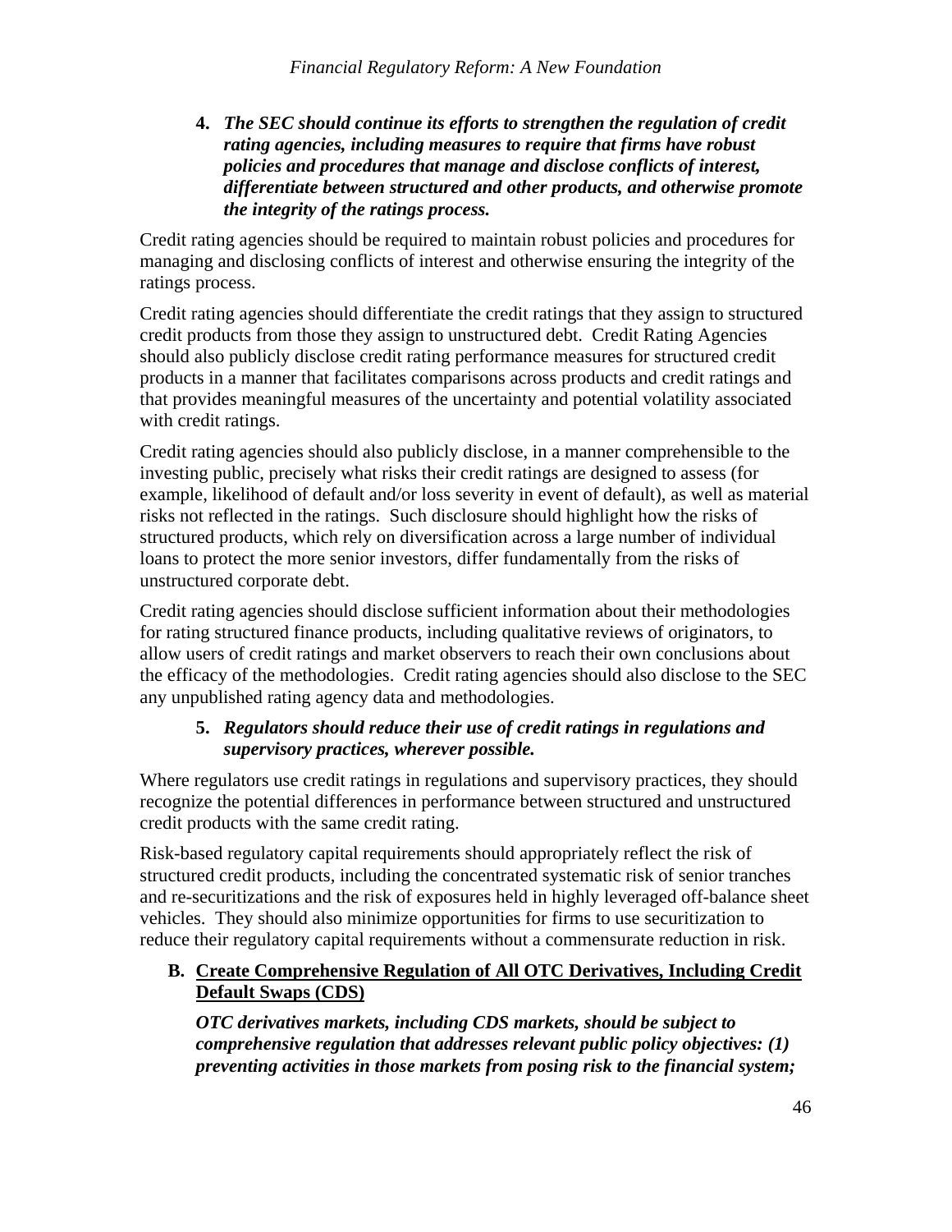**4. *The SEC should continue its efforts to strengthen the regulation of credit rating agencies, including measures to require that firms have robust policies and procedures that manage and disclose conflicts of interest, differentiate between structured and other products, and otherwise promote the integrity of the ratings process.***

Credit rating agencies should be required to maintain robust policies and procedures for managing and disclosing conflicts of interest and otherwise ensuring the integrity of the ratings process.

Credit rating agencies should differentiate the credit ratings that they assign to structured credit products from those they assign to unstructured debt. Credit Rating Agencies should also publicly disclose credit rating performance measures for structured credit products in a manner that facilitates comparisons across products and credit ratings and that provides meaningful measures of the uncertainty and potential volatility associated with credit ratings.

Credit rating agencies should also publicly disclose, in a manner comprehensible to the investing public, precisely what risks their credit ratings are designed to assess (for example, likelihood of default and/or loss severity in event of default), as well as material risks not reflected in the ratings. Such disclosure should highlight how the risks of structured products, which rely on diversification across a large number of individual loans to protect the more senior investors, differ fundamentally from the risks of unstructured corporate debt.

Credit rating agencies should disclose sufficient information about their methodologies for rating structured finance products, including qualitative reviews of originators, to allow users of credit ratings and market observers to reach their own conclusions about the efficacy of the methodologies. Credit rating agencies should also disclose to the SEC any unpublished rating agency data and methodologies.

**5. *Regulators should reduce their use of credit ratings in regulations and supervisory practices, wherever possible.***

Where regulators use credit ratings in regulations and supervisory practices, they should recognize the potential differences in performance between structured and unstructured credit products with the same credit rating.

Risk-based regulatory capital requirements should appropriately reflect the risk of structured credit products, including the concentrated systematic risk of senior tranches and re-securitizations and the risk of exposures held in highly leveraged off-balance sheet vehicles. They should also minimize opportunities for firms to use securitization to reduce their regulatory capital requirements without a commensurate reduction in risk.

## B. Create Comprehensive Regulation of All OTC Derivatives, Including Credit Default Swaps (CDS)

***OTC derivatives markets, including CDS markets, should be subject to comprehensive regulation that addresses relevant public policy objectives: (1) preventing activities in those markets from posing risk to the financial system;***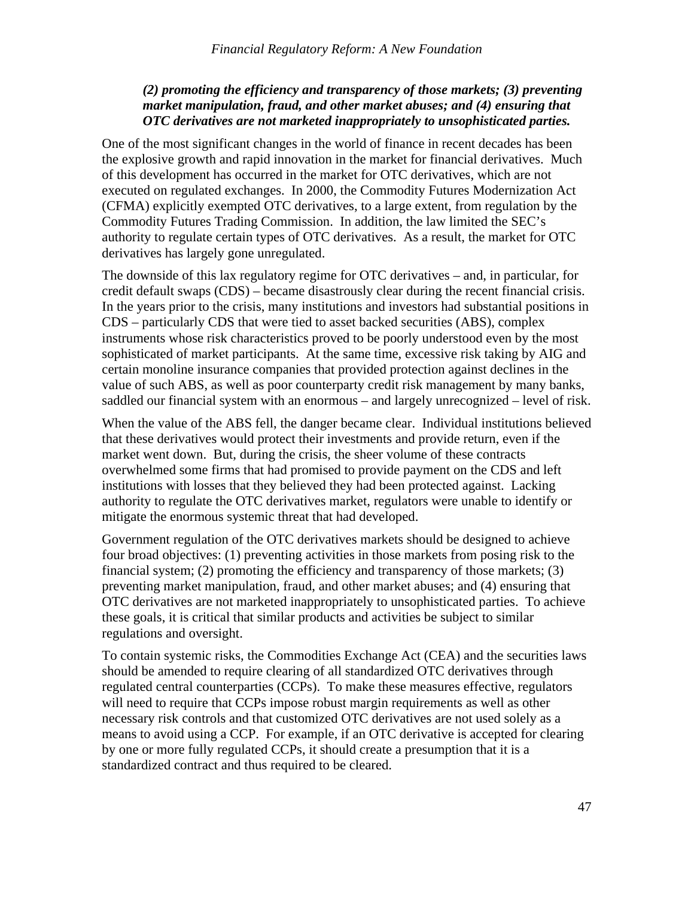***(2) promoting the efficiency and transparency of those markets; (3) preventing market manipulation, fraud, and other market abuses; and (4) ensuring that OTC derivatives are not marketed inappropriately to unsophisticated parties.***

One of the most significant changes in the world of finance in recent decades has been the explosive growth and rapid innovation in the market for financial derivatives. Much of this development has occurred in the market for OTC derivatives, which are not executed on regulated exchanges. In 2000, the Commodity Futures Modernization Act (CFMA) explicitly exempted OTC derivatives, to a large extent, from regulation by the Commodity Futures Trading Commission. In addition, the law limited the SEC's authority to regulate certain types of OTC derivatives. As a result, the market for OTC derivatives has largely gone unregulated.

The downside of this lax regulatory regime for OTC derivatives – and, in particular, for credit default swaps (CDS) – became disastrously clear during the recent financial crisis. In the years prior to the crisis, many institutions and investors had substantial positions in CDS – particularly CDS that were tied to asset backed securities (ABS), complex instruments whose risk characteristics proved to be poorly understood even by the most sophisticated of market participants. At the same time, excessive risk taking by AIG and certain monoline insurance companies that provided protection against declines in the value of such ABS, as well as poor counterparty credit risk management by many banks, saddled our financial system with an enormous – and largely unrecognized – level of risk.

When the value of the ABS fell, the danger became clear. Individual institutions believed that these derivatives would protect their investments and provide return, even if the market went down. But, during the crisis, the sheer volume of these contracts overwhelmed some firms that had promised to provide payment on the CDS and left institutions with losses that they believed they had been protected against. Lacking authority to regulate the OTC derivatives market, regulators were unable to identify or mitigate the enormous systemic threat that had developed.

Government regulation of the OTC derivatives markets should be designed to achieve four broad objectives: (1) preventing activities in those markets from posing risk to the financial system; (2) promoting the efficiency and transparency of those markets; (3) preventing market manipulation, fraud, and other market abuses; and (4) ensuring that OTC derivatives are not marketed inappropriately to unsophisticated parties. To achieve these goals, it is critical that similar products and activities be subject to similar regulations and oversight.

To contain systemic risks, the Commodities Exchange Act (CEA) and the securities laws should be amended to require clearing of all standardized OTC derivatives through regulated central counterparties (CCPs). To make these measures effective, regulators will need to require that CCPs impose robust margin requirements as well as other necessary risk controls and that customized OTC derivatives are not used solely as a means to avoid using a CCP. For example, if an OTC derivative is accepted for clearing by one or more fully regulated CCPs, it should create a presumption that it is a standardized contract and thus required to be cleared.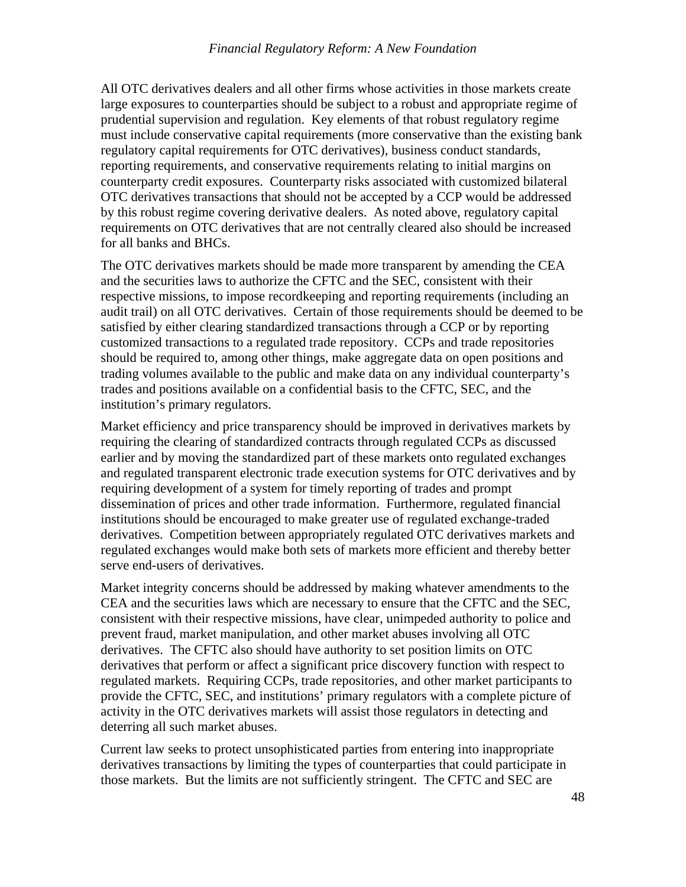All OTC derivatives dealers and all other firms whose activities in those markets create large exposures to counterparties should be subject to a robust and appropriate regime of prudential supervision and regulation. Key elements of that robust regulatory regime must include conservative capital requirements (more conservative than the existing bank regulatory capital requirements for OTC derivatives), business conduct standards, reporting requirements, and conservative requirements relating to initial margins on counterparty credit exposures. Counterparty risks associated with customized bilateral OTC derivatives transactions that should not be accepted by a CCP would be addressed by this robust regime covering derivative dealers. As noted above, regulatory capital requirements on OTC derivatives that are not centrally cleared also should be increased for all banks and BHCs.

The OTC derivatives markets should be made more transparent by amending the CEA and the securities laws to authorize the CFTC and the SEC, consistent with their respective missions, to impose recordkeeping and reporting requirements (including an audit trail) on all OTC derivatives. Certain of those requirements should be deemed to be satisfied by either clearing standardized transactions through a CCP or by reporting customized transactions to a regulated trade repository. CCPs and trade repositories should be required to, among other things, make aggregate data on open positions and trading volumes available to the public and make data on any individual counterparty's trades and positions available on a confidential basis to the CFTC, SEC, and the institution's primary regulators.

Market efficiency and price transparency should be improved in derivatives markets by requiring the clearing of standardized contracts through regulated CCPs as discussed earlier and by moving the standardized part of these markets onto regulated exchanges and regulated transparent electronic trade execution systems for OTC derivatives and by requiring development of a system for timely reporting of trades and prompt dissemination of prices and other trade information. Furthermore, regulated financial institutions should be encouraged to make greater use of regulated exchange-traded derivatives. Competition between appropriately regulated OTC derivatives markets and regulated exchanges would make both sets of markets more efficient and thereby better serve end-users of derivatives.

Market integrity concerns should be addressed by making whatever amendments to the CEA and the securities laws which are necessary to ensure that the CFTC and the SEC, consistent with their respective missions, have clear, unimpeded authority to police and prevent fraud, market manipulation, and other market abuses involving all OTC derivatives. The CFTC also should have authority to set position limits on OTC derivatives that perform or affect a significant price discovery function with respect to regulated markets. Requiring CCPs, trade repositories, and other market participants to provide the CFTC, SEC, and institutions' primary regulators with a complete picture of activity in the OTC derivatives markets will assist those regulators in detecting and deterring all such market abuses.

Current law seeks to protect unsophisticated parties from entering into inappropriate derivatives transactions by limiting the types of counterparties that could participate in those markets. But the limits are not sufficiently stringent. The CFTC and SEC are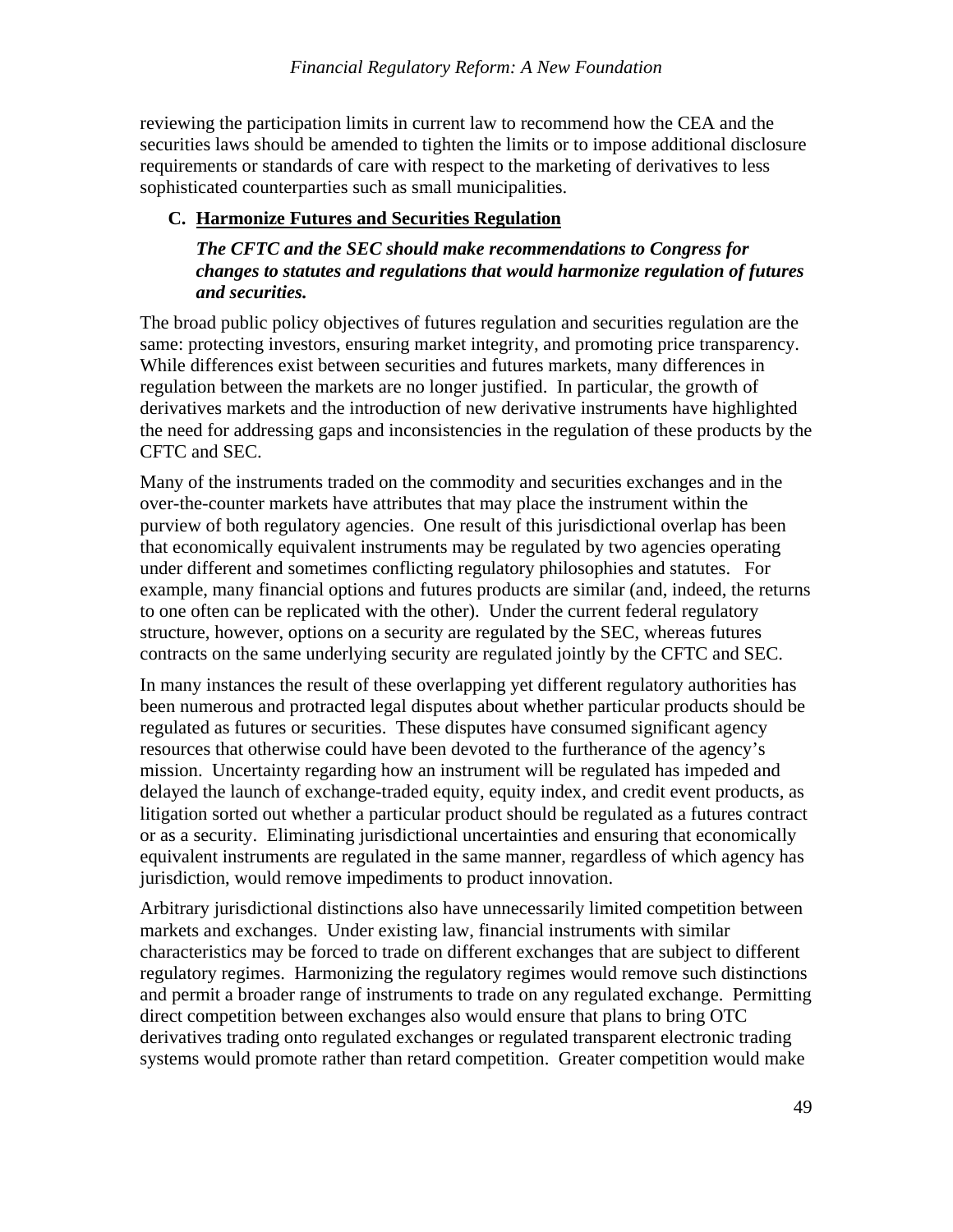reviewing the participation limits in current law to recommend how the CEA and the securities laws should be amended to tighten the limits or to impose additional disclosure requirements or standards of care with respect to the marketing of derivatives to less sophisticated counterparties such as small municipalities.

### C. Harmonize Futures and Securities Regulation

***The CFTC and the SEC should make recommendations to Congress for changes to statutes and regulations that would harmonize regulation of futures and securities.***

The broad public policy objectives of futures regulation and securities regulation are the same: protecting investors, ensuring market integrity, and promoting price transparency. While differences exist between securities and futures markets, many differences in regulation between the markets are no longer justified. In particular, the growth of derivatives markets and the introduction of new derivative instruments have highlighted the need for addressing gaps and inconsistencies in the regulation of these products by the CFTC and SEC.

Many of the instruments traded on the commodity and securities exchanges and in the over-the-counter markets have attributes that may place the instrument within the purview of both regulatory agencies. One result of this jurisdictional overlap has been that economically equivalent instruments may be regulated by two agencies operating under different and sometimes conflicting regulatory philosophies and statutes. For example, many financial options and futures products are similar (and, indeed, the returns to one often can be replicated with the other). Under the current federal regulatory structure, however, options on a security are regulated by the SEC, whereas futures contracts on the same underlying security are regulated jointly by the CFTC and SEC.

In many instances the result of these overlapping yet different regulatory authorities has been numerous and protracted legal disputes about whether particular products should be regulated as futures or securities. These disputes have consumed significant agency resources that otherwise could have been devoted to the furtherance of the agency's mission. Uncertainty regarding how an instrument will be regulated has impeded and delayed the launch of exchange-traded equity, equity index, and credit event products, as litigation sorted out whether a particular product should be regulated as a futures contract or as a security. Eliminating jurisdictional uncertainties and ensuring that economically equivalent instruments are regulated in the same manner, regardless of which agency has jurisdiction, would remove impediments to product innovation.

Arbitrary jurisdictional distinctions also have unnecessarily limited competition between markets and exchanges. Under existing law, financial instruments with similar characteristics may be forced to trade on different exchanges that are subject to different regulatory regimes. Harmonizing the regulatory regimes would remove such distinctions and permit a broader range of instruments to trade on any regulated exchange. Permitting direct competition between exchanges also would ensure that plans to bring OTC derivatives trading onto regulated exchanges or regulated transparent electronic trading systems would promote rather than retard competition. Greater competition would make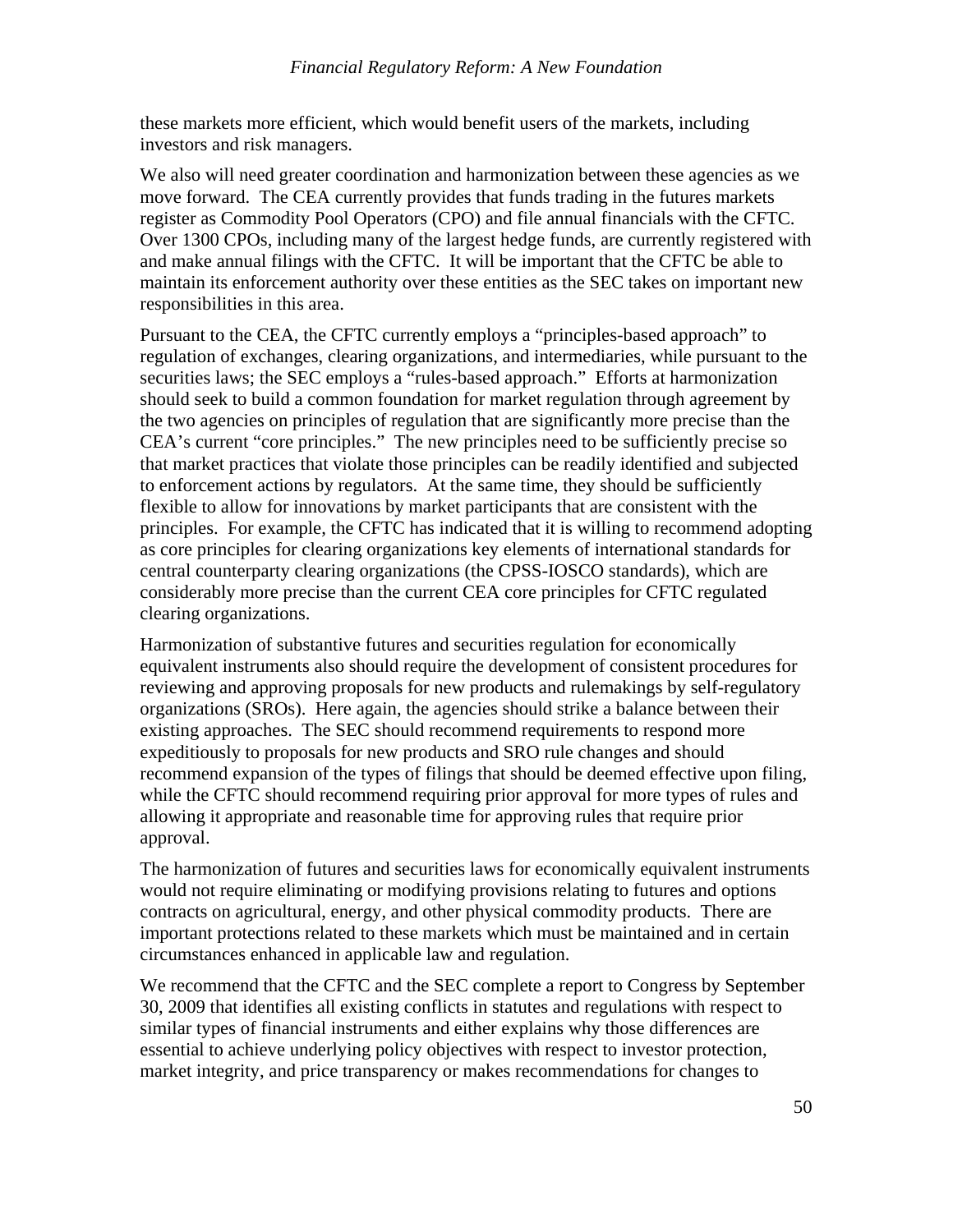these markets more efficient, which would benefit users of the markets, including investors and risk managers.

We also will need greater coordination and harmonization between these agencies as we move forward. The CEA currently provides that funds trading in the futures markets register as Commodity Pool Operators (CPO) and file annual financials with the CFTC. Over 1300 CPOs, including many of the largest hedge funds, are currently registered with and make annual filings with the CFTC. It will be important that the CFTC be able to maintain its enforcement authority over these entities as the SEC takes on important new responsibilities in this area.

Pursuant to the CEA, the CFTC currently employs a "principles-based approach" to regulation of exchanges, clearing organizations, and intermediaries, while pursuant to the securities laws; the SEC employs a "rules-based approach." Efforts at harmonization should seek to build a common foundation for market regulation through agreement by the two agencies on principles of regulation that are significantly more precise than the CEA's current "core principles." The new principles need to be sufficiently precise so that market practices that violate those principles can be readily identified and subjected to enforcement actions by regulators. At the same time, they should be sufficiently flexible to allow for innovations by market participants that are consistent with the principles. For example, the CFTC has indicated that it is willing to recommend adopting as core principles for clearing organizations key elements of international standards for central counterparty clearing organizations (the CPSS-IOSCO standards), which are considerably more precise than the current CEA core principles for CFTC regulated clearing organizations.

Harmonization of substantive futures and securities regulation for economically equivalent instruments also should require the development of consistent procedures for reviewing and approving proposals for new products and rulemakings by self-regulatory organizations (SROs). Here again, the agencies should strike a balance between their existing approaches. The SEC should recommend requirements to respond more expeditiously to proposals for new products and SRO rule changes and should recommend expansion of the types of filings that should be deemed effective upon filing, while the CFTC should recommend requiring prior approval for more types of rules and allowing it appropriate and reasonable time for approving rules that require prior approval.

The harmonization of futures and securities laws for economically equivalent instruments would not require eliminating or modifying provisions relating to futures and options contracts on agricultural, energy, and other physical commodity products. There are important protections related to these markets which must be maintained and in certain circumstances enhanced in applicable law and regulation.

We recommend that the CFTC and the SEC complete a report to Congress by September 30, 2009 that identifies all existing conflicts in statutes and regulations with respect to similar types of financial instruments and either explains why those differences are essential to achieve underlying policy objectives with respect to investor protection, market integrity, and price transparency or makes recommendations for changes to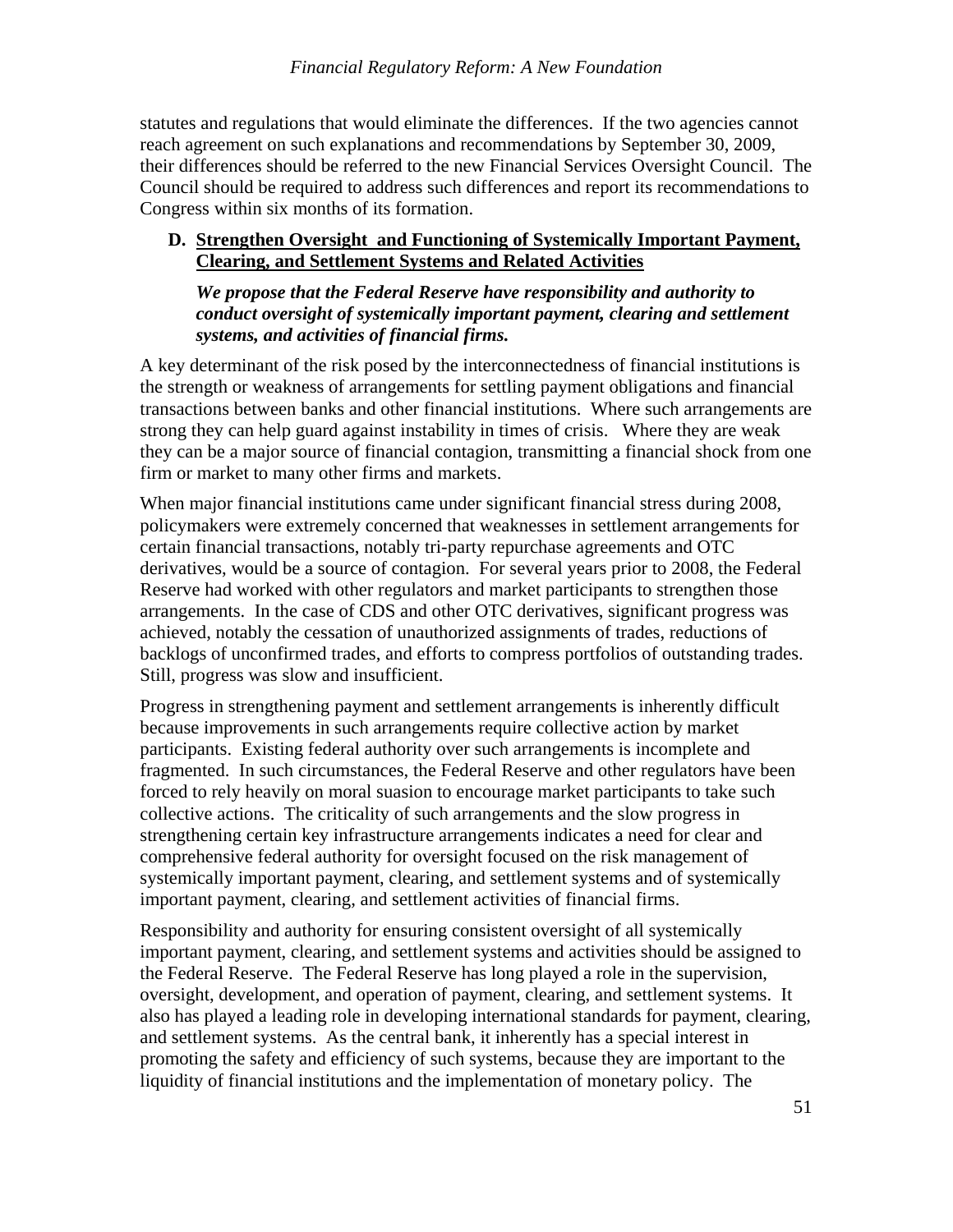statutes and regulations that would eliminate the differences. If the two agencies cannot reach agreement on such explanations and recommendations by September 30, 2009, their differences should be referred to the new Financial Services Oversight Council. The Council should be required to address such differences and report its recommendations to Congress within six months of its formation.

### D. Strengthen Oversight and Functioning of Systemically Important Payment, Clearing, and Settlement Systems and Related Activities

***We propose that the Federal Reserve have responsibility and authority to conduct oversight of systemically important payment, clearing and settlement systems, and activities of financial firms.***

A key determinant of the risk posed by the interconnectedness of financial institutions is the strength or weakness of arrangements for settling payment obligations and financial transactions between banks and other financial institutions. Where such arrangements are strong they can help guard against instability in times of crisis. Where they are weak they can be a major source of financial contagion, transmitting a financial shock from one firm or market to many other firms and markets.

When major financial institutions came under significant financial stress during 2008, policymakers were extremely concerned that weaknesses in settlement arrangements for certain financial transactions, notably tri-party repurchase agreements and OTC derivatives, would be a source of contagion. For several years prior to 2008, the Federal Reserve had worked with other regulators and market participants to strengthen those arrangements. In the case of CDS and other OTC derivatives, significant progress was achieved, notably the cessation of unauthorized assignments of trades, reductions of backlogs of unconfirmed trades, and efforts to compress portfolios of outstanding trades. Still, progress was slow and insufficient.

Progress in strengthening payment and settlement arrangements is inherently difficult because improvements in such arrangements require collective action by market participants. Existing federal authority over such arrangements is incomplete and fragmented. In such circumstances, the Federal Reserve and other regulators have been forced to rely heavily on moral suasion to encourage market participants to take such collective actions. The criticality of such arrangements and the slow progress in strengthening certain key infrastructure arrangements indicates a need for clear and comprehensive federal authority for oversight focused on the risk management of systemically important payment, clearing, and settlement systems and of systemically important payment, clearing, and settlement activities of financial firms.

Responsibility and authority for ensuring consistent oversight of all systemically important payment, clearing, and settlement systems and activities should be assigned to the Federal Reserve. The Federal Reserve has long played a role in the supervision, oversight, development, and operation of payment, clearing, and settlement systems. It also has played a leading role in developing international standards for payment, clearing, and settlement systems. As the central bank, it inherently has a special interest in promoting the safety and efficiency of such systems, because they are important to the liquidity of financial institutions and the implementation of monetary policy. The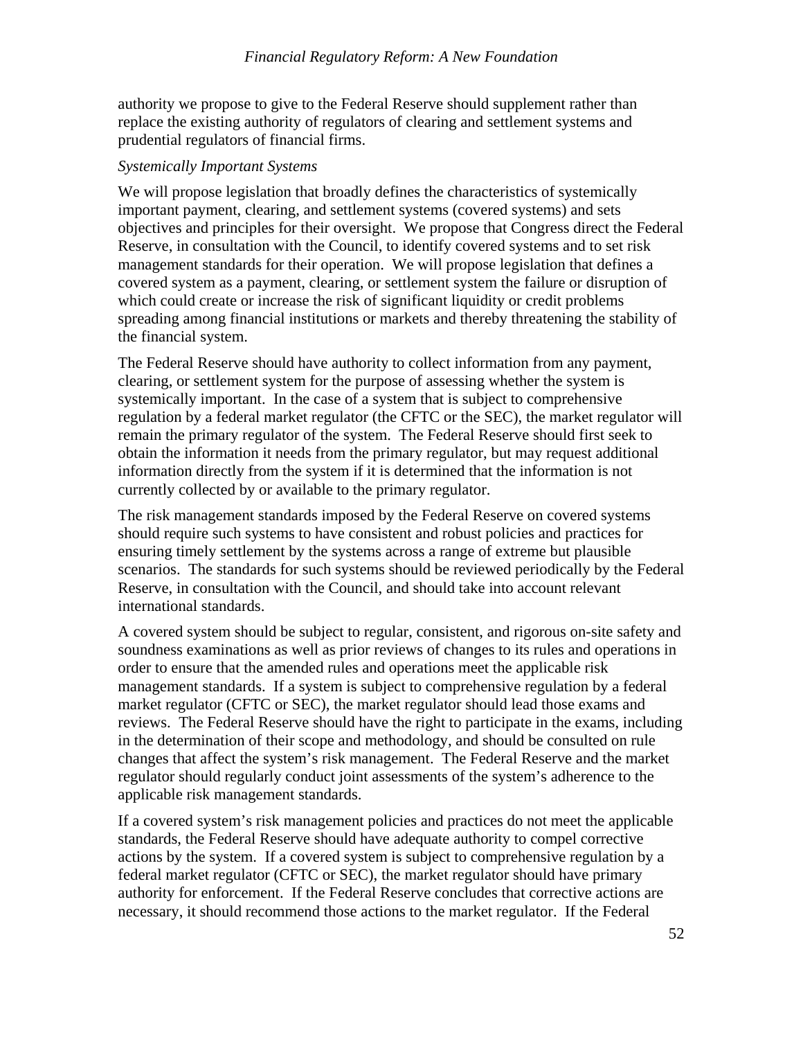authority we propose to give to the Federal Reserve should supplement rather than replace the existing authority of regulators of clearing and settlement systems and prudential regulators of financial firms.

*Systemically Important Systems*

We will propose legislation that broadly defines the characteristics of systemically important payment, clearing, and settlement systems (covered systems) and sets objectives and principles for their oversight. We propose that Congress direct the Federal Reserve, in consultation with the Council, to identify covered systems and to set risk management standards for their operation. We will propose legislation that defines a covered system as a payment, clearing, or settlement system the failure or disruption of which could create or increase the risk of significant liquidity or credit problems spreading among financial institutions or markets and thereby threatening the stability of the financial system.

The Federal Reserve should have authority to collect information from any payment, clearing, or settlement system for the purpose of assessing whether the system is systemically important. In the case of a system that is subject to comprehensive regulation by a federal market regulator (the CFTC or the SEC), the market regulator will remain the primary regulator of the system. The Federal Reserve should first seek to obtain the information it needs from the primary regulator, but may request additional information directly from the system if it is determined that the information is not currently collected by or available to the primary regulator.

The risk management standards imposed by the Federal Reserve on covered systems should require such systems to have consistent and robust policies and practices for ensuring timely settlement by the systems across a range of extreme but plausible scenarios. The standards for such systems should be reviewed periodically by the Federal Reserve, in consultation with the Council, and should take into account relevant international standards.

A covered system should be subject to regular, consistent, and rigorous on-site safety and soundness examinations as well as prior reviews of changes to its rules and operations in order to ensure that the amended rules and operations meet the applicable risk management standards. If a system is subject to comprehensive regulation by a federal market regulator (CFTC or SEC), the market regulator should lead those exams and reviews. The Federal Reserve should have the right to participate in the exams, including in the determination of their scope and methodology, and should be consulted on rule changes that affect the system's risk management. The Federal Reserve and the market regulator should regularly conduct joint assessments of the system's adherence to the applicable risk management standards.

If a covered system's risk management policies and practices do not meet the applicable standards, the Federal Reserve should have adequate authority to compel corrective actions by the system. If a covered system is subject to comprehensive regulation by a federal market regulator (CFTC or SEC), the market regulator should have primary authority for enforcement. If the Federal Reserve concludes that corrective actions are necessary, it should recommend those actions to the market regulator. If the Federal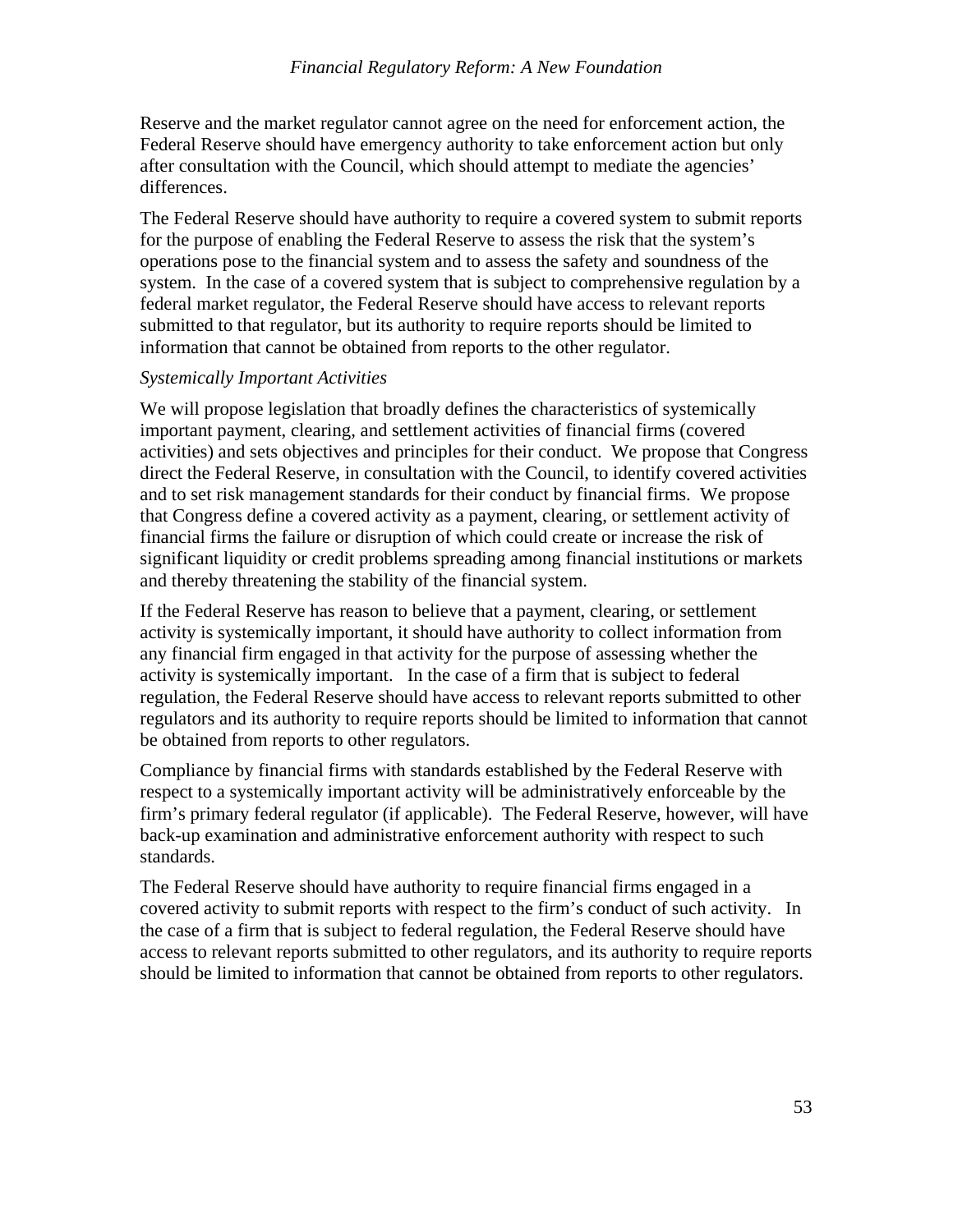Reserve and the market regulator cannot agree on the need for enforcement action, the Federal Reserve should have emergency authority to take enforcement action but only after consultation with the Council, which should attempt to mediate the agencies' differences.

The Federal Reserve should have authority to require a covered system to submit reports for the purpose of enabling the Federal Reserve to assess the risk that the system's operations pose to the financial system and to assess the safety and soundness of the system. In the case of a covered system that is subject to comprehensive regulation by a federal market regulator, the Federal Reserve should have access to relevant reports submitted to that regulator, but its authority to require reports should be limited to information that cannot be obtained from reports to the other regulator.

*Systemically Important Activities*

We will propose legislation that broadly defines the characteristics of systemically important payment, clearing, and settlement activities of financial firms (covered activities) and sets objectives and principles for their conduct. We propose that Congress direct the Federal Reserve, in consultation with the Council, to identify covered activities and to set risk management standards for their conduct by financial firms. We propose that Congress define a covered activity as a payment, clearing, or settlement activity of financial firms the failure or disruption of which could create or increase the risk of significant liquidity or credit problems spreading among financial institutions or markets and thereby threatening the stability of the financial system.

If the Federal Reserve has reason to believe that a payment, clearing, or settlement activity is systemically important, it should have authority to collect information from any financial firm engaged in that activity for the purpose of assessing whether the activity is systemically important. In the case of a firm that is subject to federal regulation, the Federal Reserve should have access to relevant reports submitted to other regulators and its authority to require reports should be limited to information that cannot be obtained from reports to other regulators.

Compliance by financial firms with standards established by the Federal Reserve with respect to a systemically important activity will be administratively enforceable by the firm's primary federal regulator (if applicable). The Federal Reserve, however, will have back-up examination and administrative enforcement authority with respect to such standards.

The Federal Reserve should have authority to require financial firms engaged in a covered activity to submit reports with respect to the firm's conduct of such activity. In the case of a firm that is subject to federal regulation, the Federal Reserve should have access to relevant reports submitted to other regulators, and its authority to require reports should be limited to information that cannot be obtained from reports to other regulators.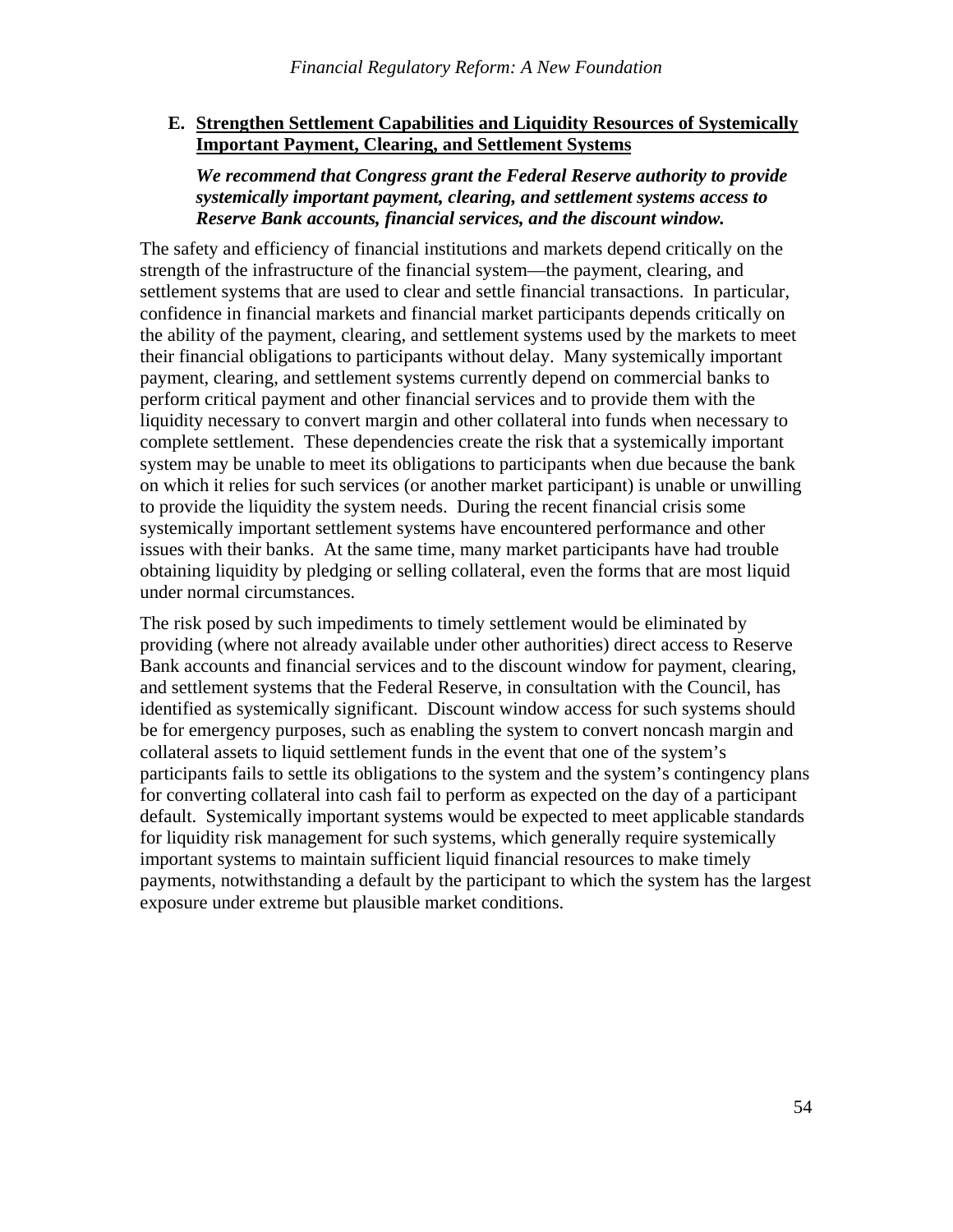## E. Strengthen Settlement Capabilities and Liquidity Resources of Systemically Important Payment, Clearing, and Settlement Systems

***We recommend that Congress grant the Federal Reserve authority to provide systemically important payment, clearing, and settlement systems access to Reserve Bank accounts, financial services, and the discount window.***

The safety and efficiency of financial institutions and markets depend critically on the strength of the infrastructure of the financial system—the payment, clearing, and settlement systems that are used to clear and settle financial transactions. In particular, confidence in financial markets and financial market participants depends critically on the ability of the payment, clearing, and settlement systems used by the markets to meet their financial obligations to participants without delay. Many systemically important payment, clearing, and settlement systems currently depend on commercial banks to perform critical payment and other financial services and to provide them with the liquidity necessary to convert margin and other collateral into funds when necessary to complete settlement. These dependencies create the risk that a systemically important system may be unable to meet its obligations to participants when due because the bank on which it relies for such services (or another market participant) is unable or unwilling to provide the liquidity the system needs. During the recent financial crisis some systemically important settlement systems have encountered performance and other issues with their banks. At the same time, many market participants have had trouble obtaining liquidity by pledging or selling collateral, even the forms that are most liquid under normal circumstances.

The risk posed by such impediments to timely settlement would be eliminated by providing (where not already available under other authorities) direct access to Reserve Bank accounts and financial services and to the discount window for payment, clearing, and settlement systems that the Federal Reserve, in consultation with the Council, has identified as systemically significant. Discount window access for such systems should be for emergency purposes, such as enabling the system to convert noncash margin and collateral assets to liquid settlement funds in the event that one of the system's participants fails to settle its obligations to the system and the system's contingency plans for converting collateral into cash fail to perform as expected on the day of a participant default. Systemically important systems would be expected to meet applicable standards for liquidity risk management for such systems, which generally require systemically important systems to maintain sufficient liquid financial resources to make timely payments, notwithstanding a default by the participant to which the system has the largest exposure under extreme but plausible market conditions.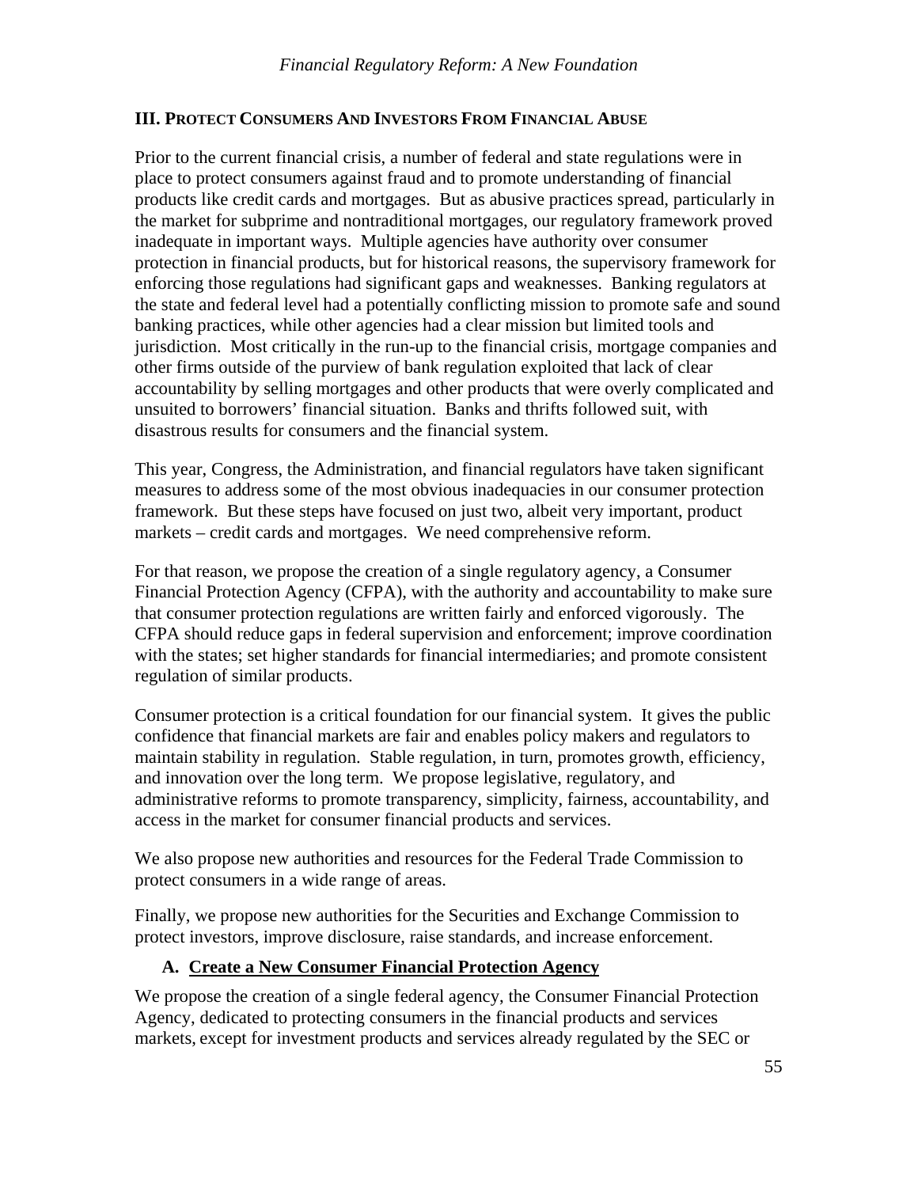## III. Protect Consumers And Investors From Financial Abuse

Prior to the current financial crisis, a number of federal and state regulations were in place to protect consumers against fraud and to promote understanding of financial products like credit cards and mortgages. But as abusive practices spread, particularly in the market for subprime and nontraditional mortgages, our regulatory framework proved inadequate in important ways. Multiple agencies have authority over consumer protection in financial products, but for historical reasons, the supervisory framework for enforcing those regulations had significant gaps and weaknesses. Banking regulators at the state and federal level had a potentially conflicting mission to promote safe and sound banking practices, while other agencies had a clear mission but limited tools and jurisdiction. Most critically in the run-up to the financial crisis, mortgage companies and other firms outside of the purview of bank regulation exploited that lack of clear accountability by selling mortgages and other products that were overly complicated and unsuited to borrowers' financial situation. Banks and thrifts followed suit, with disastrous results for consumers and the financial system.

This year, Congress, the Administration, and financial regulators have taken significant measures to address some of the most obvious inadequacies in our consumer protection framework. But these steps have focused on just two, albeit very important, product markets – credit cards and mortgages. We need comprehensive reform.

For that reason, we propose the creation of a single regulatory agency, a Consumer Financial Protection Agency (CFPA), with the authority and accountability to make sure that consumer protection regulations are written fairly and enforced vigorously. The CFPA should reduce gaps in federal supervision and enforcement; improve coordination with the states; set higher standards for financial intermediaries; and promote consistent regulation of similar products.

Consumer protection is a critical foundation for our financial system. It gives the public confidence that financial markets are fair and enables policy makers and regulators to maintain stability in regulation. Stable regulation, in turn, promotes growth, efficiency, and innovation over the long term. We propose legislative, regulatory, and administrative reforms to promote transparency, simplicity, fairness, accountability, and access in the market for consumer financial products and services.

We also propose new authorities and resources for the Federal Trade Commission to protect consumers in a wide range of areas.

Finally, we propose new authorities for the Securities and Exchange Commission to protect investors, improve disclosure, raise standards, and increase enforcement.

### A. Create a New Consumer Financial Protection Agency

We propose the creation of a single federal agency, the Consumer Financial Protection Agency, dedicated to protecting consumers in the financial products and services markets, except for investment products and services already regulated by the SEC or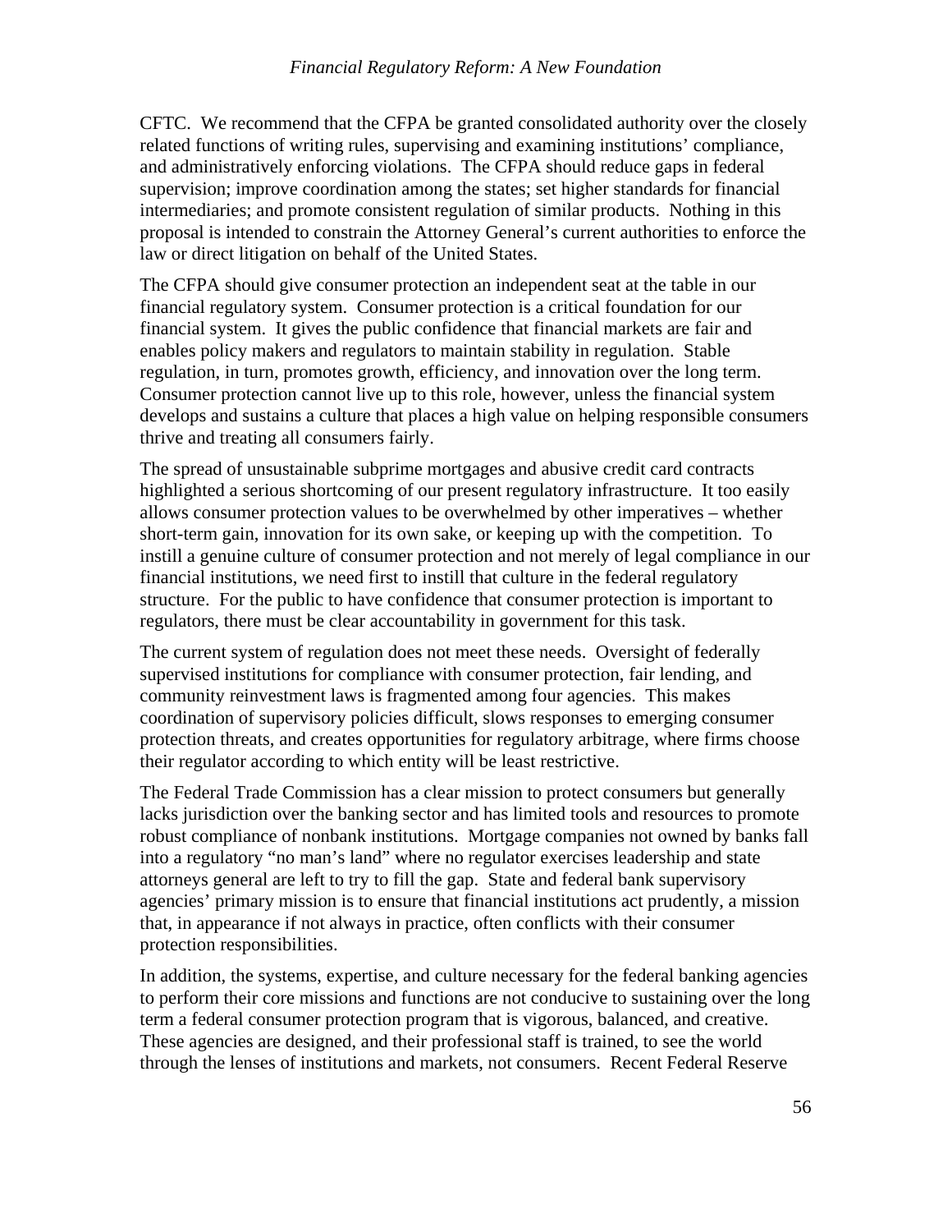CFTC. We recommend that the CFPA be granted consolidated authority over the closely related functions of writing rules, supervising and examining institutions' compliance, and administratively enforcing violations. The CFPA should reduce gaps in federal supervision; improve coordination among the states; set higher standards for financial intermediaries; and promote consistent regulation of similar products. Nothing in this proposal is intended to constrain the Attorney General's current authorities to enforce the law or direct litigation on behalf of the United States.

The CFPA should give consumer protection an independent seat at the table in our financial regulatory system. Consumer protection is a critical foundation for our financial system. It gives the public confidence that financial markets are fair and enables policy makers and regulators to maintain stability in regulation. Stable regulation, in turn, promotes growth, efficiency, and innovation over the long term. Consumer protection cannot live up to this role, however, unless the financial system develops and sustains a culture that places a high value on helping responsible consumers thrive and treating all consumers fairly.

The spread of unsustainable subprime mortgages and abusive credit card contracts highlighted a serious shortcoming of our present regulatory infrastructure. It too easily allows consumer protection values to be overwhelmed by other imperatives – whether short-term gain, innovation for its own sake, or keeping up with the competition. To instill a genuine culture of consumer protection and not merely of legal compliance in our financial institutions, we need first to instill that culture in the federal regulatory structure. For the public to have confidence that consumer protection is important to regulators, there must be clear accountability in government for this task.

The current system of regulation does not meet these needs. Oversight of federally supervised institutions for compliance with consumer protection, fair lending, and community reinvestment laws is fragmented among four agencies. This makes coordination of supervisory policies difficult, slows responses to emerging consumer protection threats, and creates opportunities for regulatory arbitrage, where firms choose their regulator according to which entity will be least restrictive.

The Federal Trade Commission has a clear mission to protect consumers but generally lacks jurisdiction over the banking sector and has limited tools and resources to promote robust compliance of nonbank institutions. Mortgage companies not owned by banks fall into a regulatory "no man's land" where no regulator exercises leadership and state attorneys general are left to try to fill the gap. State and federal bank supervisory agencies' primary mission is to ensure that financial institutions act prudently, a mission that, in appearance if not always in practice, often conflicts with their consumer protection responsibilities.

In addition, the systems, expertise, and culture necessary for the federal banking agencies to perform their core missions and functions are not conducive to sustaining over the long term a federal consumer protection program that is vigorous, balanced, and creative. These agencies are designed, and their professional staff is trained, to see the world through the lenses of institutions and markets, not consumers. Recent Federal Reserve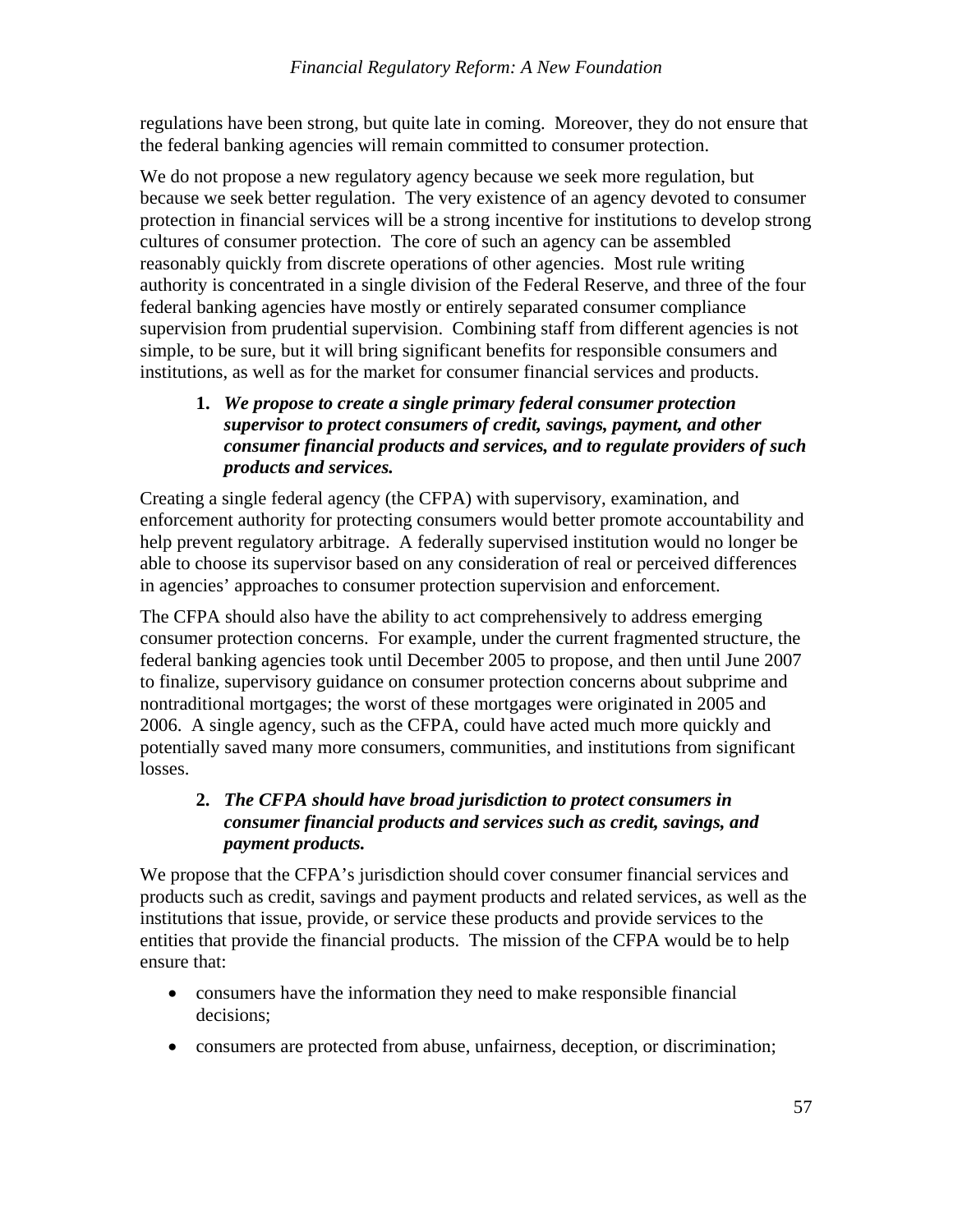regulations have been strong, but quite late in coming. Moreover, they do not ensure that the federal banking agencies will remain committed to consumer protection.

We do not propose a new regulatory agency because we seek more regulation, but because we seek better regulation. The very existence of an agency devoted to consumer protection in financial services will be a strong incentive for institutions to develop strong cultures of consumer protection. The core of such an agency can be assembled reasonably quickly from discrete operations of other agencies. Most rule writing authority is concentrated in a single division of the Federal Reserve, and three of the four federal banking agencies have mostly or entirely separated consumer compliance supervision from prudential supervision. Combining staff from different agencies is not simple, to be sure, but it will bring significant benefits for responsible consumers and institutions, as well as for the market for consumer financial services and products.

> **1.** ***We propose to create a single primary federal consumer protection supervisor to protect consumers of credit, savings, payment, and other consumer financial products and services, and to regulate providers of such products and services.***

Creating a single federal agency (the CFPA) with supervisory, examination, and enforcement authority for protecting consumers would better promote accountability and help prevent regulatory arbitrage. A federally supervised institution would no longer be able to choose its supervisor based on any consideration of real or perceived differences in agencies' approaches to consumer protection supervision and enforcement.

The CFPA should also have the ability to act comprehensively to address emerging consumer protection concerns. For example, under the current fragmented structure, the federal banking agencies took until December 2005 to propose, and then until June 2007 to finalize, supervisory guidance on consumer protection concerns about subprime and nontraditional mortgages; the worst of these mortgages were originated in 2005 and 2006. A single agency, such as the CFPA, could have acted much more quickly and potentially saved many more consumers, communities, and institutions from significant losses.

> **2.** ***The CFPA should have broad jurisdiction to protect consumers in consumer financial products and services such as credit, savings, and payment products.***

We propose that the CFPA's jurisdiction should cover consumer financial services and products such as credit, savings and payment products and related services, as well as the institutions that issue, provide, or service these products and provide services to the entities that provide the financial products. The mission of the CFPA would be to help ensure that:

- consumers have the information they need to make responsible financial decisions;
- consumers are protected from abuse, unfairness, deception, or discrimination;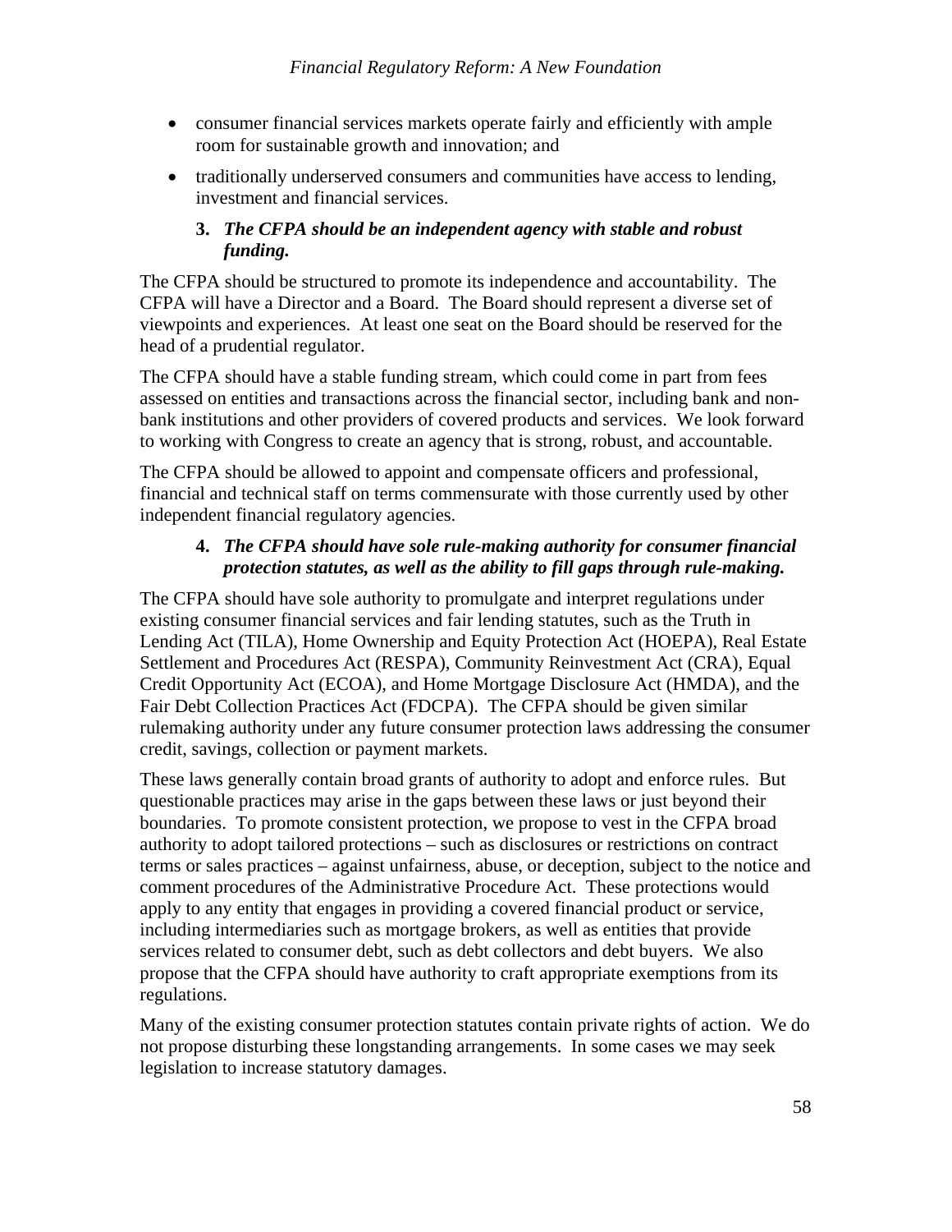- consumer financial services markets operate fairly and efficiently with ample room for sustainable growth and innovation; and
- traditionally underserved consumers and communities have access to lending, investment and financial services.

#### 3. *The CFPA should be an independent agency with stable and robust funding.*

The CFPA should be structured to promote its independence and accountability. The CFPA will have a Director and a Board. The Board should represent a diverse set of viewpoints and experiences. At least one seat on the Board should be reserved for the head of a prudential regulator.

The CFPA should have a stable funding stream, which could come in part from fees assessed on entities and transactions across the financial sector, including bank and non-bank institutions and other providers of covered products and services. We look forward to working with Congress to create an agency that is strong, robust, and accountable.

The CFPA should be allowed to appoint and compensate officers and professional, financial and technical staff on terms commensurate with those currently used by other independent financial regulatory agencies.

#### 4. *The CFPA should have sole rule-making authority for consumer financial protection statutes, as well as the ability to fill gaps through rule-making.*

The CFPA should have sole authority to promulgate and interpret regulations under existing consumer financial services and fair lending statutes, such as the Truth in Lending Act (TILA), Home Ownership and Equity Protection Act (HOEPA), Real Estate Settlement and Procedures Act (RESPA), Community Reinvestment Act (CRA), Equal Credit Opportunity Act (ECOA), and Home Mortgage Disclosure Act (HMDA), and the Fair Debt Collection Practices Act (FDCPA). The CFPA should be given similar rulemaking authority under any future consumer protection laws addressing the consumer credit, savings, collection or payment markets.

These laws generally contain broad grants of authority to adopt and enforce rules. But questionable practices may arise in the gaps between these laws or just beyond their boundaries. To promote consistent protection, we propose to vest in the CFPA broad authority to adopt tailored protections – such as disclosures or restrictions on contract terms or sales practices – against unfairness, abuse, or deception, subject to the notice and comment procedures of the Administrative Procedure Act. These protections would apply to any entity that engages in providing a covered financial product or service, including intermediaries such as mortgage brokers, as well as entities that provide services related to consumer debt, such as debt collectors and debt buyers. We also propose that the CFPA should have authority to craft appropriate exemptions from its regulations.

Many of the existing consumer protection statutes contain private rights of action. We do not propose disturbing these longstanding arrangements. In some cases we may seek legislation to increase statutory damages.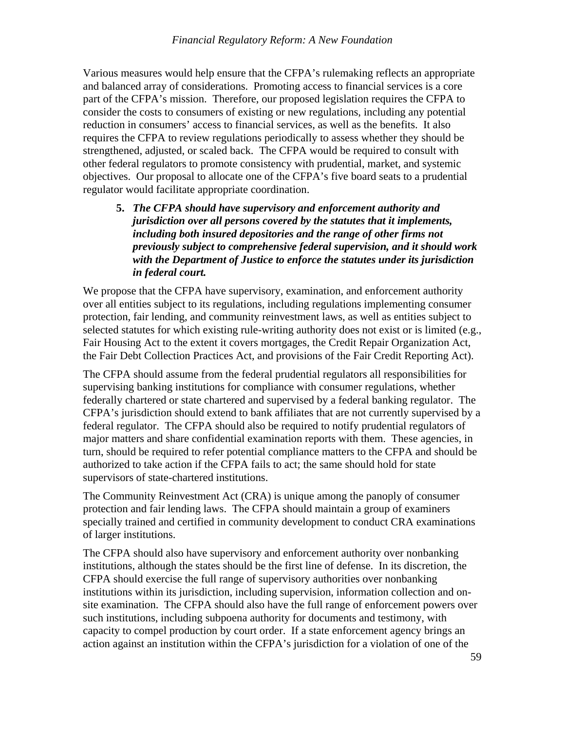Various measures would help ensure that the CFPA's rulemaking reflects an appropriate and balanced array of considerations. Promoting access to financial services is a core part of the CFPA's mission. Therefore, our proposed legislation requires the CFPA to consider the costs to consumers of existing or new regulations, including any potential reduction in consumers' access to financial services, as well as the benefits. It also requires the CFPA to review regulations periodically to assess whether they should be strengthened, adjusted, or scaled back. The CFPA would be required to consult with other federal regulators to promote consistency with prudential, market, and systemic objectives. Our proposal to allocate one of the CFPA's five board seats to a prudential regulator would facilitate appropriate coordination.

**5.** ***The CFPA should have supervisory and enforcement authority and jurisdiction over all persons covered by the statutes that it implements, including both insured depositories and the range of other firms not previously subject to comprehensive federal supervision, and it should work with the Department of Justice to enforce the statutes under its jurisdiction in federal court.***

We propose that the CFPA have supervisory, examination, and enforcement authority over all entities subject to its regulations, including regulations implementing consumer protection, fair lending, and community reinvestment laws, as well as entities subject to selected statutes for which existing rule-writing authority does not exist or is limited (e.g., Fair Housing Act to the extent it covers mortgages, the Credit Repair Organization Act, the Fair Debt Collection Practices Act, and provisions of the Fair Credit Reporting Act).

The CFPA should assume from the federal prudential regulators all responsibilities for supervising banking institutions for compliance with consumer regulations, whether federally chartered or state chartered and supervised by a federal banking regulator. The CFPA's jurisdiction should extend to bank affiliates that are not currently supervised by a federal regulator. The CFPA should also be required to notify prudential regulators of major matters and share confidential examination reports with them. These agencies, in turn, should be required to refer potential compliance matters to the CFPA and should be authorized to take action if the CFPA fails to act; the same should hold for state supervisors of state-chartered institutions.

The Community Reinvestment Act (CRA) is unique among the panoply of consumer protection and fair lending laws. The CFPA should maintain a group of examiners specially trained and certified in community development to conduct CRA examinations of larger institutions.

The CFPA should also have supervisory and enforcement authority over nonbanking institutions, although the states should be the first line of defense. In its discretion, the CFPA should exercise the full range of supervisory authorities over nonbanking institutions within its jurisdiction, including supervision, information collection and on-site examination. The CFPA should also have the full range of enforcement powers over such institutions, including subpoena authority for documents and testimony, with capacity to compel production by court order. If a state enforcement agency brings an action against an institution within the CFPA's jurisdiction for a violation of one of the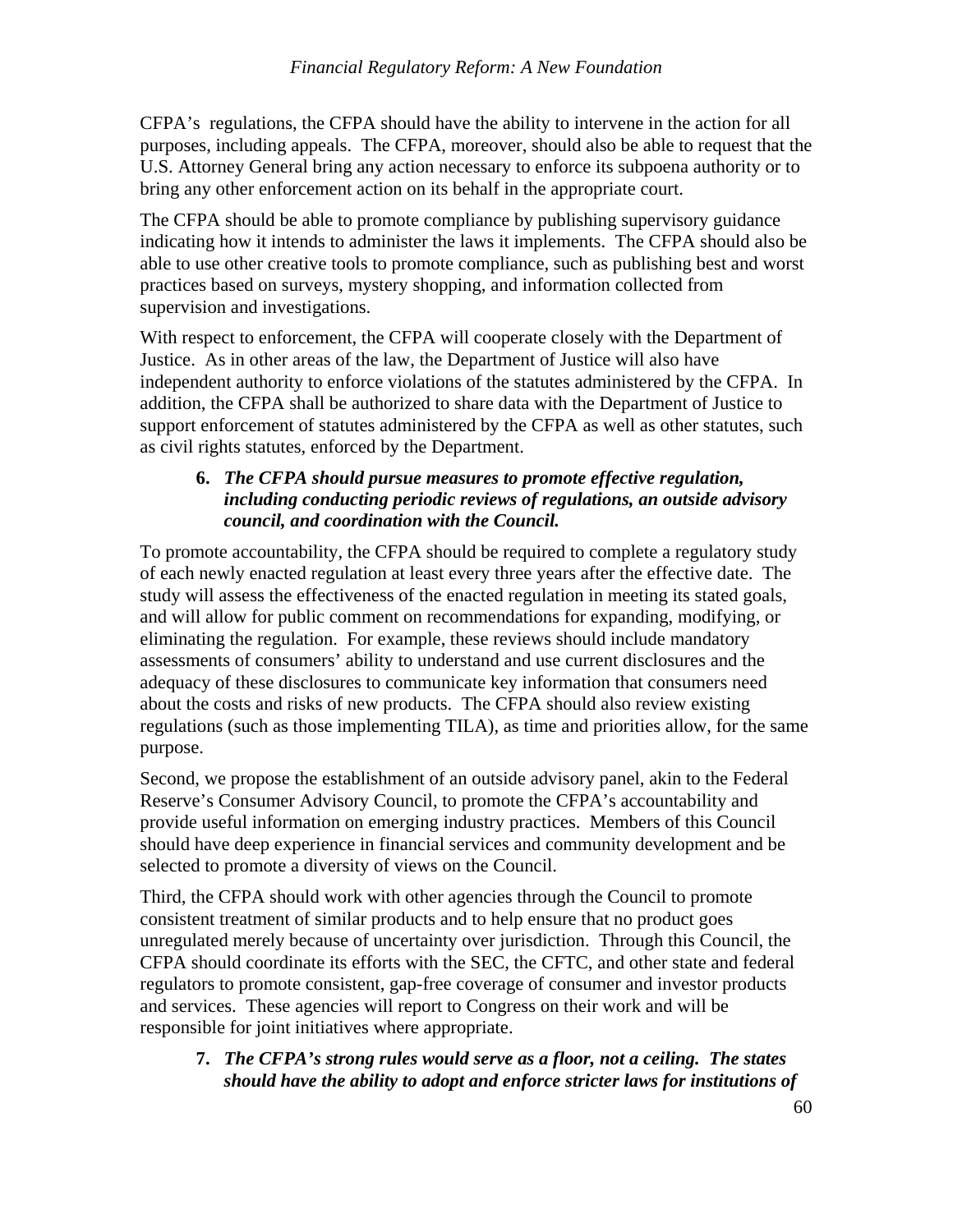CFPA's regulations, the CFPA should have the ability to intervene in the action for all purposes, including appeals. The CFPA, moreover, should also be able to request that the U.S. Attorney General bring any action necessary to enforce its subpoena authority or to bring any other enforcement action on its behalf in the appropriate court.

The CFPA should be able to promote compliance by publishing supervisory guidance indicating how it intends to administer the laws it implements. The CFPA should also be able to use other creative tools to promote compliance, such as publishing best and worst practices based on surveys, mystery shopping, and information collected from supervision and investigations.

With respect to enforcement, the CFPA will cooperate closely with the Department of Justice. As in other areas of the law, the Department of Justice will also have independent authority to enforce violations of the statutes administered by the CFPA. In addition, the CFPA shall be authorized to share data with the Department of Justice to support enforcement of statutes administered by the CFPA as well as other statutes, such as civil rights statutes, enforced by the Department.

**6.** ***The CFPA should pursue measures to promote effective regulation, including conducting periodic reviews of regulations, an outside advisory council, and coordination with the Council.***

To promote accountability, the CFPA should be required to complete a regulatory study of each newly enacted regulation at least every three years after the effective date. The study will assess the effectiveness of the enacted regulation in meeting its stated goals, and will allow for public comment on recommendations for expanding, modifying, or eliminating the regulation. For example, these reviews should include mandatory assessments of consumers' ability to understand and use current disclosures and the adequacy of these disclosures to communicate key information that consumers need about the costs and risks of new products. The CFPA should also review existing regulations (such as those implementing TILA), as time and priorities allow, for the same purpose.

Second, we propose the establishment of an outside advisory panel, akin to the Federal Reserve's Consumer Advisory Council, to promote the CFPA's accountability and provide useful information on emerging industry practices. Members of this Council should have deep experience in financial services and community development and be selected to promote a diversity of views on the Council.

Third, the CFPA should work with other agencies through the Council to promote consistent treatment of similar products and to help ensure that no product goes unregulated merely because of uncertainty over jurisdiction. Through this Council, the CFPA should coordinate its efforts with the SEC, the CFTC, and other state and federal regulators to promote consistent, gap-free coverage of consumer and investor products and services. These agencies will report to Congress on their work and will be responsible for joint initiatives where appropriate.

**7.** ***The CFPA's strong rules would serve as a floor, not a ceiling. The states should have the ability to adopt and enforce stricter laws for institutions of***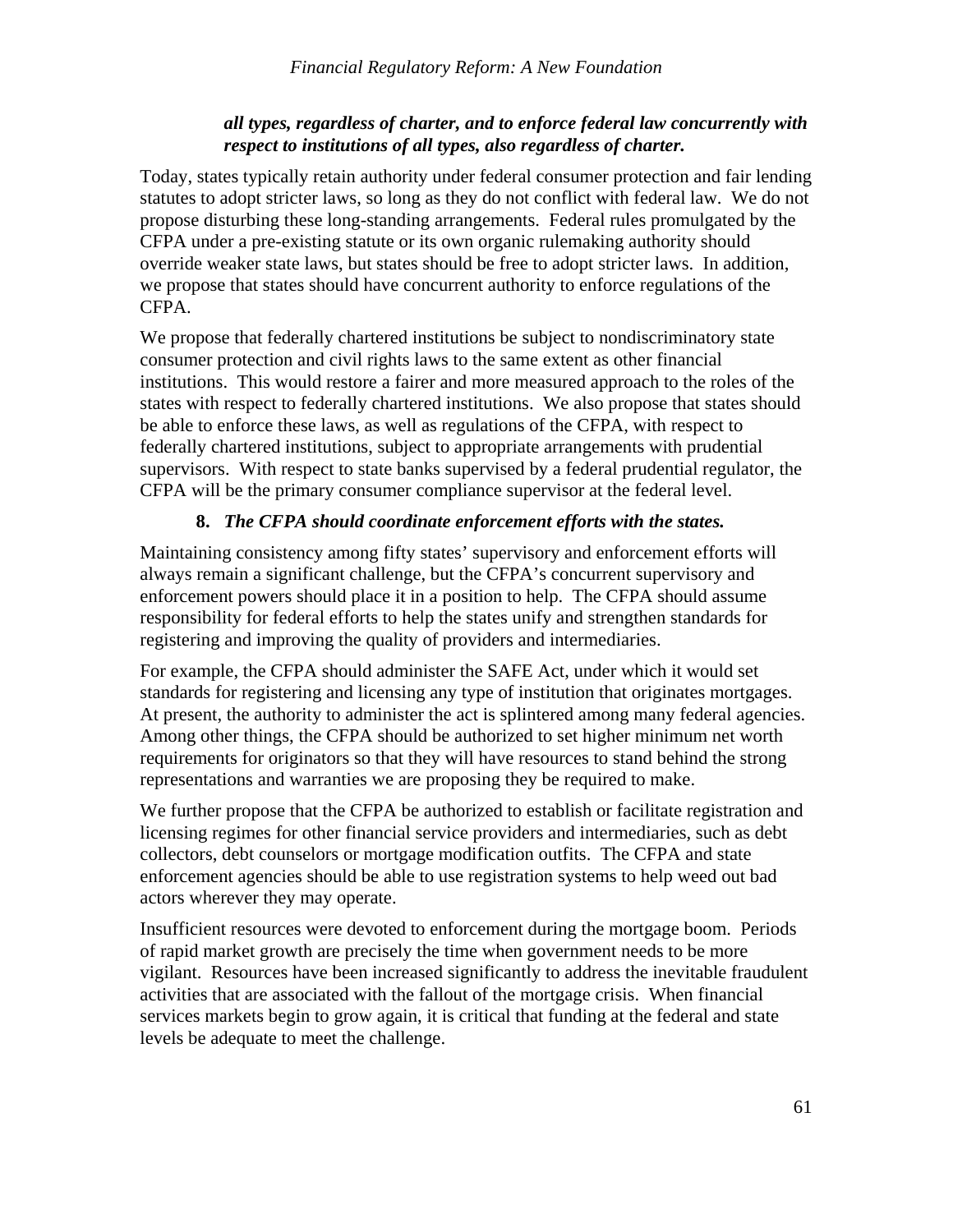***all types, regardless of charter, and to enforce federal law concurrently with respect to institutions of all types, also regardless of charter.***

Today, states typically retain authority under federal consumer protection and fair lending statutes to adopt stricter laws, so long as they do not conflict with federal law. We do not propose disturbing these long-standing arrangements. Federal rules promulgated by the CFPA under a pre-existing statute or its own organic rulemaking authority should override weaker state laws, but states should be free to adopt stricter laws. In addition, we propose that states should have concurrent authority to enforce regulations of the CFPA.

We propose that federally chartered institutions be subject to nondiscriminatory state consumer protection and civil rights laws to the same extent as other financial institutions. This would restore a fairer and more measured approach to the roles of the states with respect to federally chartered institutions. We also propose that states should be able to enforce these laws, as well as regulations of the CFPA, with respect to federally chartered institutions, subject to appropriate arrangements with prudential supervisors. With respect to state banks supervised by a federal prudential regulator, the CFPA will be the primary consumer compliance supervisor at the federal level.

**8. *The CFPA should coordinate enforcement efforts with the states.***

Maintaining consistency among fifty states' supervisory and enforcement efforts will always remain a significant challenge, but the CFPA's concurrent supervisory and enforcement powers should place it in a position to help. The CFPA should assume responsibility for federal efforts to help the states unify and strengthen standards for registering and improving the quality of providers and intermediaries.

For example, the CFPA should administer the SAFE Act, under which it would set standards for registering and licensing any type of institution that originates mortgages. At present, the authority to administer the act is splintered among many federal agencies. Among other things, the CFPA should be authorized to set higher minimum net worth requirements for originators so that they will have resources to stand behind the strong representations and warranties we are proposing they be required to make.

We further propose that the CFPA be authorized to establish or facilitate registration and licensing regimes for other financial service providers and intermediaries, such as debt collectors, debt counselors or mortgage modification outfits. The CFPA and state enforcement agencies should be able to use registration systems to help weed out bad actors wherever they may operate.

Insufficient resources were devoted to enforcement during the mortgage boom. Periods of rapid market growth are precisely the time when government needs to be more vigilant. Resources have been increased significantly to address the inevitable fraudulent activities that are associated with the fallout of the mortgage crisis. When financial services markets begin to grow again, it is critical that funding at the federal and state levels be adequate to meet the challenge.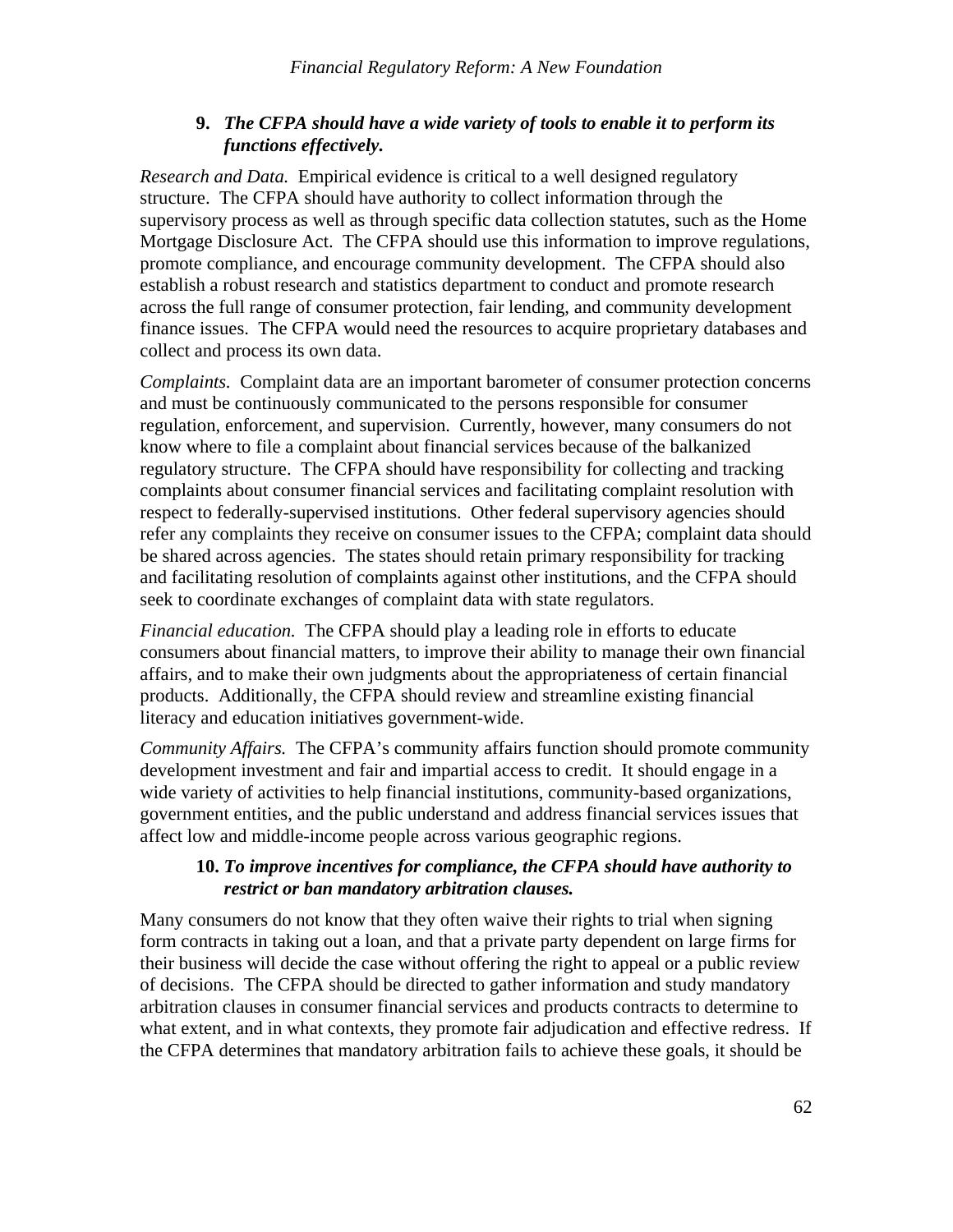9. ***The CFPA should have a wide variety of tools to enable it to perform its functions effectively.***

*Research and Data.* Empirical evidence is critical to a well designed regulatory structure. The CFPA should have authority to collect information through the supervisory process as well as through specific data collection statutes, such as the Home Mortgage Disclosure Act. The CFPA should use this information to improve regulations, promote compliance, and encourage community development. The CFPA should also establish a robust research and statistics department to conduct and promote research across the full range of consumer protection, fair lending, and community development finance issues. The CFPA would need the resources to acquire proprietary databases and collect and process its own data.

*Complaints.* Complaint data are an important barometer of consumer protection concerns and must be continuously communicated to the persons responsible for consumer regulation, enforcement, and supervision. Currently, however, many consumers do not know where to file a complaint about financial services because of the balkanized regulatory structure. The CFPA should have responsibility for collecting and tracking complaints about consumer financial services and facilitating complaint resolution with respect to federally-supervised institutions. Other federal supervisory agencies should refer any complaints they receive on consumer issues to the CFPA; complaint data should be shared across agencies. The states should retain primary responsibility for tracking and facilitating resolution of complaints against other institutions, and the CFPA should seek to coordinate exchanges of complaint data with state regulators.

*Financial education.* The CFPA should play a leading role in efforts to educate consumers about financial matters, to improve their ability to manage their own financial affairs, and to make their own judgments about the appropriateness of certain financial products. Additionally, the CFPA should review and streamline existing financial literacy and education initiatives government-wide.

*Community Affairs.* The CFPA's community affairs function should promote community development investment and fair and impartial access to credit. It should engage in a wide variety of activities to help financial institutions, community-based organizations, government entities, and the public understand and address financial services issues that affect low and middle-income people across various geographic regions.

10. ***To improve incentives for compliance, the CFPA should have authority to restrict or ban mandatory arbitration clauses.***

Many consumers do not know that they often waive their rights to trial when signing form contracts in taking out a loan, and that a private party dependent on large firms for their business will decide the case without offering the right to appeal or a public review of decisions. The CFPA should be directed to gather information and study mandatory arbitration clauses in consumer financial services and products contracts to determine to what extent, and in what contexts, they promote fair adjudication and effective redress. If the CFPA determines that mandatory arbitration fails to achieve these goals, it should be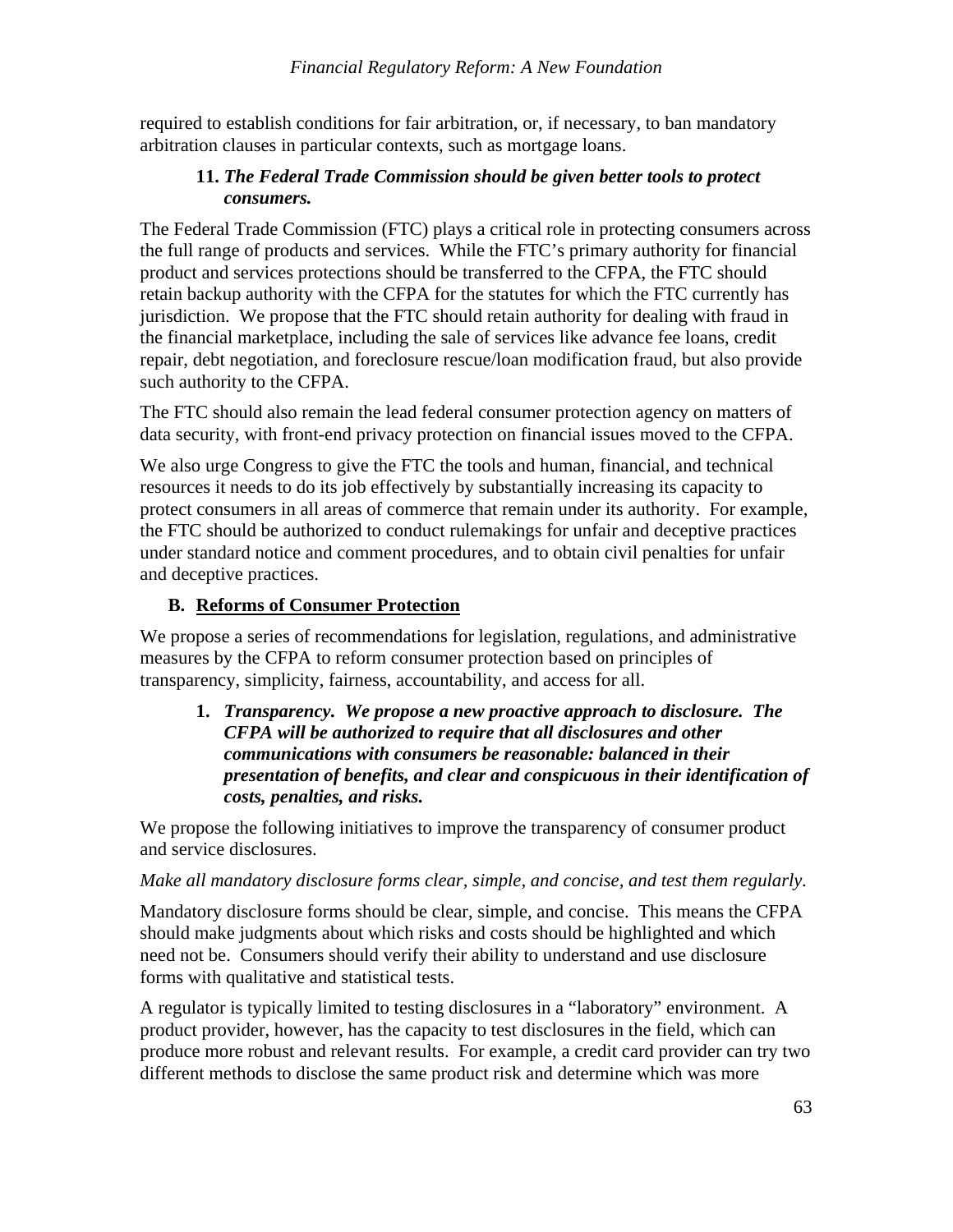required to establish conditions for fair arbitration, or, if necessary, to ban mandatory arbitration clauses in particular contexts, such as mortgage loans.

**11. *The Federal Trade Commission should be given better tools to protect consumers.***

The Federal Trade Commission (FTC) plays a critical role in protecting consumers across the full range of products and services. While the FTC's primary authority for financial product and services protections should be transferred to the CFPA, the FTC should retain backup authority with the CFPA for the statutes for which the FTC currently has jurisdiction. We propose that the FTC should retain authority for dealing with fraud in the financial marketplace, including the sale of services like advance fee loans, credit repair, debt negotiation, and foreclosure rescue/loan modification fraud, but also provide such authority to the CFPA.

The FTC should also remain the lead federal consumer protection agency on matters of data security, with front-end privacy protection on financial issues moved to the CFPA.

We also urge Congress to give the FTC the tools and human, financial, and technical resources it needs to do its job effectively by substantially increasing its capacity to protect consumers in all areas of commerce that remain under its authority. For example, the FTC should be authorized to conduct rulemakings for unfair and deceptive practices under standard notice and comment procedures, and to obtain civil penalties for unfair and deceptive practices.

## B. Reforms of Consumer Protection

We propose a series of recommendations for legislation, regulations, and administrative measures by the CFPA to reform consumer protection based on principles of transparency, simplicity, fairness, accountability, and access for all.

**1. *Transparency. We propose a new proactive approach to disclosure. The CFPA will be authorized to require that all disclosures and other communications with consumers be reasonable: balanced in their presentation of benefits, and clear and conspicuous in their identification of costs, penalties, and risks.***

We propose the following initiatives to improve the transparency of consumer product and service disclosures.

*Make all mandatory disclosure forms clear, simple, and concise, and test them regularly.*

Mandatory disclosure forms should be clear, simple, and concise. This means the CFPA should make judgments about which risks and costs should be highlighted and which need not be. Consumers should verify their ability to understand and use disclosure forms with qualitative and statistical tests.

A regulator is typically limited to testing disclosures in a "laboratory" environment. A product provider, however, has the capacity to test disclosures in the field, which can produce more robust and relevant results. For example, a credit card provider can try two different methods to disclose the same product risk and determine which was more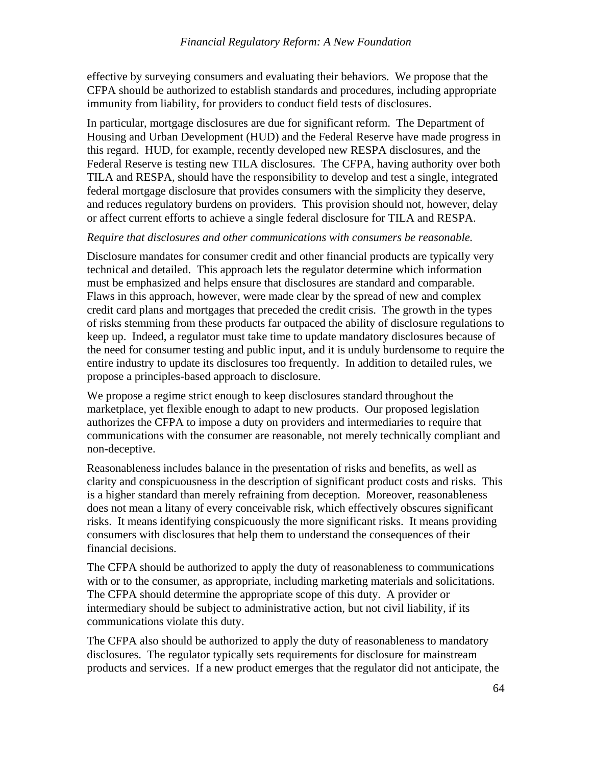effective by surveying consumers and evaluating their behaviors. We propose that the CFPA should be authorized to establish standards and procedures, including appropriate immunity from liability, for providers to conduct field tests of disclosures.

In particular, mortgage disclosures are due for significant reform. The Department of Housing and Urban Development (HUD) and the Federal Reserve have made progress in this regard. HUD, for example, recently developed new RESPA disclosures, and the Federal Reserve is testing new TILA disclosures. The CFPA, having authority over both TILA and RESPA, should have the responsibility to develop and test a single, integrated federal mortgage disclosure that provides consumers with the simplicity they deserve, and reduces regulatory burdens on providers. This provision should not, however, delay or affect current efforts to achieve a single federal disclosure for TILA and RESPA.

*Require that disclosures and other communications with consumers be reasonable.*

Disclosure mandates for consumer credit and other financial products are typically very technical and detailed. This approach lets the regulator determine which information must be emphasized and helps ensure that disclosures are standard and comparable. Flaws in this approach, however, were made clear by the spread of new and complex credit card plans and mortgages that preceded the credit crisis. The growth in the types of risks stemming from these products far outpaced the ability of disclosure regulations to keep up. Indeed, a regulator must take time to update mandatory disclosures because of the need for consumer testing and public input, and it is unduly burdensome to require the entire industry to update its disclosures too frequently. In addition to detailed rules, we propose a principles-based approach to disclosure.

We propose a regime strict enough to keep disclosures standard throughout the marketplace, yet flexible enough to adapt to new products. Our proposed legislation authorizes the CFPA to impose a duty on providers and intermediaries to require that communications with the consumer are reasonable, not merely technically compliant and non-deceptive.

Reasonableness includes balance in the presentation of risks and benefits, as well as clarity and conspicuousness in the description of significant product costs and risks. This is a higher standard than merely refraining from deception. Moreover, reasonableness does not mean a litany of every conceivable risk, which effectively obscures significant risks. It means identifying conspicuously the more significant risks. It means providing consumers with disclosures that help them to understand the consequences of their financial decisions.

The CFPA should be authorized to apply the duty of reasonableness to communications with or to the consumer, as appropriate, including marketing materials and solicitations. The CFPA should determine the appropriate scope of this duty. A provider or intermediary should be subject to administrative action, but not civil liability, if its communications violate this duty.

The CFPA also should be authorized to apply the duty of reasonableness to mandatory disclosures. The regulator typically sets requirements for disclosure for mainstream products and services. If a new product emerges that the regulator did not anticipate, the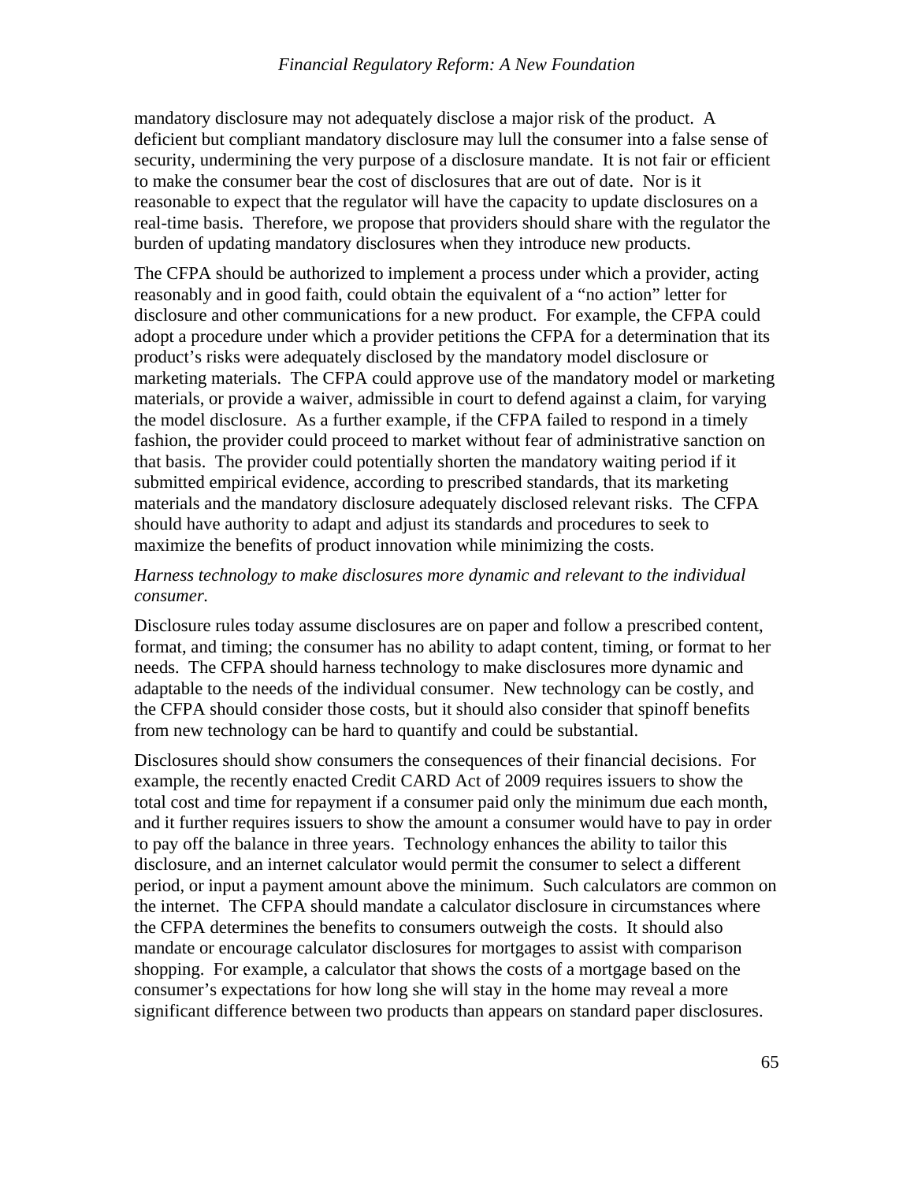mandatory disclosure may not adequately disclose a major risk of the product. A deficient but compliant mandatory disclosure may lull the consumer into a false sense of security, undermining the very purpose of a disclosure mandate. It is not fair or efficient to make the consumer bear the cost of disclosures that are out of date. Nor is it reasonable to expect that the regulator will have the capacity to update disclosures on a real-time basis. Therefore, we propose that providers should share with the regulator the burden of updating mandatory disclosures when they introduce new products.

The CFPA should be authorized to implement a process under which a provider, acting reasonably and in good faith, could obtain the equivalent of a "no action" letter for disclosure and other communications for a new product. For example, the CFPA could adopt a procedure under which a provider petitions the CFPA for a determination that its product's risks were adequately disclosed by the mandatory model disclosure or marketing materials. The CFPA could approve use of the mandatory model or marketing materials, or provide a waiver, admissible in court to defend against a claim, for varying the model disclosure. As a further example, if the CFPA failed to respond in a timely fashion, the provider could proceed to market without fear of administrative sanction on that basis. The provider could potentially shorten the mandatory waiting period if it submitted empirical evidence, according to prescribed standards, that its marketing materials and the mandatory disclosure adequately disclosed relevant risks. The CFPA should have authority to adapt and adjust its standards and procedures to seek to maximize the benefits of product innovation while minimizing the costs.

*Harness technology to make disclosures more dynamic and relevant to the individual consumer.*

Disclosure rules today assume disclosures are on paper and follow a prescribed content, format, and timing; the consumer has no ability to adapt content, timing, or format to her needs. The CFPA should harness technology to make disclosures more dynamic and adaptable to the needs of the individual consumer. New technology can be costly, and the CFPA should consider those costs, but it should also consider that spinoff benefits from new technology can be hard to quantify and could be substantial.

Disclosures should show consumers the consequences of their financial decisions. For example, the recently enacted Credit CARD Act of 2009 requires issuers to show the total cost and time for repayment if a consumer paid only the minimum due each month, and it further requires issuers to show the amount a consumer would have to pay in order to pay off the balance in three years. Technology enhances the ability to tailor this disclosure, and an internet calculator would permit the consumer to select a different period, or input a payment amount above the minimum. Such calculators are common on the internet. The CFPA should mandate a calculator disclosure in circumstances where the CFPA determines the benefits to consumers outweigh the costs. It should also mandate or encourage calculator disclosures for mortgages to assist with comparison shopping. For example, a calculator that shows the costs of a mortgage based on the consumer's expectations for how long she will stay in the home may reveal a more significant difference between two products than appears on standard paper disclosures.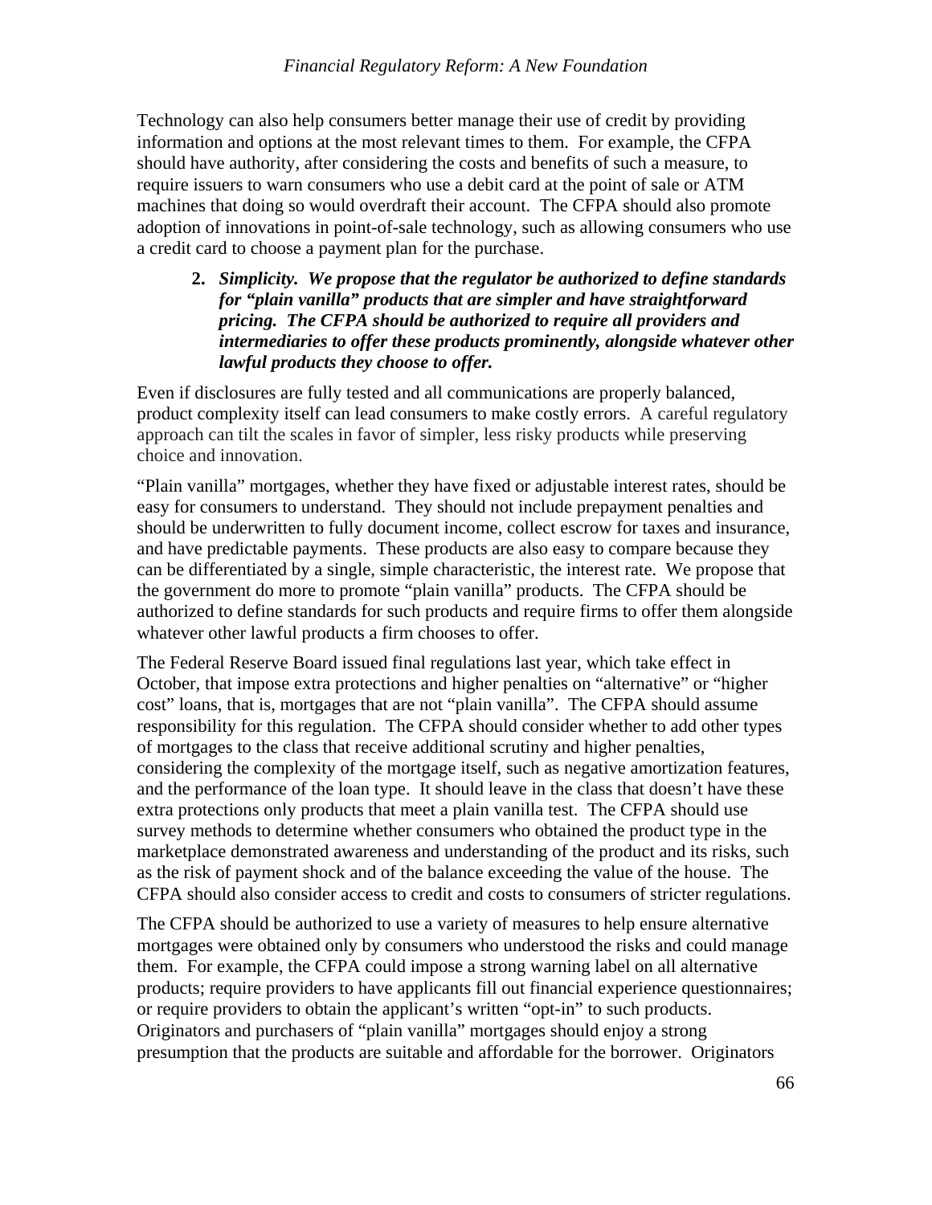Technology can also help consumers better manage their use of credit by providing information and options at the most relevant times to them. For example, the CFPA should have authority, after considering the costs and benefits of such a measure, to require issuers to warn consumers who use a debit card at the point of sale or ATM machines that doing so would overdraft their account. The CFPA should also promote adoption of innovations in point-of-sale technology, such as allowing consumers who use a credit card to choose a payment plan for the purchase.

**2.** ***Simplicity. We propose that the regulator be authorized to define standards for "plain vanilla" products that are simpler and have straightforward pricing. The CFPA should be authorized to require all providers and intermediaries to offer these products prominently, alongside whatever other lawful products they choose to offer.***

Even if disclosures are fully tested and all communications are properly balanced, product complexity itself can lead consumers to make costly errors. A careful regulatory approach can tilt the scales in favor of simpler, less risky products while preserving choice and innovation.

"Plain vanilla" mortgages, whether they have fixed or adjustable interest rates, should be easy for consumers to understand. They should not include prepayment penalties and should be underwritten to fully document income, collect escrow for taxes and insurance, and have predictable payments. These products are also easy to compare because they can be differentiated by a single, simple characteristic, the interest rate. We propose that the government do more to promote "plain vanilla" products. The CFPA should be authorized to define standards for such products and require firms to offer them alongside whatever other lawful products a firm chooses to offer.

The Federal Reserve Board issued final regulations last year, which take effect in October, that impose extra protections and higher penalties on "alternative" or "higher cost" loans, that is, mortgages that are not "plain vanilla". The CFPA should assume responsibility for this regulation. The CFPA should consider whether to add other types of mortgages to the class that receive additional scrutiny and higher penalties, considering the complexity of the mortgage itself, such as negative amortization features, and the performance of the loan type. It should leave in the class that doesn't have these extra protections only products that meet a plain vanilla test. The CFPA should use survey methods to determine whether consumers who obtained the product type in the marketplace demonstrated awareness and understanding of the product and its risks, such as the risk of payment shock and of the balance exceeding the value of the house. The CFPA should also consider access to credit and costs to consumers of stricter regulations.

The CFPA should be authorized to use a variety of measures to help ensure alternative mortgages were obtained only by consumers who understood the risks and could manage them. For example, the CFPA could impose a strong warning label on all alternative products; require providers to have applicants fill out financial experience questionnaires; or require providers to obtain the applicant's written "opt-in" to such products. Originators and purchasers of "plain vanilla" mortgages should enjoy a strong presumption that the products are suitable and affordable for the borrower. Originators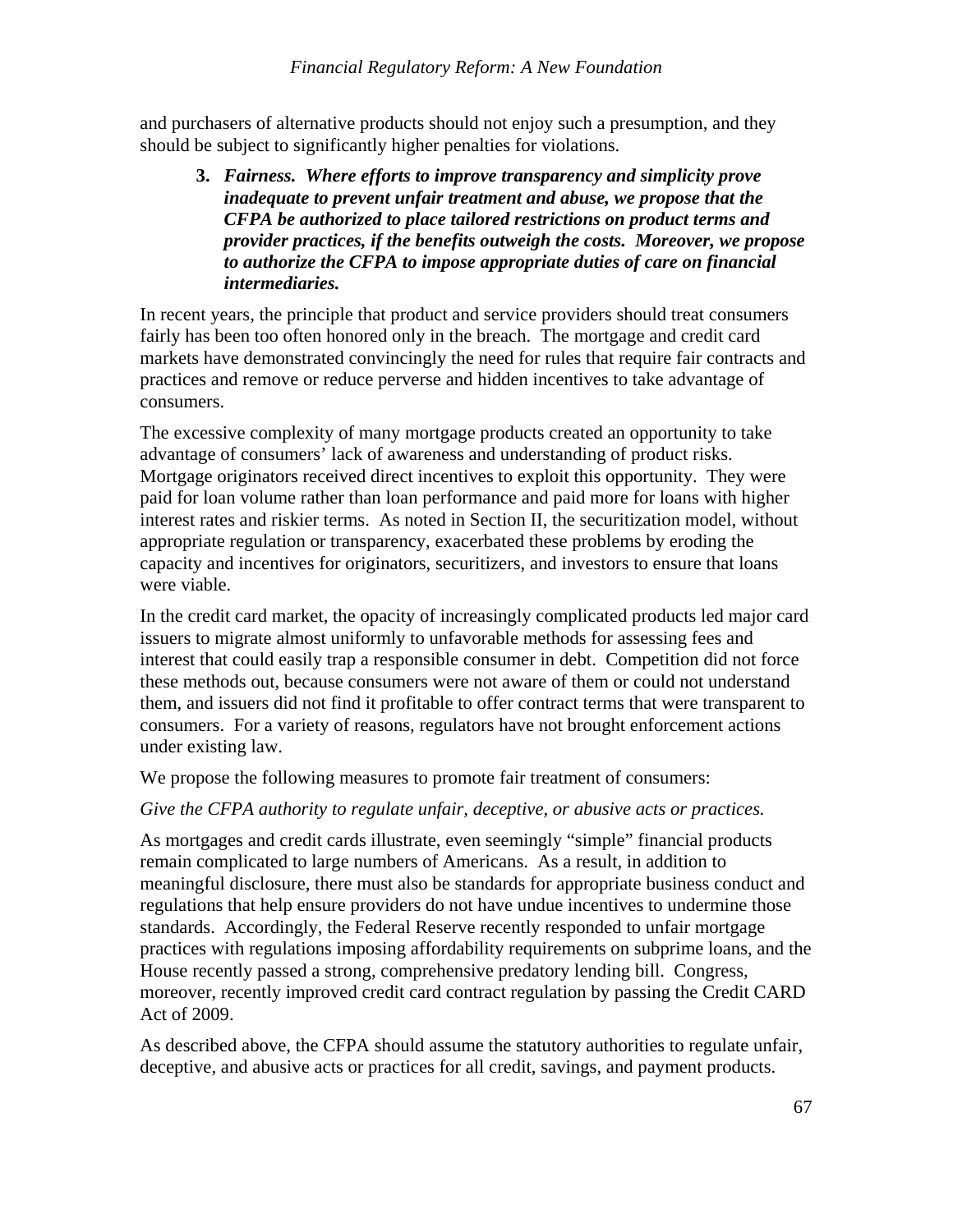and purchasers of alternative products should not enjoy such a presumption, and they should be subject to significantly higher penalties for violations.

3. ***Fairness. Where efforts to improve transparency and simplicity prove inadequate to prevent unfair treatment and abuse, we propose that the CFPA be authorized to place tailored restrictions on product terms and provider practices, if the benefits outweigh the costs. Moreover, we propose to authorize the CFPA to impose appropriate duties of care on financial intermediaries.***

In recent years, the principle that product and service providers should treat consumers fairly has been too often honored only in the breach. The mortgage and credit card markets have demonstrated convincingly the need for rules that require fair contracts and practices and remove or reduce perverse and hidden incentives to take advantage of consumers.

The excessive complexity of many mortgage products created an opportunity to take advantage of consumers' lack of awareness and understanding of product risks. Mortgage originators received direct incentives to exploit this opportunity. They were paid for loan volume rather than loan performance and paid more for loans with higher interest rates and riskier terms. As noted in Section II, the securitization model, without appropriate regulation or transparency, exacerbated these problems by eroding the capacity and incentives for originators, securitizers, and investors to ensure that loans were viable.

In the credit card market, the opacity of increasingly complicated products led major card issuers to migrate almost uniformly to unfavorable methods for assessing fees and interest that could easily trap a responsible consumer in debt. Competition did not force these methods out, because consumers were not aware of them or could not understand them, and issuers did not find it profitable to offer contract terms that were transparent to consumers. For a variety of reasons, regulators have not brought enforcement actions under existing law.

We propose the following measures to promote fair treatment of consumers:

*Give the CFPA authority to regulate unfair, deceptive, or abusive acts or practices.*

As mortgages and credit cards illustrate, even seemingly "simple" financial products remain complicated to large numbers of Americans. As a result, in addition to meaningful disclosure, there must also be standards for appropriate business conduct and regulations that help ensure providers do not have undue incentives to undermine those standards. Accordingly, the Federal Reserve recently responded to unfair mortgage practices with regulations imposing affordability requirements on subprime loans, and the House recently passed a strong, comprehensive predatory lending bill. Congress, moreover, recently improved credit card contract regulation by passing the Credit CARD Act of 2009.

As described above, the CFPA should assume the statutory authorities to regulate unfair, deceptive, and abusive acts or practices for all credit, savings, and payment products.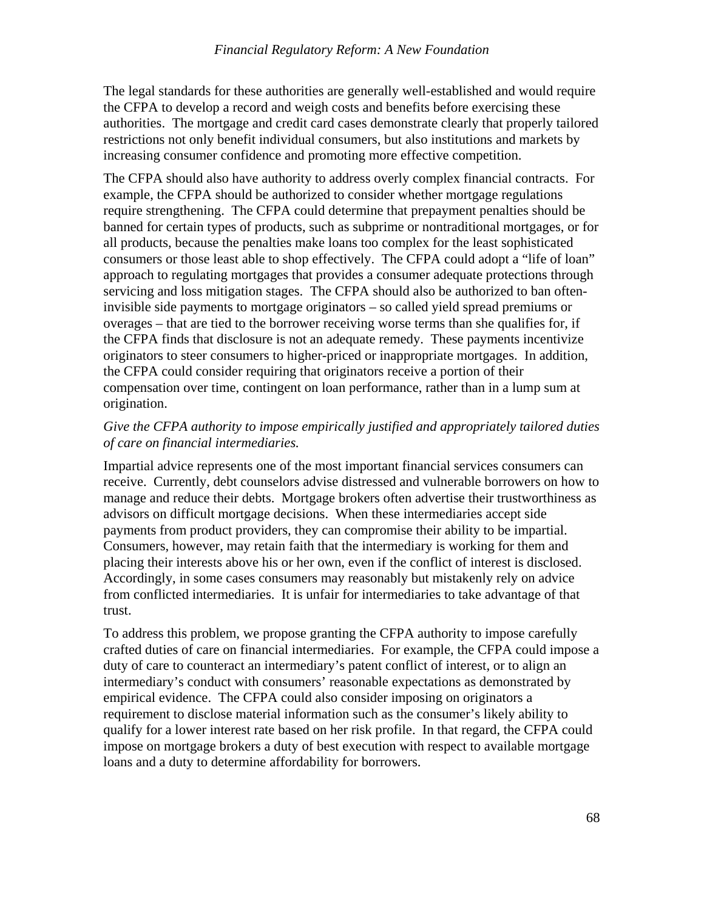The legal standards for these authorities are generally well-established and would require the CFPA to develop a record and weigh costs and benefits before exercising these authorities. The mortgage and credit card cases demonstrate clearly that properly tailored restrictions not only benefit individual consumers, but also institutions and markets by increasing consumer confidence and promoting more effective competition.

The CFPA should also have authority to address overly complex financial contracts. For example, the CFPA should be authorized to consider whether mortgage regulations require strengthening. The CFPA could determine that prepayment penalties should be banned for certain types of products, such as subprime or nontraditional mortgages, or for all products, because the penalties make loans too complex for the least sophisticated consumers or those least able to shop effectively. The CFPA could adopt a "life of loan" approach to regulating mortgages that provides a consumer adequate protections through servicing and loss mitigation stages. The CFPA should also be authorized to ban often-invisible side payments to mortgage originators – so called yield spread premiums or overages – that are tied to the borrower receiving worse terms than she qualifies for, if the CFPA finds that disclosure is not an adequate remedy. These payments incentivize originators to steer consumers to higher-priced or inappropriate mortgages. In addition, the CFPA could consider requiring that originators receive a portion of their compensation over time, contingent on loan performance, rather than in a lump sum at origination.

*Give the CFPA authority to impose empirically justified and appropriately tailored duties of care on financial intermediaries.*

Impartial advice represents one of the most important financial services consumers can receive. Currently, debt counselors advise distressed and vulnerable borrowers on how to manage and reduce their debts. Mortgage brokers often advertise their trustworthiness as advisors on difficult mortgage decisions. When these intermediaries accept side payments from product providers, they can compromise their ability to be impartial. Consumers, however, may retain faith that the intermediary is working for them and placing their interests above his or her own, even if the conflict of interest is disclosed. Accordingly, in some cases consumers may reasonably but mistakenly rely on advice from conflicted intermediaries. It is unfair for intermediaries to take advantage of that trust.

To address this problem, we propose granting the CFPA authority to impose carefully crafted duties of care on financial intermediaries. For example, the CFPA could impose a duty of care to counteract an intermediary's patent conflict of interest, or to align an intermediary's conduct with consumers' reasonable expectations as demonstrated by empirical evidence. The CFPA could also consider imposing on originators a requirement to disclose material information such as the consumer's likely ability to qualify for a lower interest rate based on her risk profile. In that regard, the CFPA could impose on mortgage brokers a duty of best execution with respect to available mortgage loans and a duty to determine affordability for borrowers.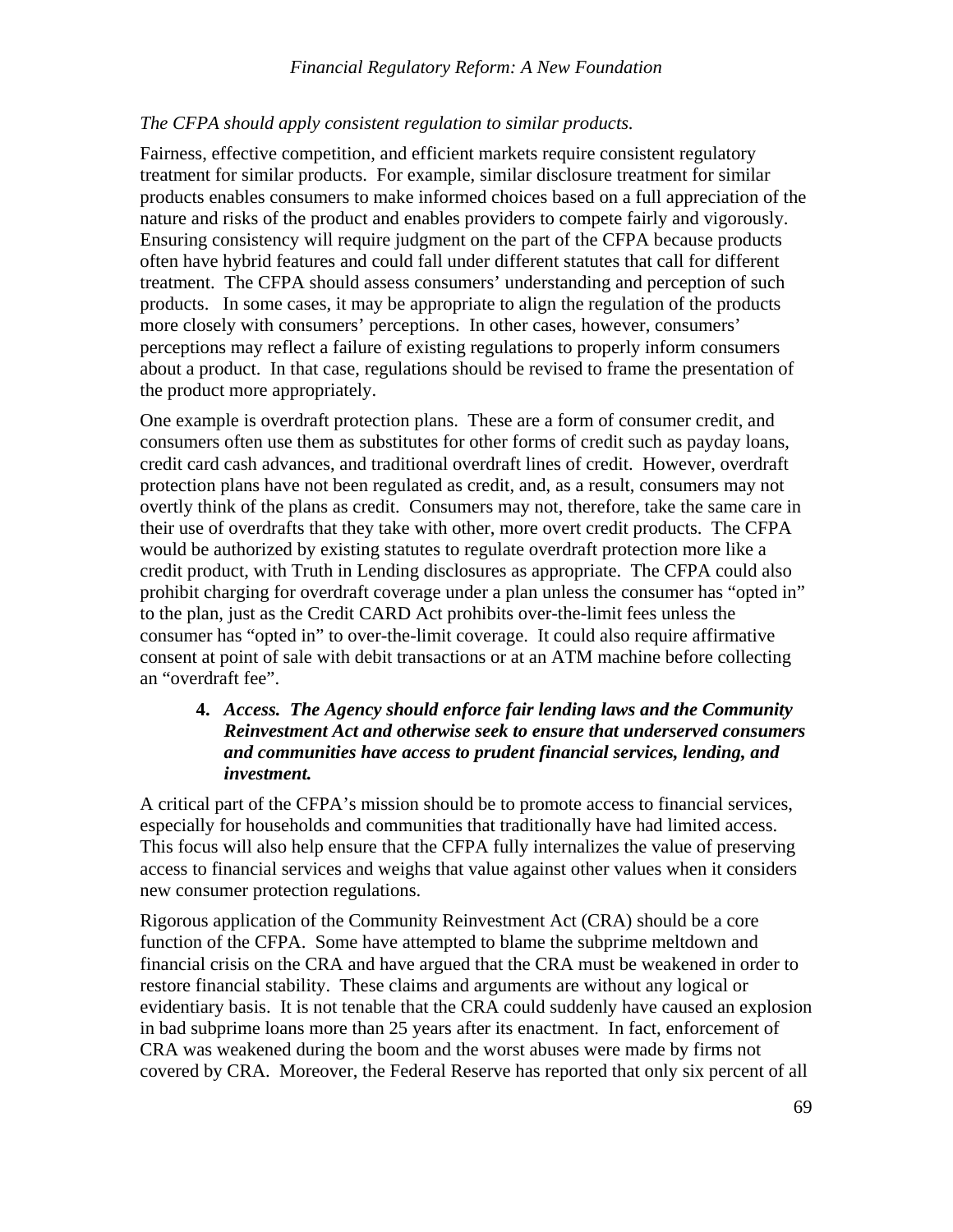*The CFPA should apply consistent regulation to similar products.*

Fairness, effective competition, and efficient markets require consistent regulatory treatment for similar products. For example, similar disclosure treatment for similar products enables consumers to make informed choices based on a full appreciation of the nature and risks of the product and enables providers to compete fairly and vigorously. Ensuring consistency will require judgment on the part of the CFPA because products often have hybrid features and could fall under different statutes that call for different treatment. The CFPA should assess consumers' understanding and perception of such products. In some cases, it may be appropriate to align the regulation of the products more closely with consumers' perceptions. In other cases, however, consumers' perceptions may reflect a failure of existing regulations to properly inform consumers about a product. In that case, regulations should be revised to frame the presentation of the product more appropriately.

One example is overdraft protection plans. These are a form of consumer credit, and consumers often use them as substitutes for other forms of credit such as payday loans, credit card cash advances, and traditional overdraft lines of credit. However, overdraft protection plans have not been regulated as credit, and, as a result, consumers may not overtly think of the plans as credit. Consumers may not, therefore, take the same care in their use of overdrafts that they take with other, more overt credit products. The CFPA would be authorized by existing statutes to regulate overdraft protection more like a credit product, with Truth in Lending disclosures as appropriate. The CFPA could also prohibit charging for overdraft coverage under a plan unless the consumer has "opted in" to the plan, just as the Credit CARD Act prohibits over-the-limit fees unless the consumer has "opted in" to over-the-limit coverage. It could also require affirmative consent at point of sale with debit transactions or at an ATM machine before collecting an "overdraft fee".

**4.** ***Access. The Agency should enforce fair lending laws and the Community Reinvestment Act and otherwise seek to ensure that underserved consumers and communities have access to prudent financial services, lending, and investment.***

A critical part of the CFPA's mission should be to promote access to financial services, especially for households and communities that traditionally have had limited access. This focus will also help ensure that the CFPA fully internalizes the value of preserving access to financial services and weighs that value against other values when it considers new consumer protection regulations.

Rigorous application of the Community Reinvestment Act (CRA) should be a core function of the CFPA. Some have attempted to blame the subprime meltdown and financial crisis on the CRA and have argued that the CRA must be weakened in order to restore financial stability. These claims and arguments are without any logical or evidentiary basis. It is not tenable that the CRA could suddenly have caused an explosion in bad subprime loans more than 25 years after its enactment. In fact, enforcement of CRA was weakened during the boom and the worst abuses were made by firms not covered by CRA. Moreover, the Federal Reserve has reported that only six percent of all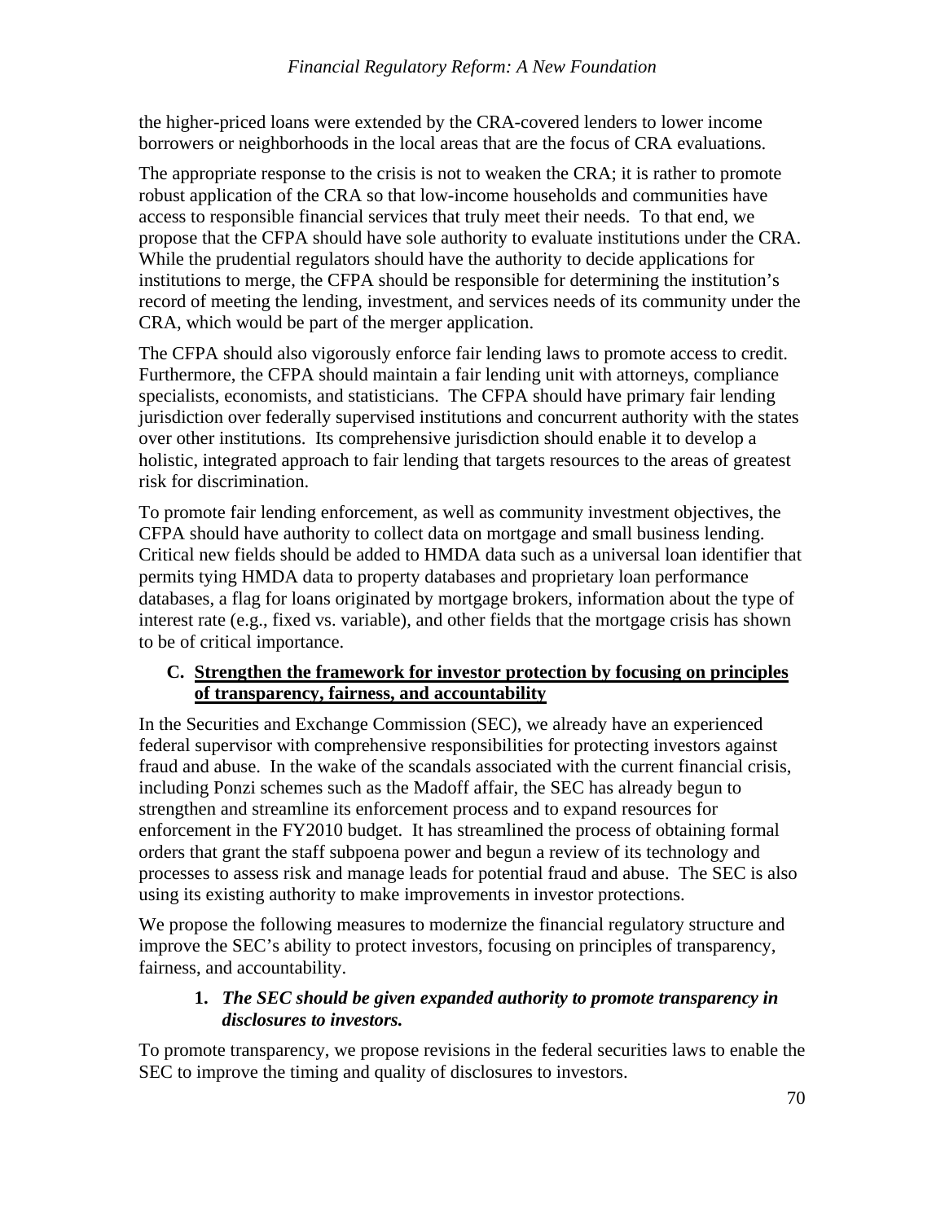the higher-priced loans were extended by the CRA-covered lenders to lower income borrowers or neighborhoods in the local areas that are the focus of CRA evaluations.

The appropriate response to the crisis is not to weaken the CRA; it is rather to promote robust application of the CRA so that low-income households and communities have access to responsible financial services that truly meet their needs. To that end, we propose that the CFPA should have sole authority to evaluate institutions under the CRA. While the prudential regulators should have the authority to decide applications for institutions to merge, the CFPA should be responsible for determining the institution's record of meeting the lending, investment, and services needs of its community under the CRA, which would be part of the merger application.

The CFPA should also vigorously enforce fair lending laws to promote access to credit. Furthermore, the CFPA should maintain a fair lending unit with attorneys, compliance specialists, economists, and statisticians. The CFPA should have primary fair lending jurisdiction over federally supervised institutions and concurrent authority with the states over other institutions. Its comprehensive jurisdiction should enable it to develop a holistic, integrated approach to fair lending that targets resources to the areas of greatest risk for discrimination.

To promote fair lending enforcement, as well as community investment objectives, the CFPA should have authority to collect data on mortgage and small business lending. Critical new fields should be added to HMDA data such as a universal loan identifier that permits tying HMDA data to property databases and proprietary loan performance databases, a flag for loans originated by mortgage brokers, information about the type of interest rate (e.g., fixed vs. variable), and other fields that the mortgage crisis has shown to be of critical importance.

## C. Strengthen the framework for investor protection by focusing on principles of transparency, fairness, and accountability

In the Securities and Exchange Commission (SEC), we already have an experienced federal supervisor with comprehensive responsibilities for protecting investors against fraud and abuse. In the wake of the scandals associated with the current financial crisis, including Ponzi schemes such as the Madoff affair, the SEC has already begun to strengthen and streamline its enforcement process and to expand resources for enforcement in the FY2010 budget. It has streamlined the process of obtaining formal orders that grant the staff subpoena power and begun a review of its technology and processes to assess risk and manage leads for potential fraud and abuse. The SEC is also using its existing authority to make improvements in investor protections.

We propose the following measures to modernize the financial regulatory structure and improve the SEC's ability to protect investors, focusing on principles of transparency, fairness, and accountability.

### 1. *The SEC should be given expanded authority to promote transparency in disclosures to investors.*

To promote transparency, we propose revisions in the federal securities laws to enable the SEC to improve the timing and quality of disclosures to investors.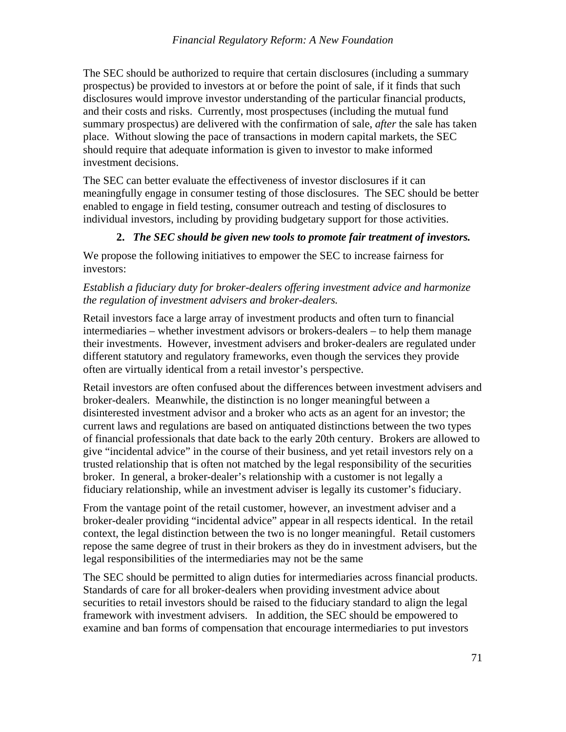The SEC should be authorized to require that certain disclosures (including a summary prospectus) be provided to investors at or before the point of sale, if it finds that such disclosures would improve investor understanding of the particular financial products, and their costs and risks. Currently, most prospectuses (including the mutual fund summary prospectus) are delivered with the confirmation of sale, *after* the sale has taken place. Without slowing the pace of transactions in modern capital markets, the SEC should require that adequate information is given to investor to make informed investment decisions.

The SEC can better evaluate the effectiveness of investor disclosures if it can meaningfully engage in consumer testing of those disclosures. The SEC should be better enabled to engage in field testing, consumer outreach and testing of disclosures to individual investors, including by providing budgetary support for those activities.

**2. *The SEC should be given new tools to promote fair treatment of investors.***

We propose the following initiatives to empower the SEC to increase fairness for investors:

*Establish a fiduciary duty for broker-dealers offering investment advice and harmonize the regulation of investment advisers and broker-dealers.*

Retail investors face a large array of investment products and often turn to financial intermediaries – whether investment advisors or brokers-dealers – to help them manage their investments. However, investment advisers and broker-dealers are regulated under different statutory and regulatory frameworks, even though the services they provide often are virtually identical from a retail investor's perspective.

Retail investors are often confused about the differences between investment advisers and broker-dealers. Meanwhile, the distinction is no longer meaningful between a disinterested investment advisor and a broker who acts as an agent for an investor; the current laws and regulations are based on antiquated distinctions between the two types of financial professionals that date back to the early 20th century. Brokers are allowed to give "incidental advice" in the course of their business, and yet retail investors rely on a trusted relationship that is often not matched by the legal responsibility of the securities broker. In general, a broker-dealer's relationship with a customer is not legally a fiduciary relationship, while an investment adviser is legally its customer's fiduciary.

From the vantage point of the retail customer, however, an investment adviser and a broker-dealer providing "incidental advice" appear in all respects identical. In the retail context, the legal distinction between the two is no longer meaningful. Retail customers repose the same degree of trust in their brokers as they do in investment advisers, but the legal responsibilities of the intermediaries may not be the same

The SEC should be permitted to align duties for intermediaries across financial products. Standards of care for all broker-dealers when providing investment advice about securities to retail investors should be raised to the fiduciary standard to align the legal framework with investment advisers. In addition, the SEC should be empowered to examine and ban forms of compensation that encourage intermediaries to put investors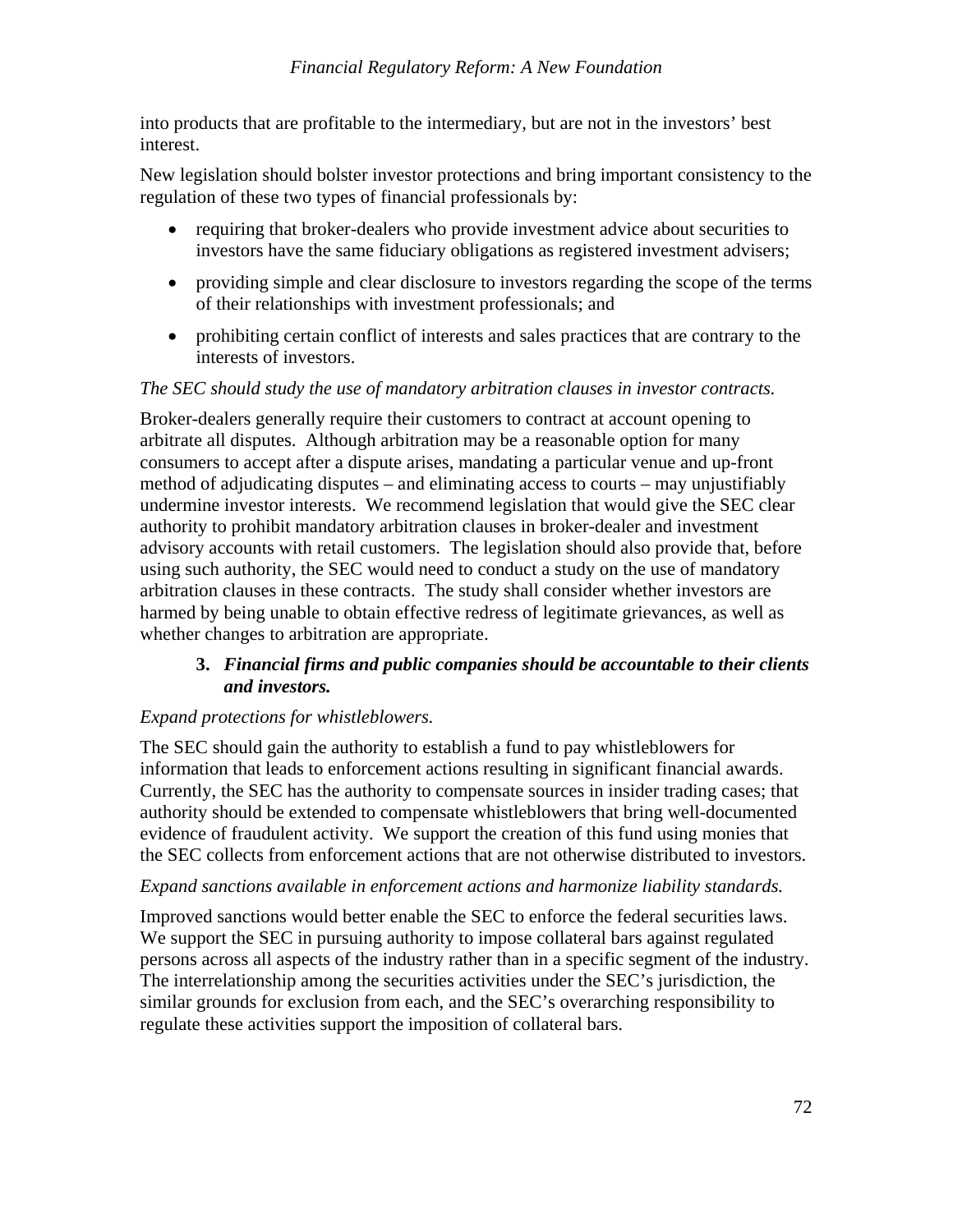into products that are profitable to the intermediary, but are not in the investors' best interest.

New legislation should bolster investor protections and bring important consistency to the regulation of these two types of financial professionals by:

- requiring that broker-dealers who provide investment advice about securities to investors have the same fiduciary obligations as registered investment advisers;
- providing simple and clear disclosure to investors regarding the scope of the terms of their relationships with investment professionals; and
- prohibiting certain conflict of interests and sales practices that are contrary to the interests of investors.

*The SEC should study the use of mandatory arbitration clauses in investor contracts.*

Broker-dealers generally require their customers to contract at account opening to arbitrate all disputes. Although arbitration may be a reasonable option for many consumers to accept after a dispute arises, mandating a particular venue and up-front method of adjudicating disputes – and eliminating access to courts – may unjustifiably undermine investor interests. We recommend legislation that would give the SEC clear authority to prohibit mandatory arbitration clauses in broker-dealer and investment advisory accounts with retail customers. The legislation should also provide that, before using such authority, the SEC would need to conduct a study on the use of mandatory arbitration clauses in these contracts. The study shall consider whether investors are harmed by being unable to obtain effective redress of legitimate grievances, as well as whether changes to arbitration are appropriate.

### 3. *Financial firms and public companies should be accountable to their clients and investors.*

*Expand protections for whistleblowers.*

The SEC should gain the authority to establish a fund to pay whistleblowers for information that leads to enforcement actions resulting in significant financial awards. Currently, the SEC has the authority to compensate sources in insider trading cases; that authority should be extended to compensate whistleblowers that bring well-documented evidence of fraudulent activity. We support the creation of this fund using monies that the SEC collects from enforcement actions that are not otherwise distributed to investors.

*Expand sanctions available in enforcement actions and harmonize liability standards.*

Improved sanctions would better enable the SEC to enforce the federal securities laws. We support the SEC in pursuing authority to impose collateral bars against regulated persons across all aspects of the industry rather than in a specific segment of the industry. The interrelationship among the securities activities under the SEC's jurisdiction, the similar grounds for exclusion from each, and the SEC's overarching responsibility to regulate these activities support the imposition of collateral bars.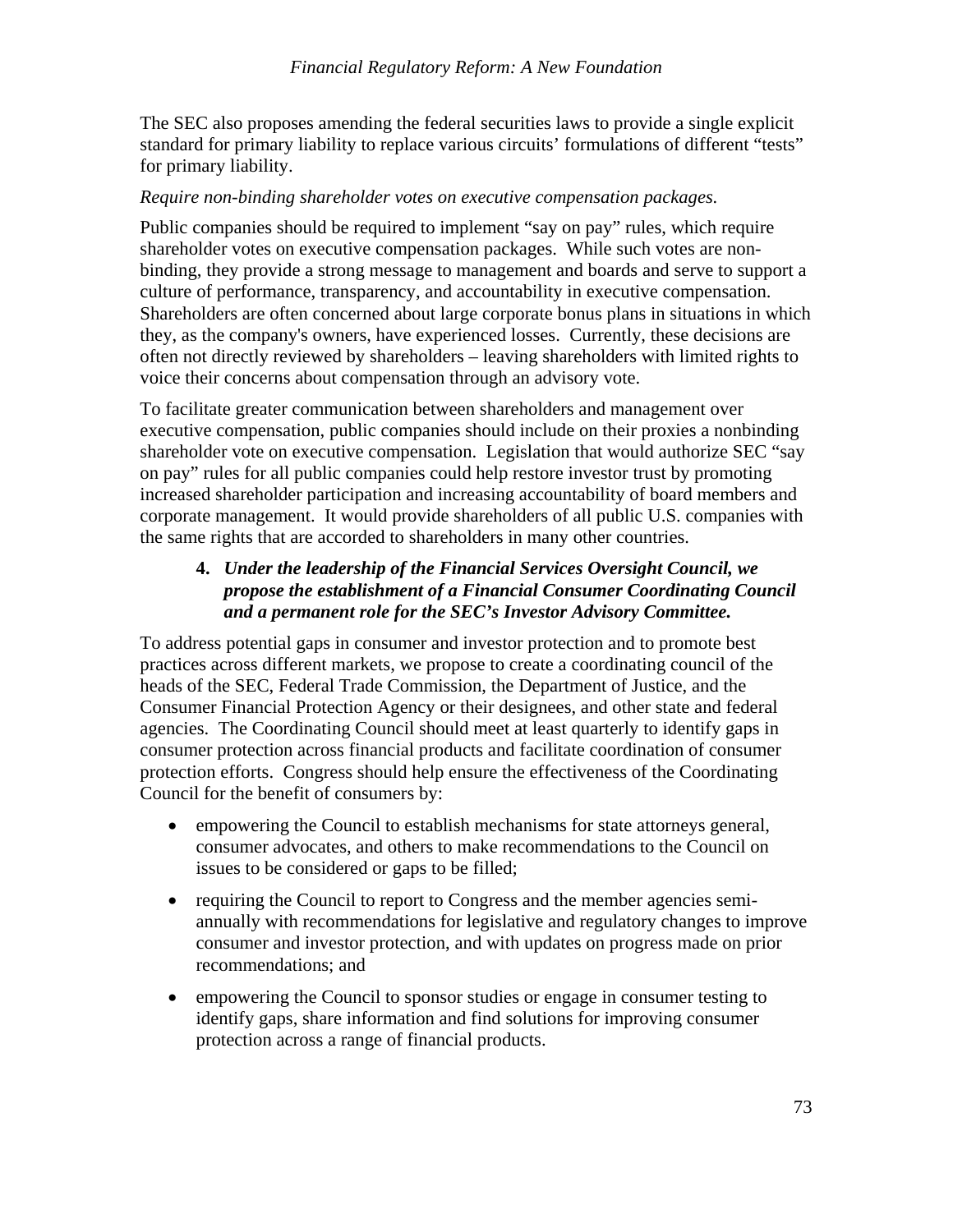The SEC also proposes amending the federal securities laws to provide a single explicit standard for primary liability to replace various circuits' formulations of different "tests" for primary liability.

*Require non-binding shareholder votes on executive compensation packages.*

Public companies should be required to implement "say on pay" rules, which require shareholder votes on executive compensation packages. While such votes are non-binding, they provide a strong message to management and boards and serve to support a culture of performance, transparency, and accountability in executive compensation. Shareholders are often concerned about large corporate bonus plans in situations in which they, as the company's owners, have experienced losses. Currently, these decisions are often not directly reviewed by shareholders – leaving shareholders with limited rights to voice their concerns about compensation through an advisory vote.

To facilitate greater communication between shareholders and management over executive compensation, public companies should include on their proxies a nonbinding shareholder vote on executive compensation. Legislation that would authorize SEC "say on pay" rules for all public companies could help restore investor trust by promoting increased shareholder participation and increasing accountability of board members and corporate management. It would provide shareholders of all public U.S. companies with the same rights that are accorded to shareholders in many other countries.

**4. *Under the leadership of the Financial Services Oversight Council, we propose the establishment of a Financial Consumer Coordinating Council and a permanent role for the SEC's Investor Advisory Committee.***

To address potential gaps in consumer and investor protection and to promote best practices across different markets, we propose to create a coordinating council of the heads of the SEC, Federal Trade Commission, the Department of Justice, and the Consumer Financial Protection Agency or their designees, and other state and federal agencies. The Coordinating Council should meet at least quarterly to identify gaps in consumer protection across financial products and facilitate coordination of consumer protection efforts. Congress should help ensure the effectiveness of the Coordinating Council for the benefit of consumers by:

- empowering the Council to establish mechanisms for state attorneys general, consumer advocates, and others to make recommendations to the Council on issues to be considered or gaps to be filled;
- requiring the Council to report to Congress and the member agencies semi-annually with recommendations for legislative and regulatory changes to improve consumer and investor protection, and with updates on progress made on prior recommendations; and
- empowering the Council to sponsor studies or engage in consumer testing to identify gaps, share information and find solutions for improving consumer protection across a range of financial products.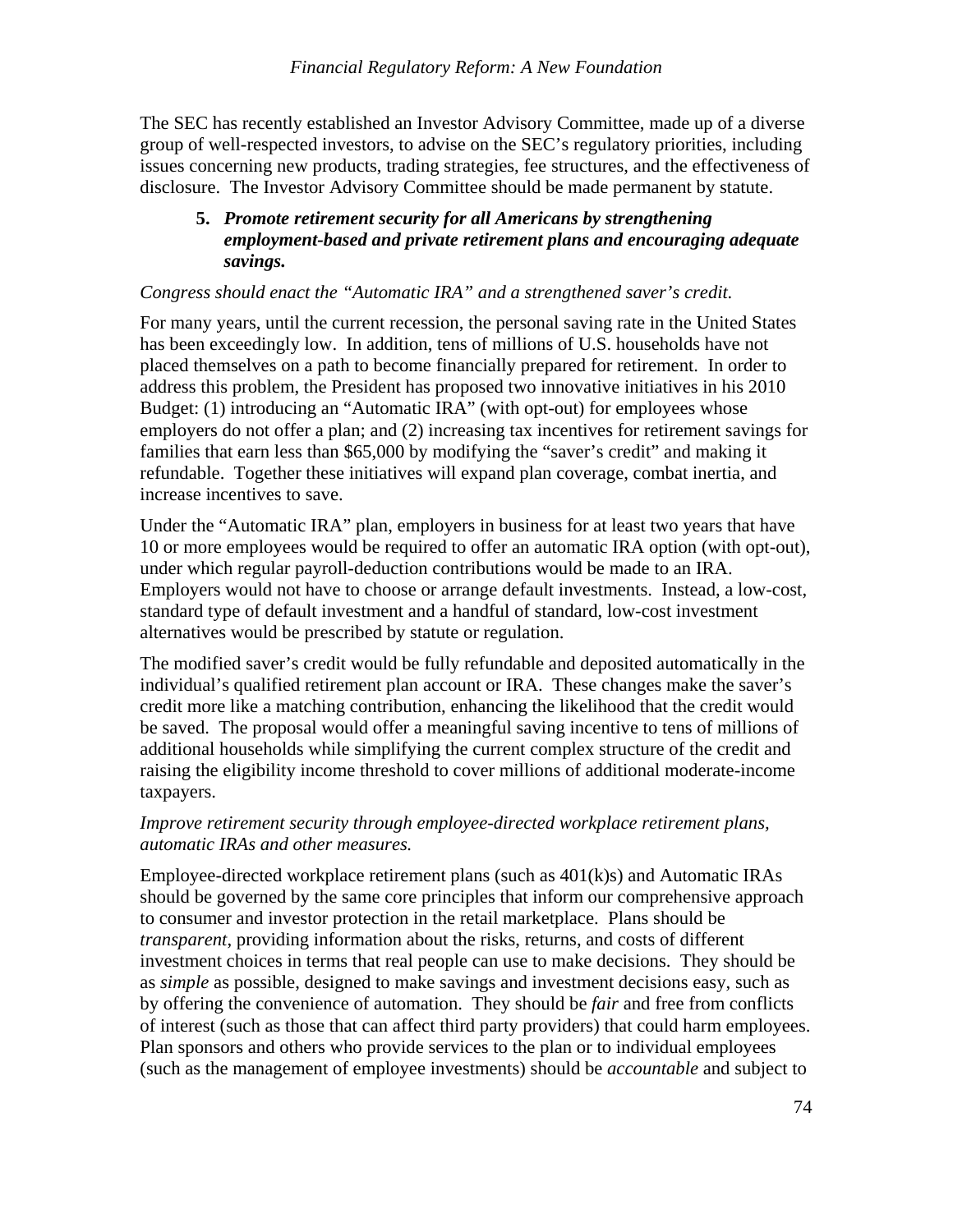The SEC has recently established an Investor Advisory Committee, made up of a diverse group of well-respected investors, to advise on the SEC's regulatory priorities, including issues concerning new products, trading strategies, fee structures, and the effectiveness of disclosure. The Investor Advisory Committee should be made permanent by statute.

**5. *Promote retirement security for all Americans by strengthening employment-based and private retirement plans and encouraging adequate savings.***

*Congress should enact the "Automatic IRA" and a strengthened saver's credit.*

For many years, until the current recession, the personal saving rate in the United States has been exceedingly low. In addition, tens of millions of U.S. households have not placed themselves on a path to become financially prepared for retirement. In order to address this problem, the President has proposed two innovative initiatives in his 2010 Budget: (1) introducing an "Automatic IRA" (with opt-out) for employees whose employers do not offer a plan; and (2) increasing tax incentives for retirement savings for families that earn less than $65,000 by modifying the "saver's credit" and making it refundable. Together these initiatives will expand plan coverage, combat inertia, and increase incentives to save.

Under the "Automatic IRA" plan, employers in business for at least two years that have 10 or more employees would be required to offer an automatic IRA option (with opt-out), under which regular payroll-deduction contributions would be made to an IRA. Employers would not have to choose or arrange default investments. Instead, a low-cost, standard type of default investment and a handful of standard, low-cost investment alternatives would be prescribed by statute or regulation.

The modified saver's credit would be fully refundable and deposited automatically in the individual's qualified retirement plan account or IRA. These changes make the saver's credit more like a matching contribution, enhancing the likelihood that the credit would be saved. The proposal would offer a meaningful saving incentive to tens of millions of additional households while simplifying the current complex structure of the credit and raising the eligibility income threshold to cover millions of additional moderate-income taxpayers.

*Improve retirement security through employee-directed workplace retirement plans, automatic IRAs and other measures.*

Employee-directed workplace retirement plans (such as 401(k)s) and Automatic IRAs should be governed by the same core principles that inform our comprehensive approach to consumer and investor protection in the retail marketplace. Plans should be *transparent*, providing information about the risks, returns, and costs of different investment choices in terms that real people can use to make decisions. They should be as *simple* as possible, designed to make savings and investment decisions easy, such as by offering the convenience of automation. They should be *fair* and free from conflicts of interest (such as those that can affect third party providers) that could harm employees. Plan sponsors and others who provide services to the plan or to individual employees (such as the management of employee investments) should be *accountable* and subject to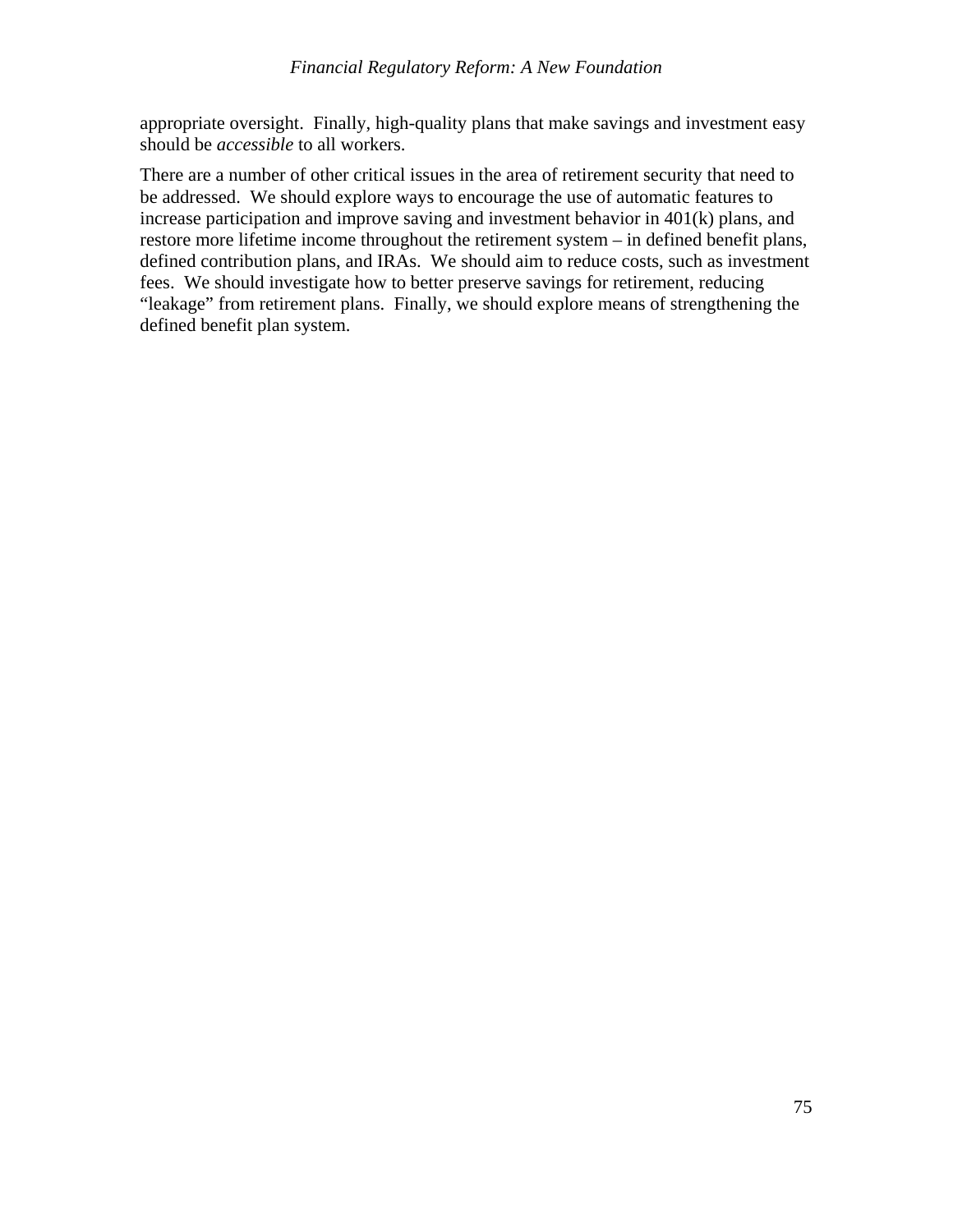appropriate oversight. Finally, high-quality plans that make savings and investment easy should be *accessible* to all workers.

There are a number of other critical issues in the area of retirement security that need to be addressed. We should explore ways to encourage the use of automatic features to increase participation and improve saving and investment behavior in 401(k) plans, and restore more lifetime income throughout the retirement system – in defined benefit plans, defined contribution plans, and IRAs. We should aim to reduce costs, such as investment fees. We should investigate how to better preserve savings for retirement, reducing "leakage" from retirement plans. Finally, we should explore means of strengthening the defined benefit plan system.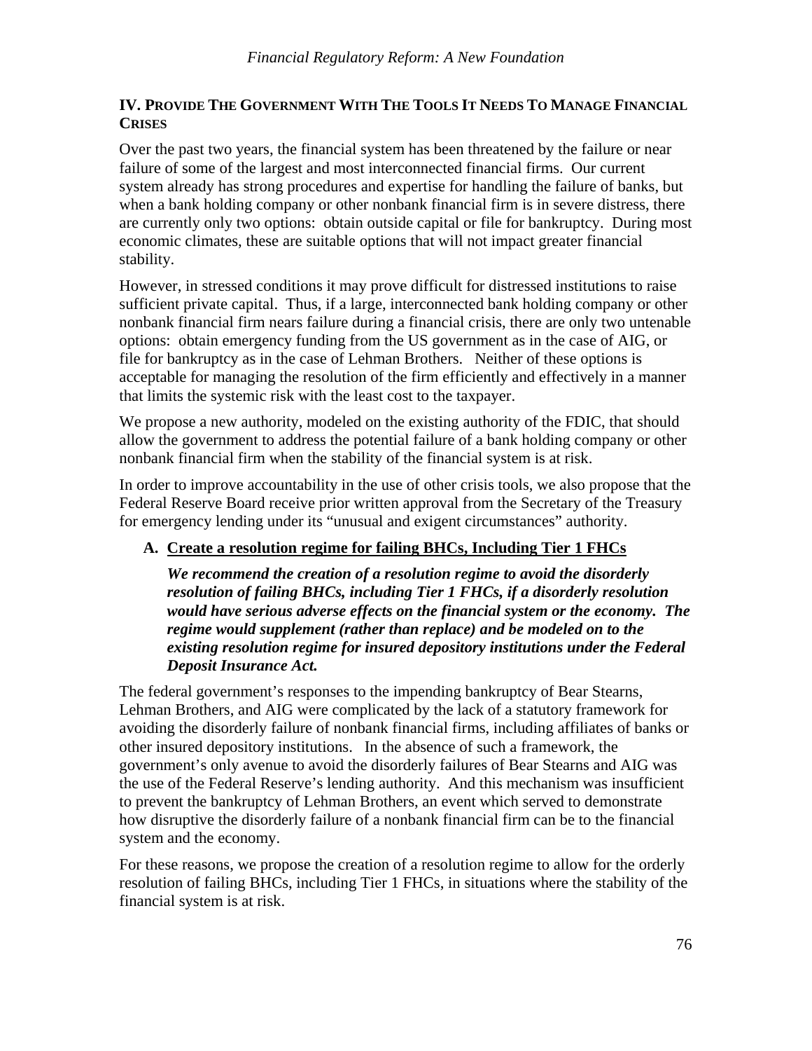## IV. Provide The Government With The Tools It Needs To Manage Financial Crises

Over the past two years, the financial system has been threatened by the failure or near failure of some of the largest and most interconnected financial firms. Our current system already has strong procedures and expertise for handling the failure of banks, but when a bank holding company or other nonbank financial firm is in severe distress, there are currently only two options: obtain outside capital or file for bankruptcy. During most economic climates, these are suitable options that will not impact greater financial stability.

However, in stressed conditions it may prove difficult for distressed institutions to raise sufficient private capital. Thus, if a large, interconnected bank holding company or other nonbank financial firm nears failure during a financial crisis, there are only two untenable options: obtain emergency funding from the US government as in the case of AIG, or file for bankruptcy as in the case of Lehman Brothers. Neither of these options is acceptable for managing the resolution of the firm efficiently and effectively in a manner that limits the systemic risk with the least cost to the taxpayer.

We propose a new authority, modeled on the existing authority of the FDIC, that should allow the government to address the potential failure of a bank holding company or other nonbank financial firm when the stability of the financial system is at risk.

In order to improve accountability in the use of other crisis tools, we also propose that the Federal Reserve Board receive prior written approval from the Secretary of the Treasury for emergency lending under its "unusual and exigent circumstances" authority.

### A. Create a resolution regime for failing BHCs, Including Tier 1 FHCs

***We recommend the creation of a resolution regime to avoid the disorderly resolution of failing BHCs, including Tier 1 FHCs, if a disorderly resolution would have serious adverse effects on the financial system or the economy. The regime would supplement (rather than replace) and be modeled on to the existing resolution regime for insured depository institutions under the Federal Deposit Insurance Act.***

The federal government's responses to the impending bankruptcy of Bear Stearns, Lehman Brothers, and AIG were complicated by the lack of a statutory framework for avoiding the disorderly failure of nonbank financial firms, including affiliates of banks or other insured depository institutions. In the absence of such a framework, the government's only avenue to avoid the disorderly failures of Bear Stearns and AIG was the use of the Federal Reserve's lending authority. And this mechanism was insufficient to prevent the bankruptcy of Lehman Brothers, an event which served to demonstrate how disruptive the disorderly failure of a nonbank financial firm can be to the financial system and the economy.

For these reasons, we propose the creation of a resolution regime to allow for the orderly resolution of failing BHCs, including Tier 1 FHCs, in situations where the stability of the financial system is at risk.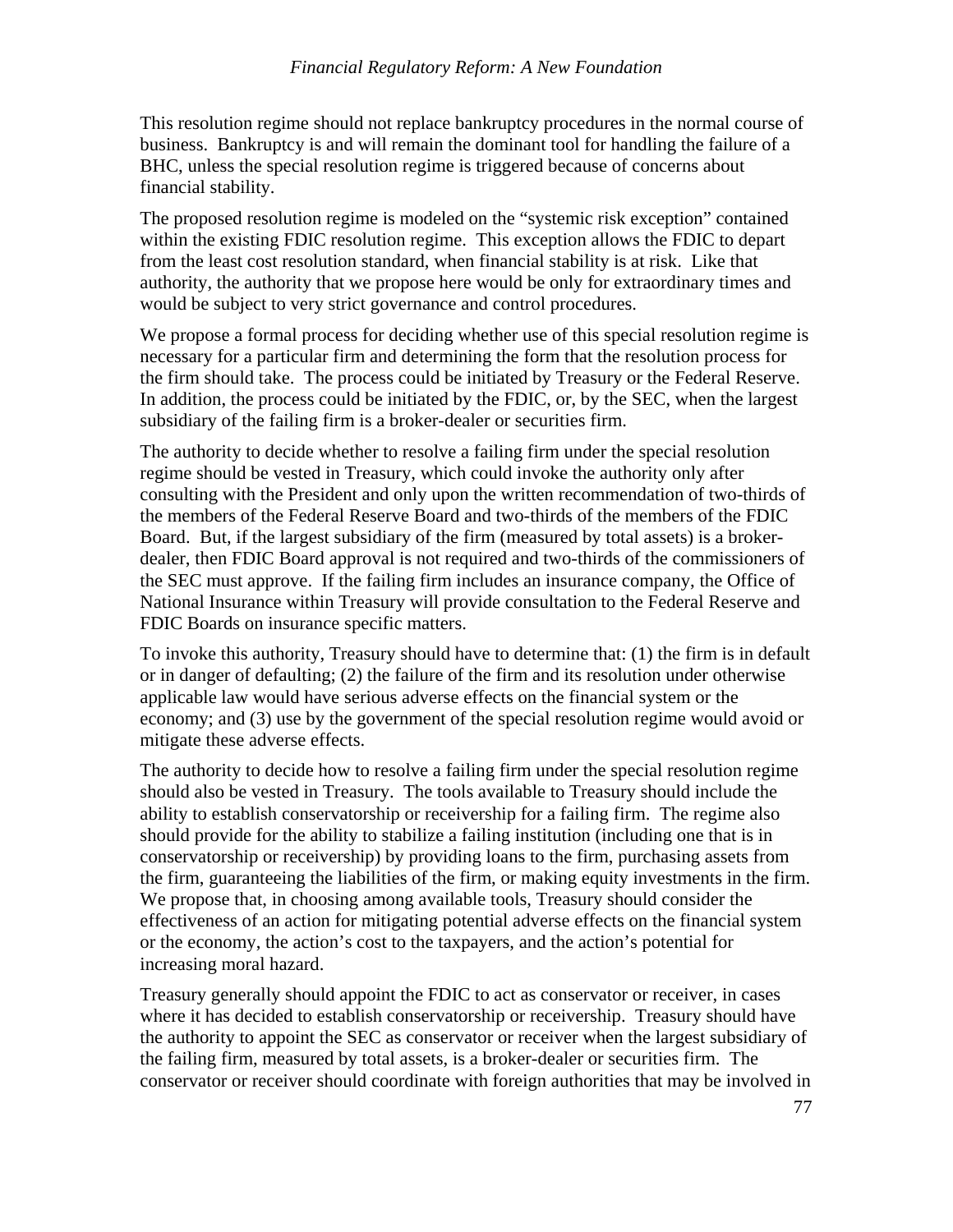This resolution regime should not replace bankruptcy procedures in the normal course of business. Bankruptcy is and will remain the dominant tool for handling the failure of a BHC, unless the special resolution regime is triggered because of concerns about financial stability.

The proposed resolution regime is modeled on the "systemic risk exception" contained within the existing FDIC resolution regime. This exception allows the FDIC to depart from the least cost resolution standard, when financial stability is at risk. Like that authority, the authority that we propose here would be only for extraordinary times and would be subject to very strict governance and control procedures.

We propose a formal process for deciding whether use of this special resolution regime is necessary for a particular firm and determining the form that the resolution process for the firm should take. The process could be initiated by Treasury or the Federal Reserve. In addition, the process could be initiated by the FDIC, or, by the SEC, when the largest subsidiary of the failing firm is a broker-dealer or securities firm.

The authority to decide whether to resolve a failing firm under the special resolution regime should be vested in Treasury, which could invoke the authority only after consulting with the President and only upon the written recommendation of two-thirds of the members of the Federal Reserve Board and two-thirds of the members of the FDIC Board. But, if the largest subsidiary of the firm (measured by total assets) is a broker-dealer, then FDIC Board approval is not required and two-thirds of the commissioners of the SEC must approve. If the failing firm includes an insurance company, the Office of National Insurance within Treasury will provide consultation to the Federal Reserve and FDIC Boards on insurance specific matters.

To invoke this authority, Treasury should have to determine that: (1) the firm is in default or in danger of defaulting; (2) the failure of the firm and its resolution under otherwise applicable law would have serious adverse effects on the financial system or the economy; and (3) use by the government of the special resolution regime would avoid or mitigate these adverse effects.

The authority to decide how to resolve a failing firm under the special resolution regime should also be vested in Treasury. The tools available to Treasury should include the ability to establish conservatorship or receivership for a failing firm. The regime also should provide for the ability to stabilize a failing institution (including one that is in conservatorship or receivership) by providing loans to the firm, purchasing assets from the firm, guaranteeing the liabilities of the firm, or making equity investments in the firm. We propose that, in choosing among available tools, Treasury should consider the effectiveness of an action for mitigating potential adverse effects on the financial system or the economy, the action's cost to the taxpayers, and the action's potential for increasing moral hazard.

Treasury generally should appoint the FDIC to act as conservator or receiver, in cases where it has decided to establish conservatorship or receivership. Treasury should have the authority to appoint the SEC as conservator or receiver when the largest subsidiary of the failing firm, measured by total assets, is a broker-dealer or securities firm. The conservator or receiver should coordinate with foreign authorities that may be involved in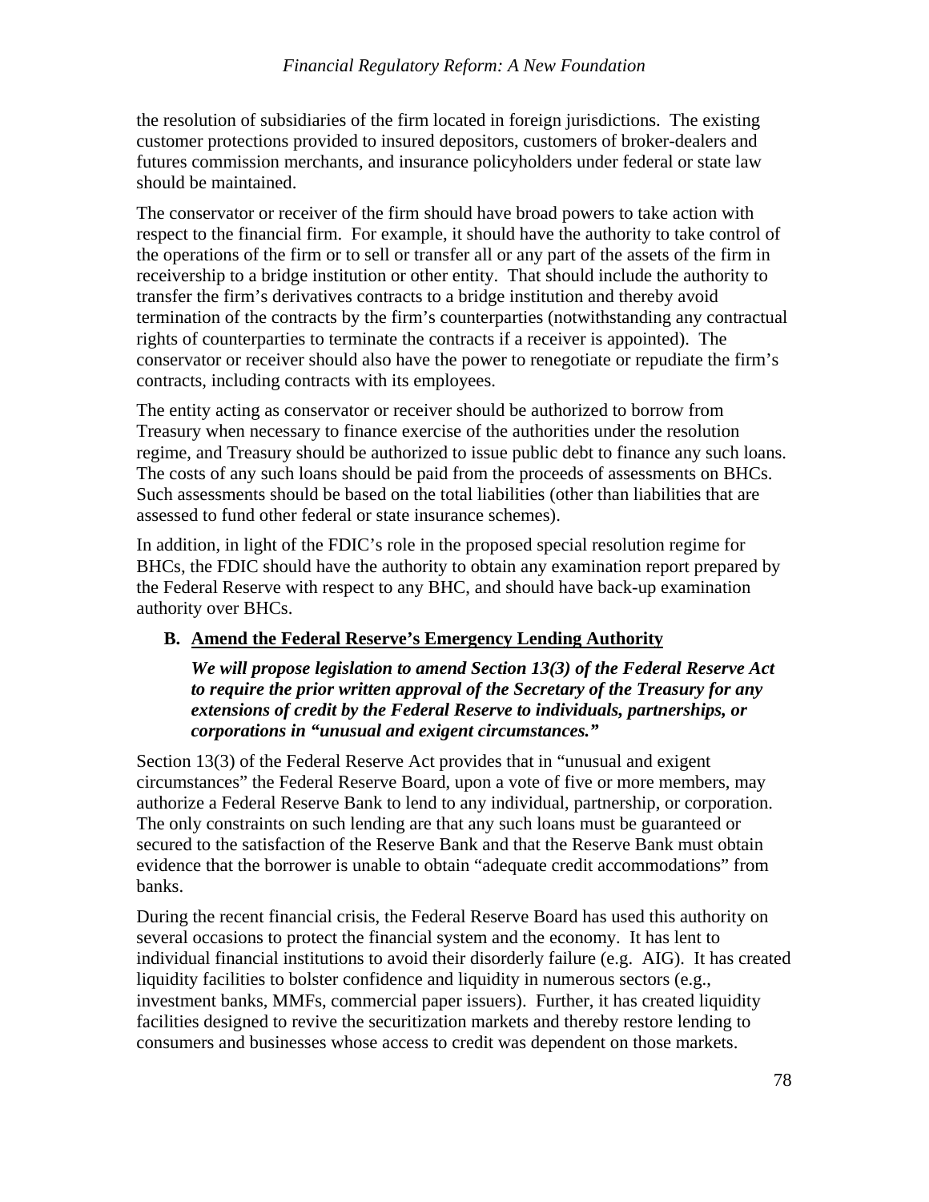the resolution of subsidiaries of the firm located in foreign jurisdictions. The existing customer protections provided to insured depositors, customers of broker-dealers and futures commission merchants, and insurance policyholders under federal or state law should be maintained.

The conservator or receiver of the firm should have broad powers to take action with respect to the financial firm. For example, it should have the authority to take control of the operations of the firm or to sell or transfer all or any part of the assets of the firm in receivership to a bridge institution or other entity. That should include the authority to transfer the firm's derivatives contracts to a bridge institution and thereby avoid termination of the contracts by the firm's counterparties (notwithstanding any contractual rights of counterparties to terminate the contracts if a receiver is appointed). The conservator or receiver should also have the power to renegotiate or repudiate the firm's contracts, including contracts with its employees.

The entity acting as conservator or receiver should be authorized to borrow from Treasury when necessary to finance exercise of the authorities under the resolution regime, and Treasury should be authorized to issue public debt to finance any such loans. The costs of any such loans should be paid from the proceeds of assessments on BHCs. Such assessments should be based on the total liabilities (other than liabilities that are assessed to fund other federal or state insurance schemes).

In addition, in light of the FDIC's role in the proposed special resolution regime for BHCs, the FDIC should have the authority to obtain any examination report prepared by the Federal Reserve with respect to any BHC, and should have back-up examination authority over BHCs.

### B. Amend the Federal Reserve's Emergency Lending Authority

***We will propose legislation to amend Section 13(3) of the Federal Reserve Act to require the prior written approval of the Secretary of the Treasury for any extensions of credit by the Federal Reserve to individuals, partnerships, or corporations in "unusual and exigent circumstances."***

Section 13(3) of the Federal Reserve Act provides that in "unusual and exigent circumstances" the Federal Reserve Board, upon a vote of five or more members, may authorize a Federal Reserve Bank to lend to any individual, partnership, or corporation. The only constraints on such lending are that any such loans must be guaranteed or secured to the satisfaction of the Reserve Bank and that the Reserve Bank must obtain evidence that the borrower is unable to obtain "adequate credit accommodations" from banks.

During the recent financial crisis, the Federal Reserve Board has used this authority on several occasions to protect the financial system and the economy. It has lent to individual financial institutions to avoid their disorderly failure (e.g. AIG). It has created liquidity facilities to bolster confidence and liquidity in numerous sectors (e.g., investment banks, MMFs, commercial paper issuers). Further, it has created liquidity facilities designed to revive the securitization markets and thereby restore lending to consumers and businesses whose access to credit was dependent on those markets.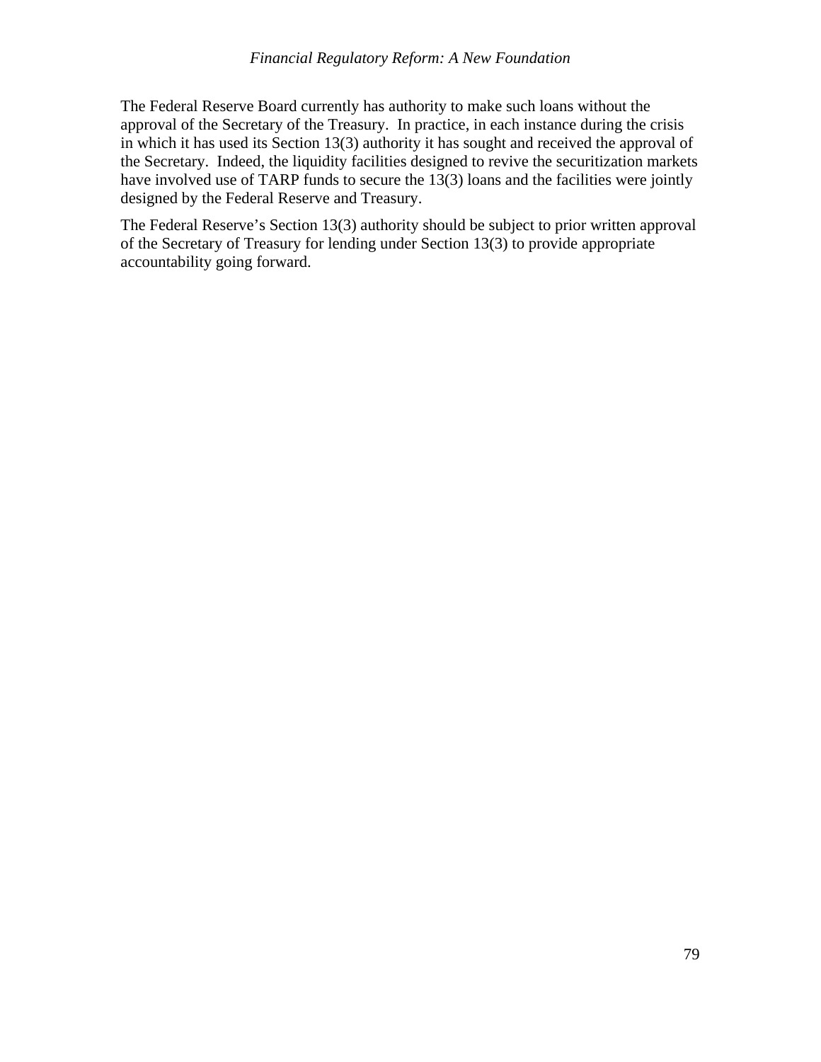The Federal Reserve Board currently has authority to make such loans without the approval of the Secretary of the Treasury. In practice, in each instance during the crisis in which it has used its Section 13(3) authority it has sought and received the approval of the Secretary. Indeed, the liquidity facilities designed to revive the securitization markets have involved use of TARP funds to secure the 13(3) loans and the facilities were jointly designed by the Federal Reserve and Treasury.

The Federal Reserve's Section 13(3) authority should be subject to prior written approval of the Secretary of Treasury for lending under Section 13(3) to provide appropriate accountability going forward.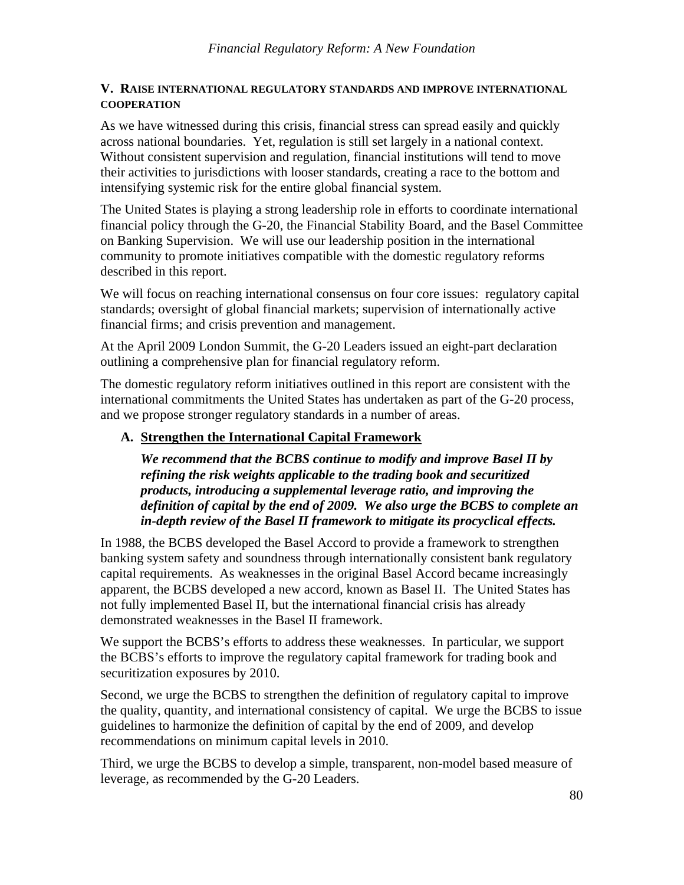## V. RAISE INTERNATIONAL REGULATORY STANDARDS AND IMPROVE INTERNATIONAL COOPERATION

As we have witnessed during this crisis, financial stress can spread easily and quickly across national boundaries. Yet, regulation is still set largely in a national context. Without consistent supervision and regulation, financial institutions will tend to move their activities to jurisdictions with looser standards, creating a race to the bottom and intensifying systemic risk for the entire global financial system.

The United States is playing a strong leadership role in efforts to coordinate international financial policy through the G-20, the Financial Stability Board, and the Basel Committee on Banking Supervision. We will use our leadership position in the international community to promote initiatives compatible with the domestic regulatory reforms described in this report.

We will focus on reaching international consensus on four core issues: regulatory capital standards; oversight of global financial markets; supervision of internationally active financial firms; and crisis prevention and management.

At the April 2009 London Summit, the G-20 Leaders issued an eight-part declaration outlining a comprehensive plan for financial regulatory reform.

The domestic regulatory reform initiatives outlined in this report are consistent with the international commitments the United States has undertaken as part of the G-20 process, and we propose stronger regulatory standards in a number of areas.

### A. Strengthen the International Capital Framework

***We recommend that the BCBS continue to modify and improve Basel II by refining the risk weights applicable to the trading book and securitized products, introducing a supplemental leverage ratio, and improving the definition of capital by the end of 2009. We also urge the BCBS to complete an in-depth review of the Basel II framework to mitigate its procyclical effects.***

In 1988, the BCBS developed the Basel Accord to provide a framework to strengthen banking system safety and soundness through internationally consistent bank regulatory capital requirements. As weaknesses in the original Basel Accord became increasingly apparent, the BCBS developed a new accord, known as Basel II. The United States has not fully implemented Basel II, but the international financial crisis has already demonstrated weaknesses in the Basel II framework.

We support the BCBS's efforts to address these weaknesses. In particular, we support the BCBS's efforts to improve the regulatory capital framework for trading book and securitization exposures by 2010.

Second, we urge the BCBS to strengthen the definition of regulatory capital to improve the quality, quantity, and international consistency of capital. We urge the BCBS to issue guidelines to harmonize the definition of capital by the end of 2009, and develop recommendations on minimum capital levels in 2010.

Third, we urge the BCBS to develop a simple, transparent, non-model based measure of leverage, as recommended by the G-20 Leaders.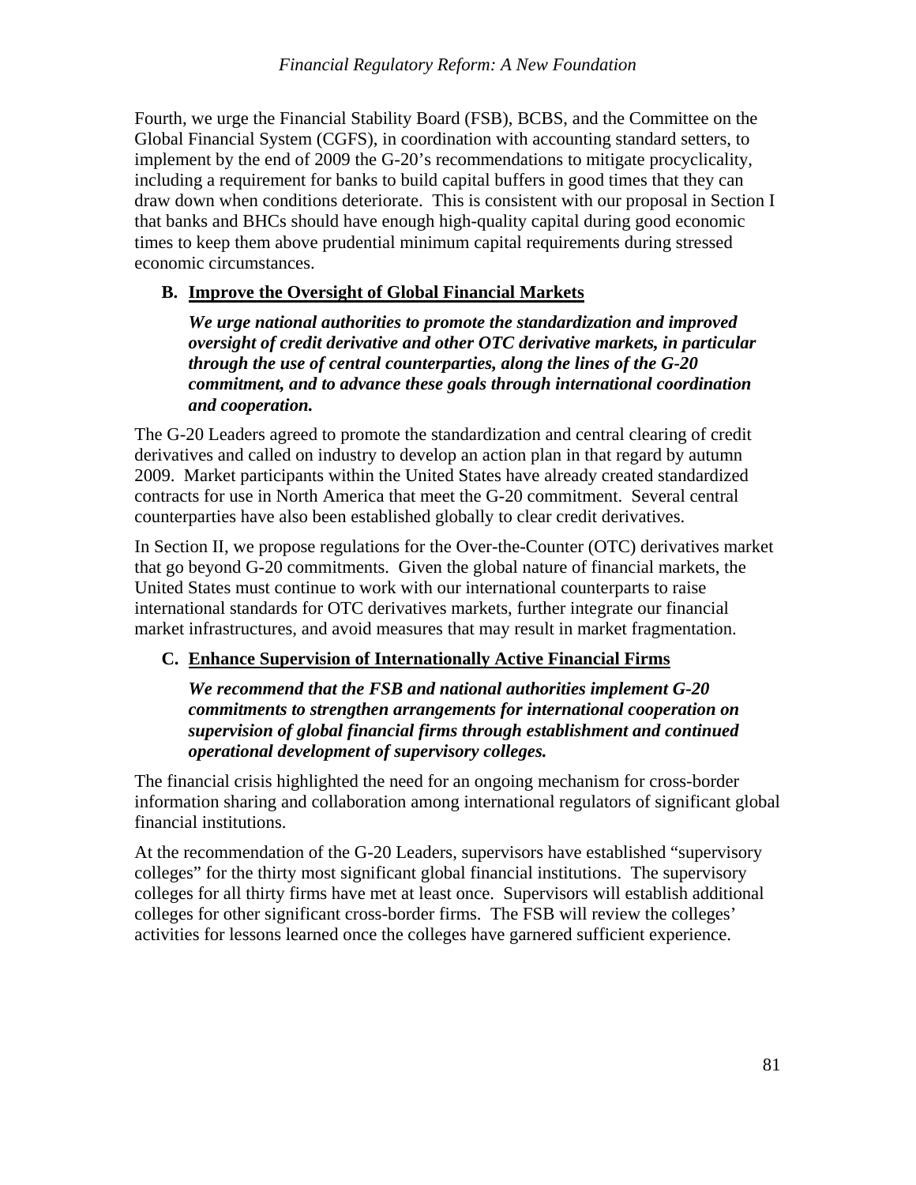Fourth, we urge the Financial Stability Board (FSB), BCBS, and the Committee on the Global Financial System (CGFS), in coordination with accounting standard setters, to implement by the end of 2009 the G-20's recommendations to mitigate procyclicality, including a requirement for banks to build capital buffers in good times that they can draw down when conditions deteriorate. This is consistent with our proposal in Section I that banks and BHCs should have enough high-quality capital during good economic times to keep them above prudential minimum capital requirements during stressed economic circumstances.

### B. Improve the Oversight of Global Financial Markets

***We urge national authorities to promote the standardization and improved oversight of credit derivative and other OTC derivative markets, in particular through the use of central counterparties, along the lines of the G-20 commitment, and to advance these goals through international coordination and cooperation.***

The G-20 Leaders agreed to promote the standardization and central clearing of credit derivatives and called on industry to develop an action plan in that regard by autumn 2009. Market participants within the United States have already created standardized contracts for use in North America that meet the G-20 commitment. Several central counterparties have also been established globally to clear credit derivatives.

In Section II, we propose regulations for the Over-the-Counter (OTC) derivatives market that go beyond G-20 commitments. Given the global nature of financial markets, the United States must continue to work with our international counterparts to raise international standards for OTC derivatives markets, further integrate our financial market infrastructures, and avoid measures that may result in market fragmentation.

### C. Enhance Supervision of Internationally Active Financial Firms

***We recommend that the FSB and national authorities implement G-20 commitments to strengthen arrangements for international cooperation on supervision of global financial firms through establishment and continued operational development of supervisory colleges.***

The financial crisis highlighted the need for an ongoing mechanism for cross-border information sharing and collaboration among international regulators of significant global financial institutions.

At the recommendation of the G-20 Leaders, supervisors have established "supervisory colleges" for the thirty most significant global financial institutions. The supervisory colleges for all thirty firms have met at least once. Supervisors will establish additional colleges for other significant cross-border firms. The FSB will review the colleges' activities for lessons learned once the colleges have garnered sufficient experience.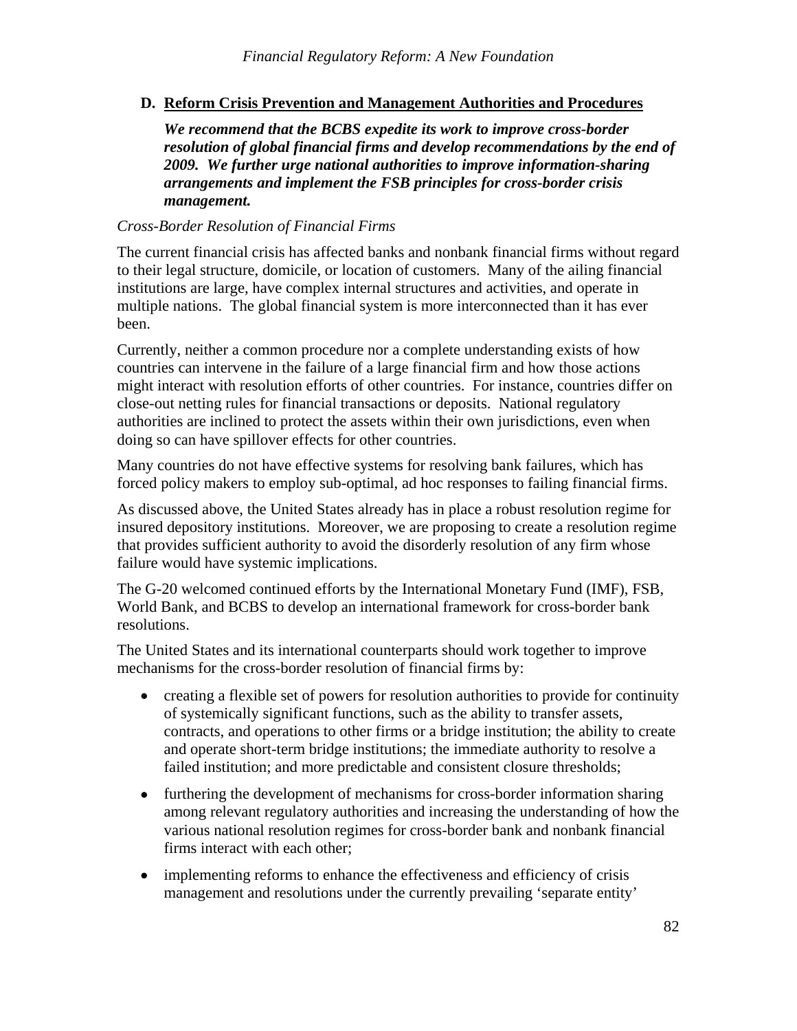### D. <u>Reform Crisis Prevention and Management Authorities and Procedures</u>

***We recommend that the BCBS expedite its work to improve cross-border resolution of global financial firms and develop recommendations by the end of 2009. We further urge national authorities to improve information-sharing arrangements and implement the FSB principles for cross-border crisis management.***

*Cross-Border Resolution of Financial Firms*

The current financial crisis has affected banks and nonbank financial firms without regard to their legal structure, domicile, or location of customers. Many of the ailing financial institutions are large, have complex internal structures and activities, and operate in multiple nations. The global financial system is more interconnected than it has ever been.

Currently, neither a common procedure nor a complete understanding exists of how countries can intervene in the failure of a large financial firm and how those actions might interact with resolution efforts of other countries. For instance, countries differ on close-out netting rules for financial transactions or deposits. National regulatory authorities are inclined to protect the assets within their own jurisdictions, even when doing so can have spillover effects for other countries.

Many countries do not have effective systems for resolving bank failures, which has forced policy makers to employ sub-optimal, ad hoc responses to failing financial firms.

As discussed above, the United States already has in place a robust resolution regime for insured depository institutions. Moreover, we are proposing to create a resolution regime that provides sufficient authority to avoid the disorderly resolution of any firm whose failure would have systemic implications.

The G-20 welcomed continued efforts by the International Monetary Fund (IMF), FSB, World Bank, and BCBS to develop an international framework for cross-border bank resolutions.

The United States and its international counterparts should work together to improve mechanisms for the cross-border resolution of financial firms by:

- creating a flexible set of powers for resolution authorities to provide for continuity of systemically significant functions, such as the ability to transfer assets, contracts, and operations to other firms or a bridge institution; the ability to create and operate short-term bridge institutions; the immediate authority to resolve a failed institution; and more predictable and consistent closure thresholds;
- furthering the development of mechanisms for cross-border information sharing among relevant regulatory authorities and increasing the understanding of how the various national resolution regimes for cross-border bank and nonbank financial firms interact with each other;
- implementing reforms to enhance the effectiveness and efficiency of crisis management and resolutions under the currently prevailing 'separate entity'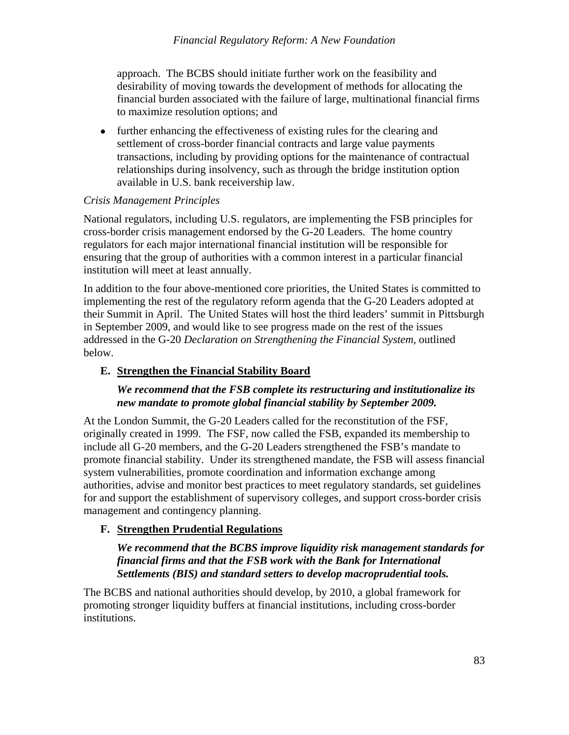approach. The BCBS should initiate further work on the feasibility and desirability of moving towards the development of methods for allocating the financial burden associated with the failure of large, multinational financial firms to maximize resolution options; and

- further enhancing the effectiveness of existing rules for the clearing and settlement of cross-border financial contracts and large value payments transactions, including by providing options for the maintenance of contractual relationships during insolvency, such as through the bridge institution option available in U.S. bank receivership law.

*Crisis Management Principles*

National regulators, including U.S. regulators, are implementing the FSB principles for cross-border crisis management endorsed by the G-20 Leaders. The home country regulators for each major international financial institution will be responsible for ensuring that the group of authorities with a common interest in a particular financial institution will meet at least annually.

In addition to the four above-mentioned core priorities, the United States is committed to implementing the rest of the regulatory reform agenda that the G-20 Leaders adopted at their Summit in April. The United States will host the third leaders' summit in Pittsburgh in September 2009, and would like to see progress made on the rest of the issues addressed in the G-20 *Declaration on Strengthening the Financial System,* outlined below.

### E. Strengthen the Financial Stability Board

***We recommend that the FSB complete its restructuring and institutionalize its new mandate to promote global financial stability by September 2009.***

At the London Summit, the G-20 Leaders called for the reconstitution of the FSF, originally created in 1999. The FSF, now called the FSB, expanded its membership to include all G-20 members, and the G-20 Leaders strengthened the FSB's mandate to promote financial stability. Under its strengthened mandate, the FSB will assess financial system vulnerabilities, promote coordination and information exchange among authorities, advise and monitor best practices to meet regulatory standards, set guidelines for and support the establishment of supervisory colleges, and support cross-border crisis management and contingency planning.

### F. Strengthen Prudential Regulations

***We recommend that the BCBS improve liquidity risk management standards for financial firms and that the FSB work with the Bank for International Settlements (BIS) and standard setters to develop macroprudential tools.***

The BCBS and national authorities should develop, by 2010, a global framework for promoting stronger liquidity buffers at financial institutions, including cross-border institutions.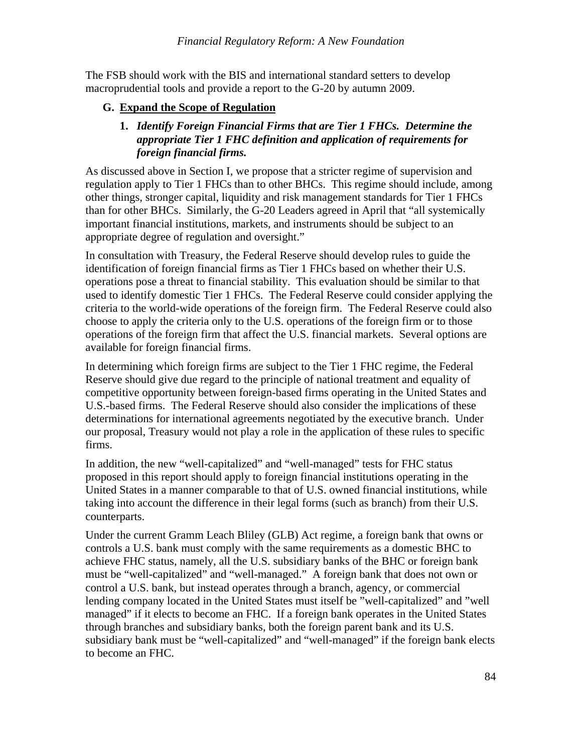The FSB should work with the BIS and international standard setters to develop macroprudential tools and provide a report to the G-20 by autumn 2009.

## G. Expand the Scope of Regulation

### 1. *Identify Foreign Financial Firms that are Tier 1 FHCs. Determine the appropriate Tier 1 FHC definition and application of requirements for foreign financial firms.*

As discussed above in Section I, we propose that a stricter regime of supervision and regulation apply to Tier 1 FHCs than to other BHCs. This regime should include, among other things, stronger capital, liquidity and risk management standards for Tier 1 FHCs than for other BHCs. Similarly, the G-20 Leaders agreed in April that "all systemically important financial institutions, markets, and instruments should be subject to an appropriate degree of regulation and oversight."

In consultation with Treasury, the Federal Reserve should develop rules to guide the identification of foreign financial firms as Tier 1 FHCs based on whether their U.S. operations pose a threat to financial stability. This evaluation should be similar to that used to identify domestic Tier 1 FHCs. The Federal Reserve could consider applying the criteria to the world-wide operations of the foreign firm. The Federal Reserve could also choose to apply the criteria only to the U.S. operations of the foreign firm or to those operations of the foreign firm that affect the U.S. financial markets. Several options are available for foreign financial firms.

In determining which foreign firms are subject to the Tier 1 FHC regime, the Federal Reserve should give due regard to the principle of national treatment and equality of competitive opportunity between foreign-based firms operating in the United States and U.S.-based firms. The Federal Reserve should also consider the implications of these determinations for international agreements negotiated by the executive branch. Under our proposal, Treasury would not play a role in the application of these rules to specific firms.

In addition, the new "well-capitalized" and "well-managed" tests for FHC status proposed in this report should apply to foreign financial institutions operating in the United States in a manner comparable to that of U.S. owned financial institutions, while taking into account the difference in their legal forms (such as branch) from their U.S. counterparts.

Under the current Gramm Leach Bliley (GLB) Act regime, a foreign bank that owns or controls a U.S. bank must comply with the same requirements as a domestic BHC to achieve FHC status, namely, all the U.S. subsidiary banks of the BHC or foreign bank must be "well-capitalized" and "well-managed." A foreign bank that does not own or control a U.S. bank, but instead operates through a branch, agency, or commercial lending company located in the United States must itself be "well-capitalized" and "well managed" if it elects to become an FHC. If a foreign bank operates in the United States through branches and subsidiary banks, both the foreign parent bank and its U.S. subsidiary bank must be "well-capitalized" and "well-managed" if the foreign bank elects to become an FHC.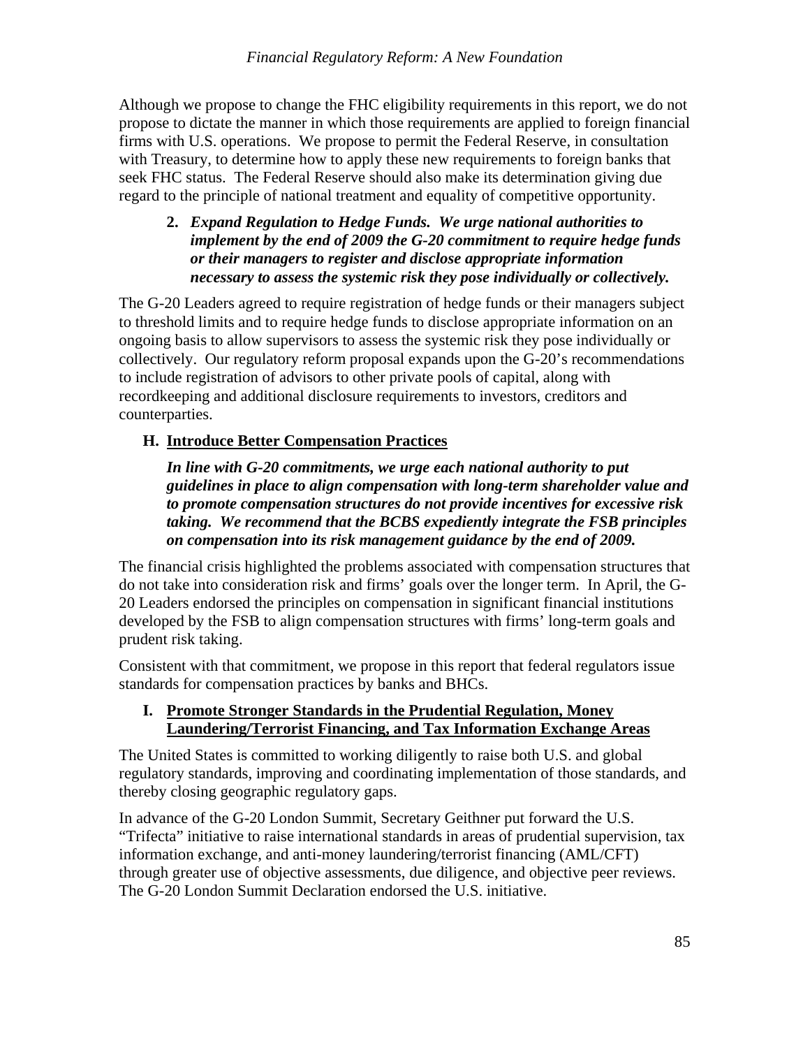Although we propose to change the FHC eligibility requirements in this report, we do not propose to dictate the manner in which those requirements are applied to foreign financial firms with U.S. operations. We propose to permit the Federal Reserve, in consultation with Treasury, to determine how to apply these new requirements to foreign banks that seek FHC status. The Federal Reserve should also make its determination giving due regard to the principle of national treatment and equality of competitive opportunity.

**2.** ***Expand Regulation to Hedge Funds. We urge national authorities to implement by the end of 2009 the G-20 commitment to require hedge funds or their managers to register and disclose appropriate information necessary to assess the systemic risk they pose individually or collectively.***

The G-20 Leaders agreed to require registration of hedge funds or their managers subject to threshold limits and to require hedge funds to disclose appropriate information on an ongoing basis to allow supervisors to assess the systemic risk they pose individually or collectively. Our regulatory reform proposal expands upon the G-20's recommendations to include registration of advisors to other private pools of capital, along with recordkeeping and additional disclosure requirements to investors, creditors and counterparties.

### H. Introduce Better Compensation Practices

***In line with G-20 commitments, we urge each national authority to put guidelines in place to align compensation with long-term shareholder value and to promote compensation structures do not provide incentives for excessive risk taking. We recommend that the BCBS expediently integrate the FSB principles on compensation into its risk management guidance by the end of 2009.***

The financial crisis highlighted the problems associated with compensation structures that do not take into consideration risk and firms' goals over the longer term. In April, the G-20 Leaders endorsed the principles on compensation in significant financial institutions developed by the FSB to align compensation structures with firms' long-term goals and prudent risk taking.

Consistent with that commitment, we propose in this report that federal regulators issue standards for compensation practices by banks and BHCs.

### I. Promote Stronger Standards in the Prudential Regulation, Money Laundering/Terrorist Financing, and Tax Information Exchange Areas

The United States is committed to working diligently to raise both U.S. and global regulatory standards, improving and coordinating implementation of those standards, and thereby closing geographic regulatory gaps.

In advance of the G-20 London Summit, Secretary Geithner put forward the U.S. "Trifecta" initiative to raise international standards in areas of prudential supervision, tax information exchange, and anti-money laundering/terrorist financing (AML/CFT) through greater use of objective assessments, due diligence, and objective peer reviews. The G-20 London Summit Declaration endorsed the U.S. initiative.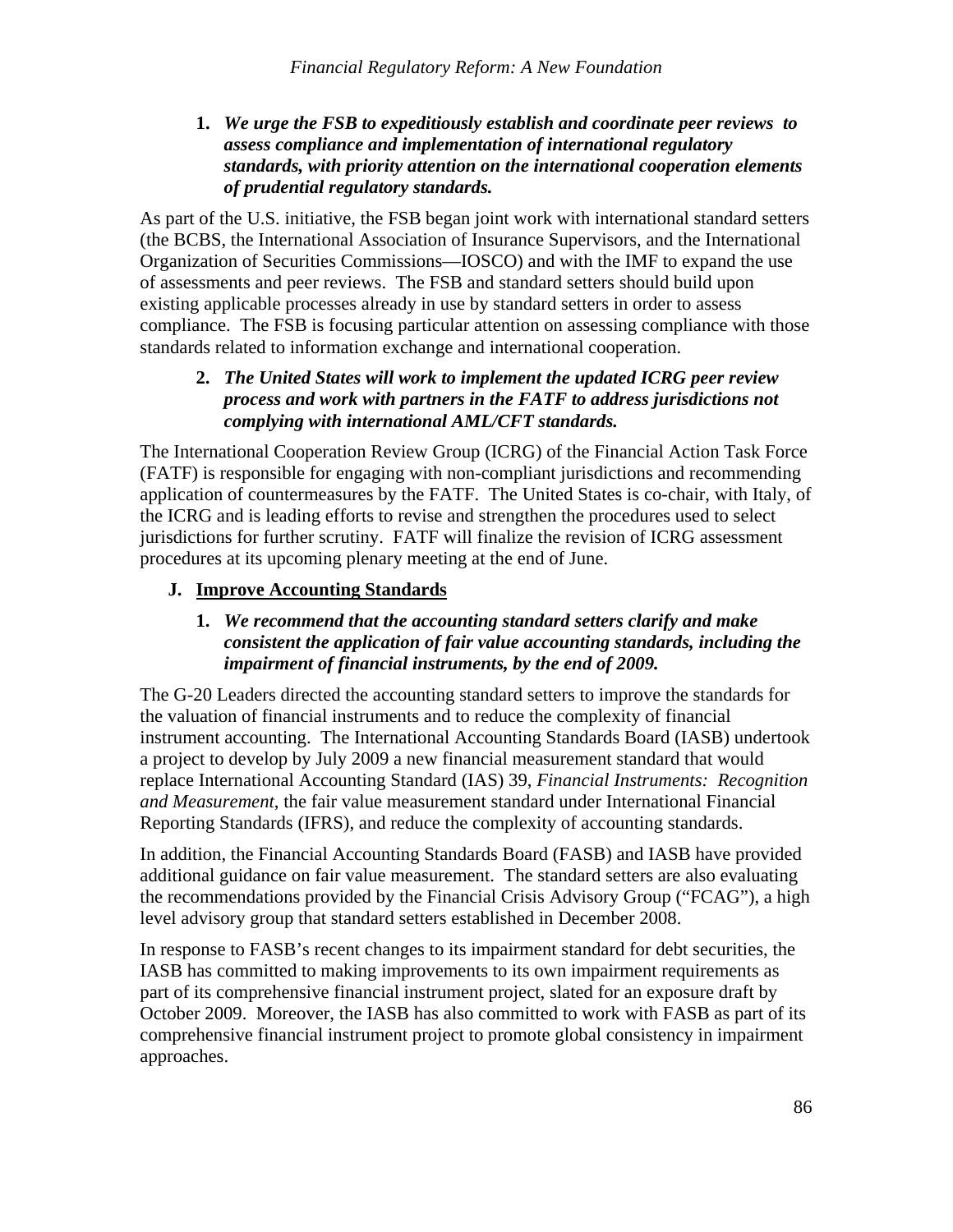1. ***We urge the FSB to expeditiously establish and coordinate peer reviews to assess compliance and implementation of international regulatory standards, with priority attention on the international cooperation elements of prudential regulatory standards.***

As part of the U.S. initiative, the FSB began joint work with international standard setters (the BCBS, the International Association of Insurance Supervisors, and the International Organization of Securities Commissions—IOSCO) and with the IMF to expand the use of assessments and peer reviews. The FSB and standard setters should build upon existing applicable processes already in use by standard setters in order to assess compliance. The FSB is focusing particular attention on assessing compliance with those standards related to information exchange and international cooperation.

2. ***The United States will work to implement the updated ICRG peer review process and work with partners in the FATF to address jurisdictions not complying with international AML/CFT standards.***

The International Cooperation Review Group (ICRG) of the Financial Action Task Force (FATF) is responsible for engaging with non-compliant jurisdictions and recommending application of countermeasures by the FATF. The United States is co-chair, with Italy, of the ICRG and is leading efforts to revise and strengthen the procedures used to select jurisdictions for further scrutiny. FATF will finalize the revision of ICRG assessment procedures at its upcoming plenary meeting at the end of June.

## J. Improve Accounting Standards

1. ***We recommend that the accounting standard setters clarify and make consistent the application of fair value accounting standards, including the impairment of financial instruments, by the end of 2009.***

The G-20 Leaders directed the accounting standard setters to improve the standards for the valuation of financial instruments and to reduce the complexity of financial instrument accounting. The International Accounting Standards Board (IASB) undertook a project to develop by July 2009 a new financial measurement standard that would replace International Accounting Standard (IAS) 39, *Financial Instruments: Recognition and Measurement*, the fair value measurement standard under International Financial Reporting Standards (IFRS), and reduce the complexity of accounting standards.

In addition, the Financial Accounting Standards Board (FASB) and IASB have provided additional guidance on fair value measurement. The standard setters are also evaluating the recommendations provided by the Financial Crisis Advisory Group ("FCAG"), a high level advisory group that standard setters established in December 2008.

In response to FASB's recent changes to its impairment standard for debt securities, the IASB has committed to making improvements to its own impairment requirements as part of its comprehensive financial instrument project, slated for an exposure draft by October 2009. Moreover, the IASB has also committed to work with FASB as part of its comprehensive financial instrument project to promote global consistency in impairment approaches.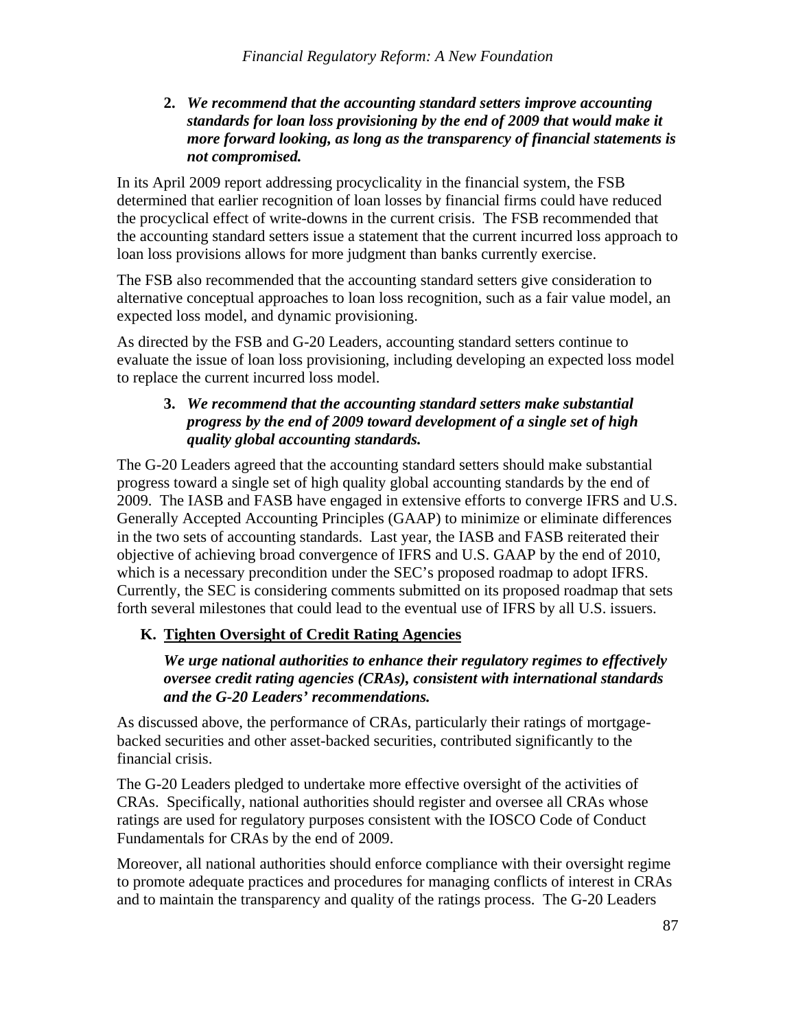2. ***We recommend that the accounting standard setters improve accounting standards for loan loss provisioning by the end of 2009 that would make it more forward looking, as long as the transparency of financial statements is not compromised.***

In its April 2009 report addressing procyclicality in the financial system, the FSB determined that earlier recognition of loan losses by financial firms could have reduced the procyclical effect of write-downs in the current crisis. The FSB recommended that the accounting standard setters issue a statement that the current incurred loss approach to loan loss provisions allows for more judgment than banks currently exercise.

The FSB also recommended that the accounting standard setters give consideration to alternative conceptual approaches to loan loss recognition, such as a fair value model, an expected loss model, and dynamic provisioning.

As directed by the FSB and G-20 Leaders, accounting standard setters continue to evaluate the issue of loan loss provisioning, including developing an expected loss model to replace the current incurred loss model.

3. ***We recommend that the accounting standard setters make substantial progress by the end of 2009 toward development of a single set of high quality global accounting standards.***

The G-20 Leaders agreed that the accounting standard setters should make substantial progress toward a single set of high quality global accounting standards by the end of 2009. The IASB and FASB have engaged in extensive efforts to converge IFRS and U.S. Generally Accepted Accounting Principles (GAAP) to minimize or eliminate differences in the two sets of accounting standards. Last year, the IASB and FASB reiterated their objective of achieving broad convergence of IFRS and U.S. GAAP by the end of 2010, which is a necessary precondition under the SEC's proposed roadmap to adopt IFRS. Currently, the SEC is considering comments submitted on its proposed roadmap that sets forth several milestones that could lead to the eventual use of IFRS by all U.S. issuers.

## K. Tighten Oversight of Credit Rating Agencies

***We urge national authorities to enhance their regulatory regimes to effectively oversee credit rating agencies (CRAs), consistent with international standards and the G-20 Leaders' recommendations.***

As discussed above, the performance of CRAs, particularly their ratings of mortgage-backed securities and other asset-backed securities, contributed significantly to the financial crisis.

The G-20 Leaders pledged to undertake more effective oversight of the activities of CRAs. Specifically, national authorities should register and oversee all CRAs whose ratings are used for regulatory purposes consistent with the IOSCO Code of Conduct Fundamentals for CRAs by the end of 2009.

Moreover, all national authorities should enforce compliance with their oversight regime to promote adequate practices and procedures for managing conflicts of interest in CRAs and to maintain the transparency and quality of the ratings process. The G-20 Leaders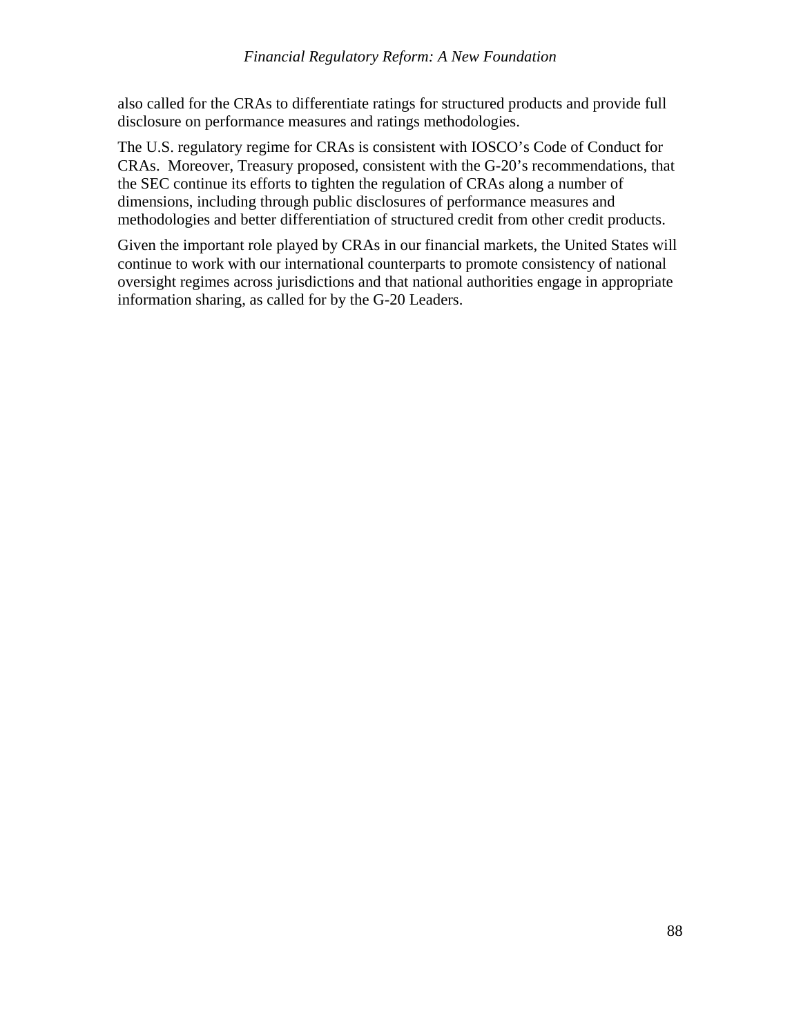also called for the CRAs to differentiate ratings for structured products and provide full disclosure on performance measures and ratings methodologies.

The U.S. regulatory regime for CRAs is consistent with IOSCO's Code of Conduct for CRAs. Moreover, Treasury proposed, consistent with the G-20's recommendations, that the SEC continue its efforts to tighten the regulation of CRAs along a number of dimensions, including through public disclosures of performance measures and methodologies and better differentiation of structured credit from other credit products.

Given the important role played by CRAs in our financial markets, the United States will continue to work with our international counterparts to promote consistency of national oversight regimes across jurisdictions and that national authorities engage in appropriate information sharing, as called for by the G-20 Leaders.